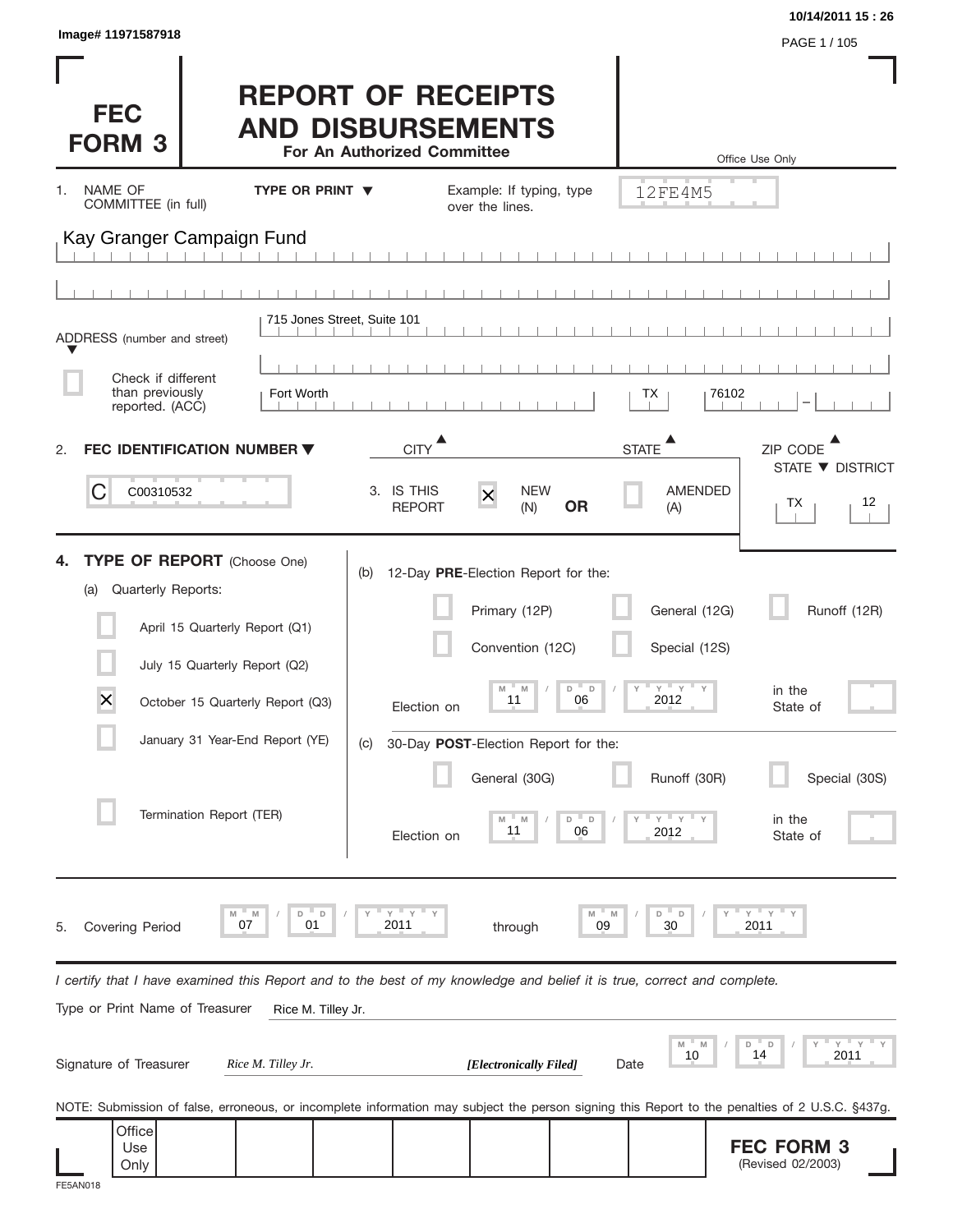Image# 11971587918

10/14/2011 15 : 26

# FEC FORM 3

# REPORT OF RECEIPTS AND DISBURSEMENTS

**For An Authorized Committee**

Office Use Only

12FE4M5

1. NAME OF COMMITTEE (in full) **TYPE OR PRINT ▼** Example: If typing, type over the lines.

Kay Granger Campaign Fund

ADDRESS (number and street) 715 Jones Street, Suite 101

☐ Check if different than previously reported. (ACC)

| CITY | STATE | ZIP CODE |
|---|---|---|
| Fort Worth | TX | 76102 |

2. **FEC IDENTIFICATION NUMBER ▼**

C00310532

3. IS THIS REPORT [X] NEW (N) **OR** ☐ AMENDED (A)

STATE ▼ DISTRICT: TX 12

4. **TYPE OF REPORT** (Choose One)

(a) Quarterly Reports:

- ☐ April 15 Quarterly Report (Q1)
- ☐ July 15 Quarterly Report (Q2)
- [X] October 15 Quarterly Report (Q3)
- ☐ January 31 Year-End Report (YE)
- ☐ Termination Report (TER)

(b) 12-Day **PRE**-Election Report for the:

- ☐ Primary (12P)
- ☐ General (12G)
- ☐ Runoff (12R)
- ☐ Convention (12C)
- ☐ Special (12S)

Election on 11 / 06 / 2012 in the State of

(c) 30-Day **POST**-Election Report for the:

- ☐ General (30G)
- ☐ Runoff (30R)
- ☐ Special (30S)

Election on 11 / 06 / 2012 in the State of

5. Covering Period 07 / 01 / 2011 through 09 / 30 / 2011

*I certify that I have examined this Report and to the best of my knowledge and belief it is true, correct and complete.*

Type or Print Name of Treasurer: Rice M. Tilley Jr.

Signature of Treasurer: *Rice M. Tilley Jr.* ***[Electronically Filed]*** Date: 10 / 14 / 2011

NOTE: Submission of false, erroneous, or incomplete information may subject the person signing this Report to the penalties of 2 U.S.C. §437g.

Office Use Only

**FEC FORM 3** (Revised 02/2003)

FE5AN018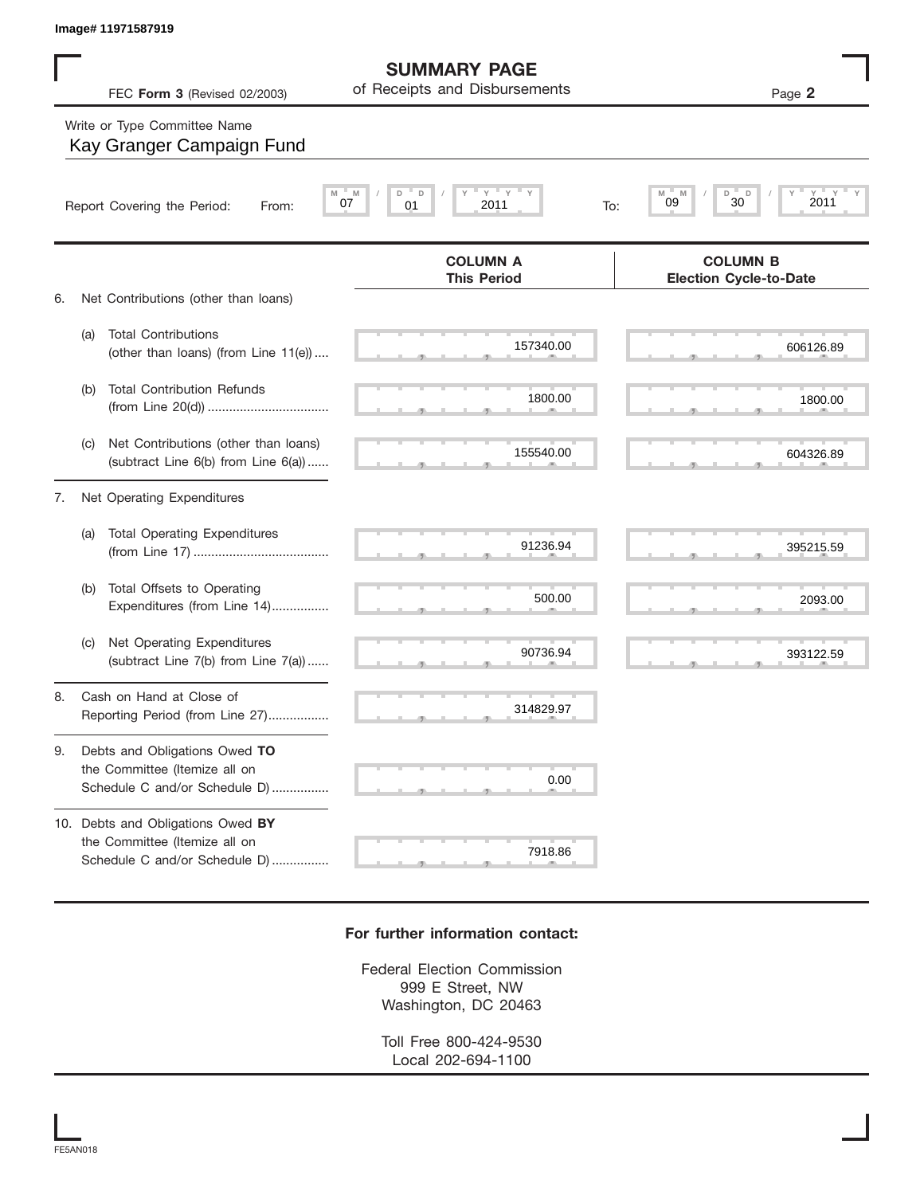Image# 11971587919

# SUMMARY PAGE
of Receipts and Disbursements

FEC **Form 3** (Revised 02/2003)

Page **2**

Write or Type Committee Name

Kay Granger Campaign Fund

Report Covering the Period: From: 07 / 01 / 2011 To: 09 / 30 / 2011

| | | COLUMN A This Period | COLUMN B Election Cycle-to-Date |
|---|---|---|---|
| 6. | Net Contributions (other than loans) | | |
| | (a) Total Contributions (other than loans) (from Line 11(e)) | 157340.00 | 606126.89 |
| | (b) Total Contribution Refunds (from Line 20(d)) | 1800.00 | 1800.00 |
| | (c) Net Contributions (other than loans) (subtract Line 6(b) from Line 6(a)) | 155540.00 | 604326.89 |
| 7. | Net Operating Expenditures | | |
| | (a) Total Operating Expenditures (from Line 17) | 91236.94 | 395215.59 |
| | (b) Total Offsets to Operating Expenditures (from Line 14) | 500.00 | 2093.00 |
| | (c) Net Operating Expenditures (subtract Line 7(b) from Line 7(a)) | 90736.94 | 393122.59 |
| 8. | Cash on Hand at Close of Reporting Period (from Line 27) | 314829.97 | |
| 9. | Debts and Obligations Owed **TO** the Committee (Itemize all on Schedule C and/or Schedule D) | 0.00 | |
| 10. | Debts and Obligations Owed **BY** the Committee (Itemize all on Schedule C and/or Schedule D) | 7918.86 | |

**For further information contact:**

Federal Election Commission
999 E Street, NW
Washington, DC 20463

Toll Free 800-424-9530
Local 202-694-1100

FE5AN018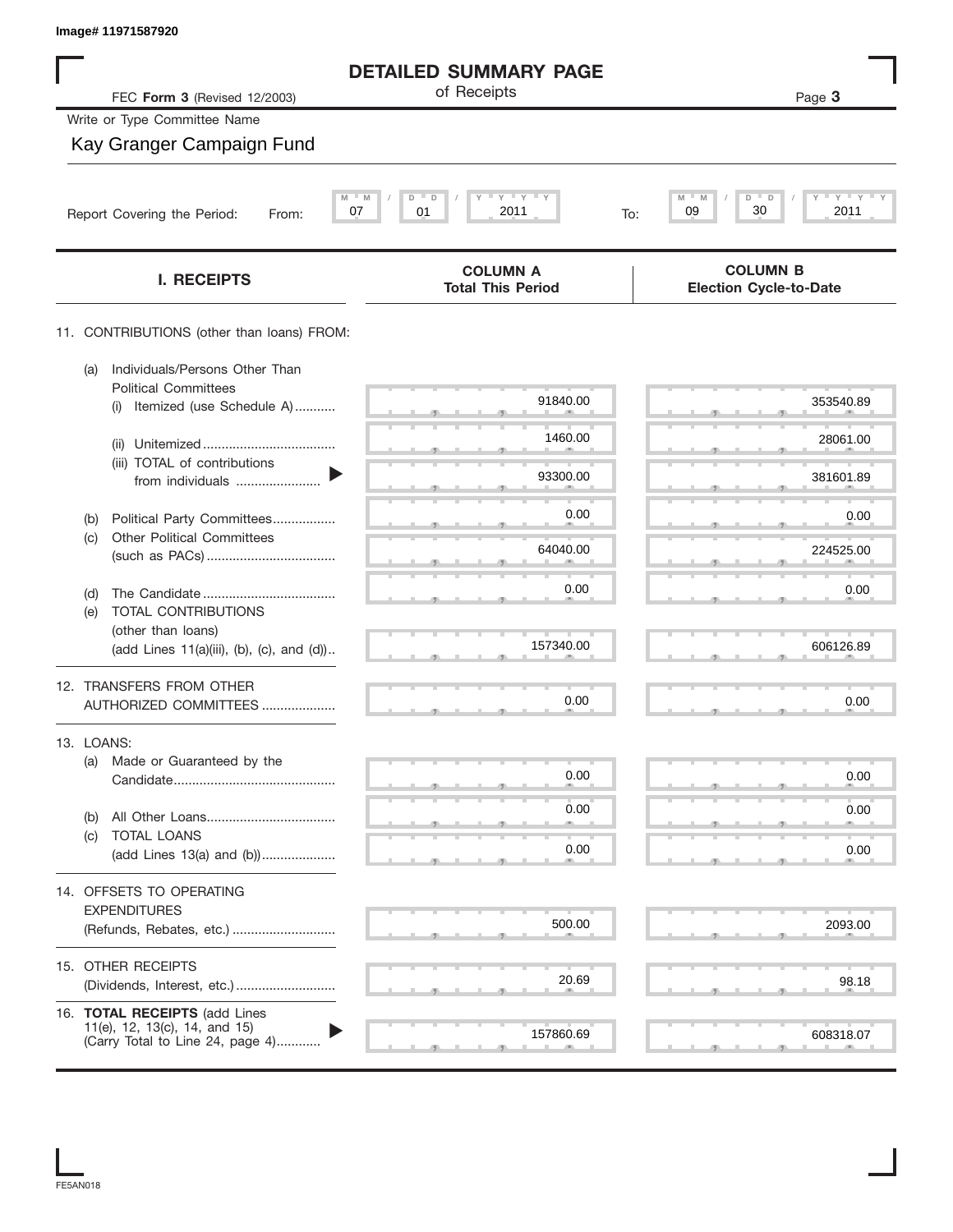Image# 11971587920

# DETAILED SUMMARY PAGE

of Receipts

FEC **Form 3** (Revised 12/2003)

Write or Type Committee Name

Kay Granger Campaign Fund

Report Covering the Period: From: 07 / 01 / 2011 To: 09 / 30 / 2011

| I. RECEIPTS | COLUMN A Total This Period | COLUMN B Election Cycle-to-Date |
|---|---|---|
| 11. CONTRIBUTIONS (other than loans) FROM: | | |
| (a) Individuals/Persons Other Than Political Committees (i) Itemized (use Schedule A) | 91840.00 | 353540.89 |
| (ii) Unitemized | 1460.00 | 28061.00 |
| (iii) TOTAL of contributions from individuals | 93300.00 | 381601.89 |
| (b) Political Party Committees | 0.00 | 0.00 |
| (c) Other Political Committees (such as PACs) | 64040.00 | 224525.00 |
| (d) The Candidate | 0.00 | 0.00 |
| (e) TOTAL CONTRIBUTIONS (other than loans) (add Lines 11(a)(iii), (b), (c), and (d)) | 157340.00 | 606126.89 |
| 12. TRANSFERS FROM OTHER AUTHORIZED COMMITTEES | 0.00 | 0.00 |
| 13. LOANS: | | |
| (a) Made or Guaranteed by the Candidate | 0.00 | 0.00 |
| (b) All Other Loans | 0.00 | 0.00 |
| (c) TOTAL LOANS (add Lines 13(a) and (b)) | 0.00 | 0.00 |
| 14. OFFSETS TO OPERATING EXPENDITURES (Refunds, Rebates, etc.) | 500.00 | 2093.00 |
| 15. OTHER RECEIPTS (Dividends, Interest, etc.) | 20.69 | 98.18 |
| 16. **TOTAL RECEIPTS** (add Lines 11(e), 12, 13(c), 14, and 15) (Carry Total to Line 24, page 4) | 157860.69 | 608318.07 |

FE5AN018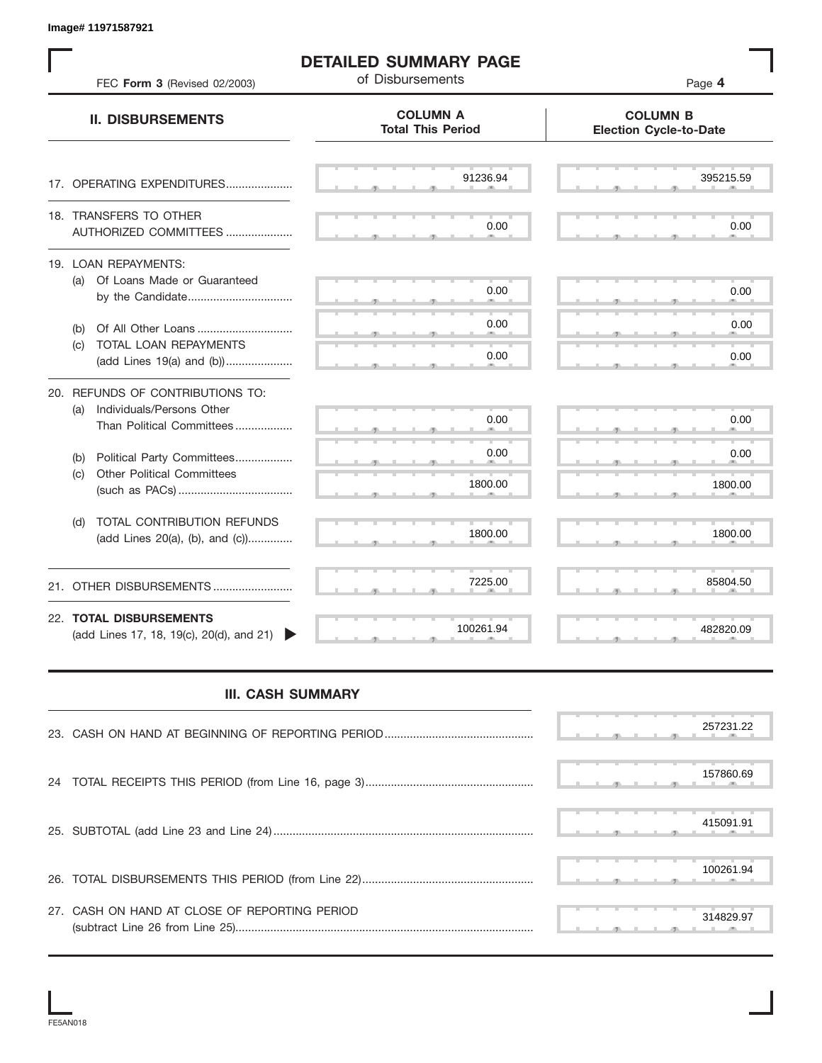Image# 11971587921

# DETAILED SUMMARY PAGE

of Disbursements

FEC **Form 3** (Revised 02/2003)

| II. DISBURSEMENTS | COLUMN A Total This Period | COLUMN B Election Cycle-to-Date |
|---|---|---|
| 17. OPERATING EXPENDITURES | 91236.94 | 395215.59 |
| 18. TRANSFERS TO OTHER AUTHORIZED COMMITTEES | 0.00 | 0.00 |
| 19. LOAN REPAYMENTS: | | |
| (a) Of Loans Made or Guaranteed by the Candidate | 0.00 | 0.00 |
| (b) Of All Other Loans | 0.00 | 0.00 |
| (c) TOTAL LOAN REPAYMENTS (add Lines 19(a) and (b)) | 0.00 | 0.00 |
| 20. REFUNDS OF CONTRIBUTIONS TO: | | |
| (a) Individuals/Persons Other Than Political Committees | 0.00 | 0.00 |
| (b) Political Party Committees | 0.00 | 0.00 |
| (c) Other Political Committees (such as PACs) | 1800.00 | 1800.00 |
| (d) TOTAL CONTRIBUTION REFUNDS (add Lines 20(a), (b), and (c)) | 1800.00 | 1800.00 |
| 21. OTHER DISBURSEMENTS | 7225.00 | 85804.50 |
| 22. **TOTAL DISBURSEMENTS** (add Lines 17, 18, 19(c), 20(d), and 21) | 100261.94 | 482820.09 |

## III. CASH SUMMARY

| | |
|---|---|
| 23. CASH ON HAND AT BEGINNING OF REPORTING PERIOD | 257231.22 |
| 24 TOTAL RECEIPTS THIS PERIOD (from Line 16, page 3) | 157860.69 |
| 25. SUBTOTAL (add Line 23 and Line 24) | 415091.91 |
| 26. TOTAL DISBURSEMENTS THIS PERIOD (from Line 22) | 100261.94 |
| 27. CASH ON HAND AT CLOSE OF REPORTING PERIOD (subtract Line 26 from Line 25) | 314829.97 |

FE5AN018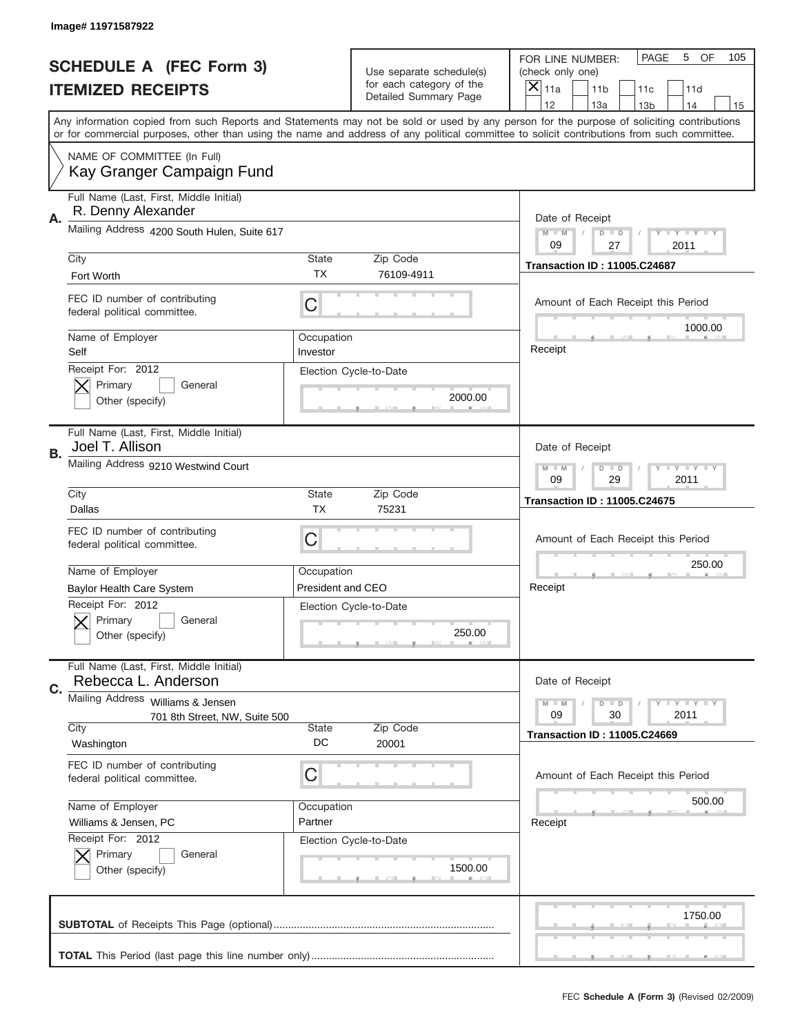Image# 11971587922

# SCHEDULE A (FEC Form 3)
## ITEMIZED RECEIPTS

Use separate schedule(s) for each category of the Detailed Summary Page

FOR LINE NUMBER: (check only one)
[X] 11a [ ] 11b [ ] 11c [ ] 11d [ ] 12 [ ] 13a [ ] 13b [ ] 14 [ ] 15

PAGE 5 OF 105

Any information copied from such Reports and Statements may not be sold or used by any person for the purpose of soliciting contributions or for commercial purposes, other than using the name and address of any political committee to solicit contributions from such committee.

NAME OF COMMITTEE (In Full)
Kay Granger Campaign Fund

---

**A.** Full Name (Last, First, Middle Initial): R. Denny Alexander

Mailing Address: 4200 South Hulen, Suite 617

City: Fort Worth | State: TX | Zip Code: 76109-4911

FEC ID number of contributing federal political committee: C

Name of Employer: Self | Occupation: Investor

Receipt For: 2012 [X] Primary [ ] General [ ] Other (specify)

Election Cycle-to-Date: 2000.00

Date of Receipt: 09 / 27 / 2011

Transaction ID : 11005.C24687

Amount of Each Receipt this Period: 1000.00

Receipt

---

**B.** Full Name (Last, First, Middle Initial): Joel T. Allison

Mailing Address: 9210 Westwind Court

City: Dallas | State: TX | Zip Code: 75231

FEC ID number of contributing federal political committee: C

Name of Employer: Baylor Health Care System | Occupation: President and CEO

Receipt For: 2012 [X] Primary [ ] General [ ] Other (specify)

Election Cycle-to-Date: 250.00

Date of Receipt: 09 / 29 / 2011

Transaction ID : 11005.C24675

Amount of Each Receipt this Period: 250.00

Receipt

---

**C.** Full Name (Last, First, Middle Initial): Rebecca L. Anderson

Mailing Address: Williams & Jensen, 701 8th Street, NW, Suite 500

City: Washington | State: DC | Zip Code: 20001

FEC ID number of contributing federal political committee: C

Name of Employer: Williams & Jensen, PC | Occupation: Partner

Receipt For: 2012 [X] Primary [ ] General [ ] Other (specify)

Election Cycle-to-Date: 1500.00

Date of Receipt: 09 / 30 / 2011

Transaction ID : 11005.C24669

Amount of Each Receipt this Period: 500.00

Receipt

---

**SUBTOTAL** of Receipts This Page (optional): 1750.00

**TOTAL** This Period (last page this line number only):

FEC **Schedule A (Form 3)** (Revised 02/2009)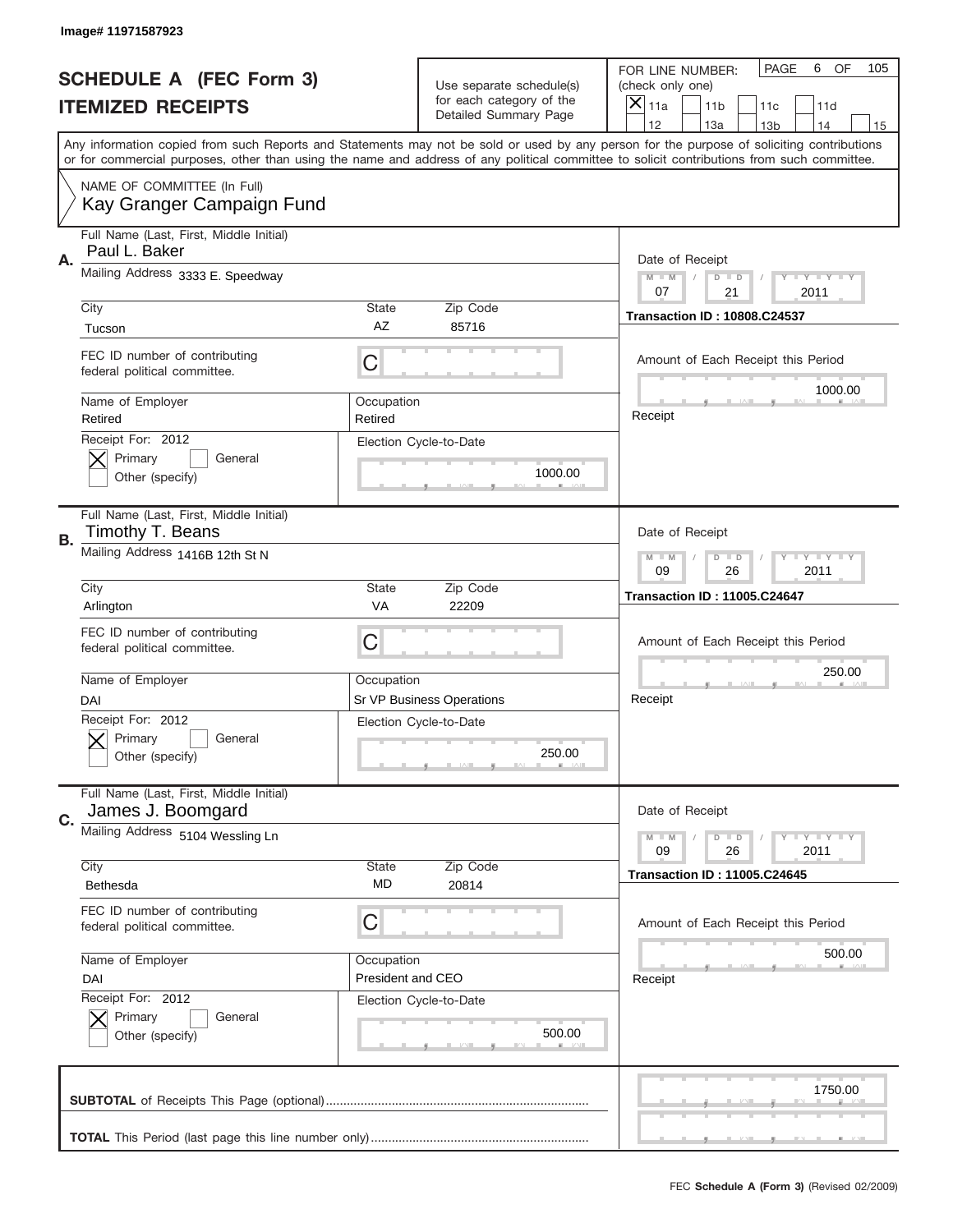Image# 11971587923

# SCHEDULE A (FEC Form 3)
## ITEMIZED RECEIPTS

Use separate schedule(s) for each category of the Detailed Summary Page

FOR LINE NUMBER: (check only one)

- [x] 11a
- [ ] 11b
- [ ] 11c
- [ ] 11d
- [ ] 12
- [ ] 13a
- [ ] 13b
- [ ] 14
- [ ] 15

PAGE 6 OF 105

Any information copied from such Reports and Statements may not be sold or used by any person for the purpose of soliciting contributions or for commercial purposes, other than using the name and address of any political committee to solicit contributions from such committee.

NAME OF COMMITTEE (In Full)
Kay Granger Campaign Fund

---

**A.** Full Name (Last, First, Middle Initial): Paul L. Baker

Mailing Address: 3333 E. Speedway

City: Tucson | State: AZ | Zip Code: 85716

FEC ID number of contributing federal political committee: C

Name of Employer: Retired

Occupation: Retired

Receipt For: 2012 — [x] Primary [ ] General [ ] Other (specify)

Election Cycle-to-Date: 1000.00

Date of Receipt: 07 / 21 / 2011

Transaction ID : 10808.C24537

Amount of Each Receipt this Period: 1000.00

Receipt

---

**B.** Full Name (Last, First, Middle Initial): Timothy T. Beans

Mailing Address: 1416B 12th St N

City: Arlington | State: VA | Zip Code: 22209

FEC ID number of contributing federal political committee: C

Name of Employer: DAI

Occupation: Sr VP Business Operations

Receipt For: 2012 — [x] Primary [ ] General [ ] Other (specify)

Election Cycle-to-Date: 250.00

Date of Receipt: 09 / 26 / 2011

Transaction ID : 11005.C24647

Amount of Each Receipt this Period: 250.00

Receipt

---

**C.** Full Name (Last, First, Middle Initial): James J. Boomgard

Mailing Address: 5104 Wessling Ln

City: Bethesda | State: MD | Zip Code: 20814

FEC ID number of contributing federal political committee: C

Name of Employer: DAI

Occupation: President and CEO

Receipt For: 2012 — [x] Primary [ ] General [ ] Other (specify)

Election Cycle-to-Date: 500.00

Date of Receipt: 09 / 26 / 2011

Transaction ID : 11005.C24645

Amount of Each Receipt this Period: 500.00

Receipt

---

**SUBTOTAL** of Receipts This Page (optional) ........................................................................... 1750.00

**TOTAL** This Period (last page this line number only) ..............................................................

FEC **Schedule A (Form 3)** (Revised 02/2009)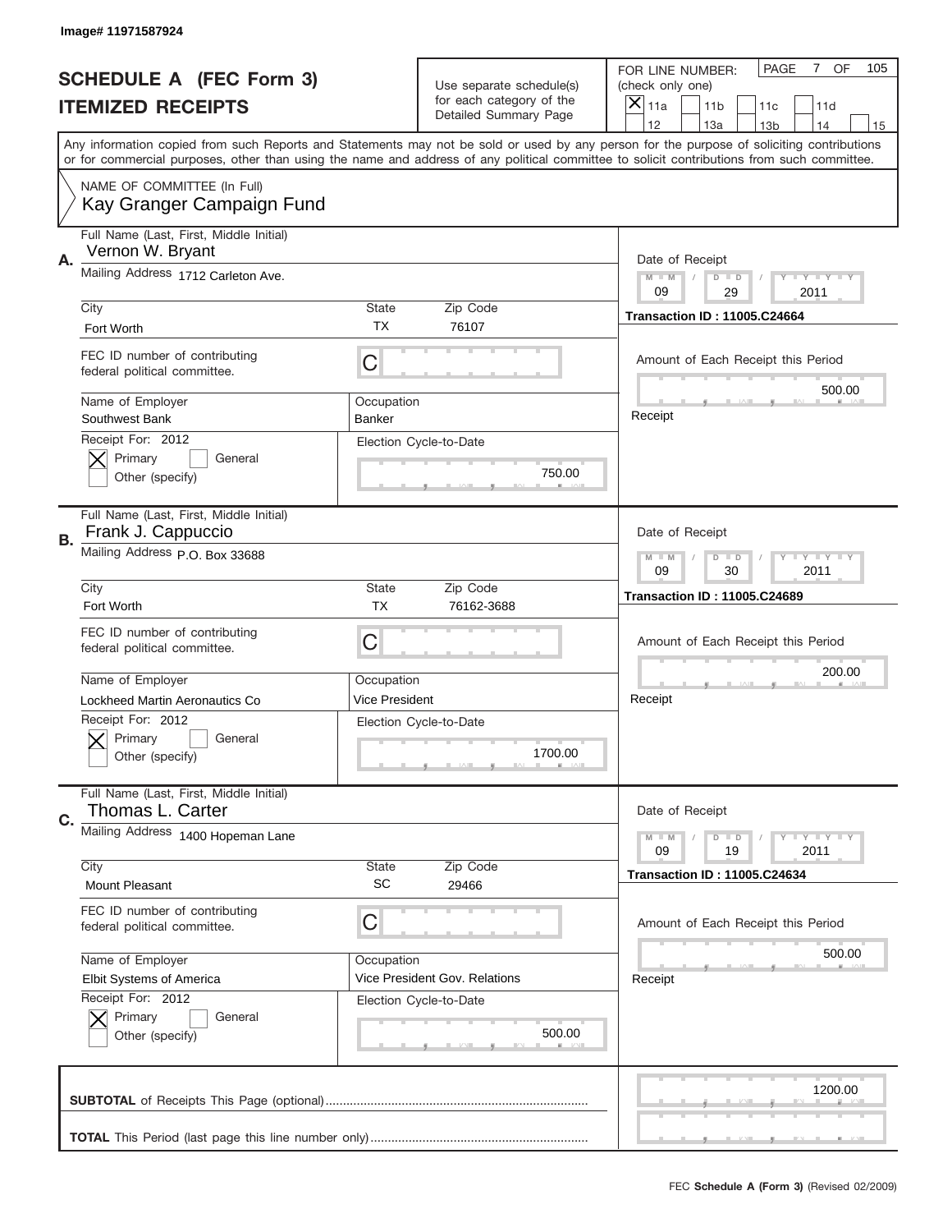Image# 11971587924

# SCHEDULE A (FEC Form 3)
## ITEMIZED RECEIPTS

Use separate schedule(s) for each category of the Detailed Summary Page

FOR LINE NUMBER: (check only one)

- [X] 11a
- [ ] 11b
- [ ] 11c
- [ ] 11d
- [ ] 12
- [ ] 13a
- [ ] 13b
- [ ] 14
- [ ] 15

PAGE 7 OF 105

Any information copied from such Reports and Statements may not be sold or used by any person for the purpose of soliciting contributions or for commercial purposes, other than using the name and address of any political committee to solicit contributions from such committee.

NAME OF COMMITTEE (In Full)
Kay Granger Campaign Fund

---

**A.** Full Name (Last, First, Middle Initial): Vernon W. Bryant

Mailing Address: 1712 Carleton Ave.

City: Fort Worth | State: TX | Zip Code: 76107

FEC ID number of contributing federal political committee: C

Name of Employer: Southwest Bank | Occupation: Banker

Receipt For: 2012 — [X] Primary [ ] General [ ] Other (specify)

Election Cycle-to-Date: 750.00

Date of Receipt: 09 / 29 / 2011

Transaction ID : 11005.C24664

Amount of Each Receipt this Period: 500.00

Receipt

---

**B.** Full Name (Last, First, Middle Initial): Frank J. Cappuccio

Mailing Address: P.O. Box 33688

City: Fort Worth | State: TX | Zip Code: 76162-3688

FEC ID number of contributing federal political committee: C

Name of Employer: Lockheed Martin Aeronautics Co | Occupation: Vice President

Receipt For: 2012 — [X] Primary [ ] General [ ] Other (specify)

Election Cycle-to-Date: 1700.00

Date of Receipt: 09 / 30 / 2011

Transaction ID : 11005.C24689

Amount of Each Receipt this Period: 200.00

Receipt

---

**C.** Full Name (Last, First, Middle Initial): Thomas L. Carter

Mailing Address: 1400 Hopeman Lane

City: Mount Pleasant | State: SC | Zip Code: 29466

FEC ID number of contributing federal political committee: C

Name of Employer: Elbit Systems of America | Occupation: Vice President Gov. Relations

Receipt For: 2012 — [X] Primary [ ] General [ ] Other (specify)

Election Cycle-to-Date: 500.00

Date of Receipt: 09 / 19 / 2011

Transaction ID : 11005.C24634

Amount of Each Receipt this Period: 500.00

Receipt

---

**SUBTOTAL** of Receipts This Page (optional): 1200.00

**TOTAL** This Period (last page this line number only):

FEC **Schedule A (Form 3)** (Revised 02/2009)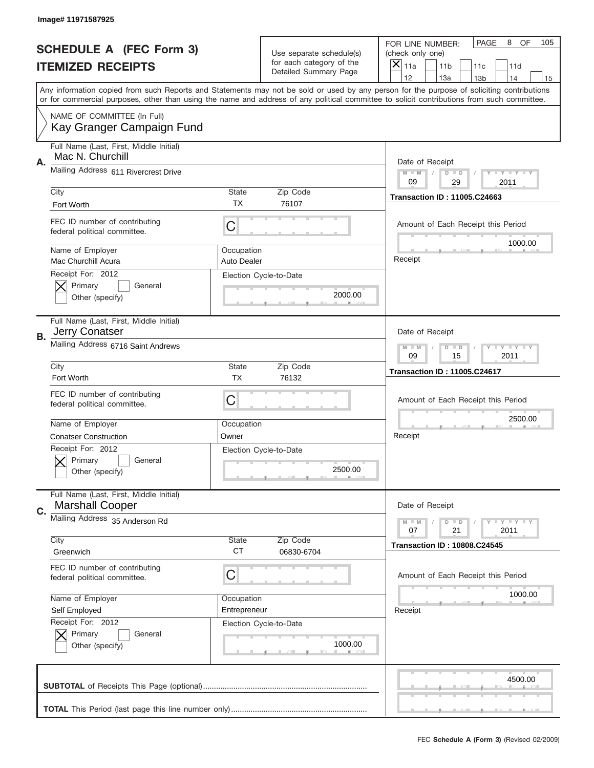Image# 11971587925

# SCHEDULE A (FEC Form 3)
## ITEMIZED RECEIPTS

Use separate schedule(s) for each category of the Detailed Summary Page

FOR LINE NUMBER: (check only one)

[X] 11a [ ] 11b [ ] 11c [ ] 11d [ ] 12 [ ] 13a [ ] 13b [ ] 14 [ ] 15

PAGE 8 OF 105

Any information copied from such Reports and Statements may not be sold or used by any person for the purpose of soliciting contributions or for commercial purposes, other than using the name and address of any political committee to solicit contributions from such committee.

NAME OF COMMITTEE (In Full)
Kay Granger Campaign Fund

---

**A.** Full Name (Last, First, Middle Initial): Mac N. Churchill

Mailing Address: 611 Rivercrest Drive

City: Fort Worth | State: TX | Zip Code: 76107

FEC ID number of contributing federal political committee: C

Name of Employer: Mac Churchill Acura | Occupation: Auto Dealer

Receipt For: 2012 — [X] Primary [ ] General [ ] Other (specify)

Election Cycle-to-Date: 2000.00

Date of Receipt: 09 / 29 / 2011

Transaction ID : 11005.C24663

Amount of Each Receipt this Period: 1000.00

---

**B.** Full Name (Last, First, Middle Initial): Jerry Conatser

Mailing Address: 6716 Saint Andrews

City: Fort Worth | State: TX | Zip Code: 76132

FEC ID number of contributing federal political committee: C

Name of Employer: Conatser Construction | Occupation: Owner

Receipt For: 2012 — [X] Primary [ ] General [ ] Other (specify)

Election Cycle-to-Date: 2500.00

Date of Receipt: 09 / 15 / 2011

Transaction ID : 11005.C24617

Amount of Each Receipt this Period: 2500.00

---

**C.** Full Name (Last, First, Middle Initial): Marshall Cooper

Mailing Address: 35 Anderson Rd

City: Greenwich | State: CT | Zip Code: 06830-6704

FEC ID number of contributing federal political committee: C

Name of Employer: Self Employed | Occupation: Entrepreneur

Receipt For: 2012 — [X] Primary [ ] General [ ] Other (specify)

Election Cycle-to-Date: 1000.00

Date of Receipt: 07 / 21 / 2011

Transaction ID : 10808.C24545

Amount of Each Receipt this Period: 1000.00

---

**SUBTOTAL** of Receipts This Page (optional): 4500.00

**TOTAL** This Period (last page this line number only):

FEC Schedule A (Form 3) (Revised 02/2009)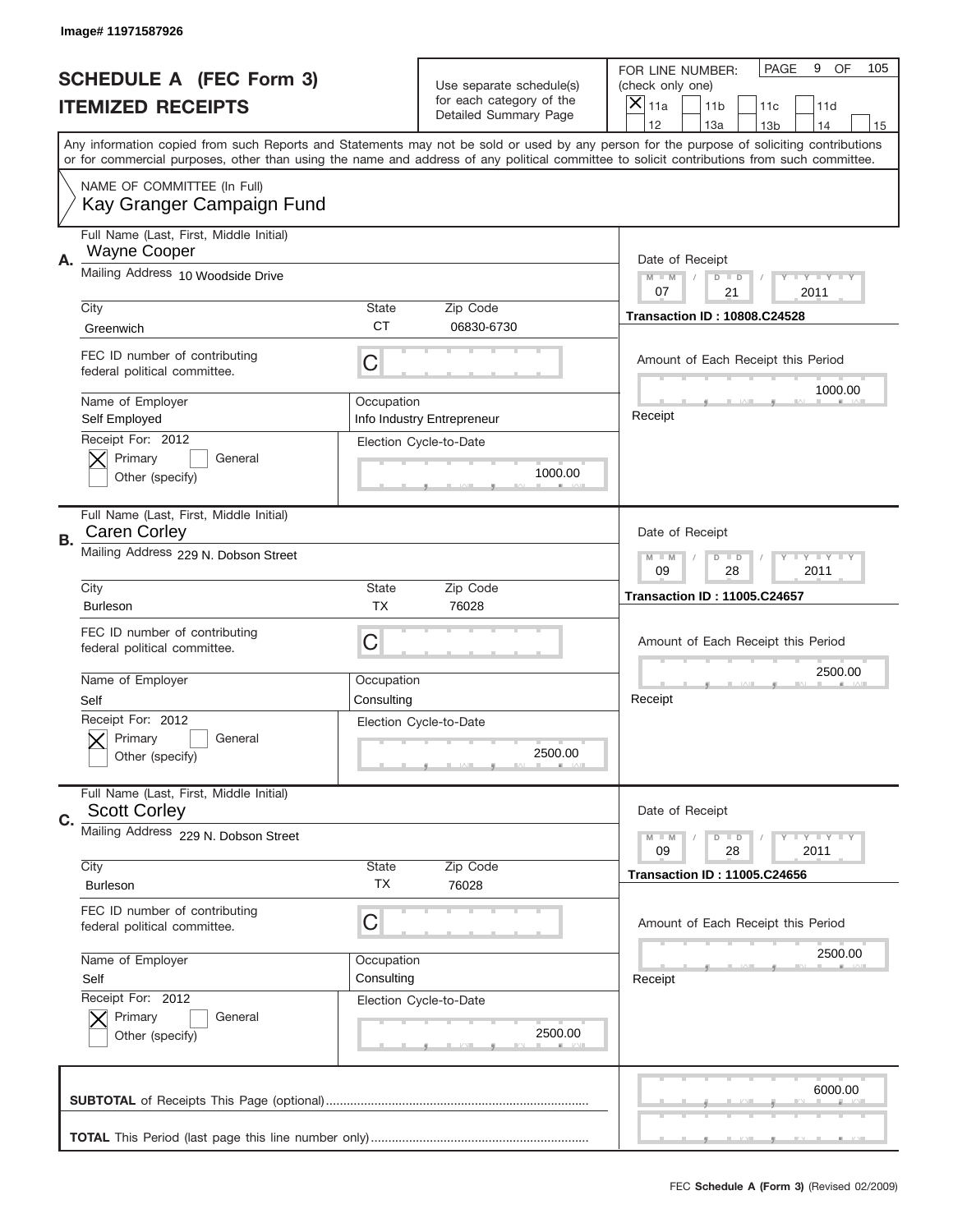Image# 11971587926

# SCHEDULE A (FEC Form 3)
# ITEMIZED RECEIPTS

Use separate schedule(s) for each category of the Detailed Summary Page

FOR LINE NUMBER: (check only one)

- [x] 11a
- [ ] 11b
- [ ] 11c
- [ ] 11d
- [ ] 12
- [ ] 13a
- [ ] 13b
- [ ] 14
- [ ] 15

PAGE 9 OF 105

Any information copied from such Reports and Statements may not be sold or used by any person for the purpose of soliciting contributions or for commercial purposes, other than using the name and address of any political committee to solicit contributions from such committee.

NAME OF COMMITTEE (In Full)
Kay Granger Campaign Fund

---

**A.** Full Name (Last, First, Middle Initial): Wayne Cooper

Mailing Address: 10 Woodside Drive

City: Greenwich | State: CT | Zip Code: 06830-6730

FEC ID number of contributing federal political committee: C

Name of Employer: Self Employed

Occupation: Info Industry Entrepreneur

Receipt For: 2012
- [x] Primary
- [ ] General
- [ ] Other (specify)

Election Cycle-to-Date: 1000.00

Date of Receipt: 07 / 21 / 2011

Transaction ID : 10808.C24528

Amount of Each Receipt this Period: 1000.00

Receipt

---

**B.** Full Name (Last, First, Middle Initial): Caren Corley

Mailing Address: 229 N. Dobson Street

City: Burleson | State: TX | Zip Code: 76028

FEC ID number of contributing federal political committee: C

Name of Employer: Self

Occupation: Consulting

Receipt For: 2012
- [x] Primary
- [ ] General
- [ ] Other (specify)

Election Cycle-to-Date: 2500.00

Date of Receipt: 09 / 28 / 2011

Transaction ID : 11005.C24657

Amount of Each Receipt this Period: 2500.00

Receipt

---

**C.** Full Name (Last, First, Middle Initial): Scott Corley

Mailing Address: 229 N. Dobson Street

City: Burleson | State: TX | Zip Code: 76028

FEC ID number of contributing federal political committee: C

Name of Employer: Self

Occupation: Consulting

Receipt For: 2012
- [x] Primary
- [ ] General
- [ ] Other (specify)

Election Cycle-to-Date: 2500.00

Date of Receipt: 09 / 28 / 2011

Transaction ID : 11005.C24656

Amount of Each Receipt this Period: 2500.00

Receipt

---

**SUBTOTAL** of Receipts This Page (optional): 6000.00

**TOTAL** This Period (last page this line number only):

FEC **Schedule A (Form 3)** (Revised 02/2009)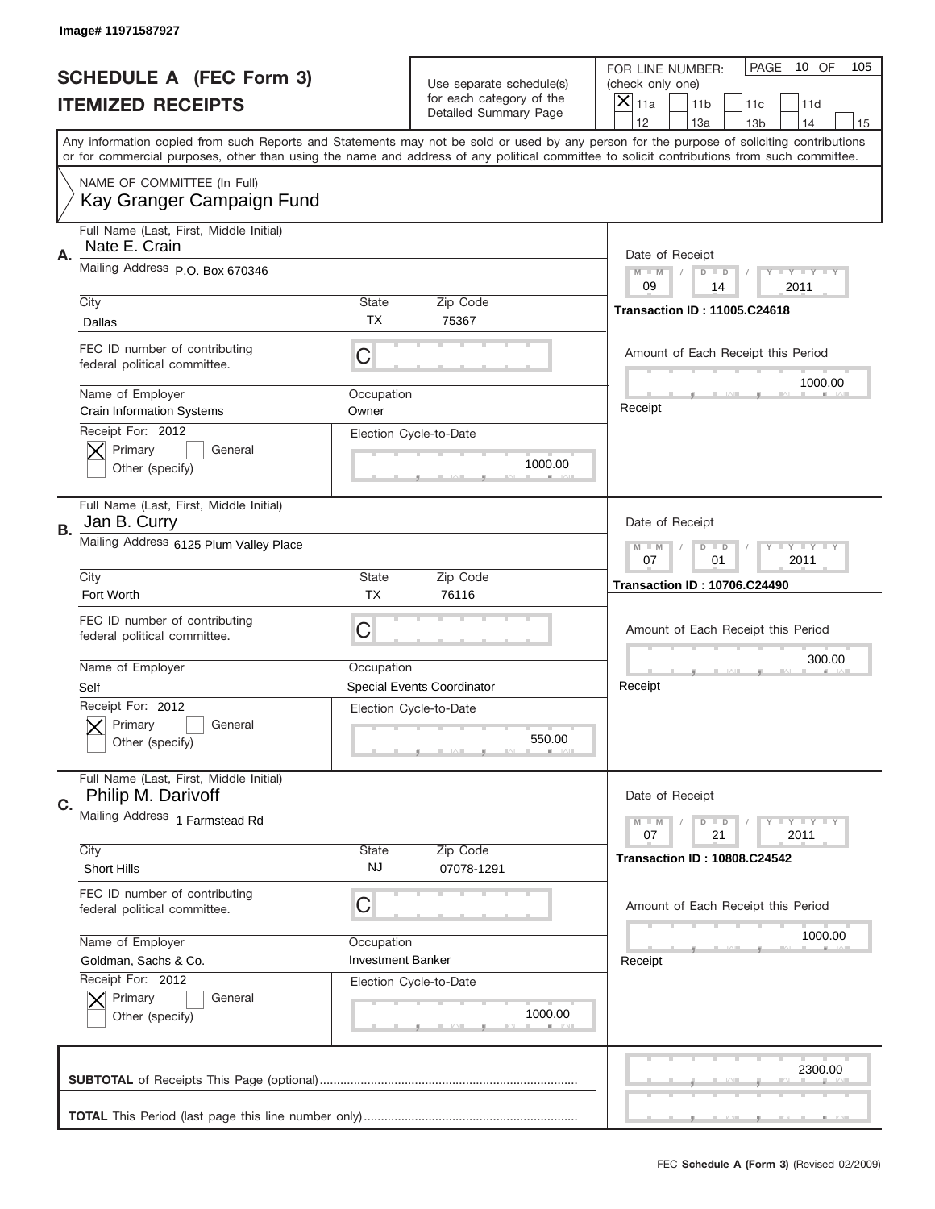Image# 11971587927

# SCHEDULE A (FEC Form 3)
## ITEMIZED RECEIPTS

Use separate schedule(s) for each category of the Detailed Summary Page

FOR LINE NUMBER: (check only one)
[X] 11a [ ] 11b [ ] 11c [ ] 11d [ ] 12 [ ] 13a [ ] 13b [ ] 14 [ ] 15

PAGE 10 OF 105

Any information copied from such Reports and Statements may not be sold or used by any person for the purpose of soliciting contributions or for commercial purposes, other than using the name and address of any political committee to solicit contributions from such committee.

NAME OF COMMITTEE (In Full)
Kay Granger Campaign Fund

---

**A.** Full Name (Last, First, Middle Initial): Nate E. Crain
Mailing Address: P.O. Box 670346
City: Dallas | State: TX | Zip Code: 75367
FEC ID number of contributing federal political committee: C
Name of Employer: Crain Information Systems
Occupation: Owner
Receipt For: 2012 — [X] Primary [ ] General [ ] Other (specify)
Election Cycle-to-Date: 1000.00
Date of Receipt: 09 / 14 / 2011
Transaction ID : 11005.C24618
Amount of Each Receipt this Period: 1000.00
Receipt

---

**B.** Full Name (Last, First, Middle Initial): Jan B. Curry
Mailing Address: 6125 Plum Valley Place
City: Fort Worth | State: TX | Zip Code: 76116
FEC ID number of contributing federal political committee: C
Name of Employer: Self
Occupation: Special Events Coordinator
Receipt For: 2012 — [X] Primary [ ] General [ ] Other (specify)
Election Cycle-to-Date: 550.00
Date of Receipt: 07 / 01 / 2011
Transaction ID : 10706.C24490
Amount of Each Receipt this Period: 300.00
Receipt

---

**C.** Full Name (Last, First, Middle Initial): Philip M. Darivoff
Mailing Address: 1 Farmstead Rd
City: Short Hills | State: NJ | Zip Code: 07078-1291
FEC ID number of contributing federal political committee: C
Name of Employer: Goldman, Sachs & Co.
Occupation: Investment Banker
Receipt For: 2012 — [X] Primary [ ] General [ ] Other (specify)
Election Cycle-to-Date: 1000.00
Date of Receipt: 07 / 21 / 2011
Transaction ID : 10808.C24542
Amount of Each Receipt this Period: 1000.00
Receipt

---

**SUBTOTAL** of Receipts This Page (optional): 2300.00

**TOTAL** This Period (last page this line number only):

FEC **Schedule A (Form 3)** (Revised 02/2009)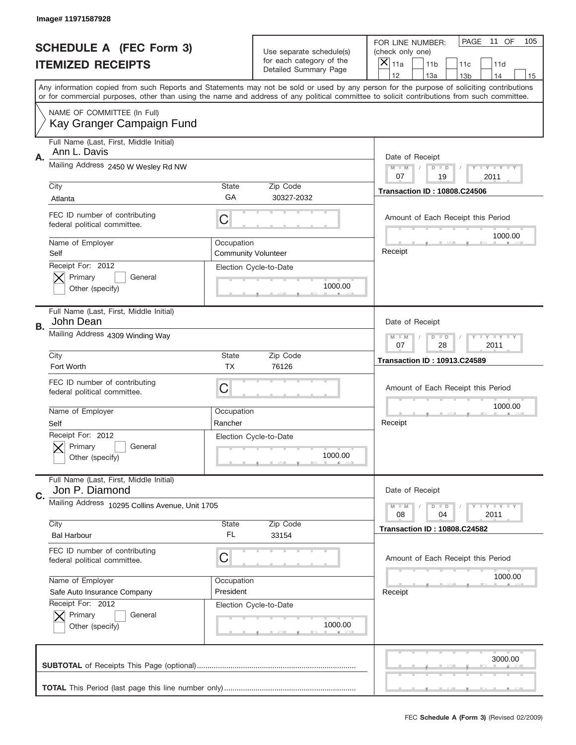Image# 11971587928

# SCHEDULE A (FEC Form 3)
## ITEMIZED RECEIPTS

Use separate schedule(s) for each category of the Detailed Summary Page

FOR LINE NUMBER: (check only one)
[X] 11a [ ] 11b [ ] 11c [ ] 11d [ ] 12 [ ] 13a [ ] 13b [ ] 14 [ ] 15

PAGE 11 OF 105

Any information copied from such Reports and Statements may not be sold or used by any person for the purpose of soliciting contributions or for commercial purposes, other than using the name and address of any political committee to solicit contributions from such committee.

NAME OF COMMITTEE (In Full)
Kay Granger Campaign Fund

---

**A.** Full Name (Last, First, Middle Initial): Ann L. Davis
Mailing Address: 2450 W Wesley Rd NW
City: Atlanta | State: GA | Zip Code: 30327-2032
FEC ID number of contributing federal political committee: C
Name of Employer: Self
Occupation: Community Volunteer
Receipt For: 2012 — [X] Primary [ ] General [ ] Other (specify)
Election Cycle-to-Date: 1000.00
Date of Receipt: 07 / 19 / 2011
Transaction ID : 10808.C24506
Amount of Each Receipt this Period: 1000.00
Receipt

---

**B.** Full Name (Last, First, Middle Initial): John Dean
Mailing Address: 4309 Winding Way
City: Fort Worth | State: TX | Zip Code: 76126
FEC ID number of contributing federal political committee: C
Name of Employer: Self
Occupation: Rancher
Receipt For: 2012 — [X] Primary [ ] General [ ] Other (specify)
Election Cycle-to-Date: 1000.00
Date of Receipt: 07 / 28 / 2011
Transaction ID : 10913.C24589
Amount of Each Receipt this Period: 1000.00
Receipt

---

**C.** Full Name (Last, First, Middle Initial): Jon P. Diamond
Mailing Address: 10295 Collins Avenue, Unit 1705
City: Bal Harbour | State: FL | Zip Code: 33154
FEC ID number of contributing federal political committee: C
Name of Employer: Safe Auto Insurance Company
Occupation: President
Receipt For: 2012 — [X] Primary [ ] General [ ] Other (specify)
Election Cycle-to-Date: 1000.00
Date of Receipt: 08 / 04 / 2011
Transaction ID : 10808.C24582
Amount of Each Receipt this Period: 1000.00
Receipt

---

**SUBTOTAL** of Receipts This Page (optional): 3000.00

**TOTAL** This Period (last page this line number only):

FEC Schedule A (Form 3) (Revised 02/2009)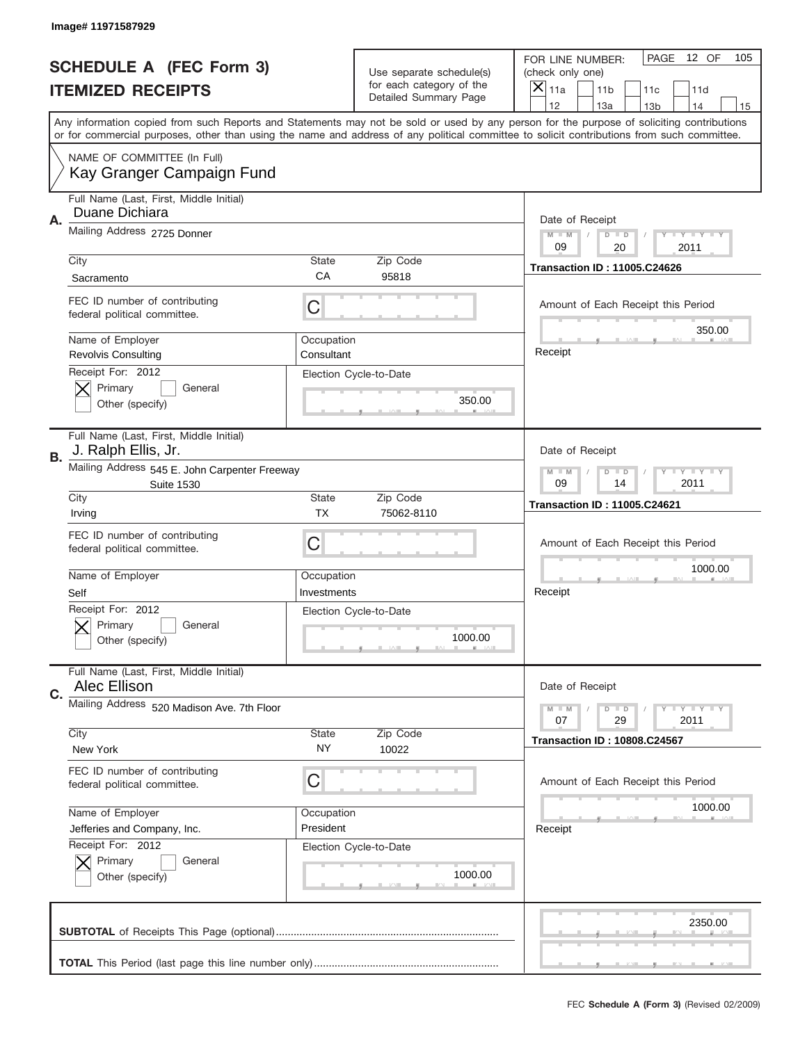Image# 11971587929

# SCHEDULE A (FEC Form 3)
## ITEMIZED RECEIPTS

Use separate schedule(s) for each category of the Detailed Summary Page

FOR LINE NUMBER: (check only one)
[X] 11a [ ] 11b [ ] 11c [ ] 11d [ ] 12 [ ] 13a [ ] 13b [ ] 14 [ ] 15

PAGE 12 OF 105

Any information copied from such Reports and Statements may not be sold or used by any person for the purpose of soliciting contributions or for commercial purposes, other than using the name and address of any political committee to solicit contributions from such committee.

NAME OF COMMITTEE (In Full)
Kay Granger Campaign Fund

---

**A.** Full Name (Last, First, Middle Initial): Duane Dichiara

Mailing Address: 2725 Donner

City: Sacramento | State: CA | Zip Code: 95818

FEC ID number of contributing federal political committee: C

Name of Employer: Revolvis Consulting | Occupation: Consultant

Receipt For: 2012 — [X] Primary [ ] General [ ] Other (specify)

Election Cycle-to-Date: 350.00

Date of Receipt: 09 / 20 / 2011

Transaction ID : 11005.C24626

Amount of Each Receipt this Period: 350.00

Receipt

---

**B.** Full Name (Last, First, Middle Initial): J. Ralph Ellis, Jr.

Mailing Address: 545 E. John Carpenter Freeway Suite 1530

City: Irving | State: TX | Zip Code: 75062-8110

FEC ID number of contributing federal political committee: C

Name of Employer: Self | Occupation: Investments

Receipt For: 2012 — [X] Primary [ ] General [ ] Other (specify)

Election Cycle-to-Date: 1000.00

Date of Receipt: 09 / 14 / 2011

Transaction ID : 11005.C24621

Amount of Each Receipt this Period: 1000.00

Receipt

---

**C.** Full Name (Last, First, Middle Initial): Alec Ellison

Mailing Address: 520 Madison Ave. 7th Floor

City: New York | State: NY | Zip Code: 10022

FEC ID number of contributing federal political committee: C

Name of Employer: Jefferies and Company, Inc. | Occupation: President

Receipt For: 2012 — [X] Primary [ ] General [ ] Other (specify)

Election Cycle-to-Date: 1000.00

Date of Receipt: 07 / 29 / 2011

Transaction ID : 10808.C24567

Amount of Each Receipt this Period: 1000.00

Receipt

---

**SUBTOTAL** of Receipts This Page (optional): 2350.00

**TOTAL** This Period (last page this line number only):

FEC Schedule A (Form 3) (Revised 02/2009)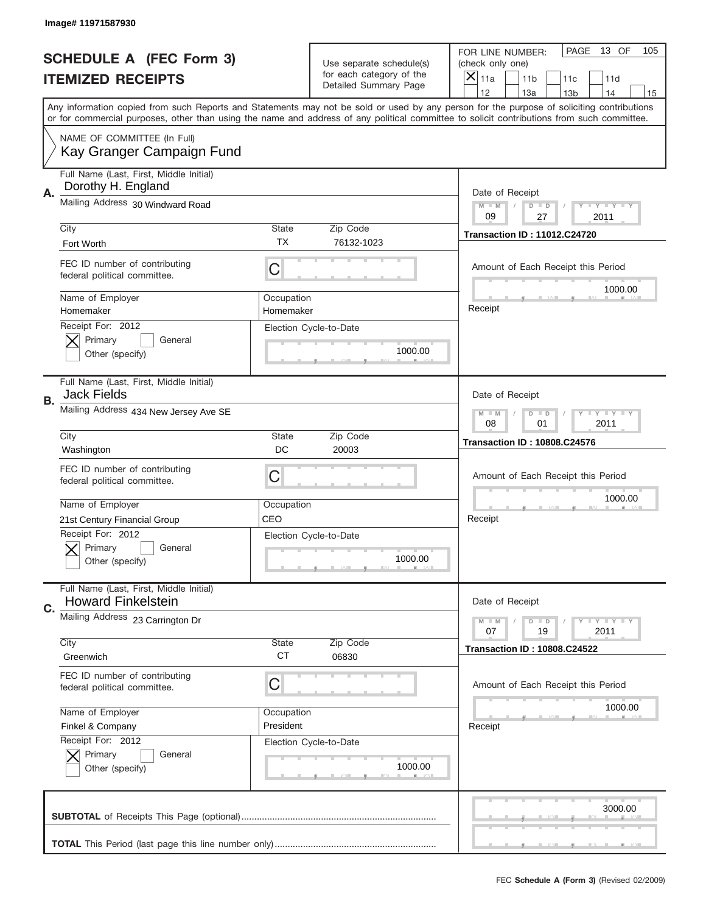Image# 11971587930

# SCHEDULE A (FEC Form 3)
## ITEMIZED RECEIPTS

Use separate schedule(s) for each category of the Detailed Summary Page

FOR LINE NUMBER: (check only one)
[X] 11a [ ] 11b [ ] 11c [ ] 11d [ ] 12 [ ] 13a [ ] 13b [ ] 14 [ ] 15

PAGE 13 OF 105

Any information copied from such Reports and Statements may not be sold or used by any person for the purpose of soliciting contributions or for commercial purposes, other than using the name and address of any political committee to solicit contributions from such committee.

NAME OF COMMITTEE (In Full)
Kay Granger Campaign Fund

---

**A.** Full Name (Last, First, Middle Initial): Dorothy H. England

Mailing Address: 30 Windward Road

City: Fort Worth | State: TX | Zip Code: 76132-1023

FEC ID number of contributing federal political committee: C

Name of Employer: Homemaker | Occupation: Homemaker

Receipt For: 2012 — [X] Primary [ ] General [ ] Other (specify)

Election Cycle-to-Date: 1000.00

Date of Receipt: 09 / 27 / 2011

Transaction ID : 11012.C24720

Amount of Each Receipt this Period: 1000.00

Receipt

---

**B.** Full Name (Last, First, Middle Initial): Jack Fields

Mailing Address: 434 New Jersey Ave SE

City: Washington | State: DC | Zip Code: 20003

FEC ID number of contributing federal political committee: C

Name of Employer: 21st Century Financial Group | Occupation: CEO

Receipt For: 2012 — [X] Primary [ ] General [ ] Other (specify)

Election Cycle-to-Date: 1000.00

Date of Receipt: 08 / 01 / 2011

Transaction ID : 10808.C24576

Amount of Each Receipt this Period: 1000.00

Receipt

---

**C.** Full Name (Last, First, Middle Initial): Howard Finkelstein

Mailing Address: 23 Carrington Dr

City: Greenwich | State: CT | Zip Code: 06830

FEC ID number of contributing federal political committee: C

Name of Employer: Finkel & Company | Occupation: President

Receipt For: 2012 — [X] Primary [ ] General [ ] Other (specify)

Election Cycle-to-Date: 1000.00

Date of Receipt: 07 / 19 / 2011

Transaction ID : 10808.C24522

Amount of Each Receipt this Period: 1000.00

Receipt

---

**SUBTOTAL** of Receipts This Page (optional): 3000.00

**TOTAL** This Period (last page this line number only):

FEC **Schedule A (Form 3)** (Revised 02/2009)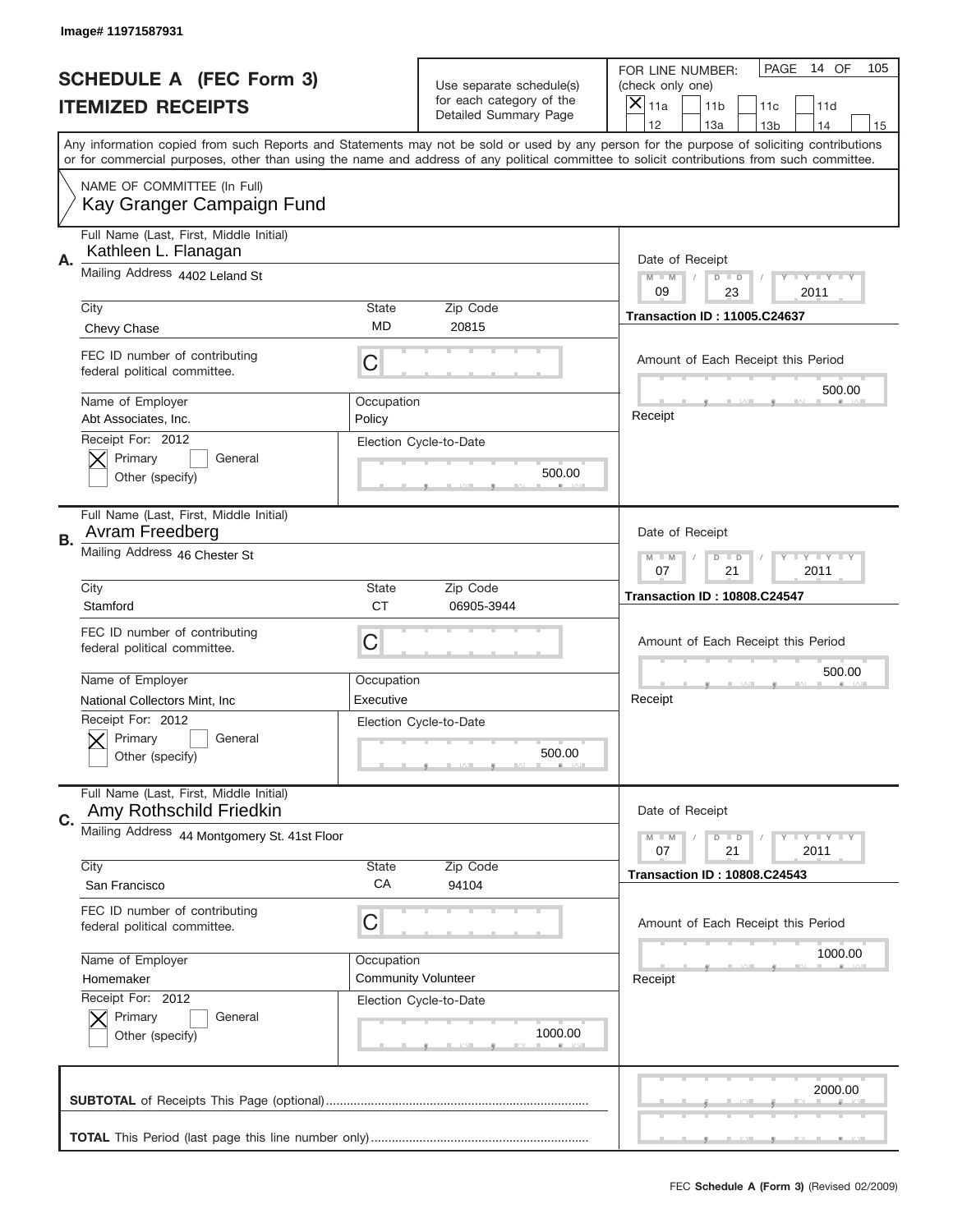Image# 11971587931

# SCHEDULE A (FEC Form 3)
## ITEMIZED RECEIPTS

Use separate schedule(s) for each category of the Detailed Summary Page

FOR LINE NUMBER: (check only one)
[X] 11a [ ] 11b [ ] 11c [ ] 11d [ ] 12 [ ] 13a [ ] 13b [ ] 14 [ ] 15

PAGE 14 OF 105

Any information copied from such Reports and Statements may not be sold or used by any person for the purpose of soliciting contributions or for commercial purposes, other than using the name and address of any political committee to solicit contributions from such committee.

NAME OF COMMITTEE (In Full)
Kay Granger Campaign Fund

---

**A.**
Full Name (Last, First, Middle Initial): Kathleen L. Flanagan
Mailing Address: 4402 Leland St
City: Chevy Chase | State: MD | Zip Code: 20815
FEC ID number of contributing federal political committee: C
Name of Employer: Abt Associates, Inc.
Occupation: Policy
Receipt For: 2012 — [X] Primary [ ] General [ ] Other (specify)
Election Cycle-to-Date: 500.00
Date of Receipt: 09 / 23 / 2011
Transaction ID : 11005.C24637
Amount of Each Receipt this Period: 500.00
Receipt

---

**B.**
Full Name (Last, First, Middle Initial): Avram Freedberg
Mailing Address: 46 Chester St
City: Stamford | State: CT | Zip Code: 06905-3944
FEC ID number of contributing federal political committee: C
Name of Employer: National Collectors Mint, Inc
Occupation: Executive
Receipt For: 2012 — [X] Primary [ ] General [ ] Other (specify)
Election Cycle-to-Date: 500.00
Date of Receipt: 07 / 21 / 2011
Transaction ID : 10808.C24547
Amount of Each Receipt this Period: 500.00
Receipt

---

**C.**
Full Name (Last, First, Middle Initial): Amy Rothschild Friedkin
Mailing Address: 44 Montgomery St. 41st Floor
City: San Francisco | State: CA | Zip Code: 94104
FEC ID number of contributing federal political committee: C
Name of Employer: Homemaker
Occupation: Community Volunteer
Receipt For: 2012 — [X] Primary [ ] General [ ] Other (specify)
Election Cycle-to-Date: 1000.00
Date of Receipt: 07 / 21 / 2011
Transaction ID : 10808.C24543
Amount of Each Receipt this Period: 1000.00
Receipt

---

**SUBTOTAL** of Receipts This Page (optional): 2000.00

**TOTAL** This Period (last page this line number only):

FEC **Schedule A (Form 3)** (Revised 02/2009)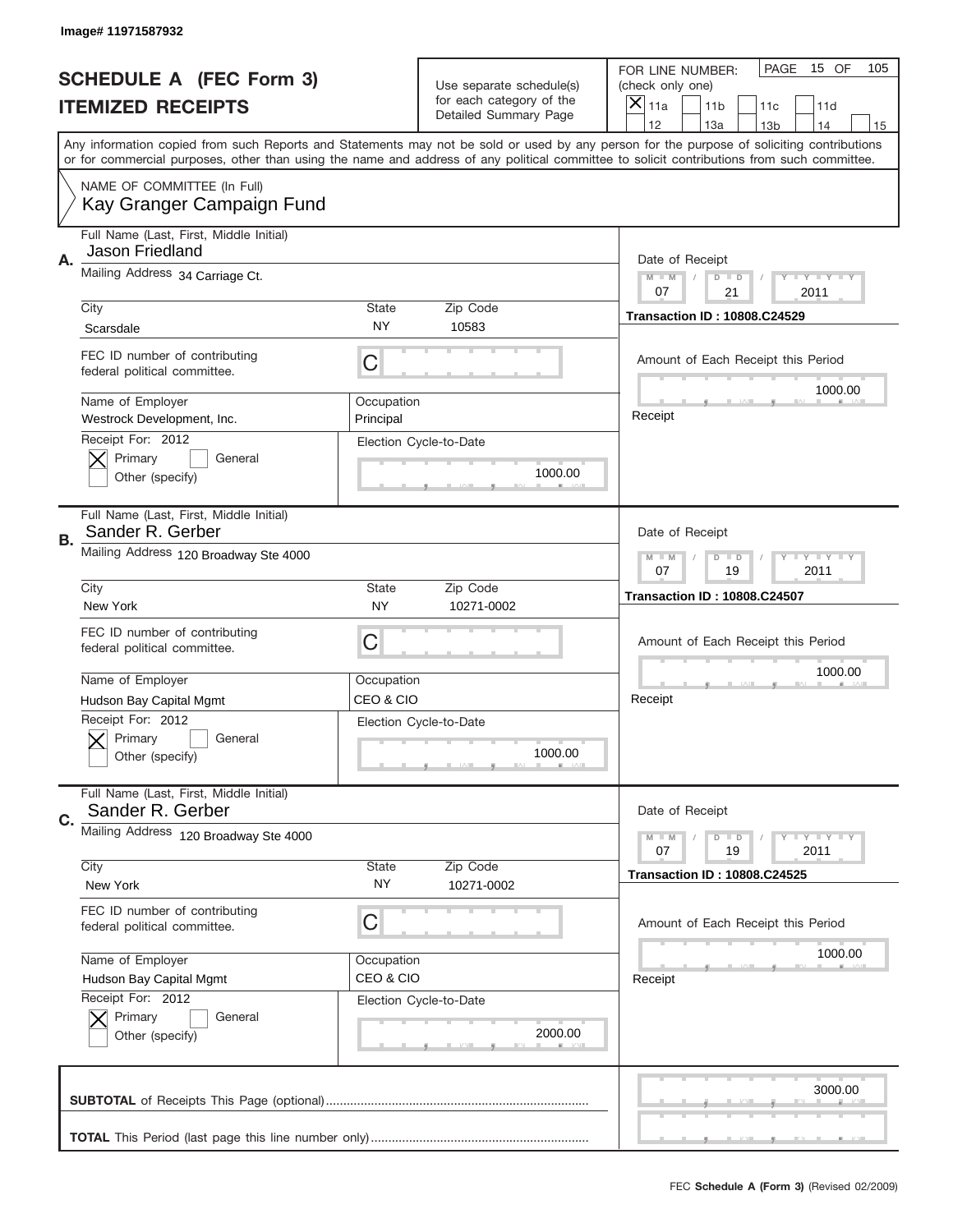Image# 11971587932

# SCHEDULE A (FEC Form 3)
## ITEMIZED RECEIPTS

Use separate schedule(s) for each category of the Detailed Summary Page

FOR LINE NUMBER: (check only one)
[X] 11a [ ] 11b [ ] 11c [ ] 11d [ ] 12 [ ] 13a [ ] 13b [ ] 14 [ ] 15

PAGE 15 OF 105

Any information copied from such Reports and Statements may not be sold or used by any person for the purpose of soliciting contributions or for commercial purposes, other than using the name and address of any political committee to solicit contributions from such committee.

NAME OF COMMITTEE (In Full)
Kay Granger Campaign Fund

---

**A.** Full Name (Last, First, Middle Initial): Jason Friedland
Mailing Address: 34 Carriage Ct.
City: Scarsdale | State: NY | Zip Code: 10583
FEC ID number of contributing federal political committee: C
Name of Employer: Westrock Development, Inc.
Occupation: Principal
Receipt For: 2012 — [X] Primary [ ] General [ ] Other (specify)
Election Cycle-to-Date: 1000.00
Date of Receipt: 07 / 21 / 2011
Transaction ID : 10808.C24529
Amount of Each Receipt this Period: 1000.00
Receipt

---

**B.** Full Name (Last, First, Middle Initial): Sander R. Gerber
Mailing Address: 120 Broadway Ste 4000
City: New York | State: NY | Zip Code: 10271-0002
FEC ID number of contributing federal political committee: C
Name of Employer: Hudson Bay Capital Mgmt
Occupation: CEO & CIO
Receipt For: 2012 — [X] Primary [ ] General [ ] Other (specify)
Election Cycle-to-Date: 1000.00
Date of Receipt: 07 / 19 / 2011
Transaction ID : 10808.C24507
Amount of Each Receipt this Period: 1000.00
Receipt

---

**C.** Full Name (Last, First, Middle Initial): Sander R. Gerber
Mailing Address: 120 Broadway Ste 4000
City: New York | State: NY | Zip Code: 10271-0002
FEC ID number of contributing federal political committee: C
Name of Employer: Hudson Bay Capital Mgmt
Occupation: CEO & CIO
Receipt For: 2012 — [X] Primary [ ] General [ ] Other (specify)
Election Cycle-to-Date: 2000.00
Date of Receipt: 07 / 19 / 2011
Transaction ID : 10808.C24525
Amount of Each Receipt this Period: 1000.00
Receipt

---

**SUBTOTAL** of Receipts This Page (optional): 3000.00

**TOTAL** This Period (last page this line number only):

FEC Schedule A (Form 3) (Revised 02/2009)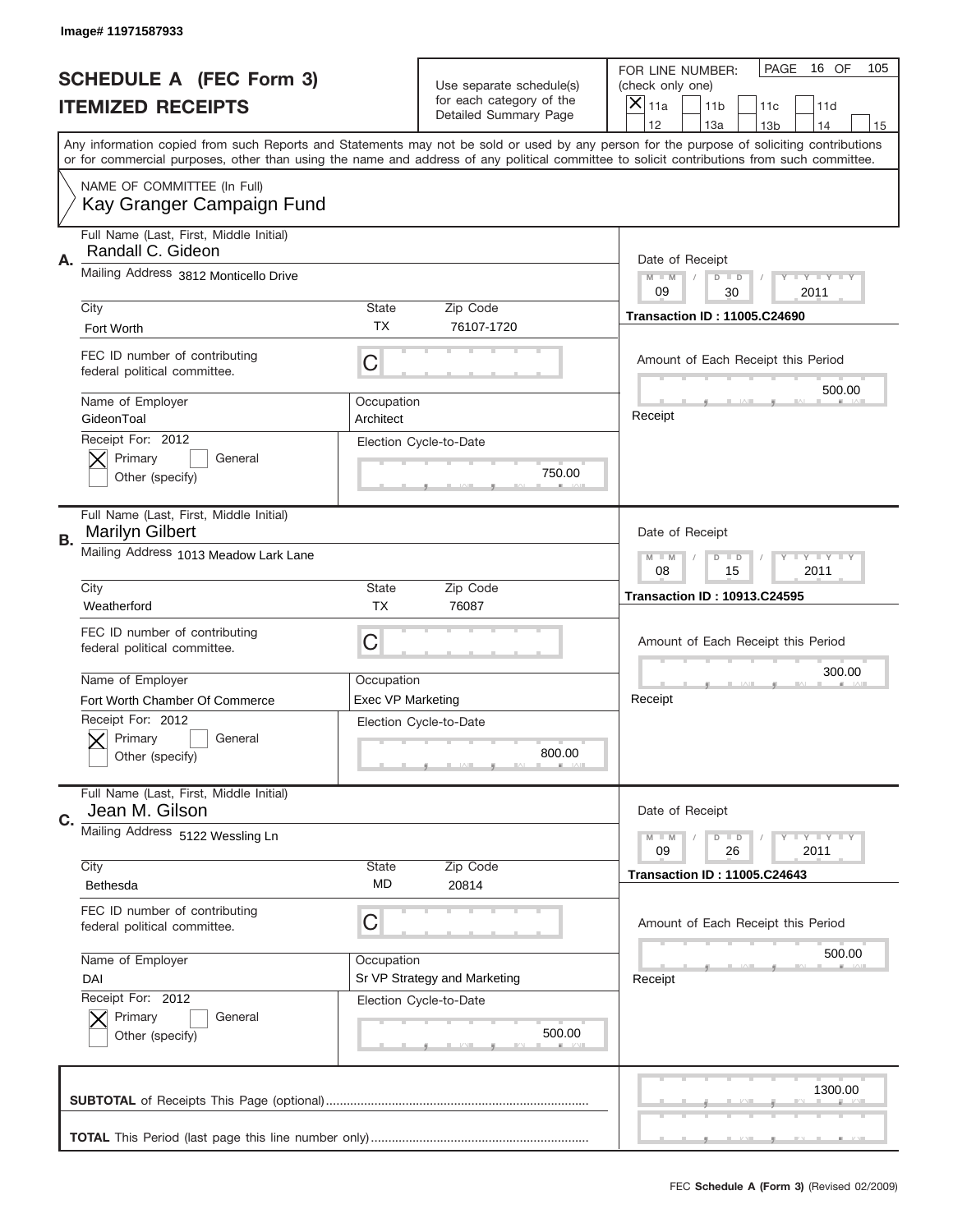Image# 11971587933

# SCHEDULE A (FEC Form 3)
## ITEMIZED RECEIPTS

Use separate schedule(s) for each category of the Detailed Summary Page

FOR LINE NUMBER: (check only one)
[X] 11a [ ] 11b [ ] 11c [ ] 11d [ ] 12 [ ] 13a [ ] 13b [ ] 14 [ ] 15

PAGE 16 OF 105

Any information copied from such Reports and Statements may not be sold or used by any person for the purpose of soliciting contributions or for commercial purposes, other than using the name and address of any political committee to solicit contributions from such committee.

NAME OF COMMITTEE (In Full)
Kay Granger Campaign Fund

---

**A.** Full Name (Last, First, Middle Initial): Randall C. Gideon
Mailing Address: 3812 Monticello Drive
City: Fort Worth | State: TX | Zip Code: 76107-1720
FEC ID number of contributing federal political committee: C
Name of Employer: GideonToal
Occupation: Architect
Receipt For: 2012 [X] Primary [ ] General [ ] Other (specify)
Election Cycle-to-Date: 750.00
Date of Receipt: 09 / 30 / 2011
Transaction ID : 11005.C24690
Amount of Each Receipt this Period: 500.00
Receipt

---

**B.** Full Name (Last, First, Middle Initial): Marilyn Gilbert
Mailing Address: 1013 Meadow Lark Lane
City: Weatherford | State: TX | Zip Code: 76087
FEC ID number of contributing federal political committee: C
Name of Employer: Fort Worth Chamber Of Commerce
Occupation: Exec VP Marketing
Receipt For: 2012 [X] Primary [ ] General [ ] Other (specify)
Election Cycle-to-Date: 800.00
Date of Receipt: 08 / 15 / 2011
Transaction ID : 10913.C24595
Amount of Each Receipt this Period: 300.00
Receipt

---

**C.** Full Name (Last, First, Middle Initial): Jean M. Gilson
Mailing Address: 5122 Wessling Ln
City: Bethesda | State: MD | Zip Code: 20814
FEC ID number of contributing federal political committee: C
Name of Employer: DAI
Occupation: Sr VP Strategy and Marketing
Receipt For: 2012 [X] Primary [ ] General [ ] Other (specify)
Election Cycle-to-Date: 500.00
Date of Receipt: 09 / 26 / 2011
Transaction ID : 11005.C24643
Amount of Each Receipt this Period: 500.00
Receipt

---

**SUBTOTAL** of Receipts This Page (optional): 1300.00

**TOTAL** This Period (last page this line number only):

FEC **Schedule A (Form 3)** (Revised 02/2009)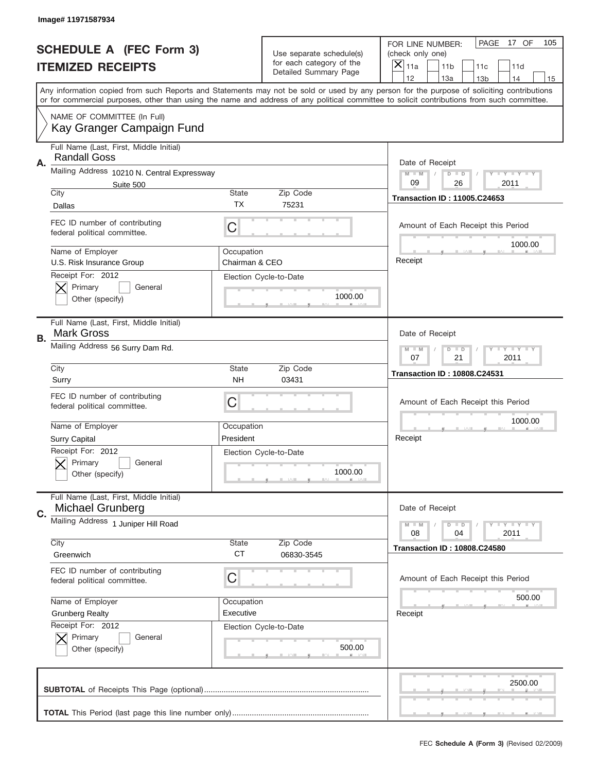Image# 11971587934

# SCHEDULE A (FEC Form 3)
## ITEMIZED RECEIPTS

Use separate schedule(s) for each category of the Detailed Summary Page

FOR LINE NUMBER: (check only one)

[X] 11a [ ] 11b [ ] 11c [ ] 11d [ ] 12 [ ] 13a [ ] 13b [ ] 14 [ ] 15

Any information copied from such Reports and Statements may not be sold or used by any person for the purpose of soliciting contributions or for commercial purposes, other than using the name and address of any political committee to solicit contributions from such committee.

NAME OF COMMITTEE (In Full)
Kay Granger Campaign Fund

---

**A.** Full Name (Last, First, Middle Initial): Randall Goss

Mailing Address: 10210 N. Central Expressway, Suite 500

City: Dallas | State: TX | Zip Code: 75231

FEC ID number of contributing federal political committee: C

Name of Employer: U.S. Risk Insurance Group

Occupation: Chairman & CEO

Receipt For: 2012 — [X] Primary [ ] General [ ] Other (specify)

Election Cycle-to-Date: 1000.00

Date of Receipt: 09 / 26 / 2011

Transaction ID : 11005.C24653

Amount of Each Receipt this Period: 1000.00

---

**B.** Full Name (Last, First, Middle Initial): Mark Gross

Mailing Address: 56 Surry Dam Rd.

City: Surry | State: NH | Zip Code: 03431

FEC ID number of contributing federal political committee: C

Name of Employer: Surry Capital

Occupation: President

Receipt For: 2012 — [X] Primary [ ] General [ ] Other (specify)

Election Cycle-to-Date: 1000.00

Date of Receipt: 07 / 21 / 2011

Transaction ID : 10808.C24531

Amount of Each Receipt this Period: 1000.00

---

**C.** Full Name (Last, First, Middle Initial): Michael Grunberg

Mailing Address: 1 Juniper Hill Road

City: Greenwich | State: CT | Zip Code: 06830-3545

FEC ID number of contributing federal political committee: C

Name of Employer: Grunberg Realty

Occupation: Executive

Receipt For: 2012 — [X] Primary [ ] General [ ] Other (specify)

Election Cycle-to-Date: 500.00

Date of Receipt: 08 / 04 / 2011

Transaction ID : 10808.C24580

Amount of Each Receipt this Period: 500.00

---

**SUBTOTAL** of Receipts This Page (optional): 2500.00

**TOTAL** This Period (last page this line number only):

FEC **Schedule A (Form 3)** (Revised 02/2009)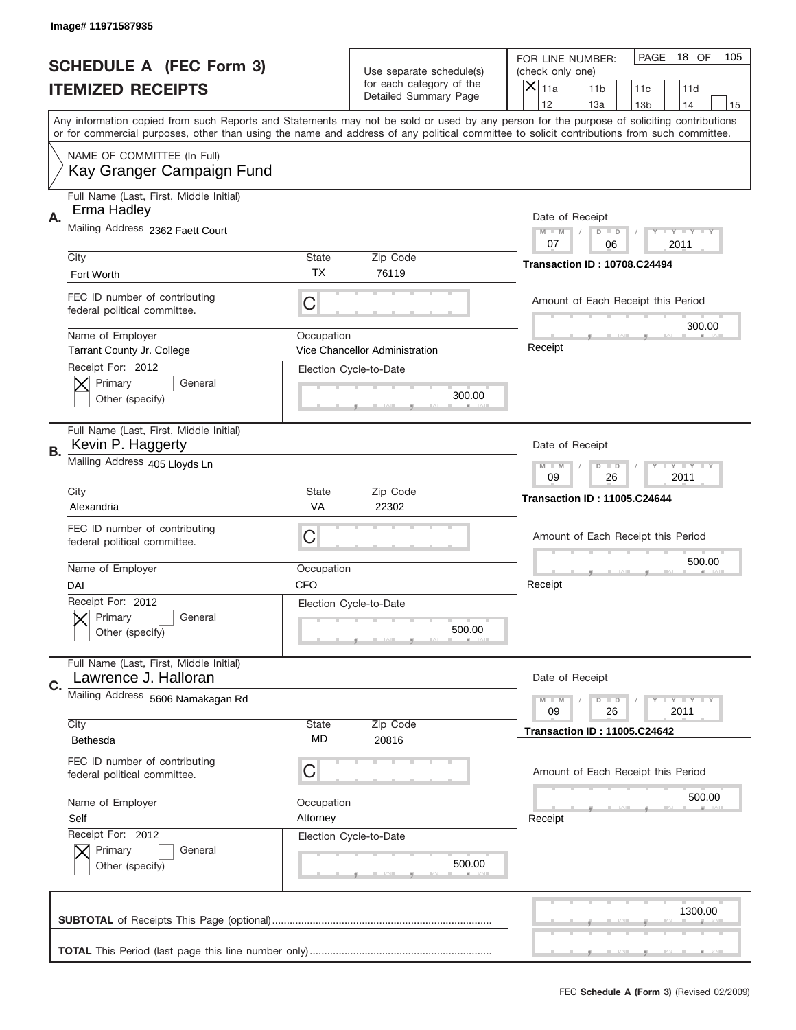Image# 11971587935

# SCHEDULE A (FEC Form 3)
## ITEMIZED RECEIPTS

Use separate schedule(s) for each category of the Detailed Summary Page

FOR LINE NUMBER: (check only one)
[X] 11a [ ] 11b [ ] 11c [ ] 11d [ ] 12 [ ] 13a [ ] 13b [ ] 14 [ ] 15

PAGE 18 OF 105

Any information copied from such Reports and Statements may not be sold or used by any person for the purpose of soliciting contributions or for commercial purposes, other than using the name and address of any political committee to solicit contributions from such committee.

NAME OF COMMITTEE (In Full)
Kay Granger Campaign Fund

---

**A.** Full Name (Last, First, Middle Initial): Erma Hadley

Mailing Address: 2362 Faett Court

City: Fort Worth | State: TX | Zip Code: 76119

FEC ID number of contributing federal political committee: C

Name of Employer: Tarrant County Jr. College

Occupation: Vice Chancellor Administration

Receipt For: 2012 — [X] Primary [ ] General [ ] Other (specify)

Election Cycle-to-Date: 300.00

Date of Receipt: 07 / 06 / 2011

Transaction ID : 10708.C24494

Amount of Each Receipt this Period: 300.00

Receipt

---

**B.** Full Name (Last, First, Middle Initial): Kevin P. Haggerty

Mailing Address: 405 Lloyds Ln

City: Alexandria | State: VA | Zip Code: 22302

FEC ID number of contributing federal political committee: C

Name of Employer: DAI

Occupation: CFO

Receipt For: 2012 — [X] Primary [ ] General [ ] Other (specify)

Election Cycle-to-Date: 500.00

Date of Receipt: 09 / 26 / 2011

Transaction ID : 11005.C24644

Amount of Each Receipt this Period: 500.00

Receipt

---

**C.** Full Name (Last, First, Middle Initial): Lawrence J. Halloran

Mailing Address: 5606 Namakagan Rd

City: Bethesda | State: MD | Zip Code: 20816

FEC ID number of contributing federal political committee: C

Name of Employer: Self

Occupation: Attorney

Receipt For: 2012 — [X] Primary [ ] General [ ] Other (specify)

Election Cycle-to-Date: 500.00

Date of Receipt: 09 / 26 / 2011

Transaction ID : 11005.C24642

Amount of Each Receipt this Period: 500.00

Receipt

---

**SUBTOTAL** of Receipts This Page (optional): 1300.00

**TOTAL** This Period (last page this line number only):

FEC **Schedule A (Form 3)** (Revised 02/2009)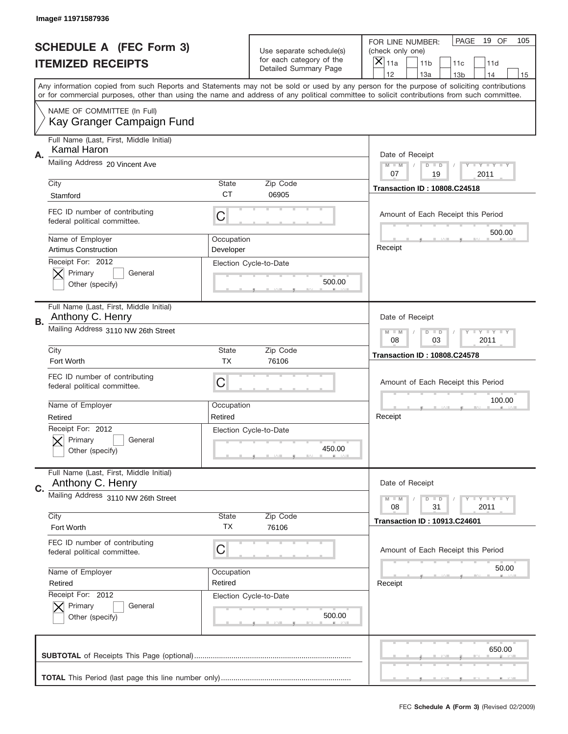Image# 11971587936

# SCHEDULE A (FEC Form 3)
## ITEMIZED RECEIPTS

Use separate schedule(s) for each category of the Detailed Summary Page

FOR LINE NUMBER: (check only one)
[X] 11a [ ] 11b [ ] 11c [ ] 11d [ ] 12 [ ] 13a [ ] 13b [ ] 14 [ ] 15

PAGE 19 OF 105

Any information copied from such Reports and Statements may not be sold or used by any person for the purpose of soliciting contributions or for commercial purposes, other than using the name and address of any political committee to solicit contributions from such committee.

NAME OF COMMITTEE (In Full)
Kay Granger Campaign Fund

---

**A.** Full Name (Last, First, Middle Initial): Kamal Haron

Mailing Address: 20 Vincent Ave

City: Stamford | State: CT | Zip Code: 06905

FEC ID number of contributing federal political committee: C

Name of Employer: Artimus Construction | Occupation: Developer

Receipt For: 2012 — [X] Primary [ ] General [ ] Other (specify)

Election Cycle-to-Date: 500.00

Date of Receipt: 07 / 19 / 2011

Transaction ID : 10808.C24518

Amount of Each Receipt this Period: 500.00

Receipt

---

**B.** Full Name (Last, First, Middle Initial): Anthony C. Henry

Mailing Address: 3110 NW 26th Street

City: Fort Worth | State: TX | Zip Code: 76106

FEC ID number of contributing federal political committee: C

Name of Employer: Retired | Occupation: Retired

Receipt For: 2012 — [X] Primary [ ] General [ ] Other (specify)

Election Cycle-to-Date: 450.00

Date of Receipt: 08 / 03 / 2011

Transaction ID : 10808.C24578

Amount of Each Receipt this Period: 100.00

Receipt

---

**C.** Full Name (Last, First, Middle Initial): Anthony C. Henry

Mailing Address: 3110 NW 26th Street

City: Fort Worth | State: TX | Zip Code: 76106

FEC ID number of contributing federal political committee: C

Name of Employer: Retired | Occupation: Retired

Receipt For: 2012 — [X] Primary [ ] General [ ] Other (specify)

Election Cycle-to-Date: 500.00

Date of Receipt: 08 / 31 / 2011

Transaction ID : 10913.C24601

Amount of Each Receipt this Period: 50.00

Receipt

---

**SUBTOTAL** of Receipts This Page (optional): 650.00

**TOTAL** This Period (last page this line number only):

FEC **Schedule A (Form 3)** (Revised 02/2009)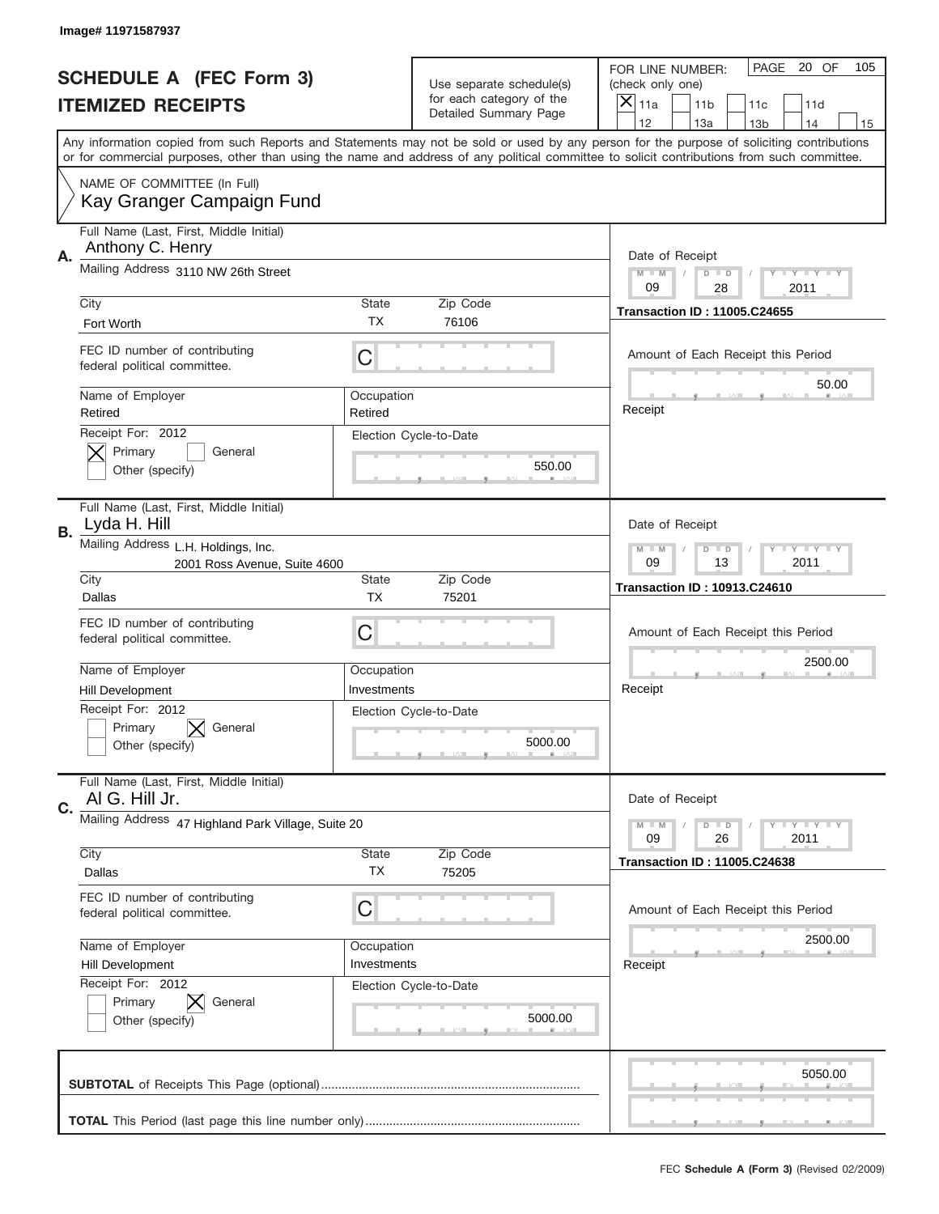Image# 11971587937

# SCHEDULE A (FEC Form 3)
## ITEMIZED RECEIPTS

Use separate schedule(s) for each category of the Detailed Summary Page

FOR LINE NUMBER: (check only one)
[X] 11a [ ] 11b [ ] 11c [ ] 11d [ ] 12 [ ] 13a [ ] 13b [ ] 14 [ ] 15

PAGE 20 OF 105

Any information copied from such Reports and Statements may not be sold or used by any person for the purpose of soliciting contributions or for commercial purposes, other than using the name and address of any political committee to solicit contributions from such committee.

NAME OF COMMITTEE (In Full)
Kay Granger Campaign Fund

---

**A.** Full Name (Last, First, Middle Initial): Anthony C. Henry
Mailing Address: 3110 NW 26th Street
City: Fort Worth | State: TX | Zip Code: 76106
FEC ID number of contributing federal political committee: C
Name of Employer: Retired | Occupation: Retired
Receipt For: 2012 — [X] Primary [ ] General [ ] Other (specify)
Election Cycle-to-Date: 550.00
Date of Receipt: 09 / 28 / 2011
Transaction ID : 11005.C24655
Amount of Each Receipt this Period: 50.00

---

**B.** Full Name (Last, First, Middle Initial): Lyda H. Hill
Mailing Address: L.H. Holdings, Inc., 2001 Ross Avenue, Suite 4600
City: Dallas | State: TX | Zip Code: 75201
FEC ID number of contributing federal political committee: C
Name of Employer: Hill Development | Occupation: Investments
Receipt For: 2012 — [ ] Primary [X] General [ ] Other (specify)
Election Cycle-to-Date: 5000.00
Date of Receipt: 09 / 13 / 2011
Transaction ID : 10913.C24610
Amount of Each Receipt this Period: 2500.00

---

**C.** Full Name (Last, First, Middle Initial): Al G. Hill Jr.
Mailing Address: 47 Highland Park Village, Suite 20
City: Dallas | State: TX | Zip Code: 75205
FEC ID number of contributing federal political committee: C
Name of Employer: Hill Development | Occupation: Investments
Receipt For: 2012 — [ ] Primary [X] General [ ] Other (specify)
Election Cycle-to-Date: 5000.00
Date of Receipt: 09 / 26 / 2011
Transaction ID : 11005.C24638
Amount of Each Receipt this Period: 2500.00

---

**SUBTOTAL** of Receipts This Page (optional): 5050.00

**TOTAL** This Period (last page this line number only):

FEC Schedule A (Form 3) (Revised 02/2009)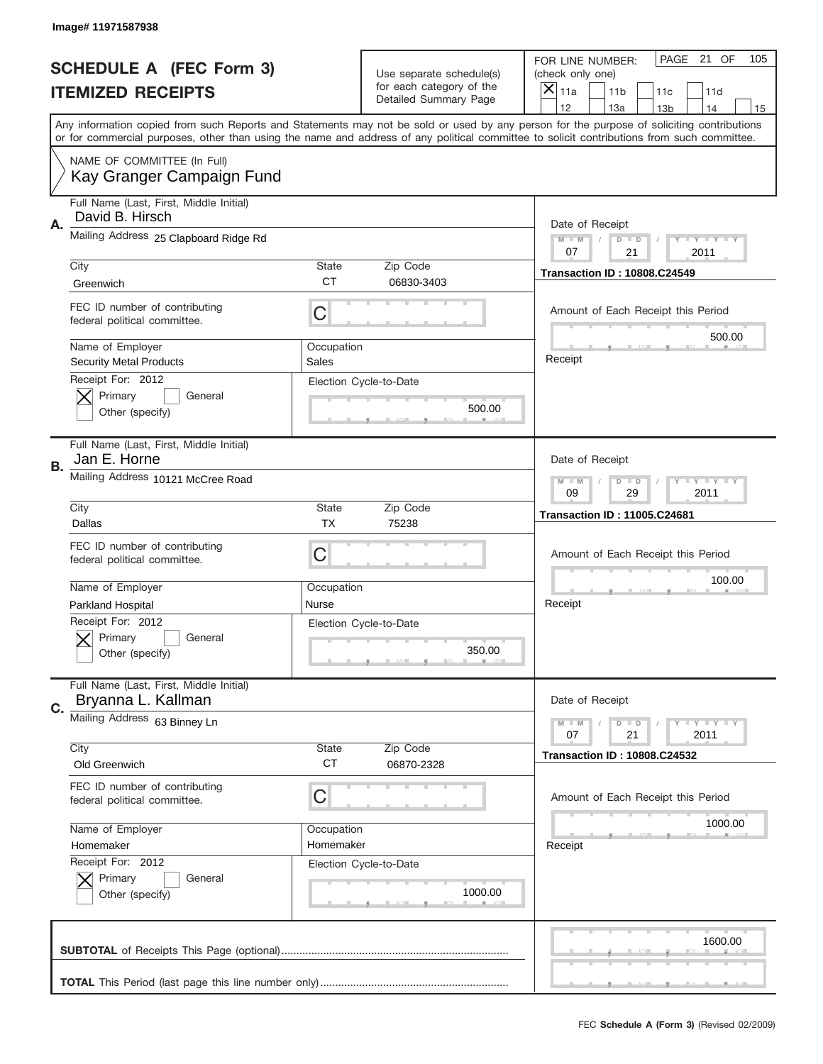Image# 11971587938

# SCHEDULE A (FEC Form 3)
## ITEMIZED RECEIPTS

Use separate schedule(s) for each category of the Detailed Summary Page

FOR LINE NUMBER: (check only one)
[X] 11a [ ] 11b [ ] 11c [ ] 11d [ ] 12 [ ] 13a [ ] 13b [ ] 14 [ ] 15

PAGE 21 OF 105

Any information copied from such Reports and Statements may not be sold or used by any person for the purpose of soliciting contributions or for commercial purposes, other than using the name and address of any political committee to solicit contributions from such committee.

NAME OF COMMITTEE (In Full)
Kay Granger Campaign Fund

**A.**
Full Name (Last, First, Middle Initial): David B. Hirsch
Mailing Address: 25 Clapboard Ridge Rd
City: Greenwich | State: CT | Zip Code: 06830-3403
FEC ID number of contributing federal political committee: C
Name of Employer: Security Metal Products
Occupation: Sales
Receipt For: 2012 — [X] Primary [ ] General [ ] Other (specify)
Election Cycle-to-Date: 500.00
Date of Receipt: 07 / 21 / 2011
Transaction ID : 10808.C24549
Amount of Each Receipt this Period: 500.00
Receipt

**B.**
Full Name (Last, First, Middle Initial): Jan E. Horne
Mailing Address: 10121 McCree Road
City: Dallas | State: TX | Zip Code: 75238
FEC ID number of contributing federal political committee: C
Name of Employer: Parkland Hospital
Occupation: Nurse
Receipt For: 2012 — [X] Primary [ ] General [ ] Other (specify)
Election Cycle-to-Date: 350.00
Date of Receipt: 09 / 29 / 2011
Transaction ID : 11005.C24681
Amount of Each Receipt this Period: 100.00
Receipt

**C.**
Full Name (Last, First, Middle Initial): Bryanna L. Kallman
Mailing Address: 63 Binney Ln
City: Old Greenwich | State: CT | Zip Code: 06870-2328
FEC ID number of contributing federal political committee: C
Name of Employer: Homemaker
Occupation: Homemaker
Receipt For: 2012 — [X] Primary [ ] General [ ] Other (specify)
Election Cycle-to-Date: 1000.00
Date of Receipt: 07 / 21 / 2011
Transaction ID : 10808.C24532
Amount of Each Receipt this Period: 1000.00
Receipt

**SUBTOTAL** of Receipts This Page (optional): 1600.00

**TOTAL** This Period (last page this line number only):

FEC Schedule A (Form 3) (Revised 02/2009)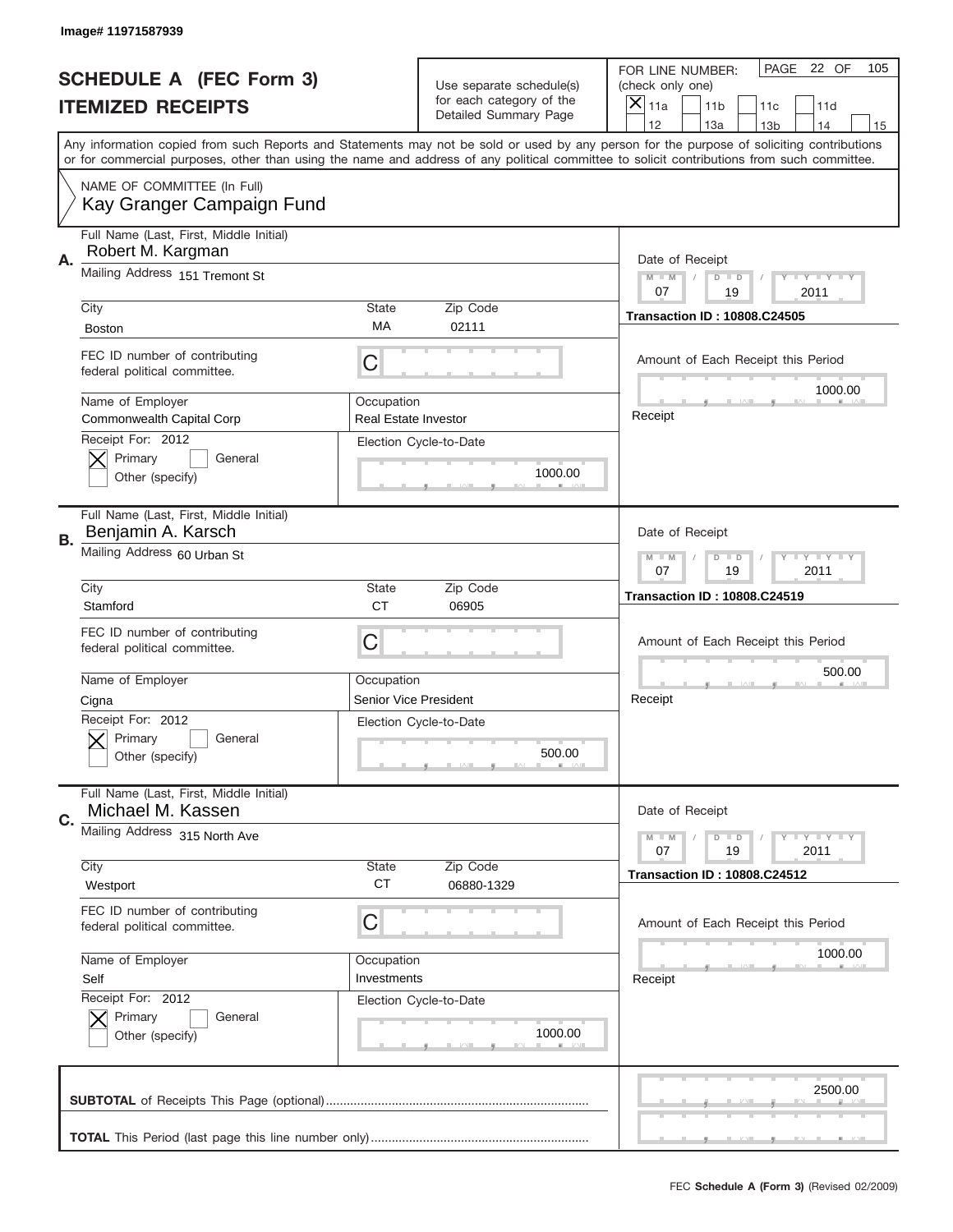Image# 11971587939

# SCHEDULE A (FEC Form 3)
## ITEMIZED RECEIPTS

Use separate schedule(s) for each category of the Detailed Summary Page

FOR LINE NUMBER: (check only one)

- [x] 11a
- [ ] 11b
- [ ] 11c
- [ ] 11d
- [ ] 12
- [ ] 13a
- [ ] 13b
- [ ] 14
- [ ] 15

PAGE 22 OF 105

Any information copied from such Reports and Statements may not be sold or used by any person for the purpose of soliciting contributions or for commercial purposes, other than using the name and address of any political committee to solicit contributions from such committee.

NAME OF COMMITTEE (In Full)
Kay Granger Campaign Fund

---

**A.** Full Name (Last, First, Middle Initial): Robert M. Kargman

Mailing Address: 151 Tremont St

City: Boston | State: MA | Zip Code: 02111

FEC ID number of contributing federal political committee: C

Name of Employer: Commonwealth Capital Corp

Occupation: Real Estate Investor

Receipt For: 2012
- [x] Primary
- [ ] General
- [ ] Other (specify)

Election Cycle-to-Date: 1000.00

Date of Receipt: 07 / 19 / 2011

Transaction ID : 10808.C24505

Amount of Each Receipt this Period: 1000.00

Receipt

---

**B.** Full Name (Last, First, Middle Initial): Benjamin A. Karsch

Mailing Address: 60 Urban St

City: Stamford | State: CT | Zip Code: 06905

FEC ID number of contributing federal political committee: C

Name of Employer: Cigna

Occupation: Senior Vice President

Receipt For: 2012
- [x] Primary
- [ ] General
- [ ] Other (specify)

Election Cycle-to-Date: 500.00

Date of Receipt: 07 / 19 / 2011

Transaction ID : 10808.C24519

Amount of Each Receipt this Period: 500.00

Receipt

---

**C.** Full Name (Last, First, Middle Initial): Michael M. Kassen

Mailing Address: 315 North Ave

City: Westport | State: CT | Zip Code: 06880-1329

FEC ID number of contributing federal political committee: C

Name of Employer: Self

Occupation: Investments

Receipt For: 2012
- [x] Primary
- [ ] General
- [ ] Other (specify)

Election Cycle-to-Date: 1000.00

Date of Receipt: 07 / 19 / 2011

Transaction ID : 10808.C24512

Amount of Each Receipt this Period: 1000.00

Receipt

---

**SUBTOTAL** of Receipts This Page (optional): 2500.00

**TOTAL** This Period (last page this line number only):

FEC **Schedule A (Form 3)** (Revised 02/2009)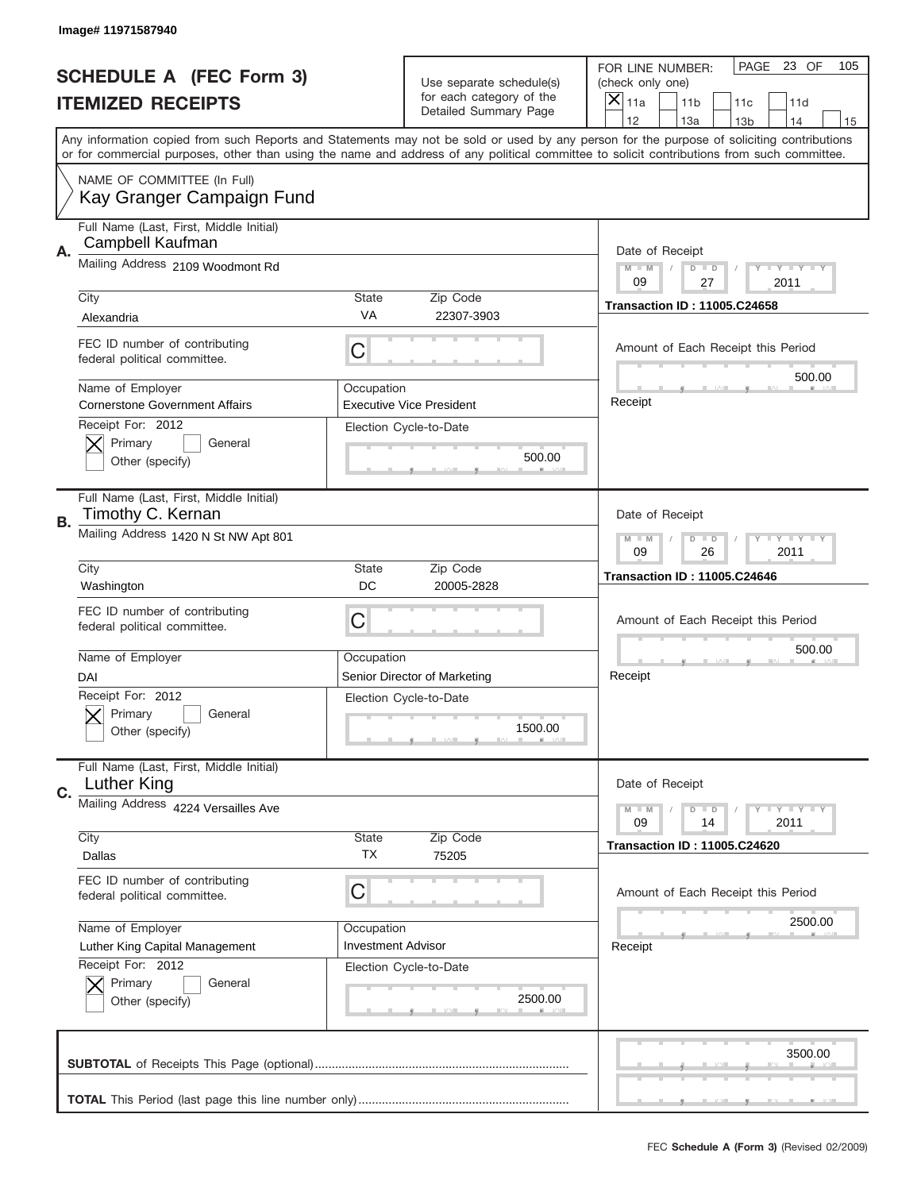Image# 11971587940

# SCHEDULE A (FEC Form 3)
## ITEMIZED RECEIPTS

Use separate schedule(s) for each category of the Detailed Summary Page

FOR LINE NUMBER: (check only one)
[X] 11a  [ ] 11b  [ ] 11c  [ ] 11d  [ ] 12  [ ] 13a  [ ] 13b  [ ] 14  [ ] 15

PAGE 23 OF 105

Any information copied from such Reports and Statements may not be sold or used by any person for the purpose of soliciting contributions or for commercial purposes, other than using the name and address of any political committee to solicit contributions from such committee.

NAME OF COMMITTEE (In Full)
Kay Granger Campaign Fund

---

**A.** Full Name (Last, First, Middle Initial): Campbell Kaufman
Mailing Address: 2109 Woodmont Rd
City: Alexandria | State: VA | Zip Code: 22307-3903
FEC ID number of contributing federal political committee: C
Name of Employer: Cornerstone Government Affairs
Occupation: Executive Vice President
Receipt For: 2012 — [X] Primary [ ] General [ ] Other (specify)
Election Cycle-to-Date: 500.00
Date of Receipt: 09 / 27 / 2011
Transaction ID : 11005.C24658
Amount of Each Receipt this Period: 500.00
Receipt

---

**B.** Full Name (Last, First, Middle Initial): Timothy C. Kernan
Mailing Address: 1420 N St NW Apt 801
City: Washington | State: DC | Zip Code: 20005-2828
FEC ID number of contributing federal political committee: C
Name of Employer: DAI
Occupation: Senior Director of Marketing
Receipt For: 2012 — [X] Primary [ ] General [ ] Other (specify)
Election Cycle-to-Date: 1500.00
Date of Receipt: 09 / 26 / 2011
Transaction ID : 11005.C24646
Amount of Each Receipt this Period: 500.00
Receipt

---

**C.** Full Name (Last, First, Middle Initial): Luther King
Mailing Address: 4224 Versailles Ave
City: Dallas | State: TX | Zip Code: 75205
FEC ID number of contributing federal political committee: C
Name of Employer: Luther King Capital Management
Occupation: Investment Advisor
Receipt For: 2012 — [X] Primary [ ] General [ ] Other (specify)
Election Cycle-to-Date: 2500.00
Date of Receipt: 09 / 14 / 2011
Transaction ID : 11005.C24620
Amount of Each Receipt this Period: 2500.00
Receipt

---

**SUBTOTAL** of Receipts This Page (optional): 3500.00

**TOTAL** This Period (last page this line number only):

FEC **Schedule A (Form 3)** (Revised 02/2009)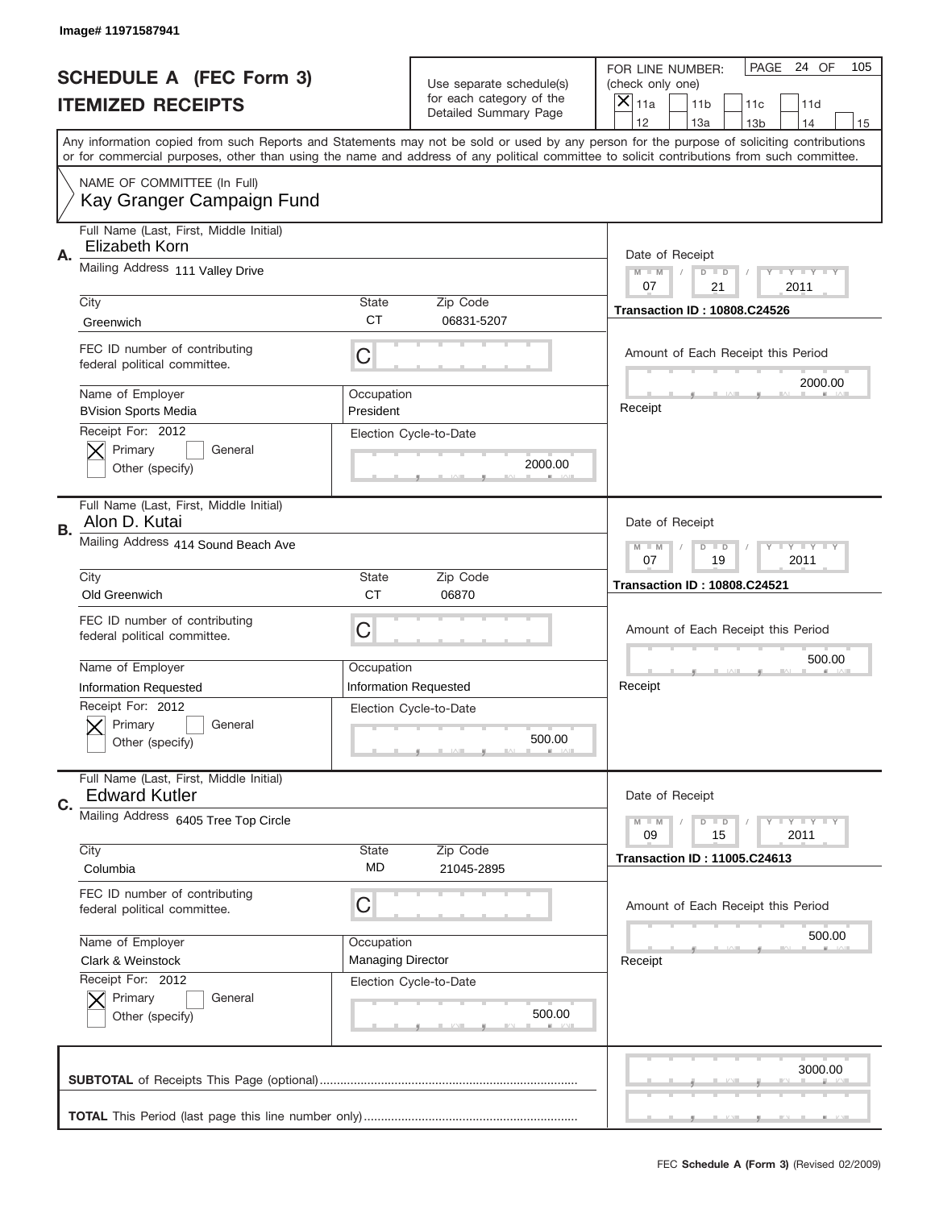Image# 11971587941

# SCHEDULE A (FEC Form 3)
## ITEMIZED RECEIPTS

Use separate schedule(s) for each category of the Detailed Summary Page

FOR LINE NUMBER: (check only one)
[X] 11a [ ] 11b [ ] 11c [ ] 11d [ ] 12 [ ] 13a [ ] 13b [ ] 14 [ ] 15

PAGE 24 OF 105

Any information copied from such Reports and Statements may not be sold or used by any person for the purpose of soliciting contributions or for commercial purposes, other than using the name and address of any political committee to solicit contributions from such committee.

NAME OF COMMITTEE (In Full)
Kay Granger Campaign Fund

---

**A.** Full Name (Last, First, Middle Initial): Elizabeth Korn

Mailing Address: 111 Valley Drive

City: Greenwich | State: CT | Zip Code: 06831-5207

FEC ID number of contributing federal political committee: C

Name of Employer: BVision Sports Media | Occupation: President

Receipt For: 2012 — [X] Primary [ ] General [ ] Other (specify)

Election Cycle-to-Date: 2000.00

Date of Receipt: 07 / 21 / 2011

Transaction ID : 10808.C24526

Amount of Each Receipt this Period: 2000.00

Receipt

---

**B.** Full Name (Last, First, Middle Initial): Alon D. Kutai

Mailing Address: 414 Sound Beach Ave

City: Old Greenwich | State: CT | Zip Code: 06870

FEC ID number of contributing federal political committee: C

Name of Employer: Information Requested | Occupation: Information Requested

Receipt For: 2012 — [X] Primary [ ] General [ ] Other (specify)

Election Cycle-to-Date: 500.00

Date of Receipt: 07 / 19 / 2011

Transaction ID : 10808.C24521

Amount of Each Receipt this Period: 500.00

Receipt

---

**C.** Full Name (Last, First, Middle Initial): Edward Kutler

Mailing Address: 6405 Tree Top Circle

City: Columbia | State: MD | Zip Code: 21045-2895

FEC ID number of contributing federal political committee: C

Name of Employer: Clark & Weinstock | Occupation: Managing Director

Receipt For: 2012 — [X] Primary [ ] General [ ] Other (specify)

Election Cycle-to-Date: 500.00

Date of Receipt: 09 / 15 / 2011

Transaction ID : 11005.C24613

Amount of Each Receipt this Period: 500.00

Receipt

---

**SUBTOTAL** of Receipts This Page (optional): 3000.00

**TOTAL** This Period (last page this line number only):

FEC **Schedule A (Form 3)** (Revised 02/2009)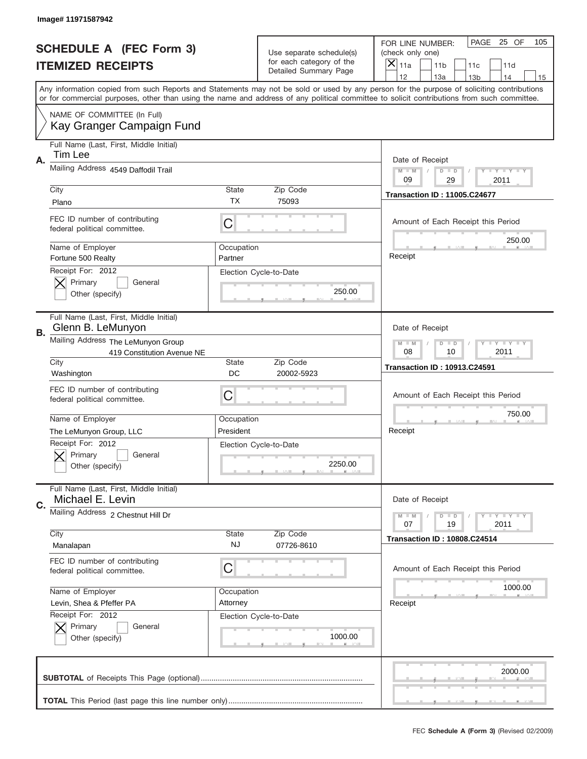Image# 11971587942

# SCHEDULE A (FEC Form 3)
## ITEMIZED RECEIPTS

Use separate schedule(s) for each category of the Detailed Summary Page

FOR LINE NUMBER: (check only one)
[X] 11a [ ] 11b [ ] 11c [ ] 11d [ ] 12 [ ] 13a [ ] 13b [ ] 14 [ ] 15

PAGE 25 OF 105

Any information copied from such Reports and Statements may not be sold or used by any person for the purpose of soliciting contributions or for commercial purposes, other than using the name and address of any political committee to solicit contributions from such committee.

NAME OF COMMITTEE (In Full)
Kay Granger Campaign Fund

---

**A.** Full Name (Last, First, Middle Initial): Tim Lee

Mailing Address: 4549 Daffodil Trail

City: Plano | State: TX | Zip Code: 75093

FEC ID number of contributing federal political committee: C

Name of Employer: Fortune 500 Realty | Occupation: Partner

Receipt For: 2012 — [X] Primary [ ] General [ ] Other (specify)

Election Cycle-to-Date: 250.00

Date of Receipt: 09 / 29 / 2011

Transaction ID : 11005.C24677

Amount of Each Receipt this Period: 250.00

Receipt

---

**B.** Full Name (Last, First, Middle Initial): Glenn B. LeMunyon

Mailing Address: The LeMunyon Group, 419 Constitution Avenue NE

City: Washington | State: DC | Zip Code: 20002-5923

FEC ID number of contributing federal political committee: C

Name of Employer: The LeMunyon Group, LLC | Occupation: President

Receipt For: 2012 — [X] Primary [ ] General [ ] Other (specify)

Election Cycle-to-Date: 2250.00

Date of Receipt: 08 / 10 / 2011

Transaction ID : 10913.C24591

Amount of Each Receipt this Period: 750.00

Receipt

---

**C.** Full Name (Last, First, Middle Initial): Michael E. Levin

Mailing Address: 2 Chestnut Hill Dr

City: Manalapan | State: NJ | Zip Code: 07726-8610

FEC ID number of contributing federal political committee: C

Name of Employer: Levin, Shea & Pfeffer PA | Occupation: Attorney

Receipt For: 2012 — [X] Primary [ ] General [ ] Other (specify)

Election Cycle-to-Date: 1000.00

Date of Receipt: 07 / 19 / 2011

Transaction ID : 10808.C24514

Amount of Each Receipt this Period: 1000.00

Receipt

---

**SUBTOTAL** of Receipts This Page (optional): 2000.00

**TOTAL** This Period (last page this line number only):

FEC **Schedule A (Form 3)** (Revised 02/2009)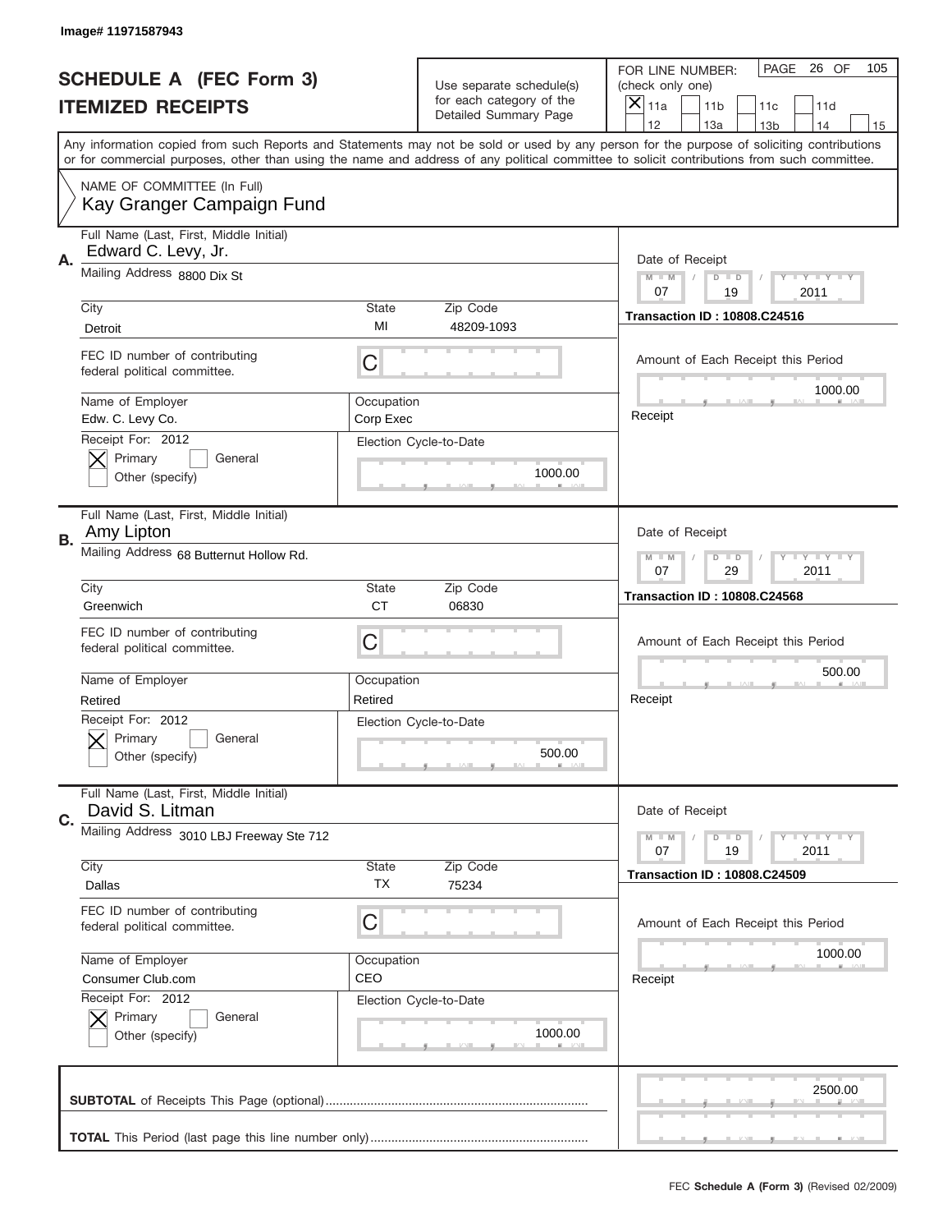Image# 11971587943

# SCHEDULE A (FEC Form 3)
## ITEMIZED RECEIPTS

Use separate schedule(s) for each category of the Detailed Summary Page

FOR LINE NUMBER: (check only one)

[X] 11a [ ] 11b [ ] 11c [ ] 11d [ ] 12 [ ] 13a [ ] 13b [ ] 14 [ ] 15

PAGE 26 OF 105

Any information copied from such Reports and Statements may not be sold or used by any person for the purpose of soliciting contributions or for commercial purposes, other than using the name and address of any political committee to solicit contributions from such committee.

NAME OF COMMITTEE (In Full)
Kay Granger Campaign Fund

---

**A.** Full Name (Last, First, Middle Initial): Edward C. Levy, Jr.

Mailing Address: 8800 Dix St

City: Detroit | State: MI | Zip Code: 48209-1093

FEC ID number of contributing federal political committee: C

Name of Employer: Edw. C. Levy Co.

Occupation: Corp Exec

Receipt For: 2012 — [X] Primary [ ] General [ ] Other (specify)

Election Cycle-to-Date: 1000.00

Date of Receipt: 07 / 19 / 2011

Transaction ID : 10808.C24516

Amount of Each Receipt this Period: 1000.00

Receipt

---

**B.** Full Name (Last, First, Middle Initial): Amy Lipton

Mailing Address: 68 Butternut Hollow Rd.

City: Greenwich | State: CT | Zip Code: 06830

FEC ID number of contributing federal political committee: C

Name of Employer: Retired

Occupation: Retired

Receipt For: 2012 — [X] Primary [ ] General [ ] Other (specify)

Election Cycle-to-Date: 500.00

Date of Receipt: 07 / 29 / 2011

Transaction ID : 10808.C24568

Amount of Each Receipt this Period: 500.00

Receipt

---

**C.** Full Name (Last, First, Middle Initial): David S. Litman

Mailing Address: 3010 LBJ Freeway Ste 712

City: Dallas | State: TX | Zip Code: 75234

FEC ID number of contributing federal political committee: C

Name of Employer: Consumer Club.com

Occupation: CEO

Receipt For: 2012 — [X] Primary [ ] General [ ] Other (specify)

Election Cycle-to-Date: 1000.00

Date of Receipt: 07 / 19 / 2011

Transaction ID : 10808.C24509

Amount of Each Receipt this Period: 1000.00

Receipt

---

**SUBTOTAL** of Receipts This Page (optional): 2500.00

**TOTAL** This Period (last page this line number only):

FEC **Schedule A (Form 3)** (Revised 02/2009)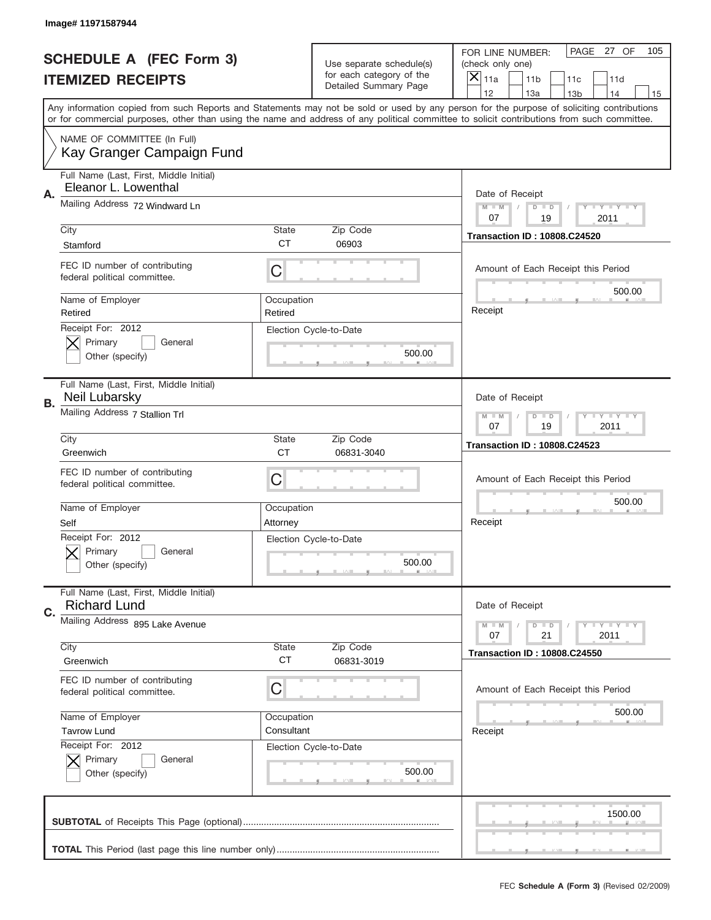Image# 11971587944

# SCHEDULE A (FEC Form 3)
# ITEMIZED RECEIPTS

Use separate schedule(s) for each category of the Detailed Summary Page

FOR LINE NUMBER: (check only one)

[X] 11a [ ] 11b [ ] 11c [ ] 11d [ ] 12 [ ] 13a [ ] 13b [ ] 14 [ ] 15

PAGE 27 OF 105

Any information copied from such Reports and Statements may not be sold or used by any person for the purpose of soliciting contributions or for commercial purposes, other than using the name and address of any political committee to solicit contributions from such committee.

NAME OF COMMITTEE (In Full)
Kay Granger Campaign Fund

---

**A.**

Full Name (Last, First, Middle Initial): Eleanor L. Lowenthal

Mailing Address: 72 Windward Ln

City: Stamford | State: CT | Zip Code: 06903

FEC ID number of contributing federal political committee: C

Name of Employer: Retired | Occupation: Retired

Receipt For: 2012 — [X] Primary [ ] General [ ] Other (specify)

Election Cycle-to-Date: 500.00

Date of Receipt: 07 / 19 / 2011

Transaction ID : 10808.C24520

Amount of Each Receipt this Period: 500.00

Receipt

---

**B.**

Full Name (Last, First, Middle Initial): Neil Lubarsky

Mailing Address: 7 Stallion Trl

City: Greenwich | State: CT | Zip Code: 06831-3040

FEC ID number of contributing federal political committee: C

Name of Employer: Self | Occupation: Attorney

Receipt For: 2012 — [X] Primary [ ] General [ ] Other (specify)

Election Cycle-to-Date: 500.00

Date of Receipt: 07 / 19 / 2011

Transaction ID : 10808.C24523

Amount of Each Receipt this Period: 500.00

Receipt

---

**C.**

Full Name (Last, First, Middle Initial): Richard Lund

Mailing Address: 895 Lake Avenue

City: Greenwich | State: CT | Zip Code: 06831-3019

FEC ID number of contributing federal political committee: C

Name of Employer: Tavrow Lund | Occupation: Consultant

Receipt For: 2012 — [X] Primary [ ] General [ ] Other (specify)

Election Cycle-to-Date: 500.00

Date of Receipt: 07 / 21 / 2011

Transaction ID : 10808.C24550

Amount of Each Receipt this Period: 500.00

Receipt

---

**SUBTOTAL** of Receipts This Page (optional): 1500.00

**TOTAL** This Period (last page this line number only):

FEC **Schedule A (Form 3)** (Revised 02/2009)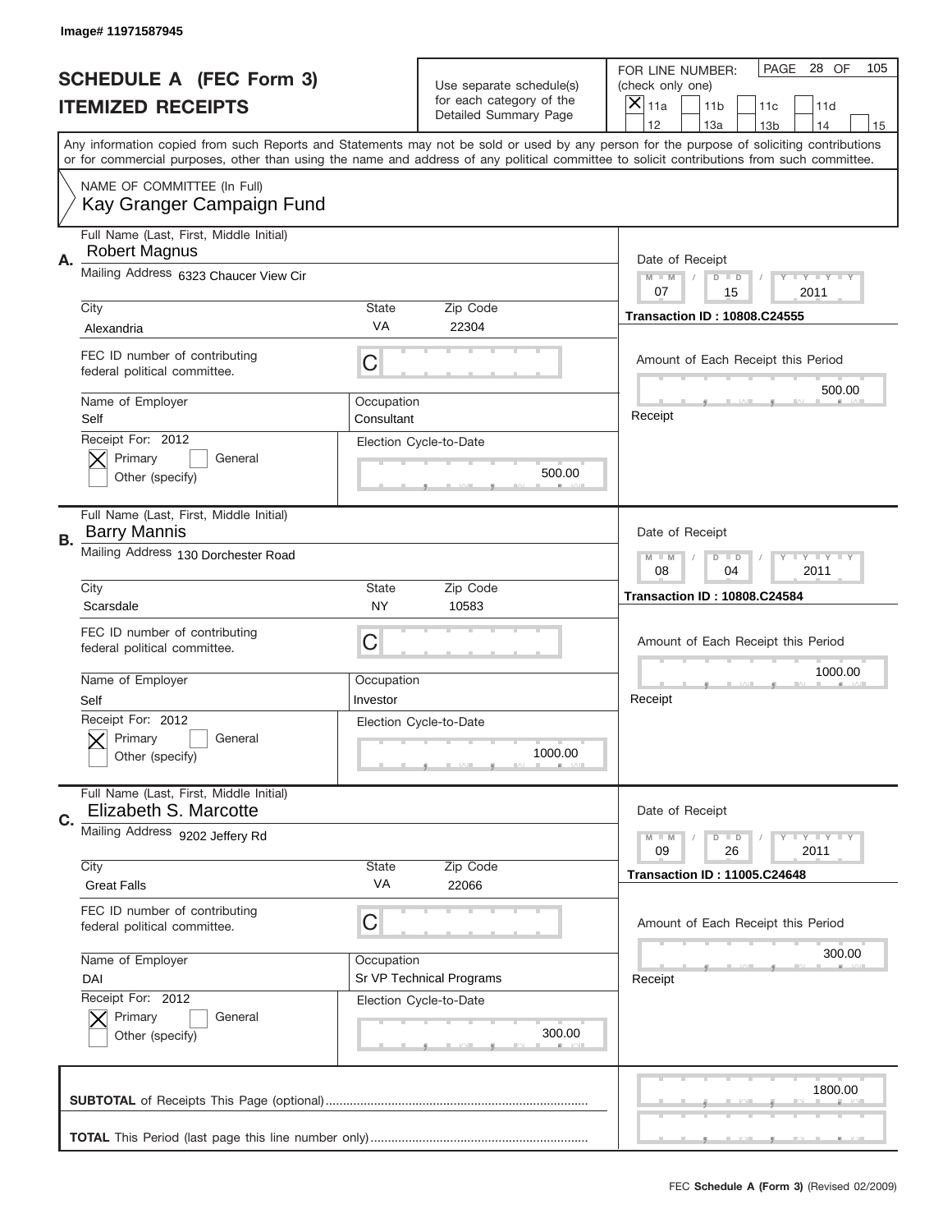Image# 11971587945

# SCHEDULE A (FEC Form 3)
## ITEMIZED RECEIPTS

Use separate schedule(s) for each category of the Detailed Summary Page

FOR LINE NUMBER: (check only one)
[X] 11a [ ] 11b [ ] 11c [ ] 11d [ ] 12 [ ] 13a [ ] 13b [ ] 14 [ ] 15

PAGE 28 OF 105

Any information copied from such Reports and Statements may not be sold or used by any person for the purpose of soliciting contributions or for commercial purposes, other than using the name and address of any political committee to solicit contributions from such committee.

NAME OF COMMITTEE (In Full)
Kay Granger Campaign Fund

---

**A.** Full Name (Last, First, Middle Initial): Robert Magnus

Mailing Address: 6323 Chaucer View Cir

City: Alexandria | State: VA | Zip Code: 22304

FEC ID number of contributing federal political committee: C

Name of Employer: Self | Occupation: Consultant

Receipt For: 2012 — [X] Primary [ ] General [ ] Other (specify)

Election Cycle-to-Date: 500.00

Date of Receipt: 07 / 15 / 2011

Transaction ID : 10808.C24555

Amount of Each Receipt this Period: 500.00

Receipt

---

**B.** Full Name (Last, First, Middle Initial): Barry Mannis

Mailing Address: 130 Dorchester Road

City: Scarsdale | State: NY | Zip Code: 10583

FEC ID number of contributing federal political committee: C

Name of Employer: Self | Occupation: Investor

Receipt For: 2012 — [X] Primary [ ] General [ ] Other (specify)

Election Cycle-to-Date: 1000.00

Date of Receipt: 08 / 04 / 2011

Transaction ID : 10808.C24584

Amount of Each Receipt this Period: 1000.00

Receipt

---

**C.** Full Name (Last, First, Middle Initial): Elizabeth S. Marcotte

Mailing Address: 9202 Jeffery Rd

City: Great Falls | State: VA | Zip Code: 22066

FEC ID number of contributing federal political committee: C

Name of Employer: DAI | Occupation: Sr VP Technical Programs

Receipt For: 2012 — [X] Primary [ ] General [ ] Other (specify)

Election Cycle-to-Date: 300.00

Date of Receipt: 09 / 26 / 2011

Transaction ID : 11005.C24648

Amount of Each Receipt this Period: 300.00

Receipt

---

**SUBTOTAL** of Receipts This Page (optional): 1800.00

**TOTAL** This Period (last page this line number only):

FEC **Schedule A (Form 3)** (Revised 02/2009)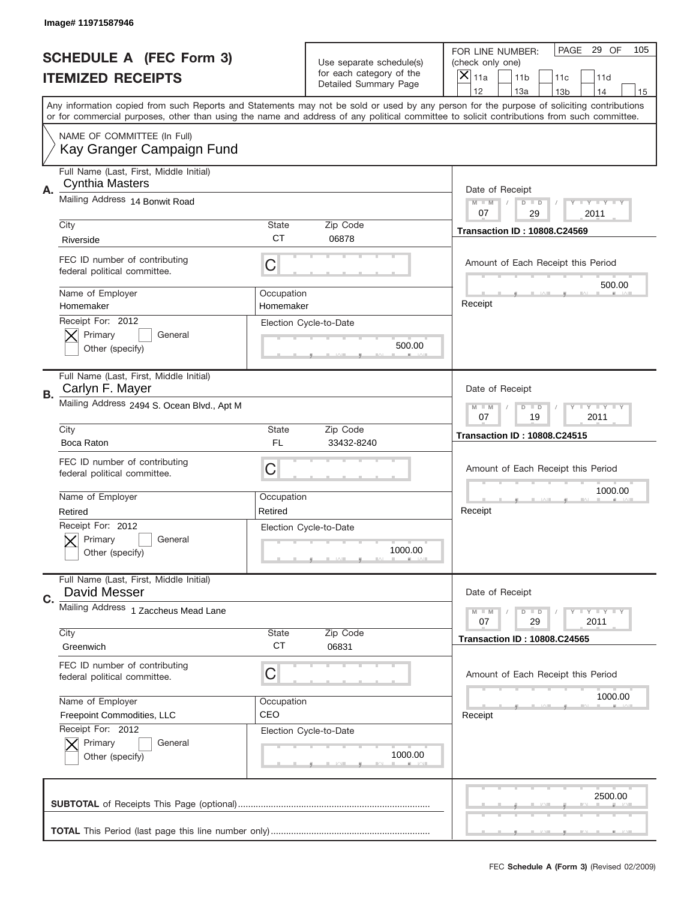Image# 11971587946

# SCHEDULE A (FEC Form 3)
## ITEMIZED RECEIPTS

Use separate schedule(s) for each category of the Detailed Summary Page

FOR LINE NUMBER: (check only one)
[X] 11a [ ] 11b [ ] 11c [ ] 11d [ ] 12 [ ] 13a [ ] 13b [ ] 14 [ ] 15

PAGE 29 OF 105

Any information copied from such Reports and Statements may not be sold or used by any person for the purpose of soliciting contributions or for commercial purposes, other than using the name and address of any political committee to solicit contributions from such committee.

NAME OF COMMITTEE (In Full)
Kay Granger Campaign Fund

---

**A.** Full Name (Last, First, Middle Initial): Cynthia Masters
Mailing Address: 14 Bonwit Road
City: Riverside | State: CT | Zip Code: 06878
FEC ID number of contributing federal political committee: C
Name of Employer: Homemaker
Occupation: Homemaker
Receipt For: 2012 [X] Primary [ ] General [ ] Other (specify)
Election Cycle-to-Date: 500.00
Date of Receipt: 07 / 29 / 2011
Transaction ID : 10808.C24569
Amount of Each Receipt this Period: 500.00
Receipt

---

**B.** Full Name (Last, First, Middle Initial): Carlyn F. Mayer
Mailing Address: 2494 S. Ocean Blvd., Apt M
City: Boca Raton | State: FL | Zip Code: 33432-8240
FEC ID number of contributing federal political committee: C
Name of Employer: Retired
Occupation: Retired
Receipt For: 2012 [X] Primary [ ] General [ ] Other (specify)
Election Cycle-to-Date: 1000.00
Date of Receipt: 07 / 19 / 2011
Transaction ID : 10808.C24515
Amount of Each Receipt this Period: 1000.00
Receipt

---

**C.** Full Name (Last, First, Middle Initial): David Messer
Mailing Address: 1 Zaccheus Mead Lane
City: Greenwich | State: CT | Zip Code: 06831
FEC ID number of contributing federal political committee: C
Name of Employer: Freepoint Commodities, LLC
Occupation: CEO
Receipt For: 2012 [X] Primary [ ] General [ ] Other (specify)
Election Cycle-to-Date: 1000.00
Date of Receipt: 07 / 29 / 2011
Transaction ID : 10808.C24565
Amount of Each Receipt this Period: 1000.00
Receipt

---

**SUBTOTAL** of Receipts This Page (optional): 2500.00

**TOTAL** This Period (last page this line number only):

FEC **Schedule A (Form 3)** (Revised 02/2009)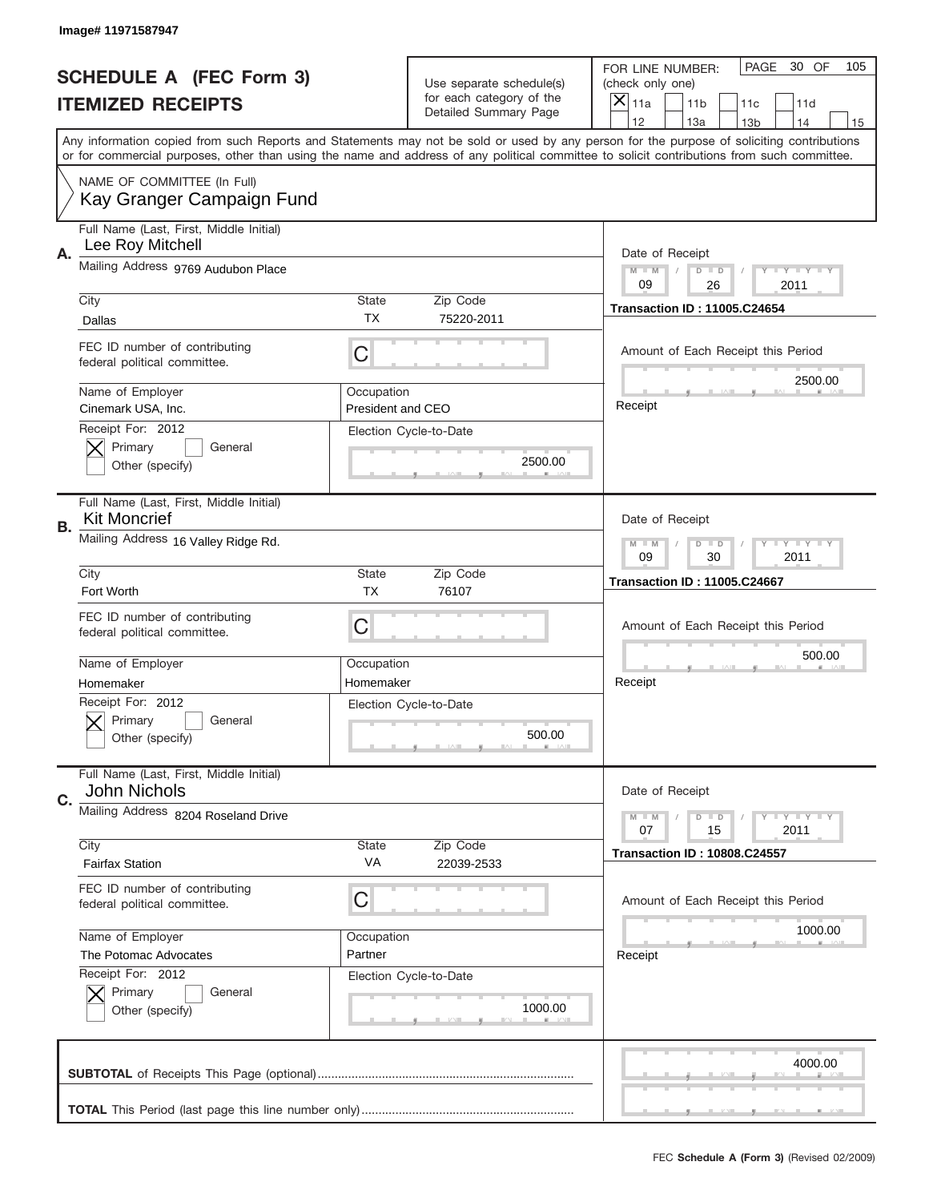Image# 11971587947

# SCHEDULE A (FEC Form 3)
## ITEMIZED RECEIPTS

Use separate schedule(s) for each category of the Detailed Summary Page

FOR LINE NUMBER: (check only one)

- [X] 11a
- [ ] 11b
- [ ] 11c
- [ ] 11d
- [ ] 12
- [ ] 13a
- [ ] 13b
- [ ] 14
- [ ] 15

PAGE 30 OF 105

Any information copied from such Reports and Statements may not be sold or used by any person for the purpose of soliciting contributions or for commercial purposes, other than using the name and address of any political committee to solicit contributions from such committee.

NAME OF COMMITTEE (In Full)
Kay Granger Campaign Fund

---

**A.** Full Name (Last, First, Middle Initial): Lee Roy Mitchell

Mailing Address: 9769 Audubon Place

City: Dallas | State: TX | Zip Code: 75220-2011

FEC ID number of contributing federal political committee: C

Name of Employer: Cinemark USA, Inc.

Occupation: President and CEO

Receipt For: 2012 — [X] Primary [ ] General [ ] Other (specify)

Election Cycle-to-Date: 2500.00

Date of Receipt: 09 / 26 / 2011

Transaction ID : 11005.C24654

Amount of Each Receipt this Period: 2500.00

---

**B.** Full Name (Last, First, Middle Initial): Kit Moncrief

Mailing Address: 16 Valley Ridge Rd.

City: Fort Worth | State: TX | Zip Code: 76107

FEC ID number of contributing federal political committee: C

Name of Employer: Homemaker

Occupation: Homemaker

Receipt For: 2012 — [X] Primary [ ] General [ ] Other (specify)

Election Cycle-to-Date: 500.00

Date of Receipt: 09 / 30 / 2011

Transaction ID : 11005.C24667

Amount of Each Receipt this Period: 500.00

---

**C.** Full Name (Last, First, Middle Initial): John Nichols

Mailing Address: 8204 Roseland Drive

City: Fairfax Station | State: VA | Zip Code: 22039-2533

FEC ID number of contributing federal political committee: C

Name of Employer: The Potomac Advocates

Occupation: Partner

Receipt For: 2012 — [X] Primary [ ] General [ ] Other (specify)

Election Cycle-to-Date: 1000.00

Date of Receipt: 07 / 15 / 2011

Transaction ID : 10808.C24557

Amount of Each Receipt this Period: 1000.00

---

**SUBTOTAL** of Receipts This Page (optional): 4000.00

**TOTAL** This Period (last page this line number only):

FEC **Schedule A (Form 3)** (Revised 02/2009)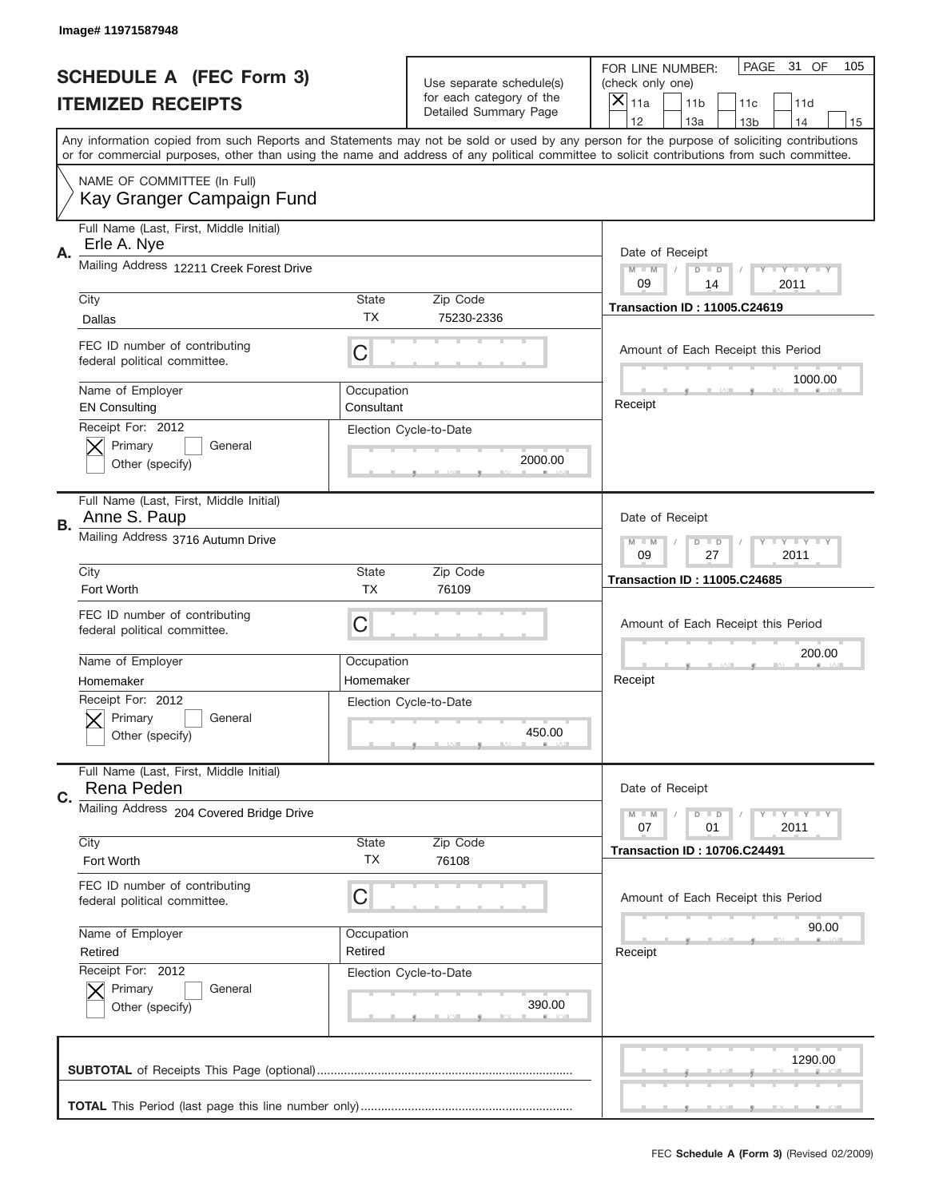Image# 11971587948

# SCHEDULE A (FEC Form 3)
## ITEMIZED RECEIPTS

Use separate schedule(s) for each category of the Detailed Summary Page

FOR LINE NUMBER: (check only one)
[X] 11a [ ] 11b [ ] 11c [ ] 11d [ ] 12 [ ] 13a [ ] 13b [ ] 14 [ ] 15

PAGE 31 OF 105

Any information copied from such Reports and Statements may not be sold or used by any person for the purpose of soliciting contributions or for commercial purposes, other than using the name and address of any political committee to solicit contributions from such committee.

NAME OF COMMITTEE (In Full)
Kay Granger Campaign Fund

---

**A.** Full Name (Last, First, Middle Initial): Erle A. Nye

Mailing Address: 12211 Creek Forest Drive

City: Dallas | State: TX | Zip Code: 75230-2336

FEC ID number of contributing federal political committee: C

Name of Employer: EN Consulting | Occupation: Consultant

Receipt For: 2012 [X] Primary [ ] General [ ] Other (specify)

Election Cycle-to-Date: 2000.00

Date of Receipt: 09 / 14 / 2011

Transaction ID : 11005.C24619

Amount of Each Receipt this Period: 1000.00

---

**B.** Full Name (Last, First, Middle Initial): Anne S. Paup

Mailing Address: 3716 Autumn Drive

City: Fort Worth | State: TX | Zip Code: 76109

FEC ID number of contributing federal political committee: C

Name of Employer: Homemaker | Occupation: Homemaker

Receipt For: 2012 [X] Primary [ ] General [ ] Other (specify)

Election Cycle-to-Date: 450.00

Date of Receipt: 09 / 27 / 2011

Transaction ID : 11005.C24685

Amount of Each Receipt this Period: 200.00

---

**C.** Full Name (Last, First, Middle Initial): Rena Peden

Mailing Address: 204 Covered Bridge Drive

City: Fort Worth | State: TX | Zip Code: 76108

FEC ID number of contributing federal political committee: C

Name of Employer: Retired | Occupation: Retired

Receipt For: 2012 [X] Primary [ ] General [ ] Other (specify)

Election Cycle-to-Date: 390.00

Date of Receipt: 07 / 01 / 2011

Transaction ID : 10706.C24491

Amount of Each Receipt this Period: 90.00

---

**SUBTOTAL** of Receipts This Page (optional): 1290.00

**TOTAL** This Period (last page this line number only):

FEC **Schedule A (Form 3)** (Revised 02/2009)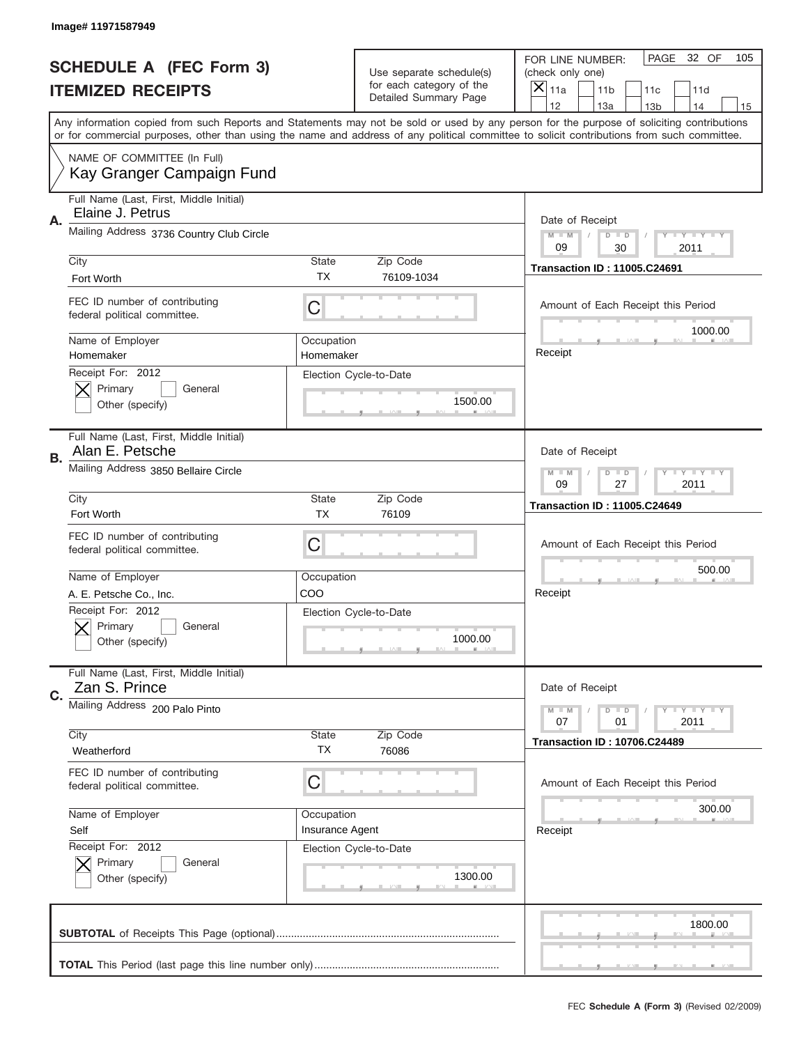Image# 11971587949

# SCHEDULE A (FEC Form 3)
## ITEMIZED RECEIPTS

Use separate schedule(s) for each category of the Detailed Summary Page

FOR LINE NUMBER: (check only one)
[X] 11a [ ] 11b [ ] 11c [ ] 11d [ ] 12 [ ] 13a [ ] 13b [ ] 14 [ ] 15

PAGE 32 OF 105

Any information copied from such Reports and Statements may not be sold or used by any person for the purpose of soliciting contributions or for commercial purposes, other than using the name and address of any political committee to solicit contributions from such committee.

NAME OF COMMITTEE (In Full)
Kay Granger Campaign Fund

---

**A.** Full Name (Last, First, Middle Initial): Elaine J. Petrus
Mailing Address: 3736 Country Club Circle
City: Fort Worth | State: TX | Zip Code: 76109-1034
FEC ID number of contributing federal political committee: C
Name of Employer: Homemaker | Occupation: Homemaker
Receipt For: 2012 [X] Primary [ ] General [ ] Other (specify)
Election Cycle-to-Date: 1500.00
Date of Receipt: 09 / 30 / 2011
Transaction ID : 11005.C24691
Amount of Each Receipt this Period: 1000.00
Receipt

---

**B.** Full Name (Last, First, Middle Initial): Alan E. Petsche
Mailing Address: 3850 Bellaire Circle
City: Fort Worth | State: TX | Zip Code: 76109
FEC ID number of contributing federal political committee: C
Name of Employer: A. E. Petsche Co., Inc. | Occupation: COO
Receipt For: 2012 [X] Primary [ ] General [ ] Other (specify)
Election Cycle-to-Date: 1000.00
Date of Receipt: 09 / 27 / 2011
Transaction ID : 11005.C24649
Amount of Each Receipt this Period: 500.00
Receipt

---

**C.** Full Name (Last, First, Middle Initial): Zan S. Prince
Mailing Address: 200 Palo Pinto
City: Weatherford | State: TX | Zip Code: 76086
FEC ID number of contributing federal political committee: C
Name of Employer: Self | Occupation: Insurance Agent
Receipt For: 2012 [X] Primary [ ] General [ ] Other (specify)
Election Cycle-to-Date: 1300.00
Date of Receipt: 07 / 01 / 2011
Transaction ID : 10706.C24489
Amount of Each Receipt this Period: 300.00
Receipt

---

**SUBTOTAL** of Receipts This Page (optional): 1800.00

**TOTAL** This Period (last page this line number only):

FEC **Schedule A (Form 3)** (Revised 02/2009)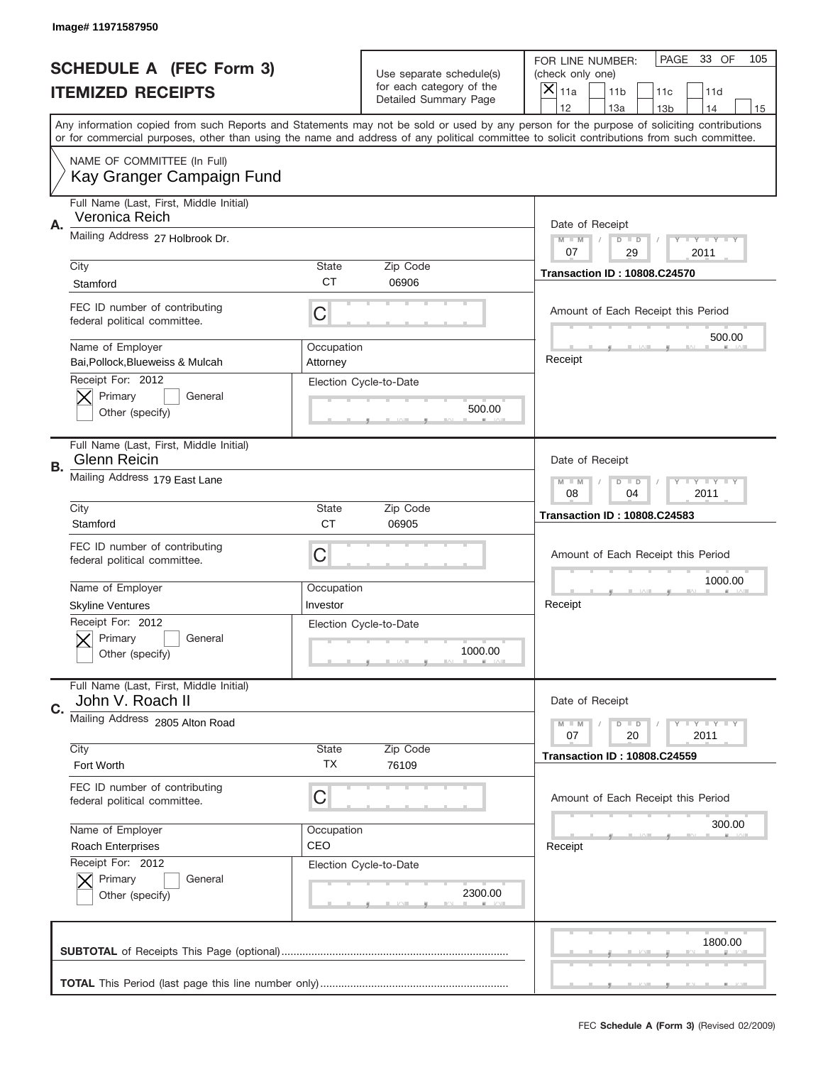Image# 11971587950

# SCHEDULE A (FEC Form 3)
## ITEMIZED RECEIPTS

Use separate schedule(s) for each category of the Detailed Summary Page

FOR LINE NUMBER: (check only one)

[X] 11a [ ] 11b [ ] 11c [ ] 11d [ ] 12 [ ] 13a [ ] 13b [ ] 14 [ ] 15

PAGE 33 OF 105

Any information copied from such Reports and Statements may not be sold or used by any person for the purpose of soliciting contributions or for commercial purposes, other than using the name and address of any political committee to solicit contributions from such committee.

NAME OF COMMITTEE (In Full)
Kay Granger Campaign Fund

---

**A.**

Full Name (Last, First, Middle Initial): Veronica Reich

Mailing Address: 27 Holbrook Dr.

City: Stamford | State: CT | Zip Code: 06906

FEC ID number of contributing federal political committee: C

Name of Employer: Bai,Pollock,Blueweiss & Mulcah

Occupation: Attorney

Receipt For: 2012 — [X] Primary [ ] General [ ] Other (specify)

Election Cycle-to-Date: 500.00

Date of Receipt: 07 / 29 / 2011

Transaction ID : 10808.C24570

Amount of Each Receipt this Period: 500.00

Receipt

---

**B.**

Full Name (Last, First, Middle Initial): Glenn Reicin

Mailing Address: 179 East Lane

City: Stamford | State: CT | Zip Code: 06905

FEC ID number of contributing federal political committee: C

Name of Employer: Skyline Ventures

Occupation: Investor

Receipt For: 2012 — [X] Primary [ ] General [ ] Other (specify)

Election Cycle-to-Date: 1000.00

Date of Receipt: 08 / 04 / 2011

Transaction ID : 10808.C24583

Amount of Each Receipt this Period: 1000.00

Receipt

---

**C.**

Full Name (Last, First, Middle Initial): John V. Roach II

Mailing Address: 2805 Alton Road

City: Fort Worth | State: TX | Zip Code: 76109

FEC ID number of contributing federal political committee: C

Name of Employer: Roach Enterprises

Occupation: CEO

Receipt For: 2012 — [X] Primary [ ] General [ ] Other (specify)

Election Cycle-to-Date: 2300.00

Date of Receipt: 07 / 20 / 2011

Transaction ID : 10808.C24559

Amount of Each Receipt this Period: 300.00

Receipt

---

**SUBTOTAL** of Receipts This Page (optional): 1800.00

**TOTAL** This Period (last page this line number only):

FEC **Schedule A (Form 3)** (Revised 02/2009)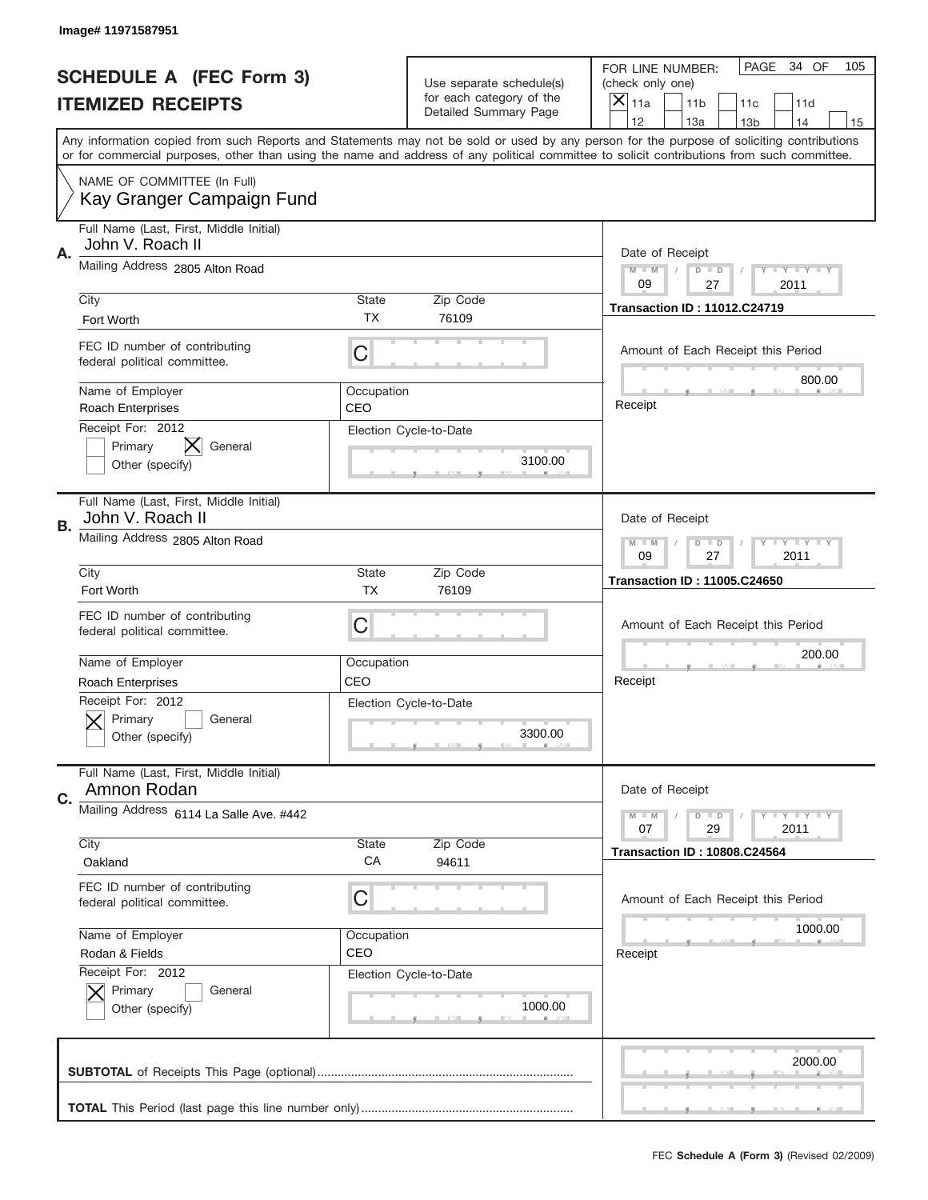Image# 11971587951

# SCHEDULE A (FEC Form 3)
## ITEMIZED RECEIPTS

Use separate schedule(s) for each category of the Detailed Summary Page

FOR LINE NUMBER: (check only one)
[X] 11a [ ] 11b [ ] 11c [ ] 11d [ ] 12 [ ] 13a [ ] 13b [ ] 14 [ ] 15

PAGE 34 OF 105

Any information copied from such Reports and Statements may not be sold or used by any person for the purpose of soliciting contributions or for commercial purposes, other than using the name and address of any political committee to solicit contributions from such committee.

NAME OF COMMITTEE (In Full)
Kay Granger Campaign Fund

---

**A.**
Full Name (Last, First, Middle Initial): John V. Roach II
Mailing Address: 2805 Alton Road
City: Fort Worth | State: TX | Zip Code: 76109
FEC ID number of contributing federal political committee: C
Name of Employer: Roach Enterprises
Occupation: CEO
Receipt For: 2012 — [ ] Primary [X] General [ ] Other (specify)
Election Cycle-to-Date: 3100.00
Date of Receipt: 09 / 27 / 2011
Transaction ID : 11012.C24719
Amount of Each Receipt this Period: 800.00
Receipt

---

**B.**
Full Name (Last, First, Middle Initial): John V. Roach II
Mailing Address: 2805 Alton Road
City: Fort Worth | State: TX | Zip Code: 76109
FEC ID number of contributing federal political committee: C
Name of Employer: Roach Enterprises
Occupation: CEO
Receipt For: 2012 — [X] Primary [ ] General [ ] Other (specify)
Election Cycle-to-Date: 3300.00
Date of Receipt: 09 / 27 / 2011
Transaction ID : 11005.C24650
Amount of Each Receipt this Period: 200.00
Receipt

---

**C.**
Full Name (Last, First, Middle Initial): Amnon Rodan
Mailing Address: 6114 La Salle Ave. #442
City: Oakland | State: CA | Zip Code: 94611
FEC ID number of contributing federal political committee: C
Name of Employer: Rodan & Fields
Occupation: CEO
Receipt For: 2012 — [X] Primary [ ] General [ ] Other (specify)
Election Cycle-to-Date: 1000.00
Date of Receipt: 07 / 29 / 2011
Transaction ID : 10808.C24564
Amount of Each Receipt this Period: 1000.00
Receipt

---

**SUBTOTAL** of Receipts This Page (optional): 2000.00

**TOTAL** This Period (last page this line number only):

FEC Schedule A (Form 3) (Revised 02/2009)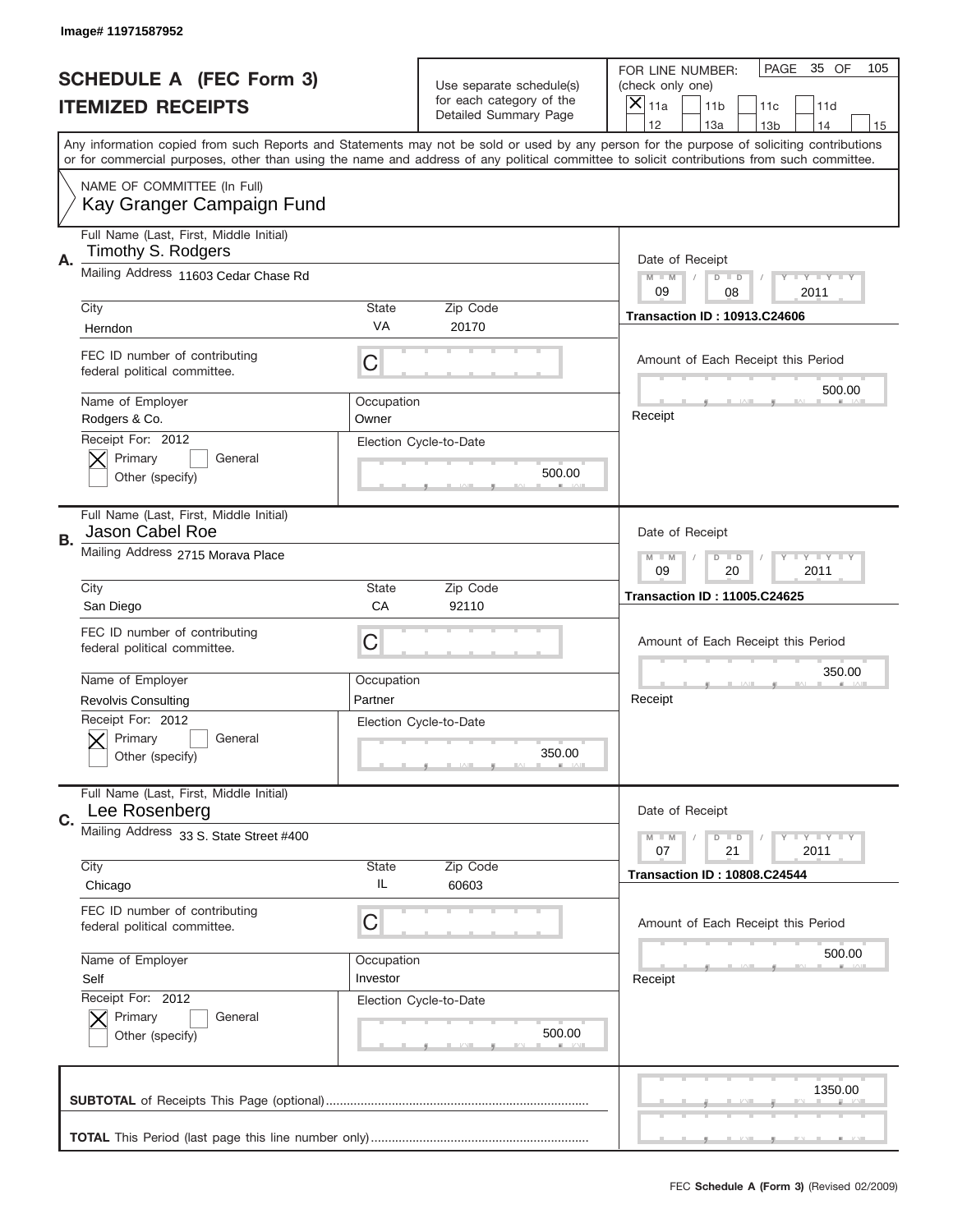Image# 11971587952

# SCHEDULE A (FEC Form 3)
## ITEMIZED RECEIPTS

Use separate schedule(s) for each category of the Detailed Summary Page

FOR LINE NUMBER: (check only one)
[X] 11a [ ] 11b [ ] 11c [ ] 11d [ ] 12 [ ] 13a [ ] 13b [ ] 14 [ ] 15

PAGE 35 OF 105

Any information copied from such Reports and Statements may not be sold or used by any person for the purpose of soliciting contributions or for commercial purposes, other than using the name and address of any political committee to solicit contributions from such committee.

NAME OF COMMITTEE (In Full)
Kay Granger Campaign Fund

---

**A.** Full Name (Last, First, Middle Initial): Timothy S. Rodgers

Mailing Address: 11603 Cedar Chase Rd

City: Herndon | State: VA | Zip Code: 20170

FEC ID number of contributing federal political committee: C

Name of Employer: Rodgers & Co. | Occupation: Owner

Receipt For: 2012 — [X] Primary [ ] General [ ] Other (specify)

Election Cycle-to-Date: 500.00

Date of Receipt: 09 / 08 / 2011

Transaction ID : 10913.C24606

Amount of Each Receipt this Period: 500.00

Receipt

---

**B.** Full Name (Last, First, Middle Initial): Jason Cabel Roe

Mailing Address: 2715 Morava Place

City: San Diego | State: CA | Zip Code: 92110

FEC ID number of contributing federal political committee: C

Name of Employer: Revolvis Consulting | Occupation: Partner

Receipt For: 2012 — [X] Primary [ ] General [ ] Other (specify)

Election Cycle-to-Date: 350.00

Date of Receipt: 09 / 20 / 2011

Transaction ID : 11005.C24625

Amount of Each Receipt this Period: 350.00

Receipt

---

**C.** Full Name (Last, First, Middle Initial): Lee Rosenberg

Mailing Address: 33 S. State Street #400

City: Chicago | State: IL | Zip Code: 60603

FEC ID number of contributing federal political committee: C

Name of Employer: Self | Occupation: Investor

Receipt For: 2012 — [X] Primary [ ] General [ ] Other (specify)

Election Cycle-to-Date: 500.00

Date of Receipt: 07 / 21 / 2011

Transaction ID : 10808.C24544

Amount of Each Receipt this Period: 500.00

Receipt

---

**SUBTOTAL** of Receipts This Page (optional): 1350.00

**TOTAL** This Period (last page this line number only):

FEC **Schedule A (Form 3)** (Revised 02/2009)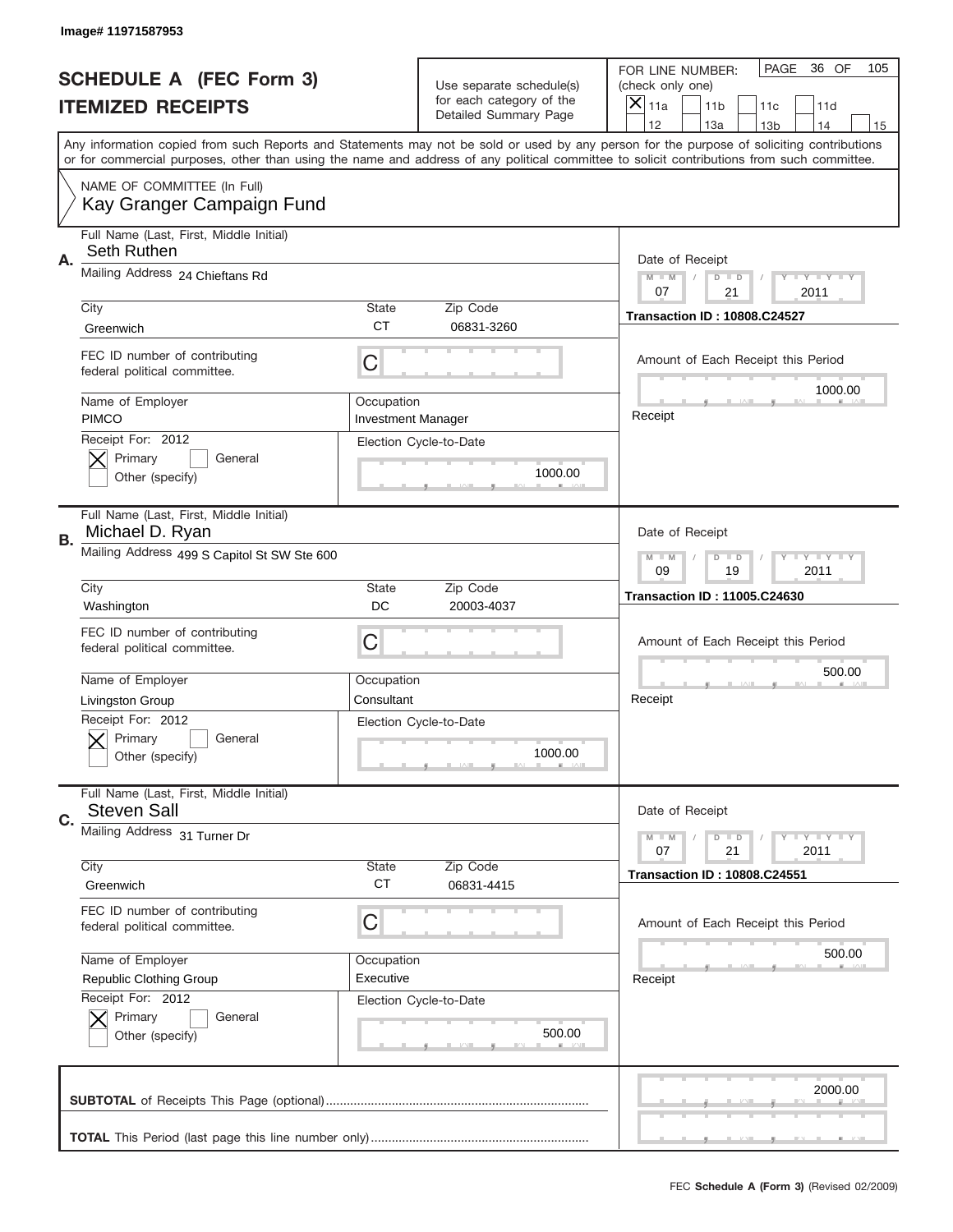Image# 11971587953

# SCHEDULE A (FEC Form 3)
# ITEMIZED RECEIPTS

Use separate schedule(s) for each category of the Detailed Summary Page

FOR LINE NUMBER: (check only one)
[X] 11a [ ] 11b [ ] 11c [ ] 11d [ ] 12 [ ] 13a [ ] 13b [ ] 14 [ ] 15

PAGE 36 OF 105

Any information copied from such Reports and Statements may not be sold or used by any person for the purpose of soliciting contributions or for commercial purposes, other than using the name and address of any political committee to solicit contributions from such committee.

NAME OF COMMITTEE (In Full)
Kay Granger Campaign Fund

**A.**
Full Name (Last, First, Middle Initial): Seth Ruthen
Mailing Address: 24 Chieftans Rd
City: Greenwich | State: CT | Zip Code: 06831-3260
FEC ID number of contributing federal political committee: C
Name of Employer: PIMCO
Occupation: Investment Manager
Receipt For: 2012 — [X] Primary [ ] General [ ] Other (specify)
Election Cycle-to-Date: 1000.00
Date of Receipt: 07 / 21 / 2011
Transaction ID : 10808.C24527
Amount of Each Receipt this Period: 1000.00
Receipt

**B.**
Full Name (Last, First, Middle Initial): Michael D. Ryan
Mailing Address: 499 S Capitol St SW Ste 600
City: Washington | State: DC | Zip Code: 20003-4037
FEC ID number of contributing federal political committee: C
Name of Employer: Livingston Group
Occupation: Consultant
Receipt For: 2012 — [X] Primary [ ] General [ ] Other (specify)
Election Cycle-to-Date: 1000.00
Date of Receipt: 09 / 19 / 2011
Transaction ID : 11005.C24630
Amount of Each Receipt this Period: 500.00
Receipt

**C.**
Full Name (Last, First, Middle Initial): Steven Sall
Mailing Address: 31 Turner Dr
City: Greenwich | State: CT | Zip Code: 06831-4415
FEC ID number of contributing federal political committee: C
Name of Employer: Republic Clothing Group
Occupation: Executive
Receipt For: 2012 — [X] Primary [ ] General [ ] Other (specify)
Election Cycle-to-Date: 500.00
Date of Receipt: 07 / 21 / 2011
Transaction ID : 10808.C24551
Amount of Each Receipt this Period: 500.00
Receipt

**SUBTOTAL** of Receipts This Page (optional): 2000.00

**TOTAL** This Period (last page this line number only):

FEC Schedule A (Form 3) (Revised 02/2009)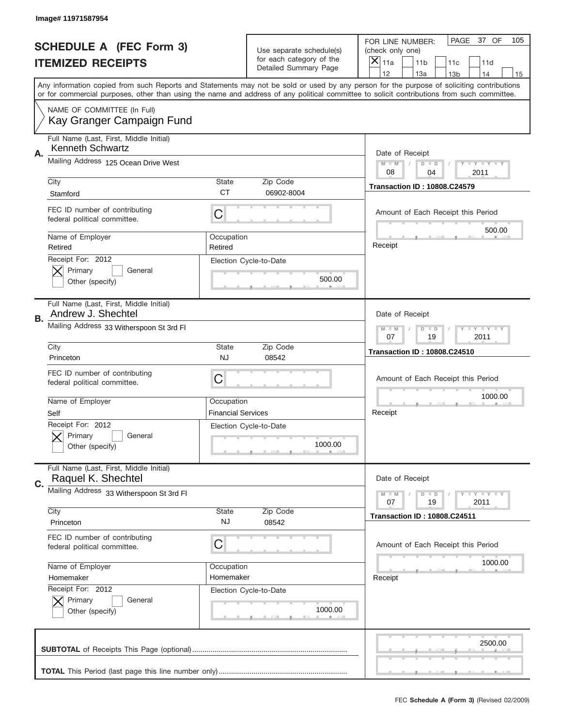Image# 11971587954

# SCHEDULE A (FEC Form 3)
## ITEMIZED RECEIPTS

Use separate schedule(s) for each category of the Detailed Summary Page

FOR LINE NUMBER: (check only one)
[X] 11a [ ] 11b [ ] 11c [ ] 11d [ ] 12 [ ] 13a [ ] 13b [ ] 14 [ ] 15

PAGE 37 OF 105

Any information copied from such Reports and Statements may not be sold or used by any person for the purpose of soliciting contributions or for commercial purposes, other than using the name and address of any political committee to solicit contributions from such committee.

NAME OF COMMITTEE (In Full)
Kay Granger Campaign Fund

---

**A.**
Full Name (Last, First, Middle Initial): Kenneth Schwartz
Mailing Address: 125 Ocean Drive West
City: Stamford | State: CT | Zip Code: 06902-8004
FEC ID number of contributing federal political committee: C
Name of Employer: Retired
Occupation: Retired
Receipt For: 2012 [X] Primary [ ] General [ ] Other (specify)
Election Cycle-to-Date: 500.00
Date of Receipt: 08 / 04 / 2011
Transaction ID : 10808.C24579
Amount of Each Receipt this Period: 500.00
Receipt

---

**B.**
Full Name (Last, First, Middle Initial): Andrew J. Shechtel
Mailing Address: 33 Witherspoon St 3rd Fl
City: Princeton | State: NJ | Zip Code: 08542
FEC ID number of contributing federal political committee: C
Name of Employer: Self
Occupation: Financial Services
Receipt For: 2012 [X] Primary [ ] General [ ] Other (specify)
Election Cycle-to-Date: 1000.00
Date of Receipt: 07 / 19 / 2011
Transaction ID : 10808.C24510
Amount of Each Receipt this Period: 1000.00
Receipt

---

**C.**
Full Name (Last, First, Middle Initial): Raquel K. Shechtel
Mailing Address: 33 Witherspoon St 3rd Fl
City: Princeton | State: NJ | Zip Code: 08542
FEC ID number of contributing federal political committee: C
Name of Employer: Homemaker
Occupation: Homemaker
Receipt For: 2012 [X] Primary [ ] General [ ] Other (specify)
Election Cycle-to-Date: 1000.00
Date of Receipt: 07 / 19 / 2011
Transaction ID : 10808.C24511
Amount of Each Receipt this Period: 1000.00
Receipt

---

**SUBTOTAL** of Receipts This Page (optional): 2500.00

**TOTAL** This Period (last page this line number only):

FEC **Schedule A (Form 3)** (Revised 02/2009)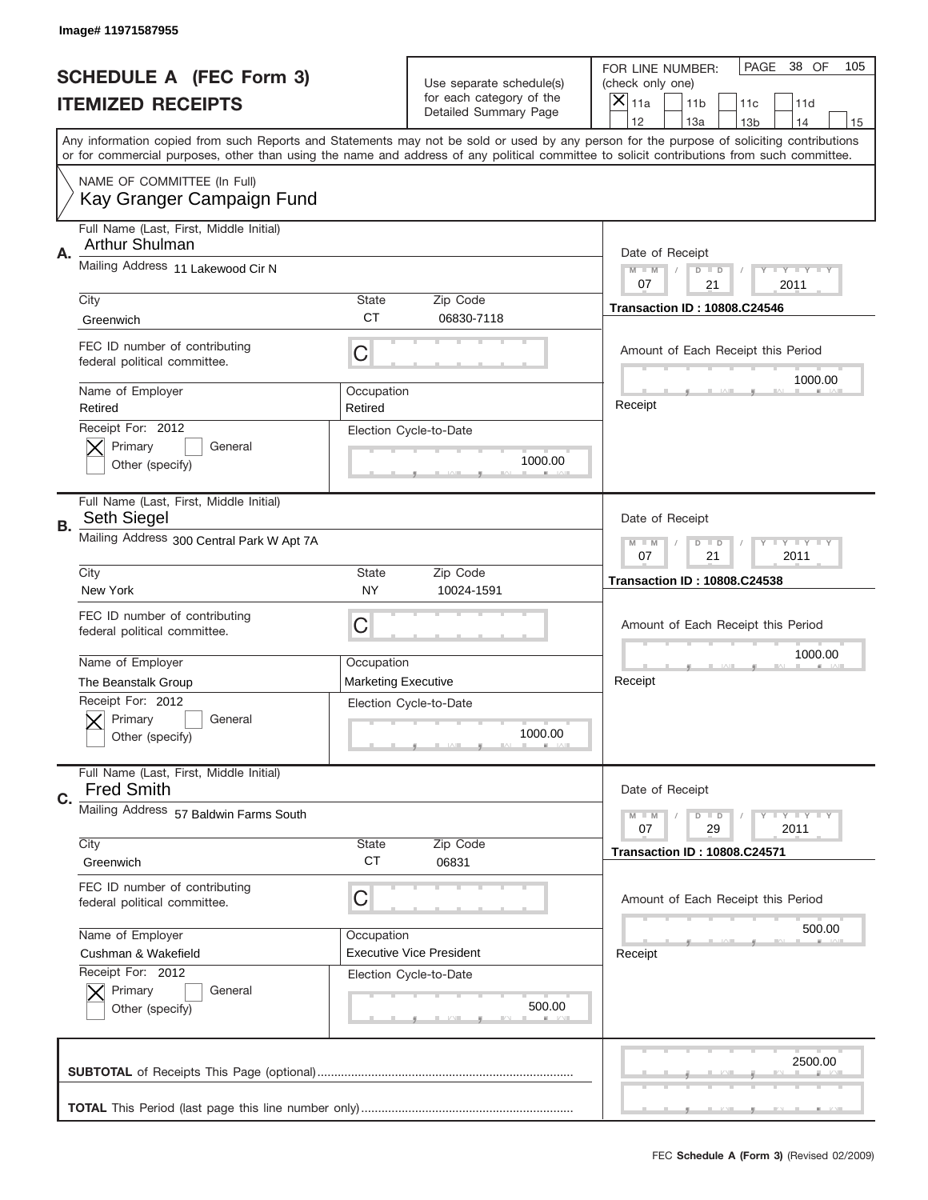Image# 11971587955

# SCHEDULE A (FEC Form 3)
## ITEMIZED RECEIPTS

Use separate schedule(s) for each category of the Detailed Summary Page

FOR LINE NUMBER: (check only one)
[X] 11a [ ] 11b [ ] 11c [ ] 11d [ ] 12 [ ] 13a [ ] 13b [ ] 14 [ ] 15

PAGE 38 OF 105

Any information copied from such Reports and Statements may not be sold or used by any person for the purpose of soliciting contributions or for commercial purposes, other than using the name and address of any political committee to solicit contributions from such committee.

NAME OF COMMITTEE (In Full)
Kay Granger Campaign Fund

---

**A.** Full Name (Last, First, Middle Initial): Arthur Shulman
Mailing Address: 11 Lakewood Cir N
City: Greenwich | State: CT | Zip Code: 06830-7118
FEC ID number of contributing federal political committee: C
Name of Employer: Retired | Occupation: Retired
Receipt For: 2012 [X] Primary [ ] General [ ] Other (specify)
Election Cycle-to-Date: 1000.00
Date of Receipt: 07 / 21 / 2011
Transaction ID : 10808.C24546
Amount of Each Receipt this Period: 1000.00
Receipt

---

**B.** Full Name (Last, First, Middle Initial): Seth Siegel
Mailing Address: 300 Central Park W Apt 7A
City: New York | State: NY | Zip Code: 10024-1591
FEC ID number of contributing federal political committee: C
Name of Employer: The Beanstalk Group | Occupation: Marketing Executive
Receipt For: 2012 [X] Primary [ ] General [ ] Other (specify)
Election Cycle-to-Date: 1000.00
Date of Receipt: 07 / 21 / 2011
Transaction ID : 10808.C24538
Amount of Each Receipt this Period: 1000.00
Receipt

---

**C.** Full Name (Last, First, Middle Initial): Fred Smith
Mailing Address: 57 Baldwin Farms South
City: Greenwich | State: CT | Zip Code: 06831
FEC ID number of contributing federal political committee: C
Name of Employer: Cushman & Wakefield | Occupation: Executive Vice President
Receipt For: 2012 [X] Primary [ ] General [ ] Other (specify)
Election Cycle-to-Date: 500.00
Date of Receipt: 07 / 29 / 2011
Transaction ID : 10808.C24571
Amount of Each Receipt this Period: 500.00
Receipt

---

**SUBTOTAL** of Receipts This Page (optional): 2500.00

**TOTAL** This Period (last page this line number only):

FEC **Schedule A (Form 3)** (Revised 02/2009)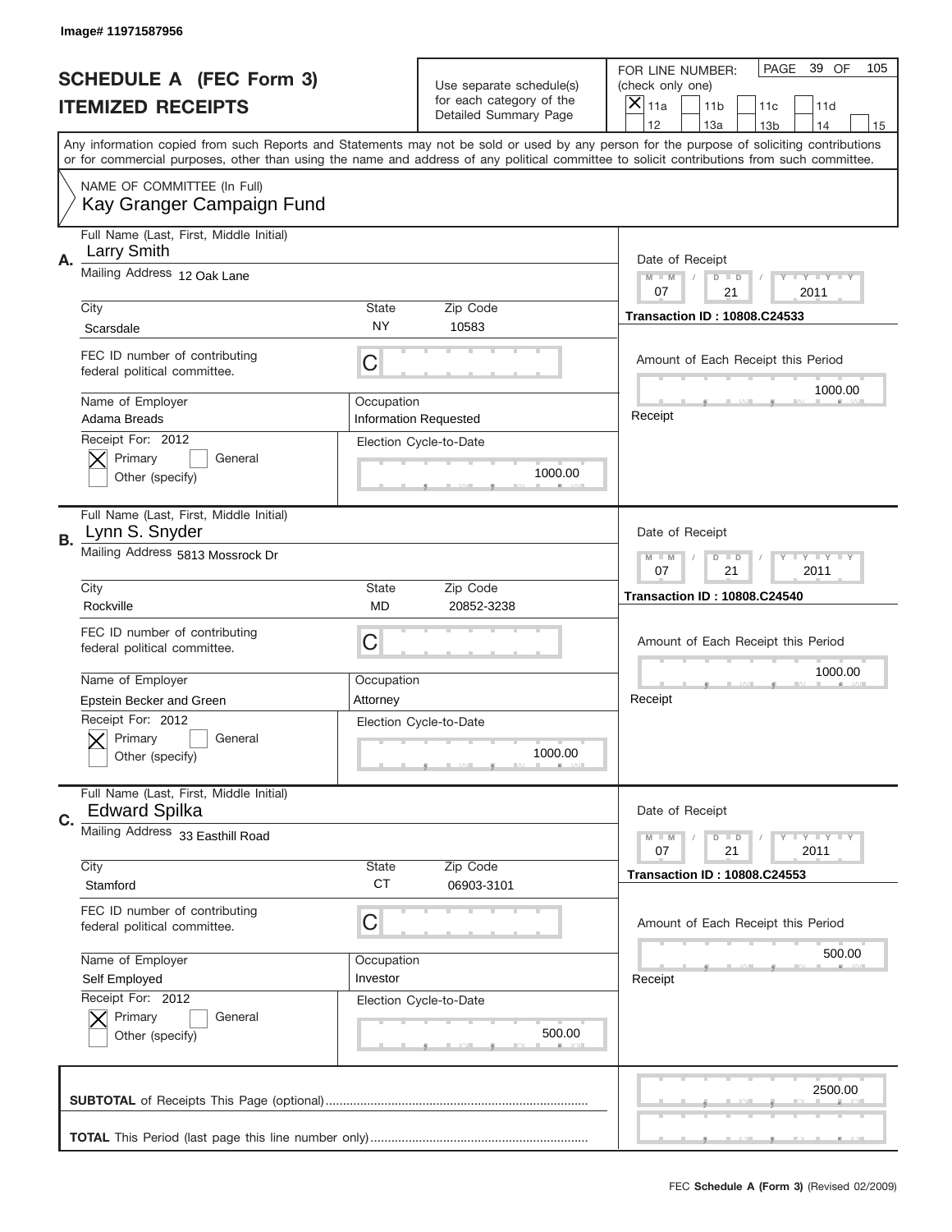Image# 11971587956

# SCHEDULE A (FEC Form 3)
# ITEMIZED RECEIPTS

Use separate schedule(s) for each category of the Detailed Summary Page

FOR LINE NUMBER: (check only one)

PAGE 39 OF 105

[X] 11a  [ ] 11b  [ ] 11c  [ ] 11d  [ ] 12  [ ] 13a  [ ] 13b  [ ] 14  [ ] 15

Any information copied from such Reports and Statements may not be sold or used by any person for the purpose of soliciting contributions or for commercial purposes, other than using the name and address of any political committee to solicit contributions from such committee.

NAME OF COMMITTEE (In Full)
Kay Granger Campaign Fund

---

**A.** Full Name (Last, First, Middle Initial): Larry Smith

Mailing Address: 12 Oak Lane

City: Scarsdale | State: NY | Zip Code: 10583

FEC ID number of contributing federal political committee: C

Name of Employer: Adama Breads | Occupation: Information Requested

Receipt For: 2012 — [X] Primary [ ] General [ ] Other (specify)

Election Cycle-to-Date: 1000.00

Date of Receipt: 07 / 21 / 2011

Transaction ID : 10808.C24533

Amount of Each Receipt this Period: 1000.00

Receipt

---

**B.** Full Name (Last, First, Middle Initial): Lynn S. Snyder

Mailing Address: 5813 Mossrock Dr

City: Rockville | State: MD | Zip Code: 20852-3238

FEC ID number of contributing federal political committee: C

Name of Employer: Epstein Becker and Green | Occupation: Attorney

Receipt For: 2012 — [X] Primary [ ] General [ ] Other (specify)

Election Cycle-to-Date: 1000.00

Date of Receipt: 07 / 21 / 2011

Transaction ID : 10808.C24540

Amount of Each Receipt this Period: 1000.00

Receipt

---

**C.** Full Name (Last, First, Middle Initial): Edward Spilka

Mailing Address: 33 Easthill Road

City: Stamford | State: CT | Zip Code: 06903-3101

FEC ID number of contributing federal political committee: C

Name of Employer: Self Employed | Occupation: Investor

Receipt For: 2012 — [X] Primary [ ] General [ ] Other (specify)

Election Cycle-to-Date: 500.00

Date of Receipt: 07 / 21 / 2011

Transaction ID : 10808.C24553

Amount of Each Receipt this Period: 500.00

Receipt

---

**SUBTOTAL** of Receipts This Page (optional): 2500.00

**TOTAL** This Period (last page this line number only):

FEC **Schedule A (Form 3)** (Revised 02/2009)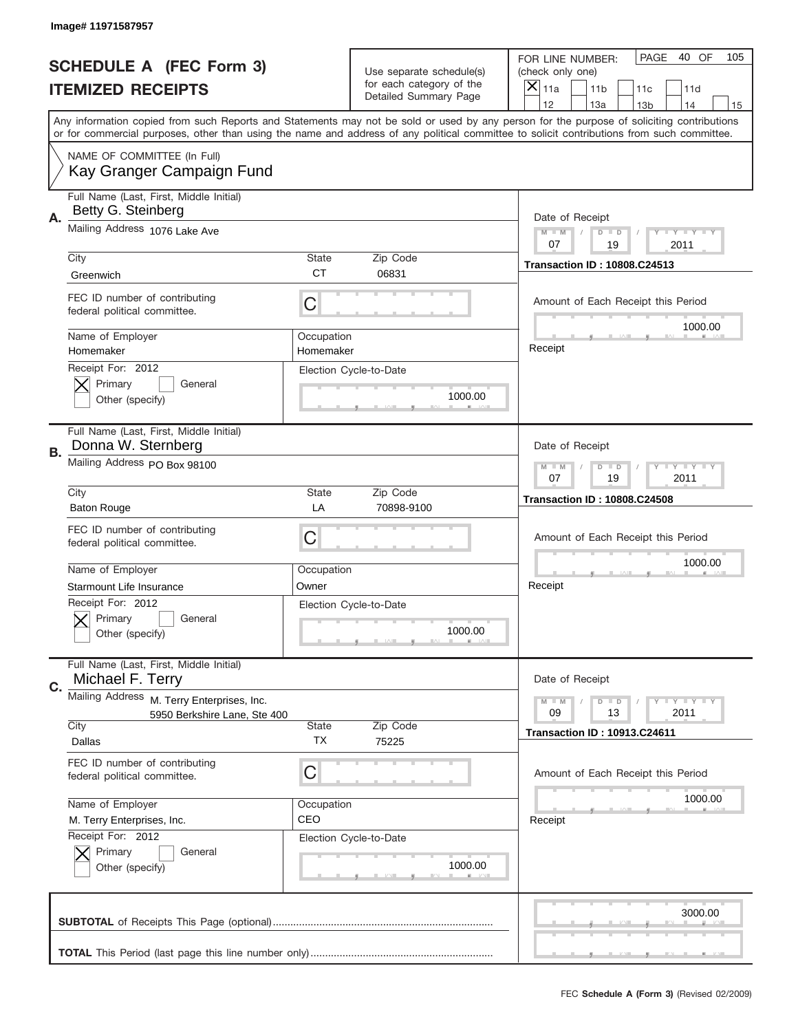Image# 11971587957

# SCHEDULE A (FEC Form 3)
## ITEMIZED RECEIPTS

Use separate schedule(s) for each category of the Detailed Summary Page

FOR LINE NUMBER: (check only one)
[X] 11a [ ] 11b [ ] 11c [ ] 11d [ ] 12 [ ] 13a [ ] 13b [ ] 14 [ ] 15

PAGE 40 OF 105

Any information copied from such Reports and Statements may not be sold or used by any person for the purpose of soliciting contributions or for commercial purposes, other than using the name and address of any political committee to solicit contributions from such committee.

NAME OF COMMITTEE (In Full)
Kay Granger Campaign Fund

---

**A.** Full Name (Last, First, Middle Initial): Betty G. Steinberg

Mailing Address: 1076 Lake Ave

City: Greenwich | State: CT | Zip Code: 06831

FEC ID number of contributing federal political committee: C

Name of Employer: Homemaker | Occupation: Homemaker

Receipt For: 2012 — [X] Primary [ ] General [ ] Other (specify)

Election Cycle-to-Date: 1000.00

Date of Receipt: 07 / 19 / 2011

Transaction ID : 10808.C24513

Amount of Each Receipt this Period: 1000.00

Receipt

---

**B.** Full Name (Last, First, Middle Initial): Donna W. Sternberg

Mailing Address: PO Box 98100

City: Baton Rouge | State: LA | Zip Code: 70898-9100

FEC ID number of contributing federal political committee: C

Name of Employer: Starmount Life Insurance | Occupation: Owner

Receipt For: 2012 — [X] Primary [ ] General [ ] Other (specify)

Election Cycle-to-Date: 1000.00

Date of Receipt: 07 / 19 / 2011

Transaction ID : 10808.C24508

Amount of Each Receipt this Period: 1000.00

Receipt

---

**C.** Full Name (Last, First, Middle Initial): Michael F. Terry

Mailing Address: M. Terry Enterprises, Inc., 5950 Berkshire Lane, Ste 400

City: Dallas | State: TX | Zip Code: 75225

FEC ID number of contributing federal political committee: C

Name of Employer: M. Terry Enterprises, Inc. | Occupation: CEO

Receipt For: 2012 — [X] Primary [ ] General [ ] Other (specify)

Election Cycle-to-Date: 1000.00

Date of Receipt: 09 / 13 / 2011

Transaction ID : 10913.C24611

Amount of Each Receipt this Period: 1000.00

Receipt

---

**SUBTOTAL** of Receipts This Page (optional): 3000.00

**TOTAL** This Period (last page this line number only):

FEC **Schedule A (Form 3)** (Revised 02/2009)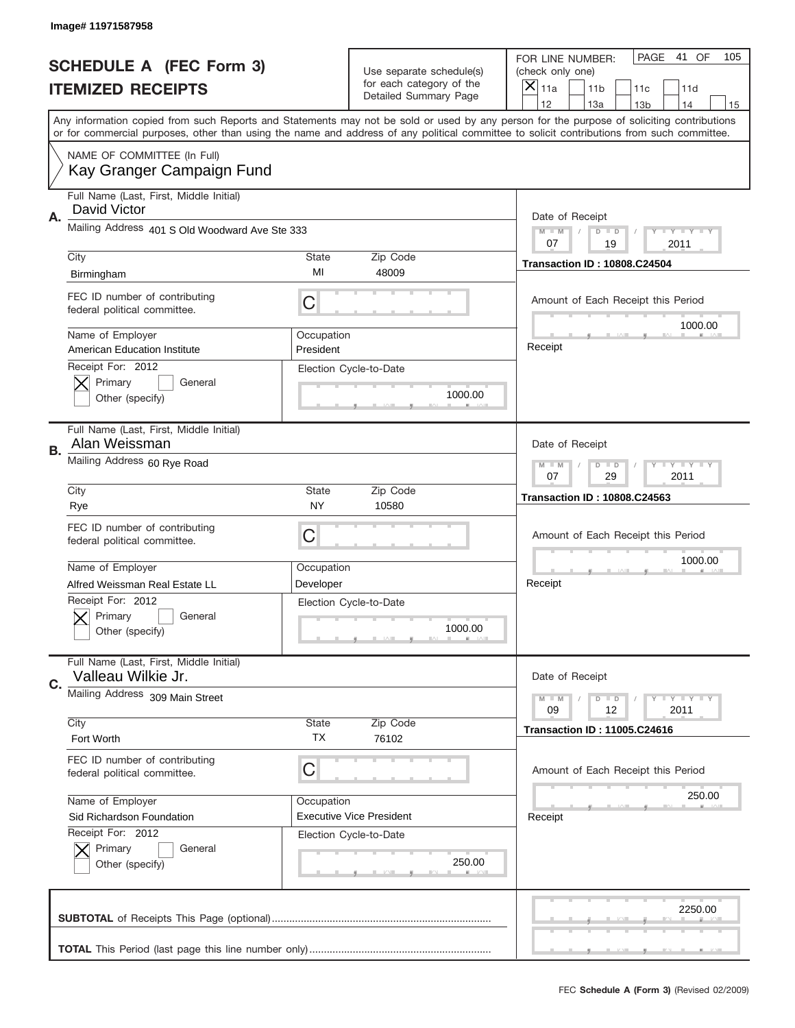Image# 11971587958

# SCHEDULE A (FEC Form 3)
# ITEMIZED RECEIPTS

Use separate schedule(s) for each category of the Detailed Summary Page

FOR LINE NUMBER: (check only one)
[X] 11a [ ] 11b [ ] 11c [ ] 11d [ ] 12 [ ] 13a [ ] 13b [ ] 14 [ ] 15

PAGE 41 OF 105

Any information copied from such Reports and Statements may not be sold or used by any person for the purpose of soliciting contributions or for commercial purposes, other than using the name and address of any political committee to solicit contributions from such committee.

NAME OF COMMITTEE (In Full)
Kay Granger Campaign Fund

**A.**
Full Name (Last, First, Middle Initial): David Victor
Mailing Address: 401 S Old Woodward Ave Ste 333
City: Birmingham | State: MI | Zip Code: 48009
FEC ID number of contributing federal political committee: C
Name of Employer: American Education Institute
Occupation: President
Receipt For: 2012 — [X] Primary [ ] General [ ] Other (specify)
Election Cycle-to-Date: 1000.00
Date of Receipt: 07 / 19 / 2011
Transaction ID : 10808.C24504
Amount of Each Receipt this Period: 1000.00
Receipt

**B.**
Full Name (Last, First, Middle Initial): Alan Weissman
Mailing Address: 60 Rye Road
City: Rye | State: NY | Zip Code: 10580
FEC ID number of contributing federal political committee: C
Name of Employer: Alfred Weissman Real Estate LL
Occupation: Developer
Receipt For: 2012 — [X] Primary [ ] General [ ] Other (specify)
Election Cycle-to-Date: 1000.00
Date of Receipt: 07 / 29 / 2011
Transaction ID : 10808.C24563
Amount of Each Receipt this Period: 1000.00
Receipt

**C.**
Full Name (Last, First, Middle Initial): Valleau Wilkie Jr.
Mailing Address: 309 Main Street
City: Fort Worth | State: TX | Zip Code: 76102
FEC ID number of contributing federal political committee: C
Name of Employer: Sid Richardson Foundation
Occupation: Executive Vice President
Receipt For: 2012 — [X] Primary [ ] General [ ] Other (specify)
Election Cycle-to-Date: 250.00
Date of Receipt: 09 / 12 / 2011
Transaction ID : 11005.C24616
Amount of Each Receipt this Period: 250.00
Receipt

**SUBTOTAL** of Receipts This Page (optional): 2250.00

**TOTAL** This Period (last page this line number only):

FEC **Schedule A (Form 3)** (Revised 02/2009)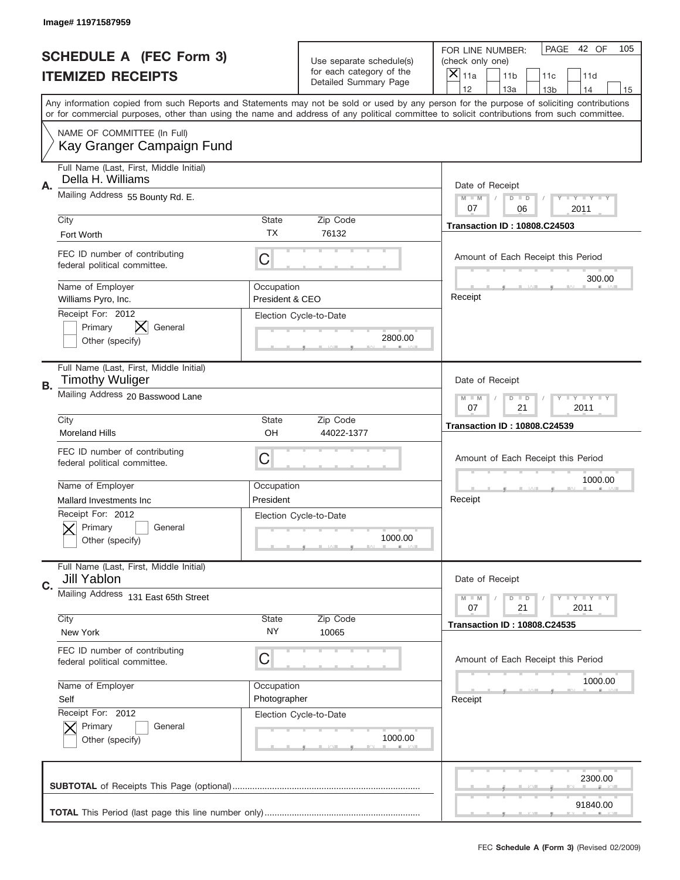Image# 11971587959

# SCHEDULE A (FEC Form 3)
# ITEMIZED RECEIPTS

Use separate schedule(s) for each category of the Detailed Summary Page

FOR LINE NUMBER: (check only one)
[X] 11a [ ] 11b [ ] 11c [ ] 11d [ ] 12 [ ] 13a [ ] 13b [ ] 14 [ ] 15

PAGE 42 OF 105

Any information copied from such Reports and Statements may not be sold or used by any person for the purpose of soliciting contributions or for commercial purposes, other than using the name and address of any political committee to solicit contributions from such committee.

NAME OF COMMITTEE (In Full)
Kay Granger Campaign Fund

---

**A.** Full Name (Last, First, Middle Initial): Della H. Williams

Mailing Address: 55 Bounty Rd. E.

City: Fort Worth | State: TX | Zip Code: 76132

FEC ID number of contributing federal political committee: C

Name of Employer: Williams Pyro, Inc.

Occupation: President & CEO

Receipt For: 2012 — [ ] Primary [X] General [ ] Other (specify)

Election Cycle-to-Date: 2800.00

Date of Receipt: 07 / 06 / 2011

Transaction ID : 10808.C24503

Amount of Each Receipt this Period: 300.00

Receipt

---

**B.** Full Name (Last, First, Middle Initial): Timothy Wuliger

Mailing Address: 20 Basswood Lane

City: Moreland Hills | State: OH | Zip Code: 44022-1377

FEC ID number of contributing federal political committee: C

Name of Employer: Mallard Investments Inc

Occupation: President

Receipt For: 2012 — [X] Primary [ ] General [ ] Other (specify)

Election Cycle-to-Date: 1000.00

Date of Receipt: 07 / 21 / 2011

Transaction ID : 10808.C24539

Amount of Each Receipt this Period: 1000.00

Receipt

---

**C.** Full Name (Last, First, Middle Initial): Jill Yablon

Mailing Address: 131 East 65th Street

City: New York | State: NY | Zip Code: 10065

FEC ID number of contributing federal political committee: C

Name of Employer: Self

Occupation: Photographer

Receipt For: 2012 — [X] Primary [ ] General [ ] Other (specify)

Election Cycle-to-Date: 1000.00

Date of Receipt: 07 / 21 / 2011

Transaction ID : 10808.C24535

Amount of Each Receipt this Period: 1000.00

Receipt

---

**SUBTOTAL** of Receipts This Page (optional): 2300.00

**TOTAL** This Period (last page this line number only): 91840.00

FEC **Schedule A (Form 3)** (Revised 02/2009)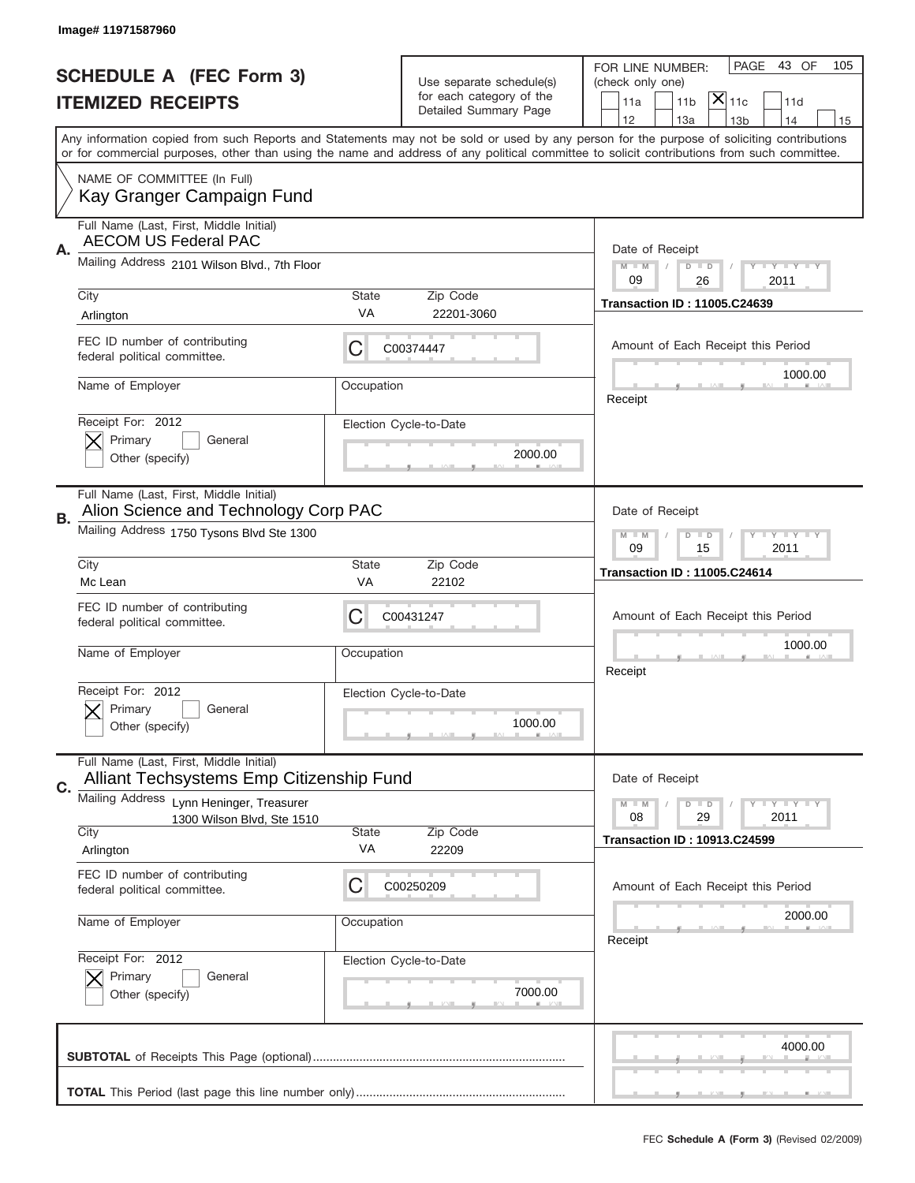Image# 11971587960

# SCHEDULE A (FEC Form 3)
## ITEMIZED RECEIPTS

Use separate schedule(s) for each category of the Detailed Summary Page

FOR LINE NUMBER: (check only one)

11a | 11b | [X] 11c | 11d | 12 | 13a | 13b | 14 | 15

PAGE 43 OF 105

Any information copied from such Reports and Statements may not be sold or used by any person for the purpose of soliciting contributions or for commercial purposes, other than using the name and address of any political committee to solicit contributions from such committee.

NAME OF COMMITTEE (In Full)
Kay Granger Campaign Fund

---

**A.** Full Name (Last, First, Middle Initial): AECOM US Federal PAC

Mailing Address: 2101 Wilson Blvd., 7th Floor

City: Arlington | State: VA | Zip Code: 22201-3060

FEC ID number of contributing federal political committee: C00374447

Name of Employer: | Occupation:

Receipt For: 2012 — [X] Primary [ ] General [ ] Other (specify)

Election Cycle-to-Date: 2000.00

Date of Receipt: 09 / 26 / 2011

Transaction ID : 11005.C24639

Amount of Each Receipt this Period: 1000.00

---

**B.** Full Name (Last, First, Middle Initial): Alion Science and Technology Corp PAC

Mailing Address: 1750 Tysons Blvd Ste 1300

City: Mc Lean | State: VA | Zip Code: 22102

FEC ID number of contributing federal political committee: C00431247

Name of Employer: | Occupation:

Receipt For: 2012 — [X] Primary [ ] General [ ] Other (specify)

Election Cycle-to-Date: 1000.00

Date of Receipt: 09 / 15 / 2011

Transaction ID : 11005.C24614

Amount of Each Receipt this Period: 1000.00

---

**C.** Full Name (Last, First, Middle Initial): Alliant Techsystems Emp Citizenship Fund

Mailing Address: Lynn Heninger, Treasurer, 1300 Wilson Blvd, Ste 1510

City: Arlington | State: VA | Zip Code: 22209

FEC ID number of contributing federal political committee: C00250209

Name of Employer: | Occupation:

Receipt For: 2012 — [X] Primary [ ] General [ ] Other (specify)

Election Cycle-to-Date: 7000.00

Date of Receipt: 08 / 29 / 2011

Transaction ID : 10913.C24599

Amount of Each Receipt this Period: 2000.00

---

**SUBTOTAL** of Receipts This Page (optional): 4000.00

**TOTAL** This Period (last page this line number only):

FEC **Schedule A (Form 3)** (Revised 02/2009)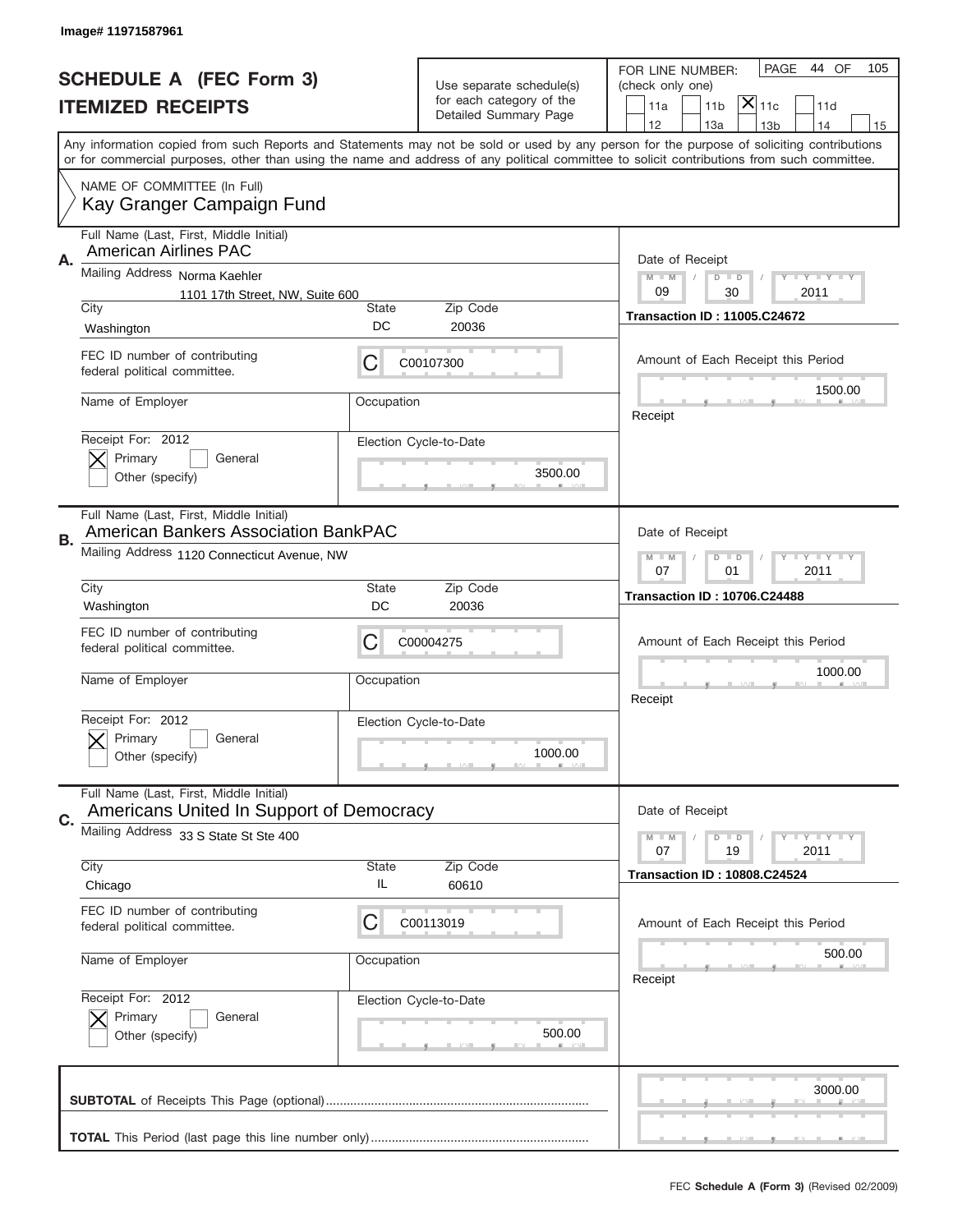Image# 11971587961

# SCHEDULE A (FEC Form 3)
## ITEMIZED RECEIPTS

Use separate schedule(s) for each category of the Detailed Summary Page

FOR LINE NUMBER: (check only one)

11a | 11b | [X] 11c | 11d | 12 | 13a | 13b | 14 | 15

PAGE 44 OF 105

Any information copied from such Reports and Statements may not be sold or used by any person for the purpose of soliciting contributions or for commercial purposes, other than using the name and address of any political committee to solicit contributions from such committee.

NAME OF COMMITTEE (In Full)
Kay Granger Campaign Fund

---

**A.**
Full Name (Last, First, Middle Initial): American Airlines PAC
Mailing Address: Norma Kaehler, 1101 17th Street, NW, Suite 600
City: Washington | State: DC | Zip Code: 20036
FEC ID number of contributing federal political committee: C C00107300
Name of Employer: | Occupation:
Receipt For: 2012 — [X] Primary [ ] General [ ] Other (specify)
Election Cycle-to-Date: 3500.00
Date of Receipt: 09 / 30 / 2011
Transaction ID : 11005.C24672
Amount of Each Receipt this Period: 1500.00

---

**B.**
Full Name (Last, First, Middle Initial): American Bankers Association BankPAC
Mailing Address: 1120 Connecticut Avenue, NW
City: Washington | State: DC | Zip Code: 20036
FEC ID number of contributing federal political committee: C C00004275
Name of Employer: | Occupation:
Receipt For: 2012 — [X] Primary [ ] General [ ] Other (specify)
Election Cycle-to-Date: 1000.00
Date of Receipt: 07 / 01 / 2011
Transaction ID : 10706.C24488
Amount of Each Receipt this Period: 1000.00

---

**C.**
Full Name (Last, First, Middle Initial): Americans United In Support of Democracy
Mailing Address: 33 S State St Ste 400
City: Chicago | State: IL | Zip Code: 60610
FEC ID number of contributing federal political committee: C C00113019
Name of Employer: | Occupation:
Receipt For: 2012 — [X] Primary [ ] General [ ] Other (specify)
Election Cycle-to-Date: 500.00
Date of Receipt: 07 / 19 / 2011
Transaction ID : 10808.C24524
Amount of Each Receipt this Period: 500.00

---

**SUBTOTAL** of Receipts This Page (optional): 3000.00

**TOTAL** This Period (last page this line number only):

FEC **Schedule A (Form 3)** (Revised 02/2009)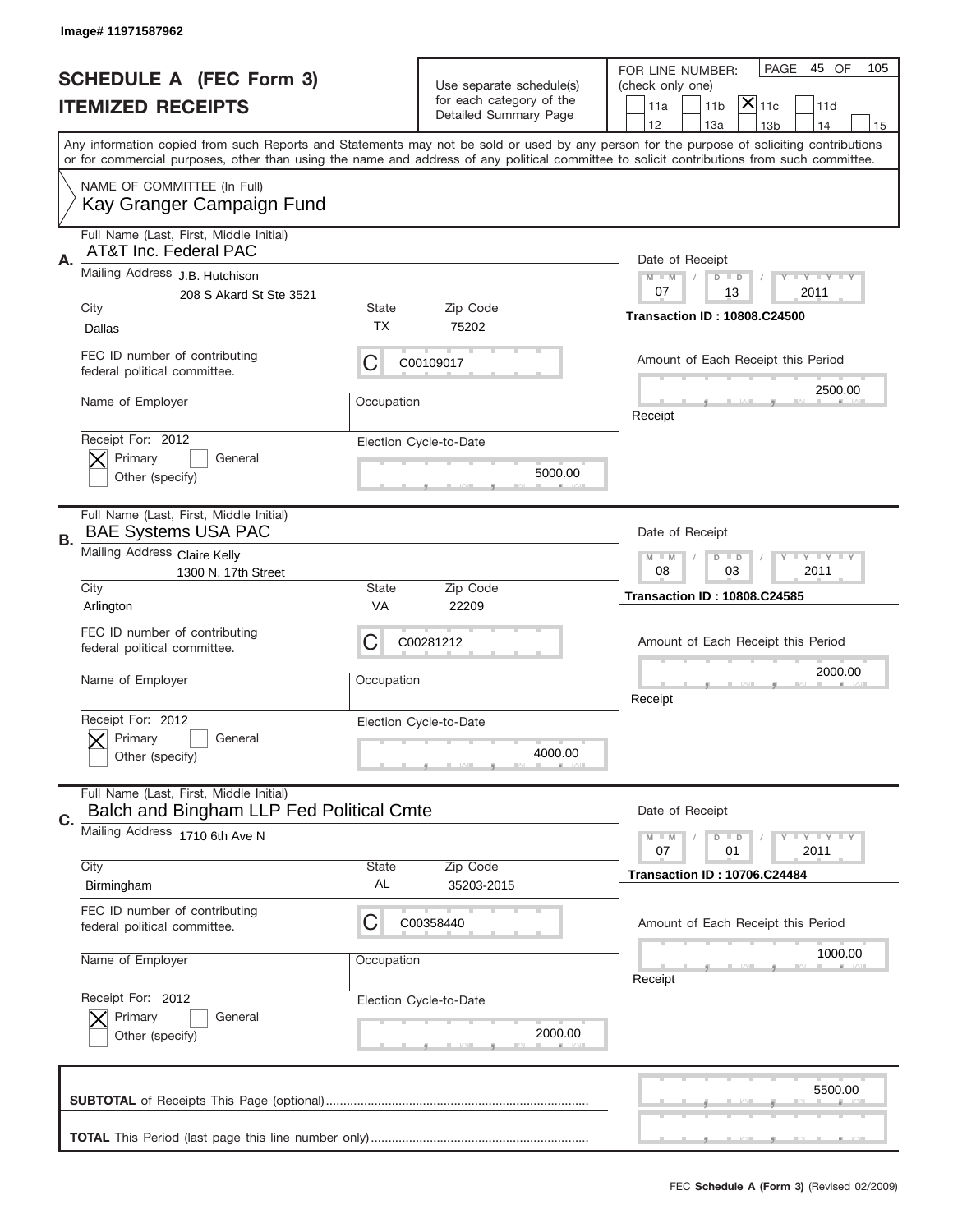Image# 11971587962

# SCHEDULE A (FEC Form 3)
## ITEMIZED RECEIPTS

Use separate schedule(s) for each category of the Detailed Summary Page

FOR LINE NUMBER: (check only one)

11a | 11b | [X] 11c | 11d | 12 | 13a | 13b | 14 | 15

PAGE 45 OF 105

Any information copied from such Reports and Statements may not be sold or used by any person for the purpose of soliciting contributions or for commercial purposes, other than using the name and address of any political committee to solicit contributions from such committee.

NAME OF COMMITTEE (In Full)
Kay Granger Campaign Fund

---

**A.** Full Name (Last, First, Middle Initial): AT&T Inc. Federal PAC

Mailing Address: J.B. Hutchison, 208 S Akard St Ste 3521

City: Dallas | State: TX | Zip Code: 75202

FEC ID number of contributing federal political committee: C C00109017

Name of Employer: | Occupation:

Receipt For: 2012 — [X] Primary [ ] General [ ] Other (specify)

Election Cycle-to-Date: 5000.00

Date of Receipt: 07 / 13 / 2011

Transaction ID : 10808.C24500

Amount of Each Receipt this Period: 2500.00

Receipt

---

**B.** Full Name (Last, First, Middle Initial): BAE Systems USA PAC

Mailing Address: Claire Kelly, 1300 N. 17th Street

City: Arlington | State: VA | Zip Code: 22209

FEC ID number of contributing federal political committee: C C00281212

Name of Employer: | Occupation:

Receipt For: 2012 — [X] Primary [ ] General [ ] Other (specify)

Election Cycle-to-Date: 4000.00

Date of Receipt: 08 / 03 / 2011

Transaction ID : 10808.C24585

Amount of Each Receipt this Period: 2000.00

Receipt

---

**C.** Full Name (Last, First, Middle Initial): Balch and Bingham LLP Fed Political Cmte

Mailing Address: 1710 6th Ave N

City: Birmingham | State: AL | Zip Code: 35203-2015

FEC ID number of contributing federal political committee: C C00358440

Name of Employer: | Occupation:

Receipt For: 2012 — [X] Primary [ ] General [ ] Other (specify)

Election Cycle-to-Date: 2000.00

Date of Receipt: 07 / 01 / 2011

Transaction ID : 10706.C24484

Amount of Each Receipt this Period: 1000.00

Receipt

---

**SUBTOTAL** of Receipts This Page (optional): 5500.00

**TOTAL** This Period (last page this line number only):

FEC **Schedule A (Form 3)** (Revised 02/2009)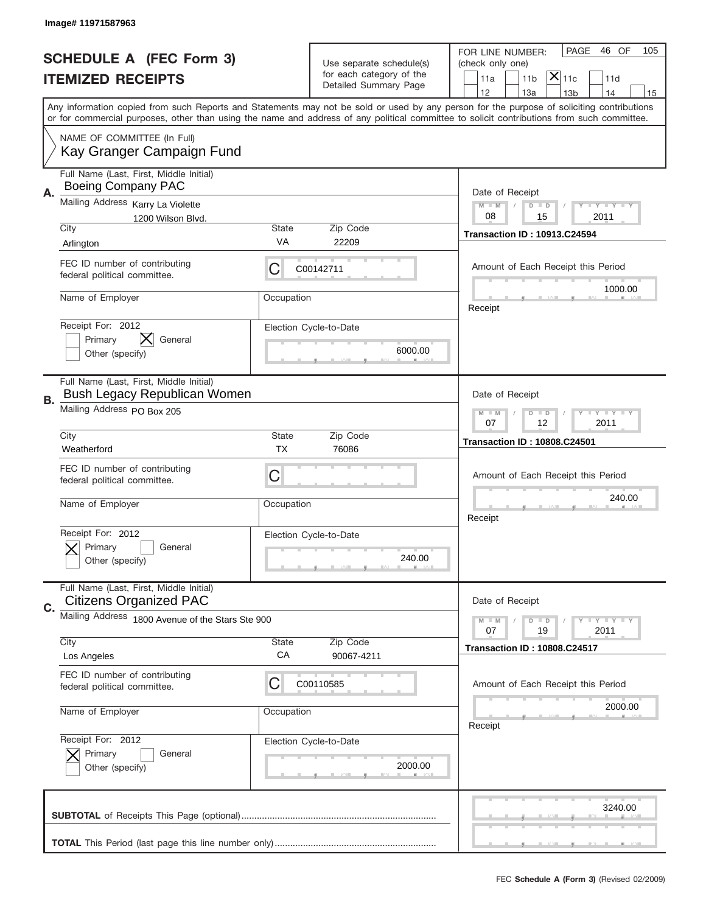Image# 11971587963

# SCHEDULE A (FEC Form 3)
## ITEMIZED RECEIPTS

Use separate schedule(s) for each category of the Detailed Summary Page

FOR LINE NUMBER: (check only one)
11a | 11b | [X] 11c | 11d | 12 | 13a | 13b | 14 | 15

PAGE 46 OF 105

Any information copied from such Reports and Statements may not be sold or used by any person for the purpose of soliciting contributions or for commercial purposes, other than using the name and address of any political committee to solicit contributions from such committee.

NAME OF COMMITTEE (In Full)
Kay Granger Campaign Fund

---

**A.** Full Name (Last, First, Middle Initial): Boeing Company PAC

Mailing Address: Karry La Violette, 1200 Wilson Blvd.

City: Arlington | State: VA | Zip Code: 22209

FEC ID number of contributing federal political committee: C00142711

Name of Employer: | Occupation:

Receipt For: 2012 — [ ] Primary [X] General [ ] Other (specify)

Election Cycle-to-Date: 6000.00

Date of Receipt: 08 / 15 / 2011

Transaction ID : 10913.C24594

Amount of Each Receipt this Period: 1000.00

---

**B.** Full Name (Last, First, Middle Initial): Bush Legacy Republican Women

Mailing Address: PO Box 205

City: Weatherford | State: TX | Zip Code: 76086

FEC ID number of contributing federal political committee: C

Name of Employer: | Occupation:

Receipt For: 2012 — [X] Primary [ ] General [ ] Other (specify)

Election Cycle-to-Date: 240.00

Date of Receipt: 07 / 12 / 2011

Transaction ID : 10808.C24501

Amount of Each Receipt this Period: 240.00

---

**C.** Full Name (Last, First, Middle Initial): Citizens Organized PAC

Mailing Address: 1800 Avenue of the Stars Ste 900

City: Los Angeles | State: CA | Zip Code: 90067-4211

FEC ID number of contributing federal political committee: C00110585

Name of Employer: | Occupation:

Receipt For: 2012 — [X] Primary [ ] General [ ] Other (specify)

Election Cycle-to-Date: 2000.00

Date of Receipt: 07 / 19 / 2011

Transaction ID : 10808.C24517

Amount of Each Receipt this Period: 2000.00

---

**SUBTOTAL** of Receipts This Page (optional): 3240.00

**TOTAL** This Period (last page this line number only):

FEC **Schedule A (Form 3)** (Revised 02/2009)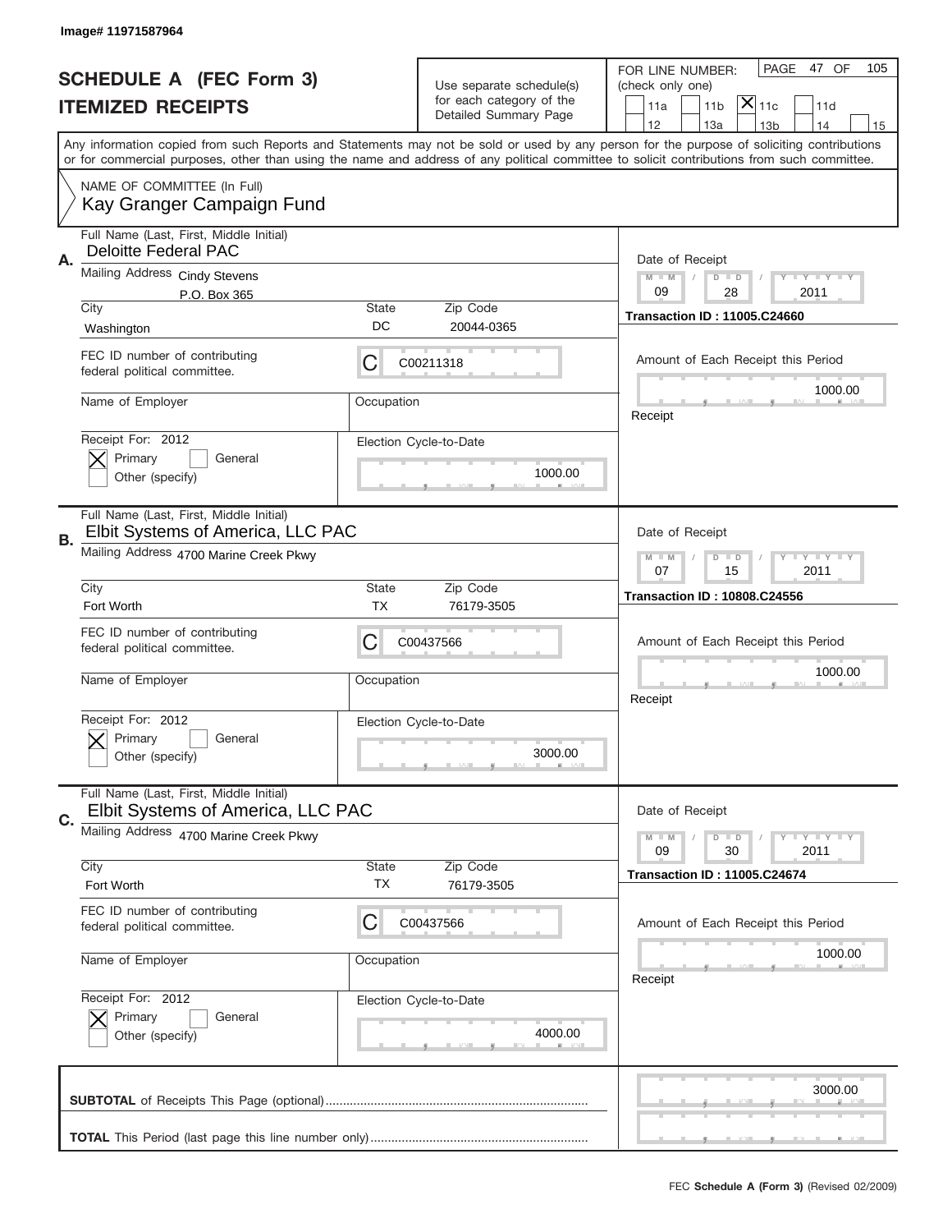Image# 11971587964

# SCHEDULE A (FEC Form 3)
# ITEMIZED RECEIPTS

Use separate schedule(s) for each category of the Detailed Summary Page

FOR LINE NUMBER: (check only one)

PAGE 47 OF 105

11a | 11b | [X] 11c | 11d | 12 | 13a | 13b | 14 | 15

Any information copied from such Reports and Statements may not be sold or used by any person for the purpose of soliciting contributions or for commercial purposes, other than using the name and address of any political committee to solicit contributions from such committee.

NAME OF COMMITTEE (In Full)
Kay Granger Campaign Fund

---

**A.**

Full Name (Last, First, Middle Initial): Deloitte Federal PAC

Mailing Address: Cindy Stevens, P.O. Box 365

City: Washington | State: DC | Zip Code: 20044-0365

FEC ID number of contributing federal political committee: C00211318

Name of Employer: | Occupation:

Receipt For: 2012 — [X] Primary [ ] General [ ] Other (specify)

Election Cycle-to-Date: 1000.00

Date of Receipt: 09 / 28 / 2011

Transaction ID : 11005.C24660

Amount of Each Receipt this Period: 1000.00

---

**B.**

Full Name (Last, First, Middle Initial): Elbit Systems of America, LLC PAC

Mailing Address: 4700 Marine Creek Pkwy

City: Fort Worth | State: TX | Zip Code: 76179-3505

FEC ID number of contributing federal political committee: C00437566

Name of Employer: | Occupation:

Receipt For: 2012 — [X] Primary [ ] General [ ] Other (specify)

Election Cycle-to-Date: 3000.00

Date of Receipt: 07 / 15 / 2011

Transaction ID : 10808.C24556

Amount of Each Receipt this Period: 1000.00

---

**C.**

Full Name (Last, First, Middle Initial): Elbit Systems of America, LLC PAC

Mailing Address: 4700 Marine Creek Pkwy

City: Fort Worth | State: TX | Zip Code: 76179-3505

FEC ID number of contributing federal political committee: C00437566

Name of Employer: | Occupation:

Receipt For: 2012 — [X] Primary [ ] General [ ] Other (specify)

Election Cycle-to-Date: 4000.00

Date of Receipt: 09 / 30 / 2011

Transaction ID : 11005.C24674

Amount of Each Receipt this Period: 1000.00

---

**SUBTOTAL** of Receipts This Page (optional): 3000.00

**TOTAL** This Period (last page this line number only):

FEC **Schedule A (Form 3)** (Revised 02/2009)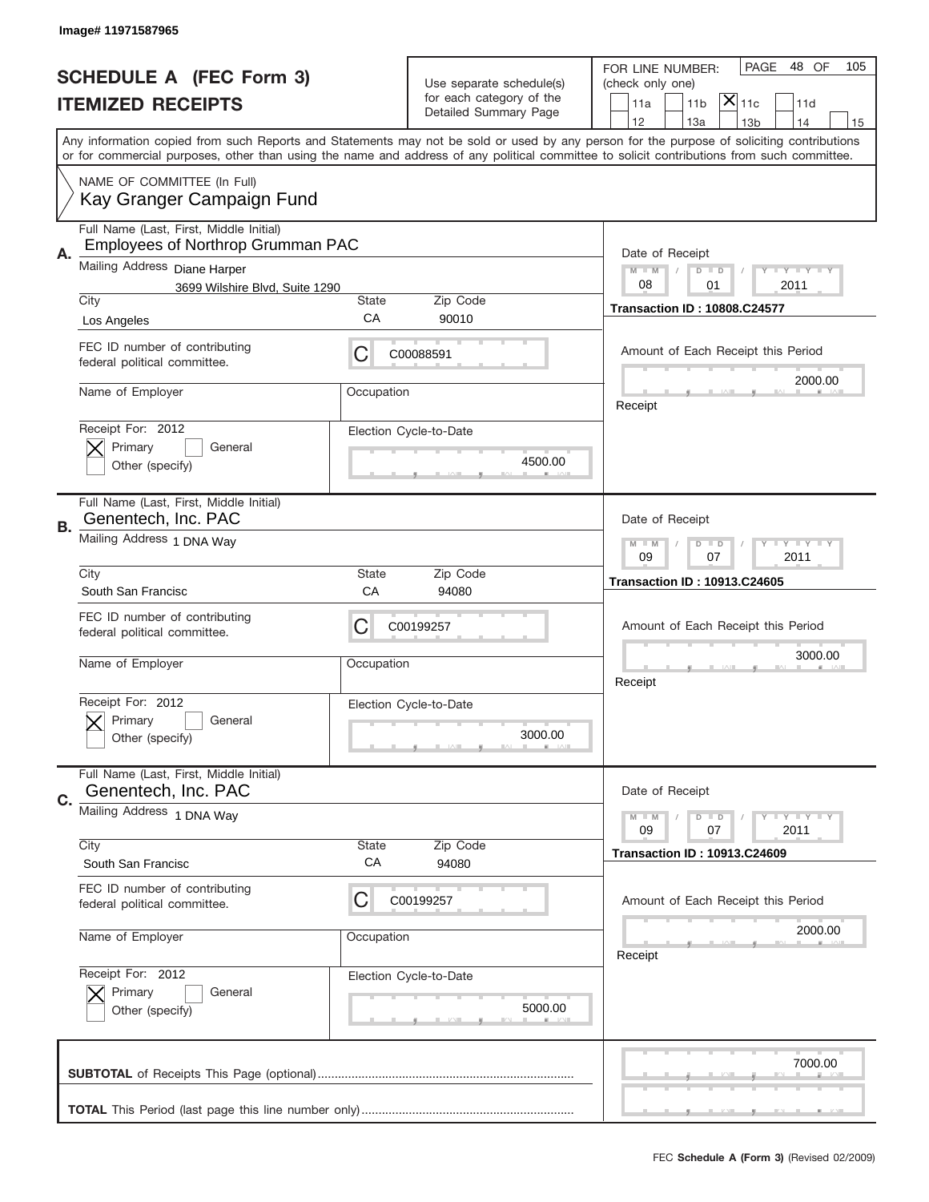Image# 11971587965

# SCHEDULE A (FEC Form 3)
# ITEMIZED RECEIPTS

Use separate schedule(s) for each category of the Detailed Summary Page

FOR LINE NUMBER: (check only one)

11a | 11b | [X] 11c | 11d | 12 | 13a | 13b | 14 | 15

Any information copied from such Reports and Statements may not be sold or used by any person for the purpose of soliciting contributions or for commercial purposes, other than using the name and address of any political committee to solicit contributions from such committee.

NAME OF COMMITTEE (In Full)
Kay Granger Campaign Fund

---

**A.** Full Name (Last, First, Middle Initial): Employees of Northrop Grumman PAC

Mailing Address: Diane Harper
3699 Wilshire Blvd, Suite 1290

City: Los Angeles | State: CA | Zip Code: 90010

FEC ID number of contributing federal political committee: C C00088591

Name of Employer: | Occupation:

Receipt For: 2012 — [X] Primary [ ] General [ ] Other (specify)

Election Cycle-to-Date: 4500.00

Date of Receipt: 08 / 01 / 2011

Transaction ID : 10808.C24577

Amount of Each Receipt this Period: 2000.00

Receipt

---

**B.** Full Name (Last, First, Middle Initial): Genentech, Inc. PAC

Mailing Address: 1 DNA Way

City: South San Francisc | State: CA | Zip Code: 94080

FEC ID number of contributing federal political committee: C C00199257

Name of Employer: | Occupation:

Receipt For: 2012 — [X] Primary [ ] General [ ] Other (specify)

Election Cycle-to-Date: 3000.00

Date of Receipt: 09 / 07 / 2011

Transaction ID : 10913.C24605

Amount of Each Receipt this Period: 3000.00

Receipt

---

**C.** Full Name (Last, First, Middle Initial): Genentech, Inc. PAC

Mailing Address: 1 DNA Way

City: South San Francisc | State: CA | Zip Code: 94080

FEC ID number of contributing federal political committee: C C00199257

Name of Employer: | Occupation:

Receipt For: 2012 — [X] Primary [ ] General [ ] Other (specify)

Election Cycle-to-Date: 5000.00

Date of Receipt: 09 / 07 / 2011

Transaction ID : 10913.C24609

Amount of Each Receipt this Period: 2000.00

Receipt

---

**SUBTOTAL** of Receipts This Page (optional): 7000.00

**TOTAL** This Period (last page this line number only):

FEC **Schedule A (Form 3)** (Revised 02/2009)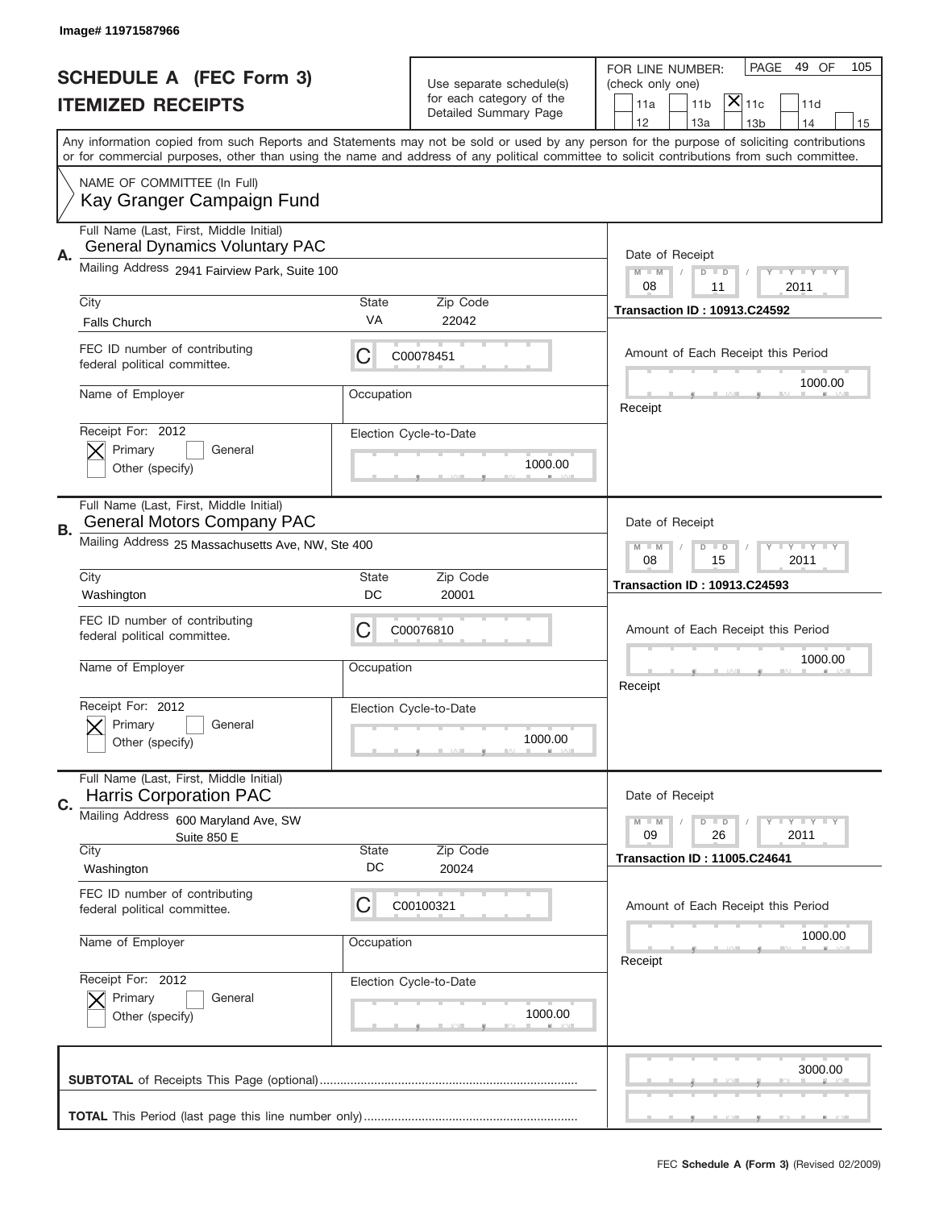Image# 11971587966

# SCHEDULE A (FEC Form 3)
## ITEMIZED RECEIPTS

Use separate schedule(s) for each category of the Detailed Summary Page

FOR LINE NUMBER: (check only one)

11a | 11b | [X] 11c | 11d | 12 | 13a | 13b | 14 | 15

PAGE 49 OF 105

Any information copied from such Reports and Statements may not be sold or used by any person for the purpose of soliciting contributions or for commercial purposes, other than using the name and address of any political committee to solicit contributions from such committee.

NAME OF COMMITTEE (In Full)
Kay Granger Campaign Fund

---

**A.** Full Name (Last, First, Middle Initial): General Dynamics Voluntary PAC

Mailing Address: 2941 Fairview Park, Suite 100

City: Falls Church | State: VA | Zip Code: 22042

FEC ID number of contributing federal political committee: C C00078451

Name of Employer: | Occupation:

Receipt For: 2012 — [X] Primary [ ] General [ ] Other (specify)

Election Cycle-to-Date: 1000.00

Date of Receipt: 08 / 11 / 2011

Transaction ID : 10913.C24592

Amount of Each Receipt this Period: 1000.00

---

**B.** Full Name (Last, First, Middle Initial): General Motors Company PAC

Mailing Address: 25 Massachusetts Ave, NW, Ste 400

City: Washington | State: DC | Zip Code: 20001

FEC ID number of contributing federal political committee: C C00076810

Name of Employer: | Occupation:

Receipt For: 2012 — [X] Primary [ ] General [ ] Other (specify)

Election Cycle-to-Date: 1000.00

Date of Receipt: 08 / 15 / 2011

Transaction ID : 10913.C24593

Amount of Each Receipt this Period: 1000.00

---

**C.** Full Name (Last, First, Middle Initial): Harris Corporation PAC

Mailing Address: 600 Maryland Ave, SW, Suite 850 E

City: Washington | State: DC | Zip Code: 20024

FEC ID number of contributing federal political committee: C C00100321

Name of Employer: | Occupation:

Receipt For: 2012 — [X] Primary [ ] General [ ] Other (specify)

Election Cycle-to-Date: 1000.00

Date of Receipt: 09 / 26 / 2011

Transaction ID : 11005.C24641

Amount of Each Receipt this Period: 1000.00

---

**SUBTOTAL** of Receipts This Page (optional): 3000.00

**TOTAL** This Period (last page this line number only):

FEC **Schedule A (Form 3)** (Revised 02/2009)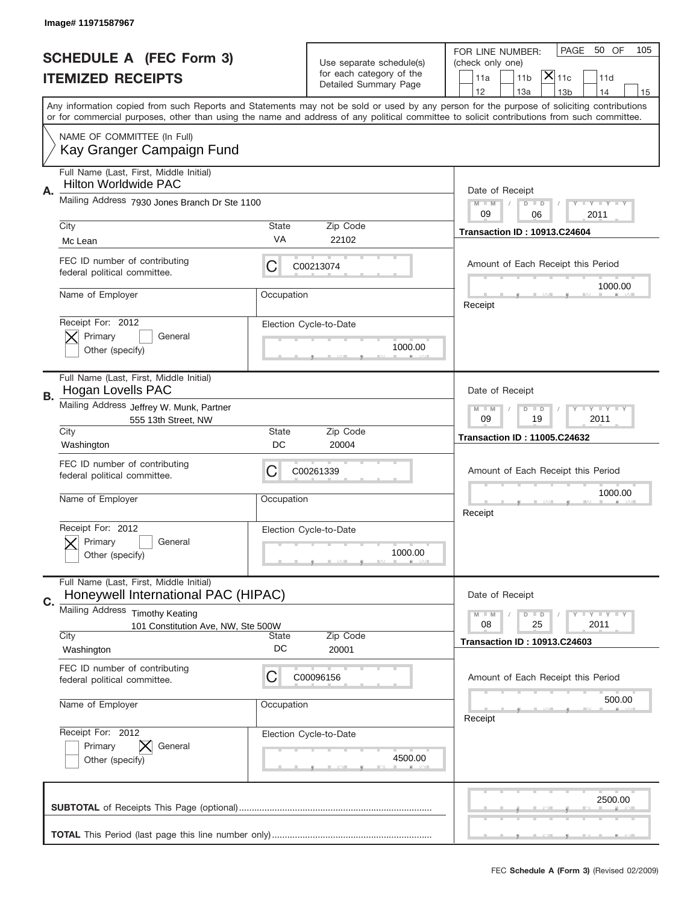Image# 11971587967

# SCHEDULE A (FEC Form 3)
## ITEMIZED RECEIPTS

Use separate schedule(s) for each category of the Detailed Summary Page

FOR LINE NUMBER: (check only one)
11a | 11b | [X] 11c | 11d | 12 | 13a | 13b | 14 | 15

PAGE 50 OF 105

Any information copied from such Reports and Statements may not be sold or used by any person for the purpose of soliciting contributions or for commercial purposes, other than using the name and address of any political committee to solicit contributions from such committee.

NAME OF COMMITTEE (In Full)
Kay Granger Campaign Fund

---

**A.** Full Name (Last, First, Middle Initial): Hilton Worldwide PAC

Mailing Address: 7930 Jones Branch Dr Ste 1100

City: Mc Lean | State: VA | Zip Code: 22102

FEC ID number of contributing federal political committee: C | C00213074

Name of Employer: | Occupation:

Receipt For: 2012 — [X] Primary [ ] General [ ] Other (specify)

Election Cycle-to-Date: 1000.00

Date of Receipt: 09 / 06 / 2011

Transaction ID : 10913.C24604

Amount of Each Receipt this Period: 1000.00

Receipt

---

**B.** Full Name (Last, First, Middle Initial): Hogan Lovells PAC

Mailing Address: Jeffrey W. Munk, Partner
555 13th Street, NW

City: Washington | State: DC | Zip Code: 20004

FEC ID number of contributing federal political committee: C | C00261339

Name of Employer: | Occupation:

Receipt For: 2012 — [X] Primary [ ] General [ ] Other (specify)

Election Cycle-to-Date: 1000.00

Date of Receipt: 09 / 19 / 2011

Transaction ID : 11005.C24632

Amount of Each Receipt this Period: 1000.00

Receipt

---

**C.** Full Name (Last, First, Middle Initial): Honeywell International PAC (HIPAC)

Mailing Address: Timothy Keating
101 Constitution Ave, NW, Ste 500W

City: Washington | State: DC | Zip Code: 20001

FEC ID number of contributing federal political committee: C | C00096156

Name of Employer: | Occupation:

Receipt For: 2012 — [ ] Primary [X] General [ ] Other (specify)

Election Cycle-to-Date: 4500.00

Date of Receipt: 08 / 25 / 2011

Transaction ID : 10913.C24603

Amount of Each Receipt this Period: 500.00

Receipt

---

**SUBTOTAL** of Receipts This Page (optional): 2500.00

**TOTAL** This Period (last page this line number only):

FEC **Schedule A (Form 3)** (Revised 02/2009)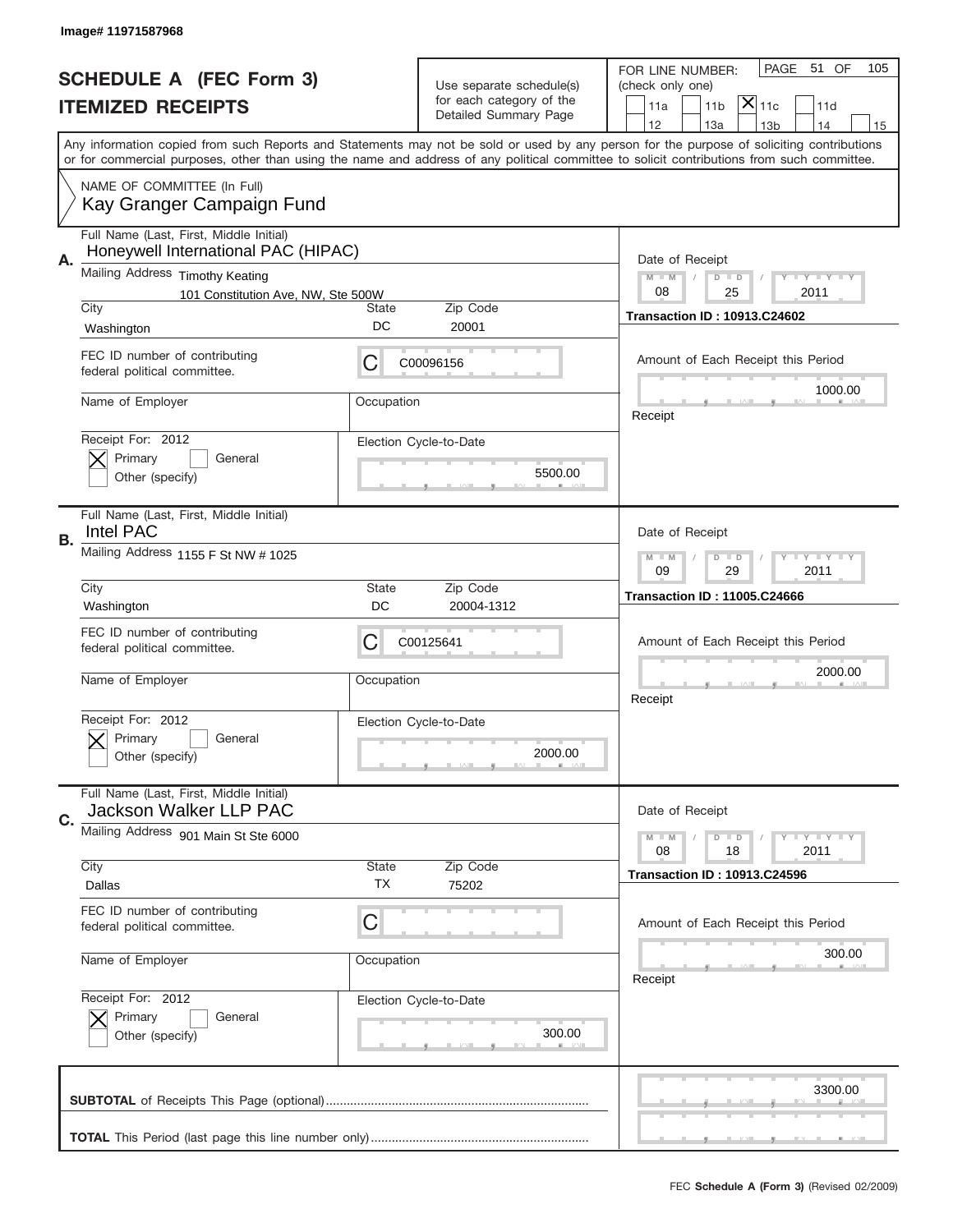Image# 11971587968

# SCHEDULE A (FEC Form 3)
## ITEMIZED RECEIPTS

Use separate schedule(s) for each category of the Detailed Summary Page

FOR LINE NUMBER: (check only one)
11a | 11b | [X] 11c | 11d | 12 | 13a | 13b | 14 | 15

PAGE 51 OF 105

Any information copied from such Reports and Statements may not be sold or used by any person for the purpose of soliciting contributions or for commercial purposes, other than using the name and address of any political committee to solicit contributions from such committee.

NAME OF COMMITTEE (In Full)
Kay Granger Campaign Fund

---

**A.** Full Name (Last, First, Middle Initial): Honeywell International PAC (HIPAC)

Mailing Address: Timothy Keating, 101 Constitution Ave, NW, Ste 500W

City: Washington | State: DC | Zip Code: 20001

FEC ID number of contributing federal political committee: C C00096156

Name of Employer: | Occupation:

Receipt For: 2012 — [X] Primary [ ] General [ ] Other (specify)

Election Cycle-to-Date: 5500.00

Date of Receipt: 08 / 25 / 2011

Transaction ID : 10913.C24602

Amount of Each Receipt this Period: 1000.00

Receipt

---

**B.** Full Name (Last, First, Middle Initial): Intel PAC

Mailing Address: 1155 F St NW # 1025

City: Washington | State: DC | Zip Code: 20004-1312

FEC ID number of contributing federal political committee: C C00125641

Name of Employer: | Occupation:

Receipt For: 2012 — [X] Primary [ ] General [ ] Other (specify)

Election Cycle-to-Date: 2000.00

Date of Receipt: 09 / 29 / 2011

Transaction ID : 11005.C24666

Amount of Each Receipt this Period: 2000.00

Receipt

---

**C.** Full Name (Last, First, Middle Initial): Jackson Walker LLP PAC

Mailing Address: 901 Main St Ste 6000

City: Dallas | State: TX | Zip Code: 75202

FEC ID number of contributing federal political committee: C

Name of Employer: | Occupation:

Receipt For: 2012 — [X] Primary [ ] General [ ] Other (specify)

Election Cycle-to-Date: 300.00

Date of Receipt: 08 / 18 / 2011

Transaction ID : 10913.C24596

Amount of Each Receipt this Period: 300.00

Receipt

---

**SUBTOTAL** of Receipts This Page (optional): 3300.00

**TOTAL** This Period (last page this line number only):

FEC **Schedule A (Form 3)** (Revised 02/2009)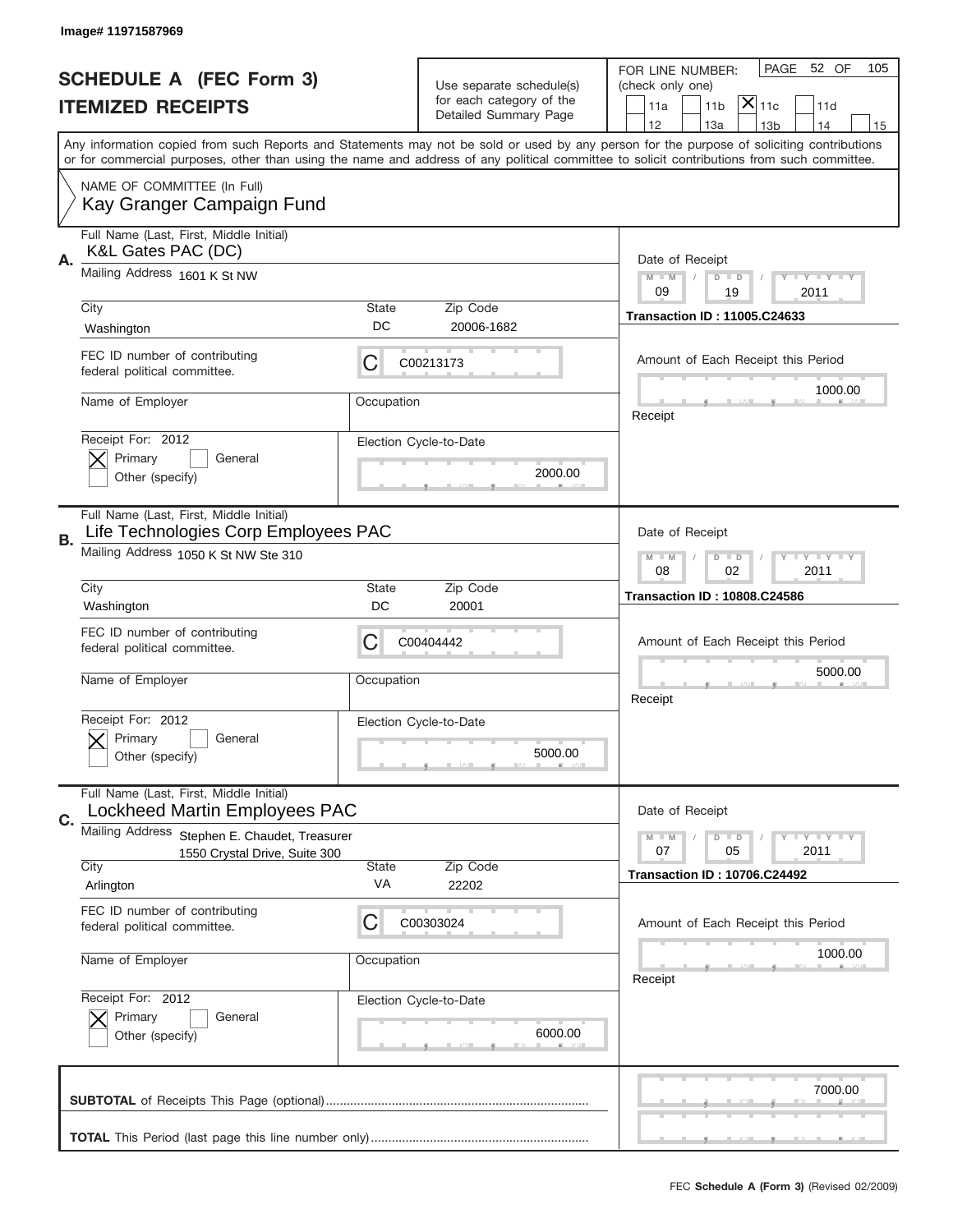Image# 11971587969

# SCHEDULE A (FEC Form 3)
## ITEMIZED RECEIPTS

Use separate schedule(s) for each category of the Detailed Summary Page

FOR LINE NUMBER: (check only one)

PAGE 52 OF 105

- [ ] 11a
- [ ] 11b
- [X] 11c
- [ ] 11d
- [ ] 12
- [ ] 13a
- [ ] 13b
- [ ] 14
- [ ] 15

Any information copied from such Reports and Statements may not be sold or used by any person for the purpose of soliciting contributions or for commercial purposes, other than using the name and address of any political committee to solicit contributions from such committee.

NAME OF COMMITTEE (In Full)
Kay Granger Campaign Fund

---

**A.** Full Name (Last, First, Middle Initial): K&L Gates PAC (DC)

Mailing Address: 1601 K St NW

City: Washington | State: DC | Zip Code: 20006-1682

FEC ID number of contributing federal political committee: C00213173

Name of Employer: | Occupation:

Receipt For: 2012 — [X] Primary [ ] General [ ] Other (specify)

Election Cycle-to-Date: 2000.00

Date of Receipt: 09 / 19 / 2011

Transaction ID : 11005.C24633

Amount of Each Receipt this Period: 1000.00

Receipt

---

**B.** Full Name (Last, First, Middle Initial): Life Technologies Corp Employees PAC

Mailing Address: 1050 K St NW Ste 310

City: Washington | State: DC | Zip Code: 20001

FEC ID number of contributing federal political committee: C00404442

Name of Employer: | Occupation:

Receipt For: 2012 — [X] Primary [ ] General [ ] Other (specify)

Election Cycle-to-Date: 5000.00

Date of Receipt: 08 / 02 / 2011

Transaction ID : 10808.C24586

Amount of Each Receipt this Period: 5000.00

Receipt

---

**C.** Full Name (Last, First, Middle Initial): Lockheed Martin Employees PAC

Mailing Address: Stephen E. Chaudet, Treasurer, 1550 Crystal Drive, Suite 300

City: Arlington | State: VA | Zip Code: 22202

FEC ID number of contributing federal political committee: C00303024

Name of Employer: | Occupation:

Receipt For: 2012 — [X] Primary [ ] General [ ] Other (specify)

Election Cycle-to-Date: 6000.00

Date of Receipt: 07 / 05 / 2011

Transaction ID : 10706.C24492

Amount of Each Receipt this Period: 1000.00

Receipt

---

**SUBTOTAL** of Receipts This Page (optional): 7000.00

**TOTAL** This Period (last page this line number only):

FEC **Schedule A (Form 3)** (Revised 02/2009)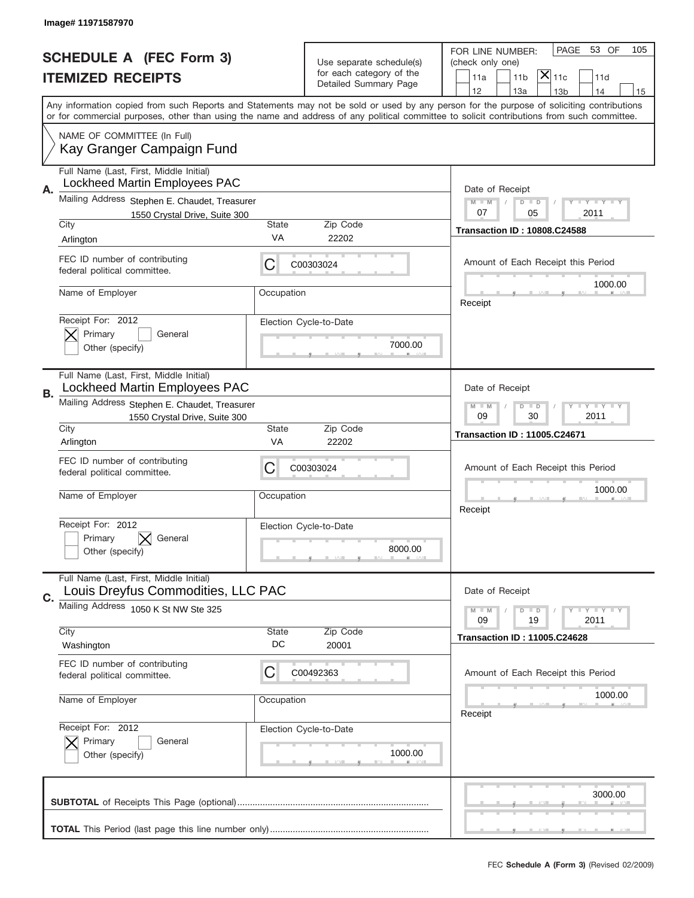Image# 11971587970

# SCHEDULE A (FEC Form 3)
## ITEMIZED RECEIPTS

Use separate schedule(s) for each category of the Detailed Summary Page

FOR LINE NUMBER: (check only one)
- [ ] 11a
- [ ] 11b
- [X] 11c
- [ ] 11d
- [ ] 12
- [ ] 13a
- [ ] 13b
- [ ] 14
- [ ] 15

PAGE 53 OF 105

Any information copied from such Reports and Statements may not be sold or used by any person for the purpose of soliciting contributions or for commercial purposes, other than using the name and address of any political committee to solicit contributions from such committee.

NAME OF COMMITTEE (In Full)
Kay Granger Campaign Fund

---

**A.** Full Name (Last, First, Middle Initial): Lockheed Martin Employees PAC

Mailing Address: Stephen E. Chaudet, Treasurer, 1550 Crystal Drive, Suite 300

City: Arlington | State: VA | Zip Code: 22202

FEC ID number of contributing federal political committee: C C00303024

Name of Employer: | Occupation:

Receipt For: 2012 — [X] Primary [ ] General [ ] Other (specify)

Election Cycle-to-Date: 7000.00

Date of Receipt: 07 / 05 / 2011

Transaction ID : 10808.C24588

Amount of Each Receipt this Period: 1000.00

---

**B.** Full Name (Last, First, Middle Initial): Lockheed Martin Employees PAC

Mailing Address: Stephen E. Chaudet, Treasurer, 1550 Crystal Drive, Suite 300

City: Arlington | State: VA | Zip Code: 22202

FEC ID number of contributing federal political committee: C C00303024

Name of Employer: | Occupation:

Receipt For: 2012 — [ ] Primary [X] General [ ] Other (specify)

Election Cycle-to-Date: 8000.00

Date of Receipt: 09 / 30 / 2011

Transaction ID : 11005.C24671

Amount of Each Receipt this Period: 1000.00

---

**C.** Full Name (Last, First, Middle Initial): Louis Dreyfus Commodities, LLC PAC

Mailing Address: 1050 K St NW Ste 325

City: Washington | State: DC | Zip Code: 20001

FEC ID number of contributing federal political committee: C C00492363

Name of Employer: | Occupation:

Receipt For: 2012 — [X] Primary [ ] General [ ] Other (specify)

Election Cycle-to-Date: 1000.00

Date of Receipt: 09 / 19 / 2011

Transaction ID : 11005.C24628

Amount of Each Receipt this Period: 1000.00

---

**SUBTOTAL** of Receipts This Page (optional): 3000.00

**TOTAL** This Period (last page this line number only):

FEC **Schedule A (Form 3)** (Revised 02/2009)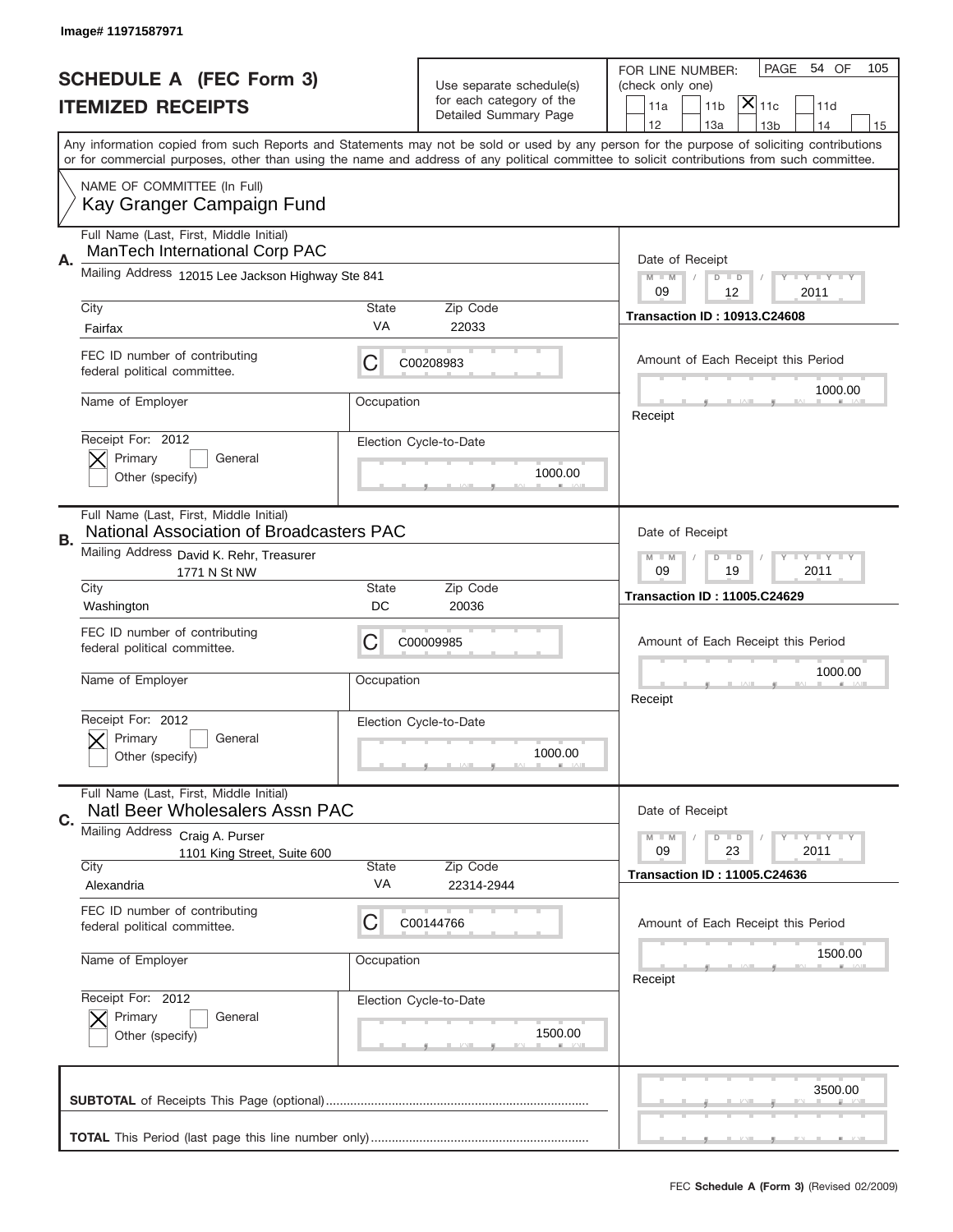Image# 11971587971

# SCHEDULE A (FEC Form 3)
## ITEMIZED RECEIPTS

Use separate schedule(s) for each category of the Detailed Summary Page

FOR LINE NUMBER: (check only one)

☐ 11a ☐ 11b ☒ 11c ☐ 11d ☐ 12 ☐ 13a ☐ 13b ☐ 14 ☐ 15

PAGE 54 OF 105

Any information copied from such Reports and Statements may not be sold or used by any person for the purpose of soliciting contributions or for commercial purposes, other than using the name and address of any political committee to solicit contributions from such committee.

NAME OF COMMITTEE (In Full)
Kay Granger Campaign Fund

---

**A.** Full Name (Last, First, Middle Initial): ManTech International Corp PAC

Mailing Address: 12015 Lee Jackson Highway Ste 841

City: Fairfax | State: VA | Zip Code: 22033

FEC ID number of contributing federal political committee: C C00208983

Name of Employer: | Occupation:

Receipt For: 2012 ☒ Primary ☐ General ☐ Other (specify)

Election Cycle-to-Date: 1000.00

Date of Receipt: 09 / 12 / 2011

Transaction ID : 10913.C24608

Amount of Each Receipt this Period: 1000.00

---

**B.** Full Name (Last, First, Middle Initial): National Association of Broadcasters PAC

Mailing Address: David K. Rehr, Treasurer
1771 N St NW

City: Washington | State: DC | Zip Code: 20036

FEC ID number of contributing federal political committee: C C00009985

Name of Employer: | Occupation:

Receipt For: 2012 ☒ Primary ☐ General ☐ Other (specify)

Election Cycle-to-Date: 1000.00

Date of Receipt: 09 / 19 / 2011

Transaction ID : 11005.C24629

Amount of Each Receipt this Period: 1000.00

---

**C.** Full Name (Last, First, Middle Initial): Natl Beer Wholesalers Assn PAC

Mailing Address: Craig A. Purser
1101 King Street, Suite 600

City: Alexandria | State: VA | Zip Code: 22314-2944

FEC ID number of contributing federal political committee: C C00144766

Name of Employer: | Occupation:

Receipt For: 2012 ☒ Primary ☐ General ☐ Other (specify)

Election Cycle-to-Date: 1500.00

Date of Receipt: 09 / 23 / 2011

Transaction ID : 11005.C24636

Amount of Each Receipt this Period: 1500.00

---

**SUBTOTAL** of Receipts This Page (optional): 3500.00

**TOTAL** This Period (last page this line number only):

FEC **Schedule A (Form 3)** (Revised 02/2009)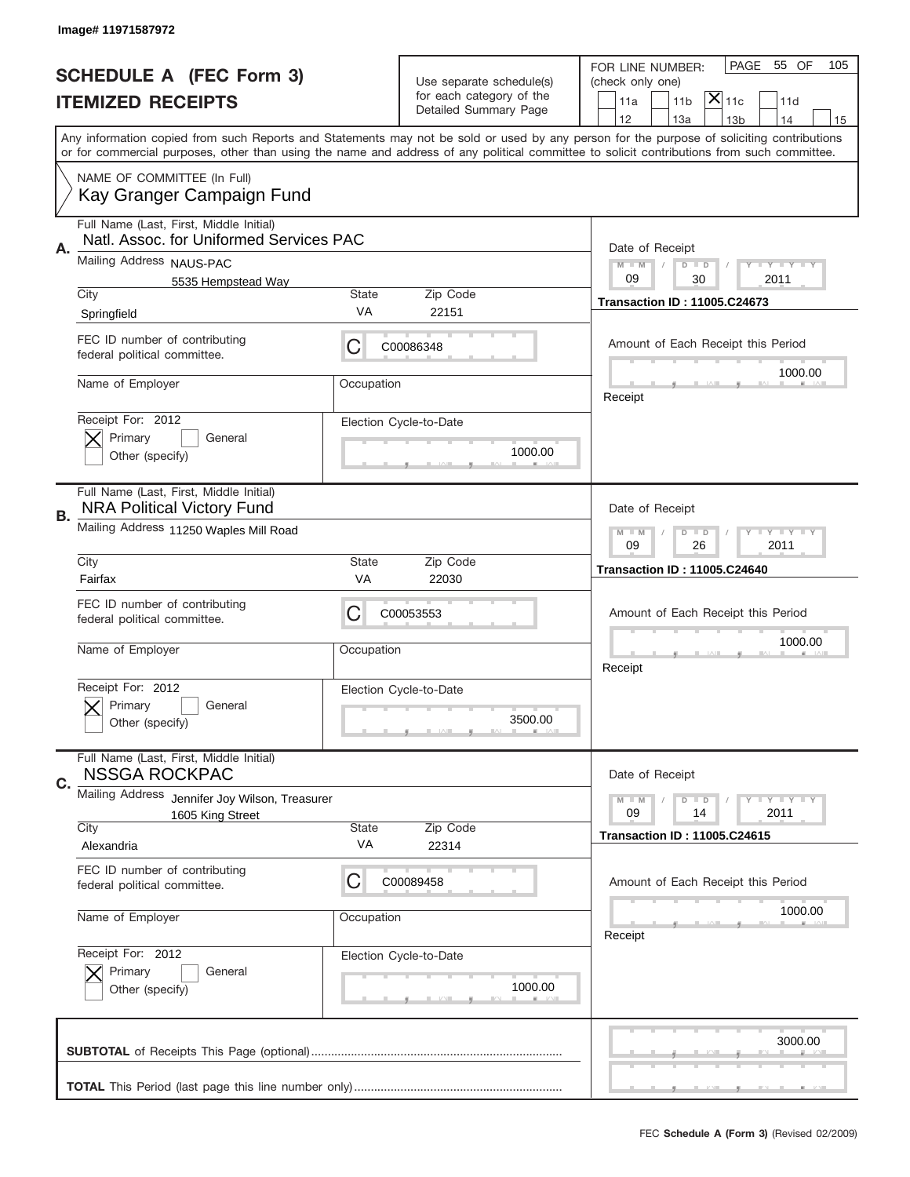Image# 11971587972

# SCHEDULE A (FEC Form 3)
## ITEMIZED RECEIPTS

Use separate schedule(s) for each category of the Detailed Summary Page

FOR LINE NUMBER: (check only one)
PAGE 55 OF 105

11a | 11b | [X] 11c | 11d | 12 | 13a | 13b | 14 | 15

Any information copied from such Reports and Statements may not be sold or used by any person for the purpose of soliciting contributions or for commercial purposes, other than using the name and address of any political committee to solicit contributions from such committee.

NAME OF COMMITTEE (In Full)
Kay Granger Campaign Fund

---

**A.** Full Name (Last, First, Middle Initial): Natl. Assoc. for Uniformed Services PAC

Mailing Address: NAUS-PAC, 5535 Hempstead Way

City: Springfield | State: VA | Zip Code: 22151

FEC ID number of contributing federal political committee: C00086348

Name of Employer: | Occupation:

Receipt For: 2012 — [X] Primary [ ] General [ ] Other (specify)

Election Cycle-to-Date: 1000.00

Date of Receipt: 09 / 30 / 2011

Transaction ID : 11005.C24673

Amount of Each Receipt this Period: 1000.00

---

**B.** Full Name (Last, First, Middle Initial): NRA Political Victory Fund

Mailing Address: 11250 Waples Mill Road

City: Fairfax | State: VA | Zip Code: 22030

FEC ID number of contributing federal political committee: C00053553

Name of Employer: | Occupation:

Receipt For: 2012 — [X] Primary [ ] General [ ] Other (specify)

Election Cycle-to-Date: 3500.00

Date of Receipt: 09 / 26 / 2011

Transaction ID : 11005.C24640

Amount of Each Receipt this Period: 1000.00

---

**C.** Full Name (Last, First, Middle Initial): NSSGA ROCKPAC

Mailing Address: Jennifer Joy Wilson, Treasurer, 1605 King Street

City: Alexandria | State: VA | Zip Code: 22314

FEC ID number of contributing federal political committee: C00089458

Name of Employer: | Occupation:

Receipt For: 2012 — [X] Primary [ ] General [ ] Other (specify)

Election Cycle-to-Date: 1000.00

Date of Receipt: 09 / 14 / 2011

Transaction ID : 11005.C24615

Amount of Each Receipt this Period: 1000.00

---

**SUBTOTAL** of Receipts This Page (optional): 3000.00

**TOTAL** This Period (last page this line number only):

FEC **Schedule A (Form 3)** (Revised 02/2009)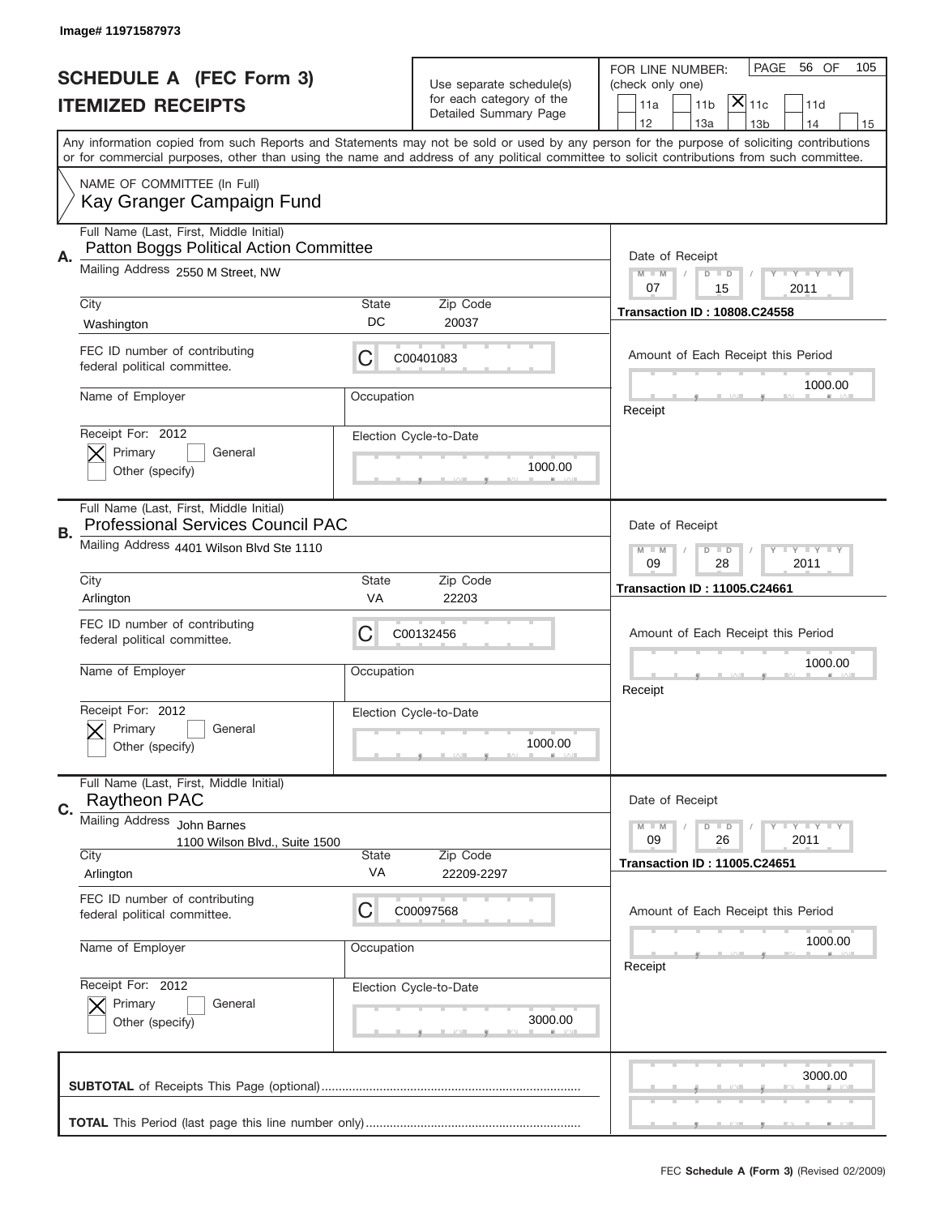Image# 11971587973

# SCHEDULE A (FEC Form 3)
## ITEMIZED RECEIPTS

Use separate schedule(s) for each category of the Detailed Summary Page

FOR LINE NUMBER: (check only one)
- [ ] 11a
- [ ] 11b
- [X] 11c
- [ ] 11d
- [ ] 12
- [ ] 13a
- [ ] 13b
- [ ] 14
- [ ] 15

PAGE 56 OF 105

Any information copied from such Reports and Statements may not be sold or used by any person for the purpose of soliciting contributions or for commercial purposes, other than using the name and address of any political committee to solicit contributions from such committee.

NAME OF COMMITTEE (In Full)
Kay Granger Campaign Fund

---

**A.**

Full Name (Last, First, Middle Initial): Patton Boggs Political Action Committee

Mailing Address: 2550 M Street, NW

| City | State | Zip Code |
|---|---|---|
| Washington | DC | 20037 |

FEC ID number of contributing federal political committee: C C00401083

Name of Employer: | Occupation:

Receipt For: 2012
- [X] Primary
- [ ] General
- [ ] Other (specify)

Election Cycle-to-Date: 1000.00

Date of Receipt: 07 / 15 / 2011

**Transaction ID : 10808.C24558**

Amount of Each Receipt this Period: 1000.00

Receipt

---

**B.**

Full Name (Last, First, Middle Initial): Professional Services Council PAC

Mailing Address: 4401 Wilson Blvd Ste 1110

| City | State | Zip Code |
|---|---|---|
| Arlington | VA | 22203 |

FEC ID number of contributing federal political committee: C C00132456

Name of Employer: | Occupation:

Receipt For: 2012
- [X] Primary
- [ ] General
- [ ] Other (specify)

Election Cycle-to-Date: 1000.00

Date of Receipt: 09 / 28 / 2011

**Transaction ID : 11005.C24661**

Amount of Each Receipt this Period: 1000.00

Receipt

---

**C.**

Full Name (Last, First, Middle Initial): Raytheon PAC

Mailing Address: John Barnes
1100 Wilson Blvd., Suite 1500

| City | State | Zip Code |
|---|---|---|
| Arlington | VA | 22209-2297 |

FEC ID number of contributing federal political committee: C C00097568

Name of Employer: | Occupation:

Receipt For: 2012
- [X] Primary
- [ ] General
- [ ] Other (specify)

Election Cycle-to-Date: 3000.00

Date of Receipt: 09 / 26 / 2011

**Transaction ID : 11005.C24651**

Amount of Each Receipt this Period: 1000.00

Receipt

---

**SUBTOTAL** of Receipts This Page (optional): 3000.00

**TOTAL** This Period (last page this line number only):

FEC **Schedule A (Form 3)** (Revised 02/2009)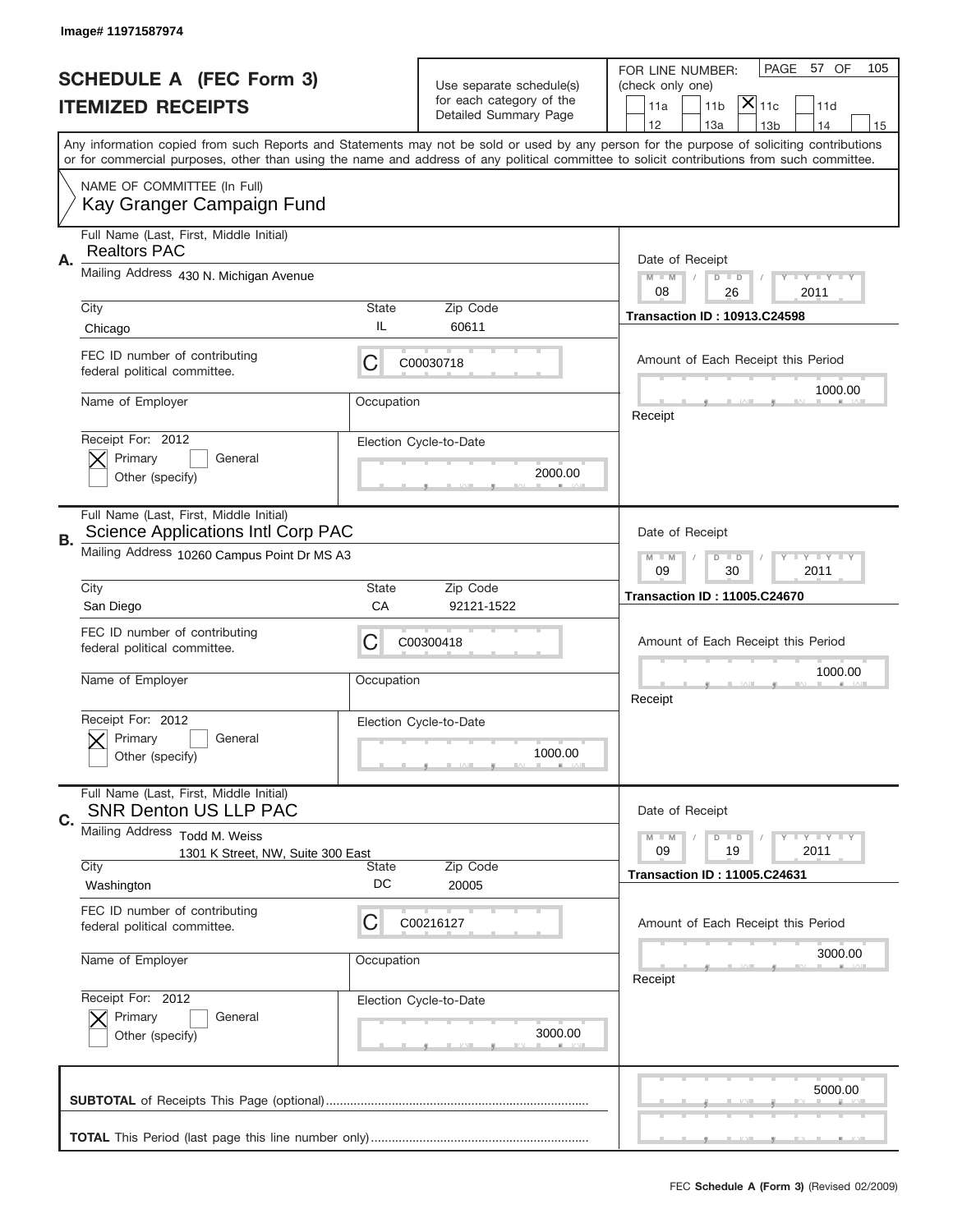Image# 11971587974

# SCHEDULE A (FEC Form 3)
# ITEMIZED RECEIPTS

Use separate schedule(s) for each category of the Detailed Summary Page

FOR LINE NUMBER: (check only one)

11a | 11b | [X] 11c | 11d | 12 | 13a | 13b | 14 | 15

PAGE 57 OF 105

Any information copied from such Reports and Statements may not be sold or used by any person for the purpose of soliciting contributions or for commercial purposes, other than using the name and address of any political committee to solicit contributions from such committee.

NAME OF COMMITTEE (In Full)
Kay Granger Campaign Fund

---

**A.** Full Name (Last, First, Middle Initial): Realtors PAC

Mailing Address: 430 N. Michigan Avenue

City: Chicago | State: IL | Zip Code: 60611

FEC ID number of contributing federal political committee: C C00030718

Name of Employer: | Occupation:

Receipt For: 2012 — [X] Primary [ ] General [ ] Other (specify)

Election Cycle-to-Date: 2000.00

Date of Receipt: 08 / 26 / 2011

Transaction ID : 10913.C24598

Amount of Each Receipt this Period: 1000.00

Receipt

---

**B.** Full Name (Last, First, Middle Initial): Science Applications Intl Corp PAC

Mailing Address: 10260 Campus Point Dr MS A3

City: San Diego | State: CA | Zip Code: 92121-1522

FEC ID number of contributing federal political committee: C C00300418

Name of Employer: | Occupation:

Receipt For: 2012 — [X] Primary [ ] General [ ] Other (specify)

Election Cycle-to-Date: 1000.00

Date of Receipt: 09 / 30 / 2011

Transaction ID : 11005.C24670

Amount of Each Receipt this Period: 1000.00

Receipt

---

**C.** Full Name (Last, First, Middle Initial): SNR Denton US LLP PAC

Mailing Address: Todd M. Weiss, 1301 K Street, NW, Suite 300 East

City: Washington | State: DC | Zip Code: 20005

FEC ID number of contributing federal political committee: C C00216127

Name of Employer: | Occupation:

Receipt For: 2012 — [X] Primary [ ] General [ ] Other (specify)

Election Cycle-to-Date: 3000.00

Date of Receipt: 09 / 19 / 2011

Transaction ID : 11005.C24631

Amount of Each Receipt this Period: 3000.00

Receipt

---

**SUBTOTAL** of Receipts This Page (optional): 5000.00

**TOTAL** This Period (last page this line number only):

FEC **Schedule A (Form 3)** (Revised 02/2009)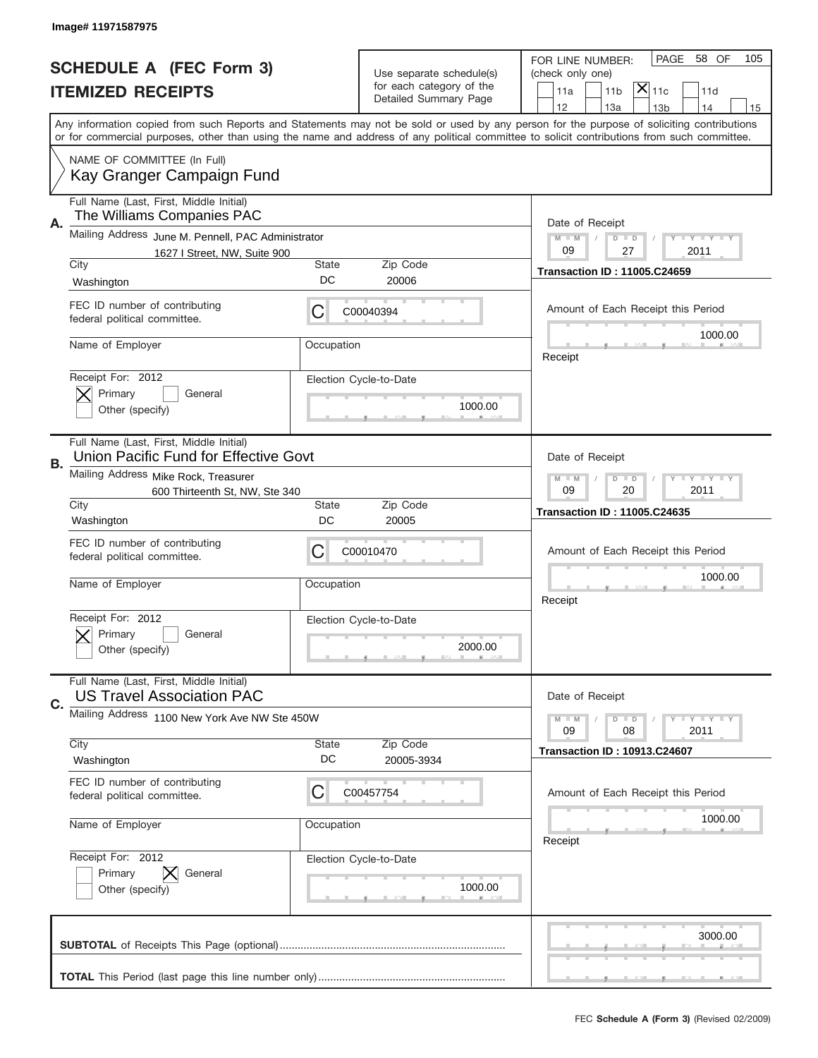Image# 11971587975

# SCHEDULE A (FEC Form 3)
## ITEMIZED RECEIPTS

Use separate schedule(s) for each category of the Detailed Summary Page

FOR LINE NUMBER: (check only one)

PAGE 58 OF 105

- [ ] 11a
- [ ] 11b
- [x] 11c
- [ ] 11d
- [ ] 12
- [ ] 13a
- [ ] 13b
- [ ] 14
- [ ] 15

Any information copied from such Reports and Statements may not be sold or used by any person for the purpose of soliciting contributions or for commercial purposes, other than using the name and address of any political committee to solicit contributions from such committee.

NAME OF COMMITTEE (In Full)
Kay Granger Campaign Fund

---

**A.**

Full Name (Last, First, Middle Initial): The Williams Companies PAC

Mailing Address: June M. Pennell, PAC Administrator, 1627 I Street, NW, Suite 900

City: Washington | State: DC | Zip Code: 20006

FEC ID number of contributing federal political committee: C00040394

Name of Employer: | Occupation:

Receipt For: 2012 — [x] Primary [ ] General [ ] Other (specify)

Election Cycle-to-Date: 1000.00

Date of Receipt: 09 / 27 / 2011

Transaction ID : 11005.C24659

Amount of Each Receipt this Period: 1000.00

Receipt

---

**B.**

Full Name (Last, First, Middle Initial): Union Pacific Fund for Effective Govt

Mailing Address: Mike Rock, Treasurer, 600 Thirteenth St, NW, Ste 340

City: Washington | State: DC | Zip Code: 20005

FEC ID number of contributing federal political committee: C00010470

Name of Employer: | Occupation:

Receipt For: 2012 — [x] Primary [ ] General [ ] Other (specify)

Election Cycle-to-Date: 2000.00

Date of Receipt: 09 / 20 / 2011

Transaction ID : 11005.C24635

Amount of Each Receipt this Period: 1000.00

Receipt

---

**C.**

Full Name (Last, First, Middle Initial): US Travel Association PAC

Mailing Address: 1100 New York Ave NW Ste 450W

City: Washington | State: DC | Zip Code: 20005-3934

FEC ID number of contributing federal political committee: C00457754

Name of Employer: | Occupation:

Receipt For: 2012 — [ ] Primary [x] General [ ] Other (specify)

Election Cycle-to-Date: 1000.00

Date of Receipt: 09 / 08 / 2011

Transaction ID : 10913.C24607

Amount of Each Receipt this Period: 1000.00

Receipt

---

**SUBTOTAL** of Receipts This Page (optional): 3000.00

**TOTAL** This Period (last page this line number only):

FEC **Schedule A (Form 3)** (Revised 02/2009)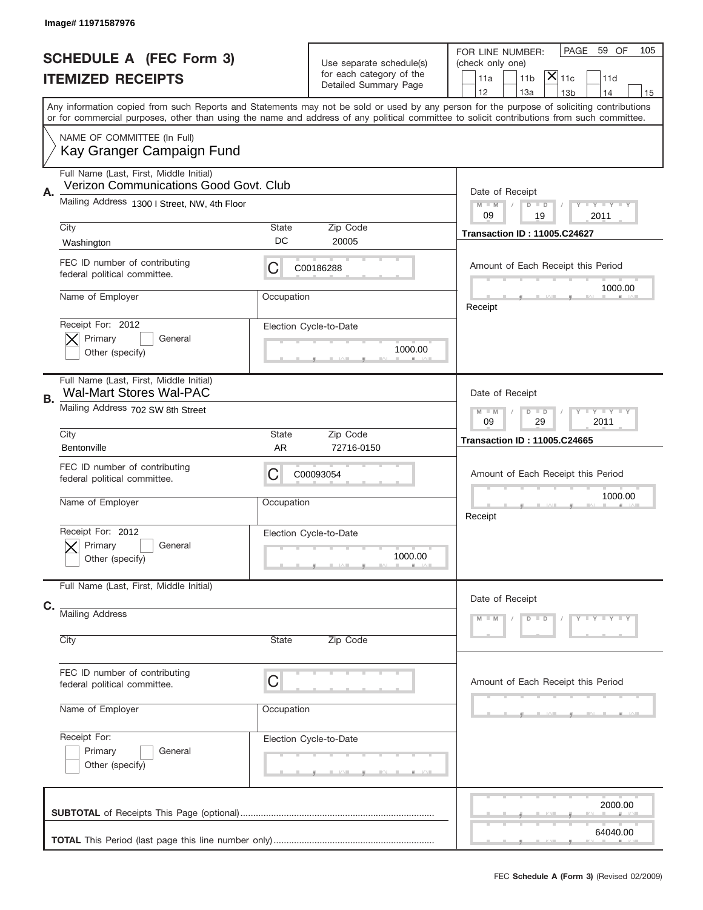Image# 11971587976

# SCHEDULE A (FEC Form 3)
## ITEMIZED RECEIPTS

Use separate schedule(s) for each category of the Detailed Summary Page

FOR LINE NUMBER: (check only one)
11a | 11b | [X] 11c | 11d | 12 | 13a | 13b | 14 | 15

PAGE 59 OF 105

Any information copied from such Reports and Statements may not be sold or used by any person for the purpose of soliciting contributions or for commercial purposes, other than using the name and address of any political committee to solicit contributions from such committee.

NAME OF COMMITTEE (In Full)
Kay Granger Campaign Fund

---

**A.** Full Name (Last, First, Middle Initial): Verizon Communications Good Govt. Club

Mailing Address: 1300 I Street, NW, 4th Floor

City: Washington | State: DC | Zip Code: 20005

FEC ID number of contributing federal political committee: C00186288

Name of Employer: | Occupation:

Receipt For: 2012 — [X] Primary [ ] General [ ] Other (specify)

Election Cycle-to-Date: 1000.00

Date of Receipt: 09 / 19 / 2011

Transaction ID : 11005.C24627

Amount of Each Receipt this Period: 1000.00

Receipt

---

**B.** Full Name (Last, First, Middle Initial): Wal-Mart Stores Wal-PAC

Mailing Address: 702 SW 8th Street

City: Bentonville | State: AR | Zip Code: 72716-0150

FEC ID number of contributing federal political committee: C00093054

Name of Employer: | Occupation:

Receipt For: 2012 — [X] Primary [ ] General [ ] Other (specify)

Election Cycle-to-Date: 1000.00

Date of Receipt: 09 / 29 / 2011

Transaction ID : 11005.C24665

Amount of Each Receipt this Period: 1000.00

Receipt

---

**C.** Full Name (Last, First, Middle Initial):

Mailing Address:

City: | State: | Zip Code:

FEC ID number of contributing federal political committee: C

Name of Employer: | Occupation:

Receipt For: [ ] Primary [ ] General [ ] Other (specify)

Election Cycle-to-Date:

Date of Receipt: M M / D D / Y Y Y Y

Amount of Each Receipt this Period:

---

**SUBTOTAL** of Receipts This Page (optional): 2000.00

**TOTAL** This Period (last page this line number only): 64040.00

FEC **Schedule A (Form 3)** (Revised 02/2009)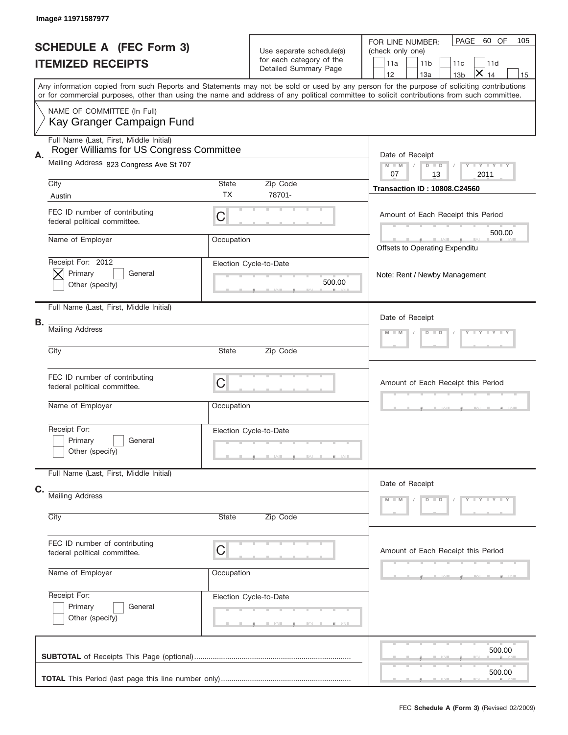Image# 11971587977

# SCHEDULE A (FEC Form 3)
## ITEMIZED RECEIPTS

Use separate schedule(s) for each category of the Detailed Summary Page

FOR LINE NUMBER: (check only one)

11a | 11b | 11c | 11d | 12 | 13a | 13b | [X] 14 | 15

PAGE 60 OF 105

Any information copied from such Reports and Statements may not be sold or used by any person for the purpose of soliciting contributions or for commercial purposes, other than using the name and address of any political committee to solicit contributions from such committee.

NAME OF COMMITTEE (In Full)
Kay Granger Campaign Fund

**A.**
Full Name (Last, First, Middle Initial): Roger Williams for US Congress Committee
Mailing Address: 823 Congress Ave St 707
City: Austin
State: TX
Zip Code: 78701-
FEC ID number of contributing federal political committee: C
Name of Employer:
Occupation:
Receipt For: 2012
[X] Primary [ ] General
Other (specify)
Election Cycle-to-Date: 500.00
Date of Receipt: 07 / 13 / 2011
Transaction ID : 10808.C24560
Amount of Each Receipt this Period: 500.00
Offsets to Operating Expenditu
Note: Rent / Newby Management

**B.**
Full Name (Last, First, Middle Initial):
Mailing Address:
City:
State:
Zip Code:
FEC ID number of contributing federal political committee: C
Name of Employer:
Occupation:
Receipt For:
[ ] Primary [ ] General
Other (specify)
Election Cycle-to-Date:
Date of Receipt:
Amount of Each Receipt this Period:

**C.**
Full Name (Last, First, Middle Initial):
Mailing Address:
City:
State:
Zip Code:
FEC ID number of contributing federal political committee: C
Name of Employer:
Occupation:
Receipt For:
[ ] Primary [ ] General
Other (specify)
Election Cycle-to-Date:
Date of Receipt:
Amount of Each Receipt this Period:

**SUBTOTAL** of Receipts This Page (optional): 500.00

**TOTAL** This Period (last page this line number only): 500.00

FEC **Schedule A (Form 3)** (Revised 02/2009)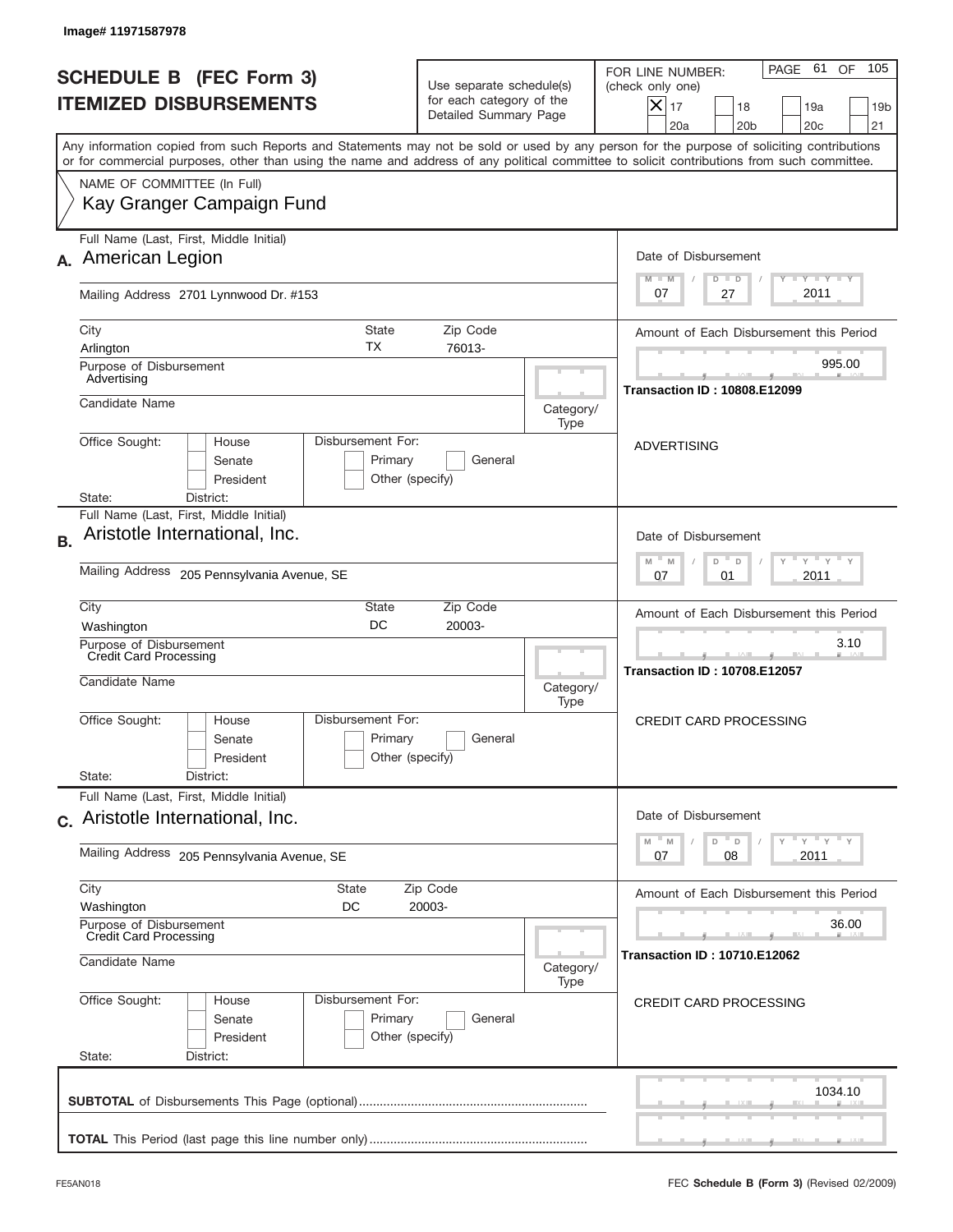Image# 11971587978

# SCHEDULE B (FEC Form 3)
# ITEMIZED DISBURSEMENTS

Use separate schedule(s) for each category of the Detailed Summary Page

FOR LINE NUMBER: (check only one)
[X] 17 [ ] 18 [ ] 19a [ ] 19b [ ] 20a [ ] 20b [ ] 20c [ ] 21

PAGE 61 OF 105

Any information copied from such Reports and Statements may not be sold or used by any person for the purpose of soliciting contributions or for commercial purposes, other than using the name and address of any political committee to solicit contributions from such committee.

NAME OF COMMITTEE (In Full)
Kay Granger Campaign Fund

---

**A.** Full Name (Last, First, Middle Initial): American Legion

Mailing Address: 2701 Lynnwood Dr. #153

City: Arlington | State: TX | Zip Code: 76013-

Purpose of Disbursement: Advertising

Candidate Name:

Category/Type:

Office Sought: [ ] House [ ] Senate [ ] President
State: District:

Disbursement For: [ ] Primary [ ] General [ ] Other (specify)

Date of Disbursement: 07 / 27 / 2011

Amount of Each Disbursement this Period: 995.00

Transaction ID : 10808.E12099

ADVERTISING

---

**B.** Full Name (Last, First, Middle Initial): Aristotle International, Inc.

Mailing Address: 205 Pennsylvania Avenue, SE

City: Washington | State: DC | Zip Code: 20003-

Purpose of Disbursement: Credit Card Processing

Candidate Name:

Category/Type:

Office Sought: [ ] House [ ] Senate [ ] President
State: District:

Disbursement For: [ ] Primary [ ] General [ ] Other (specify)

Date of Disbursement: 07 / 01 / 2011

Amount of Each Disbursement this Period: 3.10

Transaction ID : 10708.E12057

CREDIT CARD PROCESSING

---

**C.** Full Name (Last, First, Middle Initial): Aristotle International, Inc.

Mailing Address: 205 Pennsylvania Avenue, SE

City: Washington | State: DC | Zip Code: 20003-

Purpose of Disbursement: Credit Card Processing

Candidate Name:

Category/Type:

Office Sought: [ ] House [ ] Senate [ ] President
State: District:

Disbursement For: [ ] Primary [ ] General [ ] Other (specify)

Date of Disbursement: 07 / 08 / 2011

Amount of Each Disbursement this Period: 36.00

Transaction ID : 10710.E12062

CREDIT CARD PROCESSING

---

**SUBTOTAL** of Disbursements This Page (optional): 1034.10

**TOTAL** This Period (last page this line number only):

FE5AN018 FEC **Schedule B (Form 3)** (Revised 02/2009)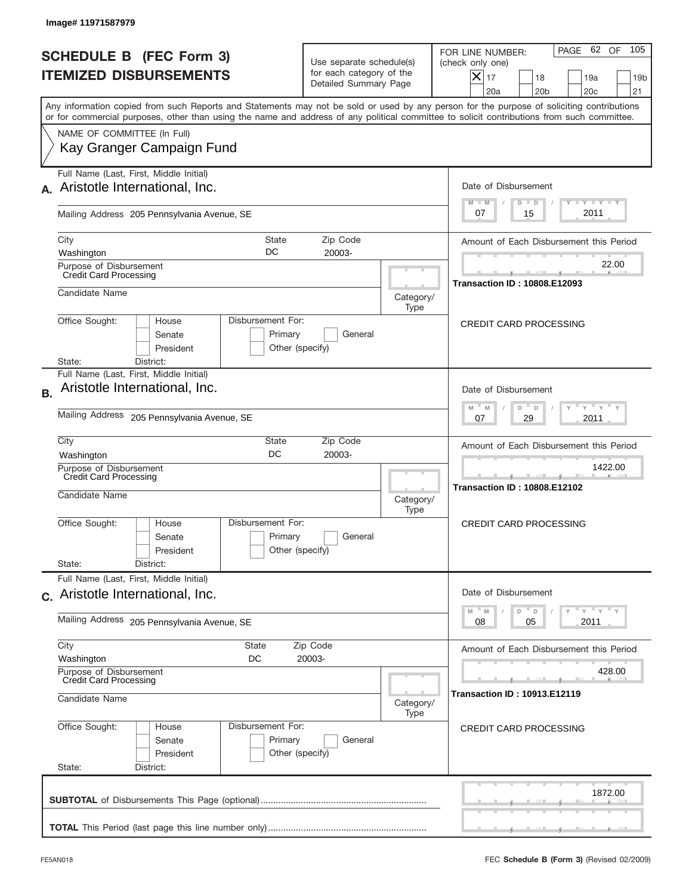Image# 11971587979

# SCHEDULE B (FEC Form 3)
## ITEMIZED DISBURSEMENTS

Use separate schedule(s) for each category of the Detailed Summary Page

FOR LINE NUMBER: (check only one)

- [X] 17
- [ ] 18
- [ ] 19a
- [ ] 19b
- [ ] 20a
- [ ] 20b
- [ ] 20c
- [ ] 21

PAGE 62 OF 105

Any information copied from such Reports and Statements may not be sold or used by any person for the purpose of soliciting contributions or for commercial purposes, other than using the name and address of any political committee to solicit contributions from such committee.

NAME OF COMMITTEE (In Full)
Kay Granger Campaign Fund

---

**A.** Full Name (Last, First, Middle Initial): Aristotle International, Inc.

Mailing Address: 205 Pennsylvania Avenue, SE

City: Washington | State: DC | Zip Code: 20003-

Purpose of Disbursement: Credit Card Processing

Candidate Name:

Category/Type:

Office Sought: House / Senate / President

Disbursement For: Primary / General / Other (specify)

State: District:

Date of Disbursement: 07 / 15 / 2011

Amount of Each Disbursement this Period: 22.00

Transaction ID : 10808.E12093

CREDIT CARD PROCESSING

---

**B.** Full Name (Last, First, Middle Initial): Aristotle International, Inc.

Mailing Address: 205 Pennsylvania Avenue, SE

City: Washington | State: DC | Zip Code: 20003-

Purpose of Disbursement: Credit Card Processing

Candidate Name:

Category/Type:

Office Sought: House / Senate / President

Disbursement For: Primary / General / Other (specify)

State: District:

Date of Disbursement: 07 / 29 / 2011

Amount of Each Disbursement this Period: 1422.00

Transaction ID : 10808.E12102

CREDIT CARD PROCESSING

---

**C.** Full Name (Last, First, Middle Initial): Aristotle International, Inc.

Mailing Address: 205 Pennsylvania Avenue, SE

City: Washington | State: DC | Zip Code: 20003-

Purpose of Disbursement: Credit Card Processing

Candidate Name:

Category/Type:

Office Sought: House / Senate / President

Disbursement For: Primary / General / Other (specify)

State: District:

Date of Disbursement: 08 / 05 / 2011

Amount of Each Disbursement this Period: 428.00

Transaction ID : 10913.E12119

CREDIT CARD PROCESSING

---

**SUBTOTAL** of Disbursements This Page (optional): 1872.00

**TOTAL** This Period (last page this line number only):

FE5AN018 — FEC **Schedule B (Form 3)** (Revised 02/2009)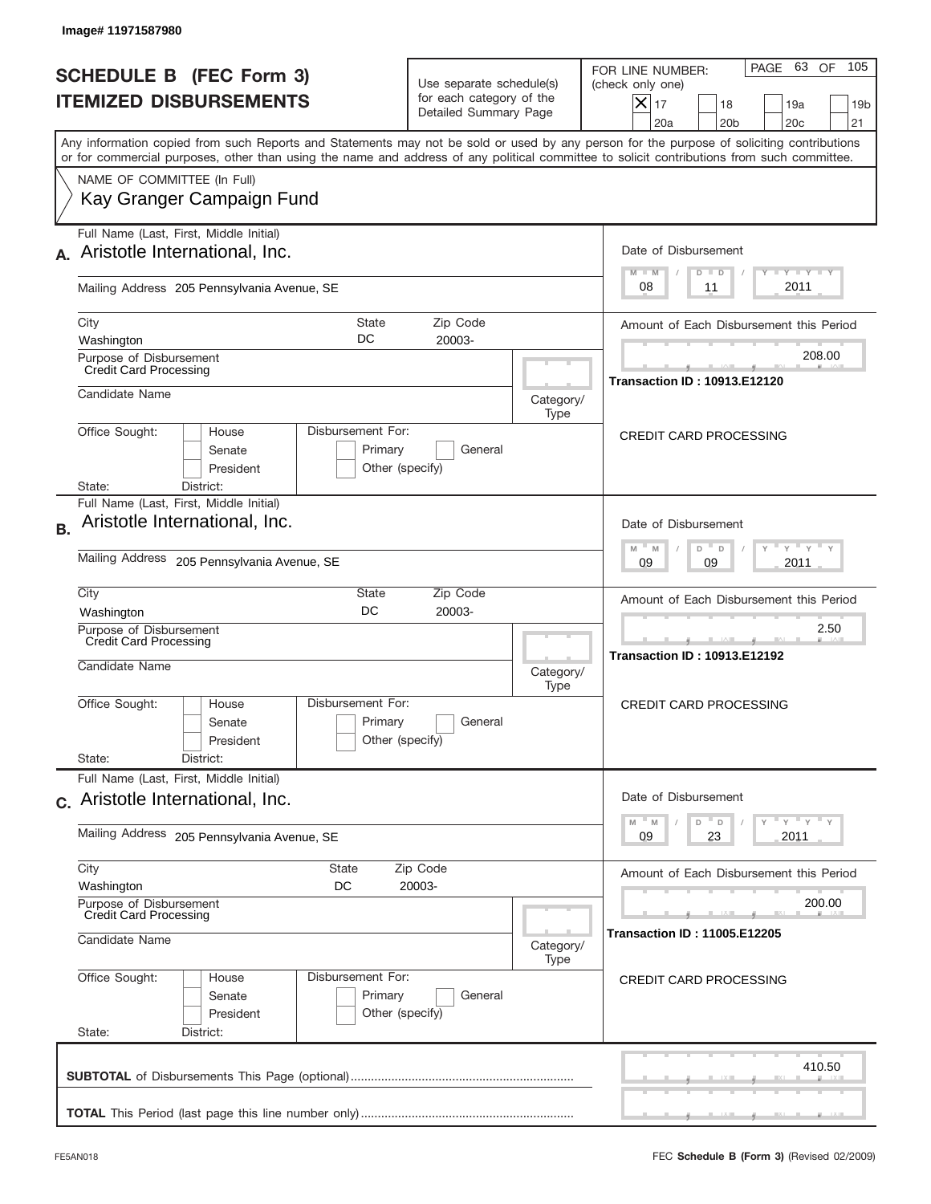Image# 11971587980

# SCHEDULE B (FEC Form 3)
# ITEMIZED DISBURSEMENTS

Use separate schedule(s) for each category of the Detailed Summary Page

FOR LINE NUMBER: (check only one)

- [x] 17
- [ ] 18
- [ ] 19a
- [ ] 19b
- [ ] 20a
- [ ] 20b
- [ ] 20c
- [ ] 21

PAGE 63 OF 105

Any information copied from such Reports and Statements may not be sold or used by any person for the purpose of soliciting contributions or for commercial purposes, other than using the name and address of any political committee to solicit contributions from such committee.

NAME OF COMMITTEE (In Full)
Kay Granger Campaign Fund

---

**A.** Full Name (Last, First, Middle Initial): Aristotle International, Inc.

Mailing Address: 205 Pennsylvania Avenue, SE

City: Washington | State: DC | Zip Code: 20003-

Purpose of Disbursement: Credit Card Processing

Candidate Name:

Category/Type:

Office Sought: House / Senate / President

Disbursement For: Primary / General / Other (specify)

State: District:

Date of Disbursement: 08 / 11 / 2011

Amount of Each Disbursement this Period: 208.00

Transaction ID : 10913.E12120

CREDIT CARD PROCESSING

---

**B.** Full Name (Last, First, Middle Initial): Aristotle International, Inc.

Mailing Address: 205 Pennsylvania Avenue, SE

City: Washington | State: DC | Zip Code: 20003-

Purpose of Disbursement: Credit Card Processing

Candidate Name:

Category/Type:

Office Sought: House / Senate / President

Disbursement For: Primary / General / Other (specify)

State: District:

Date of Disbursement: 09 / 09 / 2011

Amount of Each Disbursement this Period: 2.50

Transaction ID : 10913.E12192

CREDIT CARD PROCESSING

---

**C.** Full Name (Last, First, Middle Initial): Aristotle International, Inc.

Mailing Address: 205 Pennsylvania Avenue, SE

City: Washington | State: DC | Zip Code: 20003-

Purpose of Disbursement: Credit Card Processing

Candidate Name:

Category/Type:

Office Sought: House / Senate / President

Disbursement For: Primary / General / Other (specify)

State: District:

Date of Disbursement: 09 / 23 / 2011

Amount of Each Disbursement this Period: 200.00

Transaction ID : 11005.E12205

CREDIT CARD PROCESSING

---

**SUBTOTAL** of Disbursements This Page (optional): 410.50

**TOTAL** This Period (last page this line number only):

FE5AN018 — FEC **Schedule B (Form 3)** (Revised 02/2009)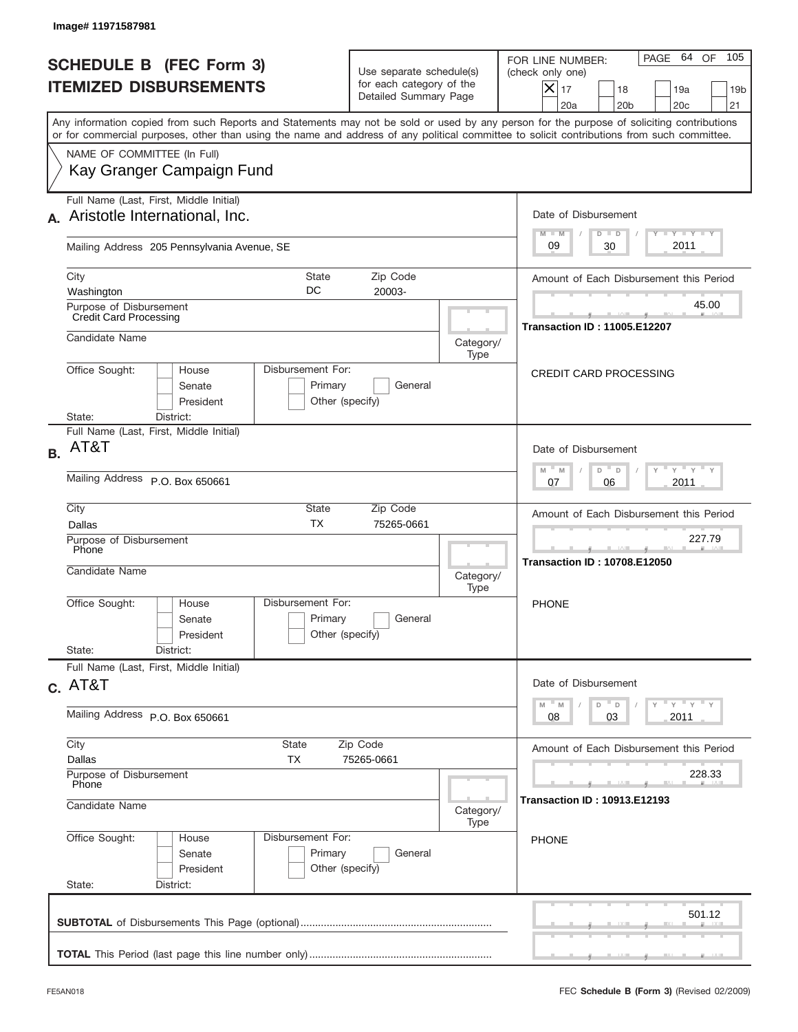Image# 11971587981

# SCHEDULE B (FEC Form 3)
# ITEMIZED DISBURSEMENTS

Use separate schedule(s) for each category of the Detailed Summary Page

FOR LINE NUMBER: (check only one)

[X] 17 [ ] 18 [ ] 19a [ ] 19b [ ] 20a [ ] 20b [ ] 20c [ ] 21

PAGE 64 OF 105

Any information copied from such Reports and Statements may not be sold or used by any person for the purpose of soliciting contributions or for commercial purposes, other than using the name and address of any political committee to solicit contributions from such committee.

NAME OF COMMITTEE (In Full)
Kay Granger Campaign Fund

---

**A.** Full Name (Last, First, Middle Initial): Aristotle International, Inc.

Mailing Address: 205 Pennsylvania Avenue, SE

City: Washington | State: DC | Zip Code: 20003-

Purpose of Disbursement: Credit Card Processing

Candidate Name:

Category/Type:

Office Sought: [ ] House [ ] Senate [ ] President

State: District:

Disbursement For: [ ] Primary [ ] General [ ] Other (specify)

Date of Disbursement: 09 / 30 / 2011

Amount of Each Disbursement this Period: 45.00

Transaction ID : 11005.E12207

CREDIT CARD PROCESSING

---

**B.** Full Name (Last, First, Middle Initial): AT&T

Mailing Address: P.O. Box 650661

City: Dallas | State: TX | Zip Code: 75265-0661

Purpose of Disbursement: Phone

Candidate Name:

Category/Type:

Office Sought: [ ] House [ ] Senate [ ] President

State: District:

Disbursement For: [ ] Primary [ ] General [ ] Other (specify)

Date of Disbursement: 07 / 06 / 2011

Amount of Each Disbursement this Period: 227.79

Transaction ID : 10708.E12050

PHONE

---

**C.** Full Name (Last, First, Middle Initial): AT&T

Mailing Address: P.O. Box 650661

City: Dallas | State: TX | Zip Code: 75265-0661

Purpose of Disbursement: Phone

Candidate Name:

Category/Type:

Office Sought: [ ] House [ ] Senate [ ] President

State: District:

Disbursement For: [ ] Primary [ ] General [ ] Other (specify)

Date of Disbursement: 08 / 03 / 2011

Amount of Each Disbursement this Period: 228.33

Transaction ID : 10913.E12193

PHONE

---

**SUBTOTAL** of Disbursements This Page (optional): 501.12

**TOTAL** This Period (last page this line number only):

FE5AN018

FEC **Schedule B (Form 3)** (Revised 02/2009)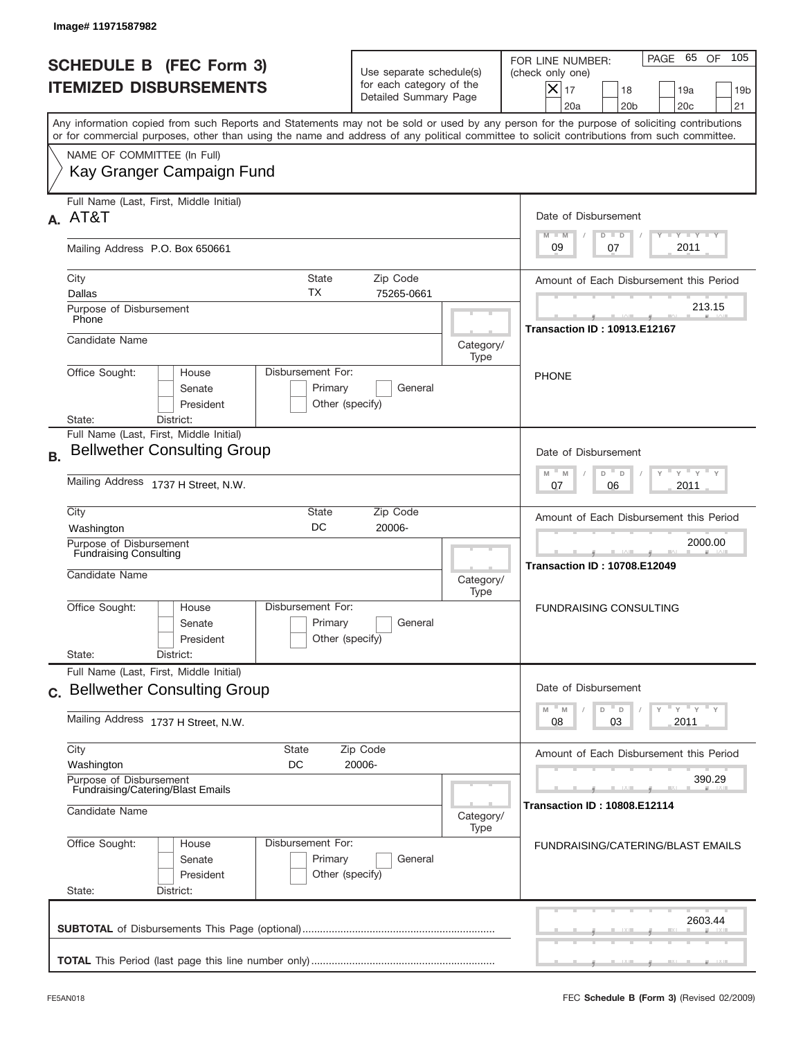Image# 11971587982

# SCHEDULE B (FEC Form 3)
# ITEMIZED DISBURSEMENTS

Use separate schedule(s) for each category of the Detailed Summary Page

FOR LINE NUMBER: (check only one)

- [X] 17
- [ ] 18
- [ ] 19a
- [ ] 19b
- [ ] 20a
- [ ] 20b
- [ ] 20c
- [ ] 21

PAGE 65 OF 105

Any information copied from such Reports and Statements may not be sold or used by any person for the purpose of soliciting contributions or for commercial purposes, other than using the name and address of any political committee to solicit contributions from such committee.

NAME OF COMMITTEE (In Full)
Kay Granger Campaign Fund

---

**A.** Full Name (Last, First, Middle Initial): AT&T

Mailing Address: P.O. Box 650661

City: Dallas | State: TX | Zip Code: 75265-0661

Purpose of Disbursement: Phone

Candidate Name:

Category/Type:

Office Sought: House / Senate / President

State: District:

Disbursement For: Primary / General / Other (specify)

Date of Disbursement: 09 / 07 / 2011

Amount of Each Disbursement this Period: 213.15

Transaction ID : 10913.E12167

PHONE

---

**B.** Full Name (Last, First, Middle Initial): Bellwether Consulting Group

Mailing Address: 1737 H Street, N.W.

City: Washington | State: DC | Zip Code: 20006-

Purpose of Disbursement: Fundraising Consulting

Candidate Name:

Category/Type:

Office Sought: House / Senate / President

State: District:

Disbursement For: Primary / General / Other (specify)

Date of Disbursement: 07 / 06 / 2011

Amount of Each Disbursement this Period: 2000.00

Transaction ID : 10708.E12049

FUNDRAISING CONSULTING

---

**C.** Full Name (Last, First, Middle Initial): Bellwether Consulting Group

Mailing Address: 1737 H Street, N.W.

City: Washington | State: DC | Zip Code: 20006-

Purpose of Disbursement: Fundraising/Catering/Blast Emails

Candidate Name:

Category/Type:

Office Sought: House / Senate / President

State: District:

Disbursement For: Primary / General / Other (specify)

Date of Disbursement: 08 / 03 / 2011

Amount of Each Disbursement this Period: 390.29

Transaction ID : 10808.E12114

FUNDRAISING/CATERING/BLAST EMAILS

---

**SUBTOTAL** of Disbursements This Page (optional): 2603.44

**TOTAL** This Period (last page this line number only):

FE5AN018

FEC **Schedule B (Form 3)** (Revised 02/2009)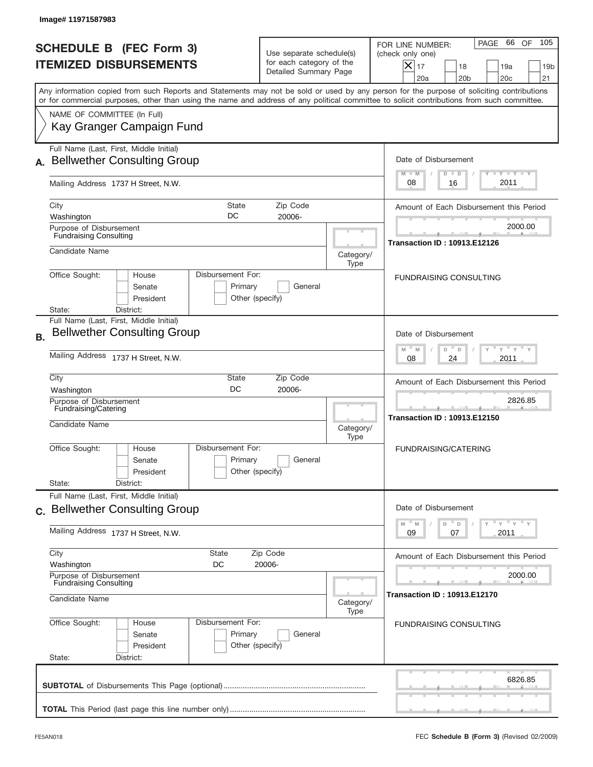Image# 11971587983

# SCHEDULE B (FEC Form 3)
# ITEMIZED DISBURSEMENTS

Use separate schedule(s) for each category of the Detailed Summary Page

FOR LINE NUMBER: (check only one)

- [x] 17
- [ ] 18
- [ ] 19a
- [ ] 19b
- [ ] 20a
- [ ] 20b
- [ ] 20c
- [ ] 21

PAGE 66 OF 105

Any information copied from such Reports and Statements may not be sold or used by any person for the purpose of soliciting contributions or for commercial purposes, other than using the name and address of any political committee to solicit contributions from such committee.

NAME OF COMMITTEE (In Full)
Kay Granger Campaign Fund

---

**A.** Full Name (Last, First, Middle Initial): Bellwether Consulting Group

Mailing Address: 1737 H Street, N.W.

City: Washington | State: DC | Zip Code: 20006-

Purpose of Disbursement: Fundraising Consulting

Candidate Name:

Category/Type:

Office Sought: House / Senate / President

Disbursement For: Primary / General / Other (specify)

State: District:

Date of Disbursement: 08 / 16 / 2011

Amount of Each Disbursement this Period: 2000.00

**Transaction ID : 10913.E12126**

FUNDRAISING CONSULTING

---

**B.** Full Name (Last, First, Middle Initial): Bellwether Consulting Group

Mailing Address: 1737 H Street, N.W.

City: Washington | State: DC | Zip Code: 20006-

Purpose of Disbursement: Fundraising/Catering

Candidate Name:

Category/Type:

Office Sought: House / Senate / President

Disbursement For: Primary / General / Other (specify)

State: District:

Date of Disbursement: 08 / 24 / 2011

Amount of Each Disbursement this Period: 2826.85

**Transaction ID : 10913.E12150**

FUNDRAISING/CATERING

---

**C.** Full Name (Last, First, Middle Initial): Bellwether Consulting Group

Mailing Address: 1737 H Street, N.W.

City: Washington | State: DC | Zip Code: 20006-

Purpose of Disbursement: Fundraising Consulting

Candidate Name:

Category/Type:

Office Sought: House / Senate / President

Disbursement For: Primary / General / Other (specify)

State: District:

Date of Disbursement: 09 / 07 / 2011

Amount of Each Disbursement this Period: 2000.00

**Transaction ID : 10913.E12170**

FUNDRAISING CONSULTING

---

**SUBTOTAL** of Disbursements This Page (optional): 6826.85

**TOTAL** This Period (last page this line number only):

FE5AN018

FEC **Schedule B (Form 3)** (Revised 02/2009)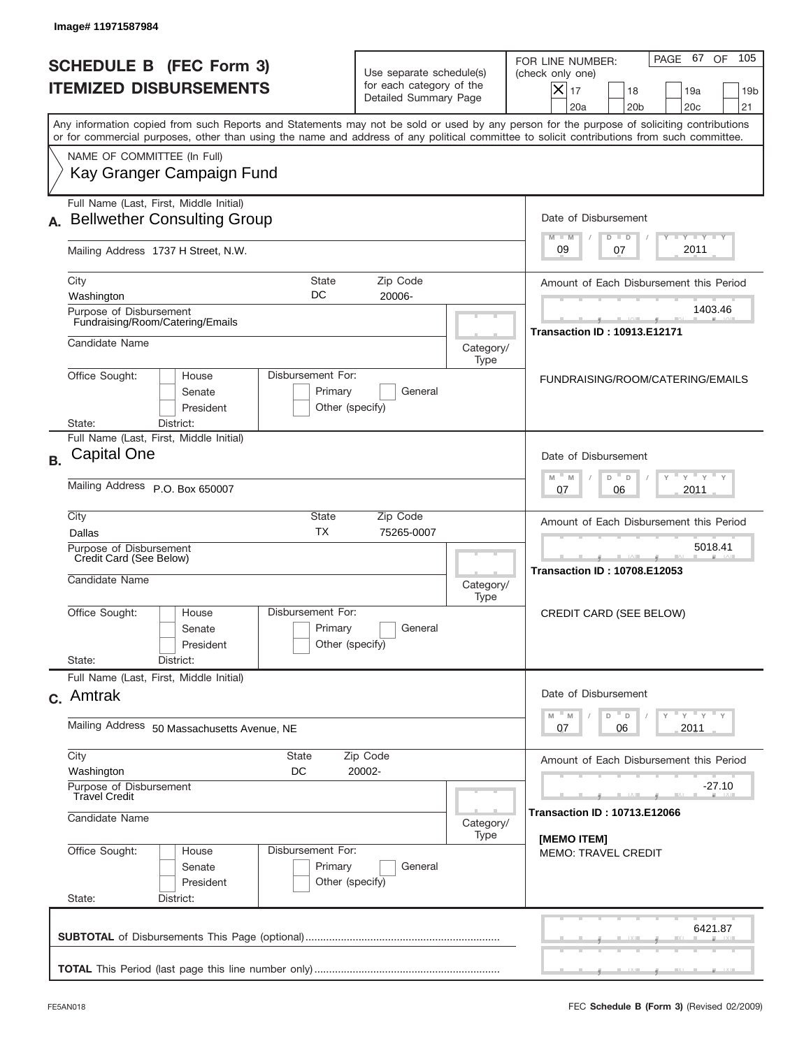Image# 11971587984

# SCHEDULE B (FEC Form 3)
# ITEMIZED DISBURSEMENTS

Use separate schedule(s) for each category of the Detailed Summary Page

FOR LINE NUMBER: (check only one)

- [X] 17
- [ ] 18
- [ ] 19a
- [ ] 19b
- [ ] 20a
- [ ] 20b
- [ ] 20c
- [ ] 21

PAGE 67 OF 105

Any information copied from such Reports and Statements may not be sold or used by any person for the purpose of soliciting contributions or for commercial purposes, other than using the name and address of any political committee to solicit contributions from such committee.

NAME OF COMMITTEE (In Full)
Kay Granger Campaign Fund

---

**A.** Full Name (Last, First, Middle Initial): **Bellwether Consulting Group**

Mailing Address: 1737 H Street, N.W.

City: Washington | State: DC | Zip Code: 20006-

Purpose of Disbursement: Fundraising/Room/Catering/Emails

Candidate Name: | Category/Type:

Office Sought: House / Senate / President | Disbursement For: Primary / General / Other (specify)

State: | District:

Date of Disbursement: 09 / 07 / 2011

Amount of Each Disbursement this Period: 1403.46

Transaction ID : 10913.E12171

FUNDRAISING/ROOM/CATERING/EMAILS

---

**B.** Full Name (Last, First, Middle Initial): **Capital One**

Mailing Address: P.O. Box 650007

City: Dallas | State: TX | Zip Code: 75265-0007

Purpose of Disbursement: Credit Card (See Below)

Candidate Name: | Category/Type:

Office Sought: House / Senate / President | Disbursement For: Primary / General / Other (specify)

State: | District:

Date of Disbursement: 07 / 06 / 2011

Amount of Each Disbursement this Period: 5018.41

Transaction ID : 10708.E12053

CREDIT CARD (SEE BELOW)

---

**C.** Full Name (Last, First, Middle Initial): **Amtrak**

Mailing Address: 50 Massachusetts Avenue, NE

City: Washington | State: DC | Zip Code: 20002-

Purpose of Disbursement: Travel Credit

Candidate Name: | Category/Type:

Office Sought: House / Senate / President | Disbursement For: Primary / General / Other (specify)

State: | District:

Date of Disbursement: 07 / 06 / 2011

Amount of Each Disbursement this Period: -27.10

Transaction ID : 10713.E12066

[MEMO ITEM]
MEMO: TRAVEL CREDIT

---

**SUBTOTAL** of Disbursements This Page (optional): 6421.87

**TOTAL** This Period (last page this line number only):

FE5AN018 | FEC **Schedule B (Form 3)** (Revised 02/2009)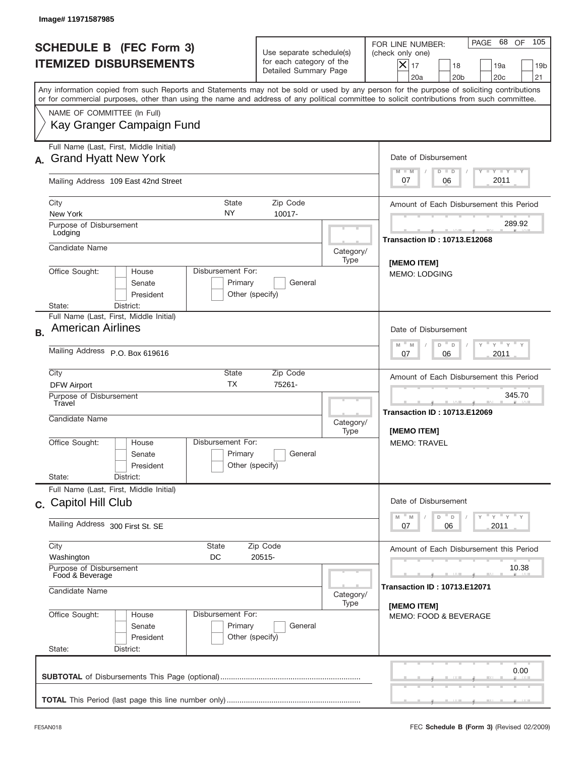Image# 11971587985

# SCHEDULE B (FEC Form 3)
## ITEMIZED DISBURSEMENTS

Use separate schedule(s) for each category of the Detailed Summary Page

FOR LINE NUMBER: (check only one)

- [X] 17
- [ ] 18
- [ ] 19a
- [ ] 19b
- [ ] 20a
- [ ] 20b
- [ ] 20c
- [ ] 21

PAGE 68 OF 105

Any information copied from such Reports and Statements may not be sold or used by any person for the purpose of soliciting contributions or for commercial purposes, other than using the name and address of any political committee to solicit contributions from such committee.

NAME OF COMMITTEE (In Full)
Kay Granger Campaign Fund

---

**A.** Full Name (Last, First, Middle Initial): Grand Hyatt New York

Mailing Address: 109 East 42nd Street

City: New York | State: NY | Zip Code: 10017-

Purpose of Disbursement: Lodging

Candidate Name:

Category/Type:

Office Sought: House / Senate / President

Disbursement For: Primary / General / Other (specify)

State: District:

Date of Disbursement: 07 / 06 / 2011

Amount of Each Disbursement this Period: 289.92

Transaction ID : 10713.E12068

[MEMO ITEM]
MEMO: LODGING

---

**B.** Full Name (Last, First, Middle Initial): American Airlines

Mailing Address: P.O. Box 619616

City: DFW Airport | State: TX | Zip Code: 75261-

Purpose of Disbursement: Travel

Candidate Name:

Category/Type:

Office Sought: House / Senate / President

Disbursement For: Primary / General / Other (specify)

State: District:

Date of Disbursement: 07 / 06 / 2011

Amount of Each Disbursement this Period: 345.70

Transaction ID : 10713.E12069

[MEMO ITEM]
MEMO: TRAVEL

---

**C.** Full Name (Last, First, Middle Initial): Capitol Hill Club

Mailing Address: 300 First St. SE

City: Washington | State: DC | Zip Code: 20515-

Purpose of Disbursement: Food & Beverage

Candidate Name:

Category/Type:

Office Sought: House / Senate / President

Disbursement For: Primary / General / Other (specify)

State: District:

Date of Disbursement: 07 / 06 / 2011

Amount of Each Disbursement this Period: 10.38

Transaction ID : 10713.E12071

[MEMO ITEM]
MEMO: FOOD & BEVERAGE

---

**SUBTOTAL** of Disbursements This Page (optional): 0.00

**TOTAL** This Period (last page this line number only):

FE5AN018 — FEC **Schedule B (Form 3)** (Revised 02/2009)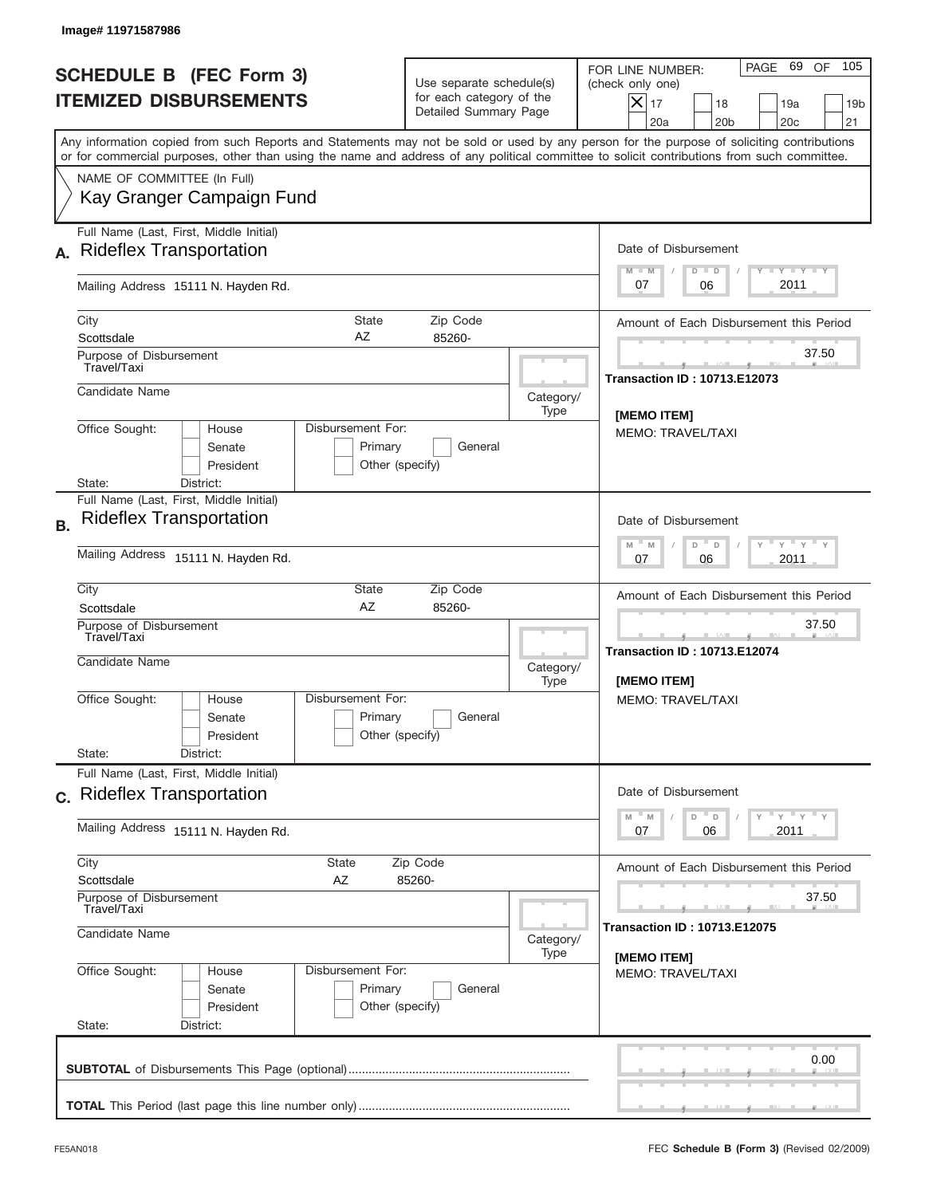Image# 11971587986

# SCHEDULE B (FEC Form 3)
# ITEMIZED DISBURSEMENTS

Use separate schedule(s) for each category of the Detailed Summary Page

FOR LINE NUMBER: (check only one)

[X] 17 [ ] 18 [ ] 19a [ ] 19b [ ] 20a [ ] 20b [ ] 20c [ ] 21

PAGE 69 OF 105

Any information copied from such Reports and Statements may not be sold or used by any person for the purpose of soliciting contributions or for commercial purposes, other than using the name and address of any political committee to solicit contributions from such committee.

NAME OF COMMITTEE (In Full)
Kay Granger Campaign Fund

---

**A.** Full Name (Last, First, Middle Initial): Rideflex Transportation

Mailing Address: 15111 N. Hayden Rd.

City: Scottsdale | State: AZ | Zip Code: 85260-

Purpose of Disbursement: Travel/Taxi

Candidate Name:

Category/Type:

Office Sought: [ ] House [ ] Senate [ ] President

State: District:

Disbursement For: [ ] Primary [ ] General [ ] Other (specify)

Date of Disbursement: 07 / 06 / 2011

Amount of Each Disbursement this Period: 37.50

Transaction ID : 10713.E12073

[MEMO ITEM]
MEMO: TRAVEL/TAXI

---

**B.** Full Name (Last, First, Middle Initial): Rideflex Transportation

Mailing Address: 15111 N. Hayden Rd.

City: Scottsdale | State: AZ | Zip Code: 85260-

Purpose of Disbursement: Travel/Taxi

Candidate Name:

Category/Type:

Office Sought: [ ] House [ ] Senate [ ] President

State: District:

Disbursement For: [ ] Primary [ ] General [ ] Other (specify)

Date of Disbursement: 07 / 06 / 2011

Amount of Each Disbursement this Period: 37.50

Transaction ID : 10713.E12074

[MEMO ITEM]
MEMO: TRAVEL/TAXI

---

**C.** Full Name (Last, First, Middle Initial): Rideflex Transportation

Mailing Address: 15111 N. Hayden Rd.

City: Scottsdale | State: AZ | Zip Code: 85260-

Purpose of Disbursement: Travel/Taxi

Candidate Name:

Category/Type:

Office Sought: [ ] House [ ] Senate [ ] President

State: District:

Disbursement For: [ ] Primary [ ] General [ ] Other (specify)

Date of Disbursement: 07 / 06 / 2011

Amount of Each Disbursement this Period: 37.50

Transaction ID : 10713.E12075

[MEMO ITEM]
MEMO: TRAVEL/TAXI

---

**SUBTOTAL** of Disbursements This Page (optional): 0.00

**TOTAL** This Period (last page this line number only):

FE5AN018 — FEC **Schedule B (Form 3)** (Revised 02/2009)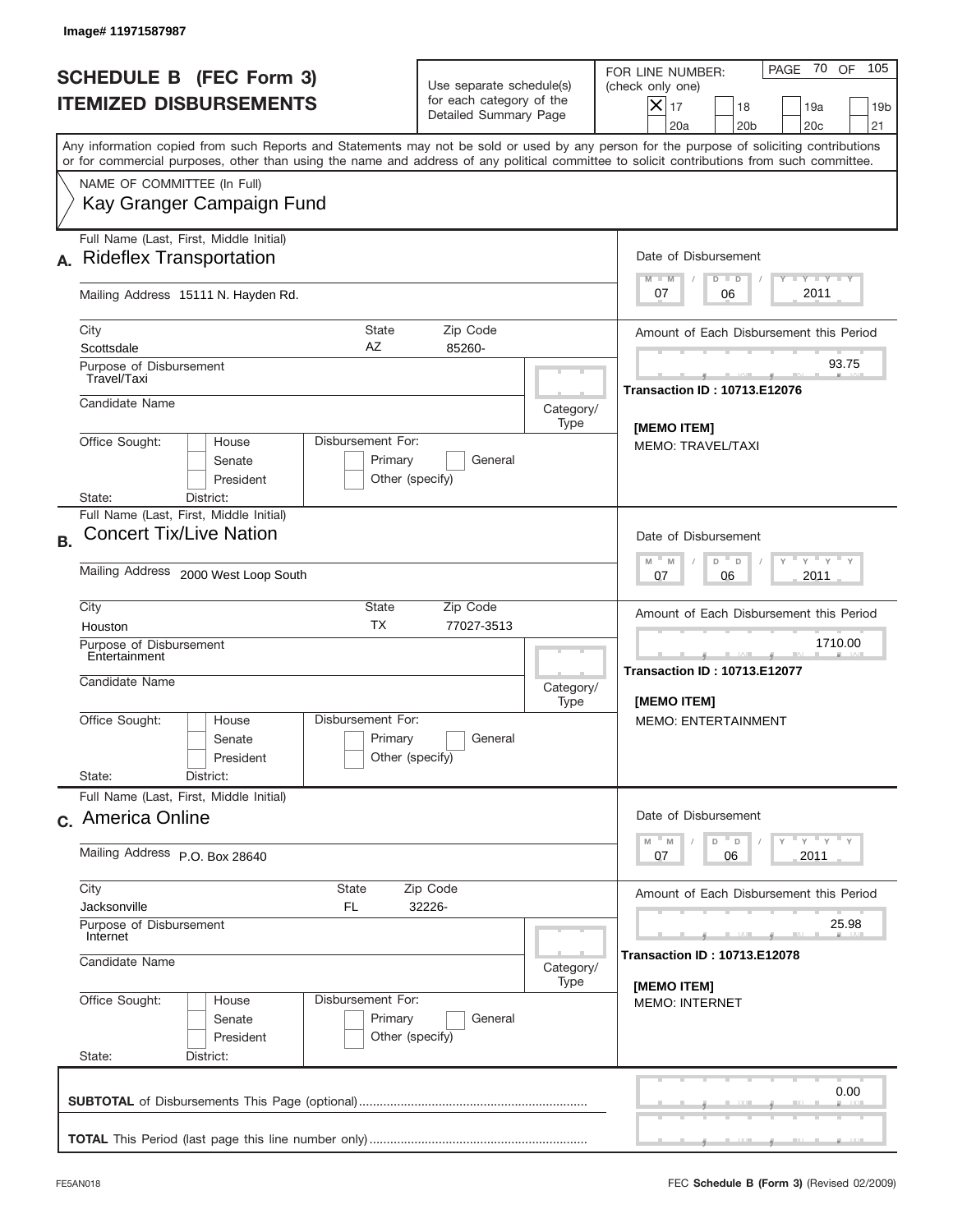Image# 11971587987

# SCHEDULE B (FEC Form 3)
# ITEMIZED DISBURSEMENTS

Use separate schedule(s) for each category of the Detailed Summary Page

FOR LINE NUMBER: (check only one)

- [X] 17
- [ ] 18
- [ ] 19a
- [ ] 19b
- [ ] 20a
- [ ] 20b
- [ ] 20c
- [ ] 21

PAGE 70 OF 105

Any information copied from such Reports and Statements may not be sold or used by any person for the purpose of soliciting contributions or for commercial purposes, other than using the name and address of any political committee to solicit contributions from such committee.

NAME OF COMMITTEE (In Full)
Kay Granger Campaign Fund

---

**A.** Full Name (Last, First, Middle Initial): Rideflex Transportation

Mailing Address: 15111 N. Hayden Rd.

City: Scottsdale | State: AZ | Zip Code: 85260-

Purpose of Disbursement: Travel/Taxi

Candidate Name:

Category/Type:

Office Sought: [ ] House [ ] Senate [ ] President

State: District:

Disbursement For: [ ] Primary [ ] General [ ] Other (specify)

Date of Disbursement: 07 / 06 / 2011

Amount of Each Disbursement this Period: 93.75

Transaction ID : 10713.E12076

[MEMO ITEM]
MEMO: TRAVEL/TAXI

---

**B.** Full Name (Last, First, Middle Initial): Concert Tix/Live Nation

Mailing Address: 2000 West Loop South

City: Houston | State: TX | Zip Code: 77027-3513

Purpose of Disbursement: Entertainment

Candidate Name:

Category/Type:

Office Sought: [ ] House [ ] Senate [ ] President

State: District:

Disbursement For: [ ] Primary [ ] General [ ] Other (specify)

Date of Disbursement: 07 / 06 / 2011

Amount of Each Disbursement this Period: 1710.00

Transaction ID : 10713.E12077

[MEMO ITEM]
MEMO: ENTERTAINMENT

---

**C.** Full Name (Last, First, Middle Initial): America Online

Mailing Address: P.O. Box 28640

City: Jacksonville | State: FL | Zip Code: 32226-

Purpose of Disbursement: Internet

Candidate Name:

Category/Type:

Office Sought: [ ] House [ ] Senate [ ] President

State: District:

Disbursement For: [ ] Primary [ ] General [ ] Other (specify)

Date of Disbursement: 07 / 06 / 2011

Amount of Each Disbursement this Period: 25.98

Transaction ID : 10713.E12078

[MEMO ITEM]
MEMO: INTERNET

---

**SUBTOTAL** of Disbursements This Page (optional) .......... 0.00

**TOTAL** This Period (last page this line number only) ..........

FE5AN018 — FEC **Schedule B (Form 3)** (Revised 02/2009)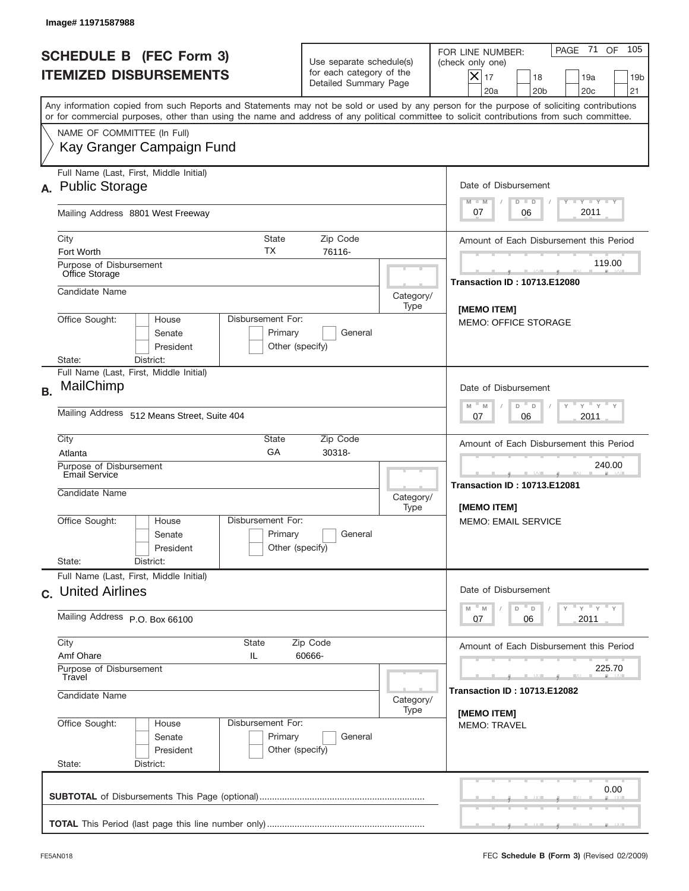Image# 11971587988

# SCHEDULE B (FEC Form 3)
## ITEMIZED DISBURSEMENTS

Use separate schedule(s) for each category of the Detailed Summary Page

FOR LINE NUMBER: (check only one)

- [x] 17
- [ ] 18
- [ ] 19a
- [ ] 19b
- [ ] 20a
- [ ] 20b
- [ ] 20c
- [ ] 21

PAGE 71 OF 105

Any information copied from such Reports and Statements may not be sold or used by any person for the purpose of soliciting contributions or for commercial purposes, other than using the name and address of any political committee to solicit contributions from such committee.

NAME OF COMMITTEE (In Full)
Kay Granger Campaign Fund

---

**A.** Full Name (Last, First, Middle Initial): Public Storage

Mailing Address: 8801 West Freeway

City: Fort Worth | State: TX | Zip Code: 76116-

Purpose of Disbursement: Office Storage

Candidate Name:

Category/Type:

Office Sought: House / Senate / President

Disbursement For: Primary / General / Other (specify)

State: District:

Date of Disbursement: 07 / 06 / 2011

Amount of Each Disbursement this Period: 119.00

Transaction ID : 10713.E12080

[MEMO ITEM]
MEMO: OFFICE STORAGE

---

**B.** Full Name (Last, First, Middle Initial): MailChimp

Mailing Address: 512 Means Street, Suite 404

City: Atlanta | State: GA | Zip Code: 30318-

Purpose of Disbursement: Email Service

Candidate Name:

Category/Type:

Office Sought: House / Senate / President

Disbursement For: Primary / General / Other (specify)

State: District:

Date of Disbursement: 07 / 06 / 2011

Amount of Each Disbursement this Period: 240.00

Transaction ID : 10713.E12081

[MEMO ITEM]
MEMO: EMAIL SERVICE

---

**C.** Full Name (Last, First, Middle Initial): United Airlines

Mailing Address: P.O. Box 66100

City: Amf Ohare | State: IL | Zip Code: 60666-

Purpose of Disbursement: Travel

Candidate Name:

Category/Type:

Office Sought: House / Senate / President

Disbursement For: Primary / General / Other (specify)

State: District:

Date of Disbursement: 07 / 06 / 2011

Amount of Each Disbursement this Period: 225.70

Transaction ID : 10713.E12082

[MEMO ITEM]
MEMO: TRAVEL

---

**SUBTOTAL** of Disbursements This Page (optional): 0.00

**TOTAL** This Period (last page this line number only):

FE5AN018

FEC **Schedule B (Form 3)** (Revised 02/2009)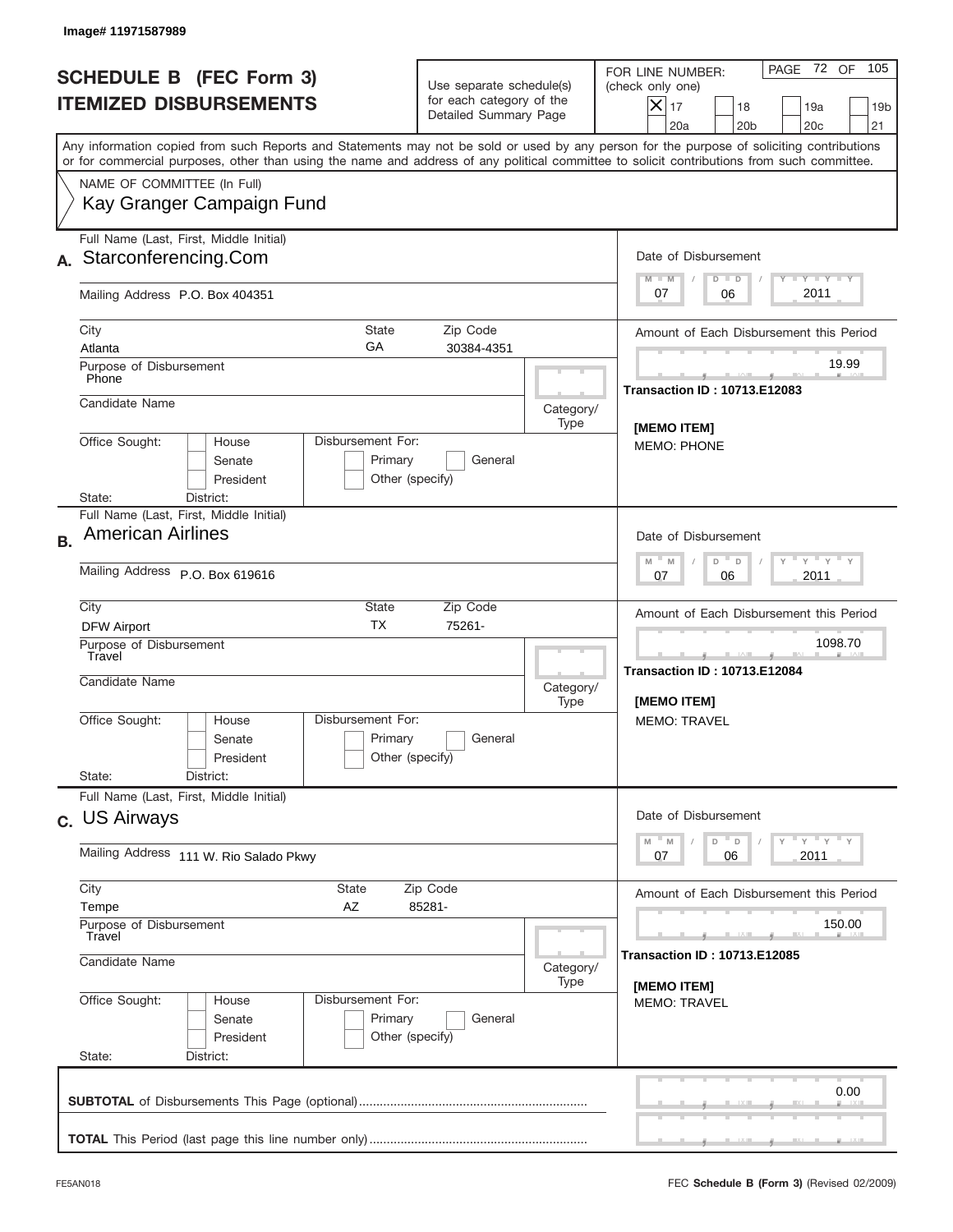Image# 11971587989

# SCHEDULE B (FEC Form 3)
## ITEMIZED DISBURSEMENTS

Use separate schedule(s) for each category of the Detailed Summary Page

FOR LINE NUMBER: (check only one)

- [X] 17
- [ ] 18
- [ ] 19a
- [ ] 19b
- [ ] 20a
- [ ] 20b
- [ ] 20c
- [ ] 21

PAGE 72 OF 105

Any information copied from such Reports and Statements may not be sold or used by any person for the purpose of soliciting contributions or for commercial purposes, other than using the name and address of any political committee to solicit contributions from such committee.

NAME OF COMMITTEE (In Full)
Kay Granger Campaign Fund

---

**A.** Full Name (Last, First, Middle Initial): Starconferencing.Com

Mailing Address: P.O. Box 404351

City: Atlanta | State: GA | Zip Code: 30384-4351

Purpose of Disbursement: Phone

Candidate Name:

Category/Type:

Office Sought: House / Senate / President

Disbursement For: Primary / General / Other (specify)

State: District:

Date of Disbursement: 07 / 06 / 2011

Amount of Each Disbursement this Period: 19.99

Transaction ID : 10713.E12083

[MEMO ITEM]
MEMO: PHONE

---

**B.** Full Name (Last, First, Middle Initial): American Airlines

Mailing Address: P.O. Box 619616

City: DFW Airport | State: TX | Zip Code: 75261-

Purpose of Disbursement: Travel

Candidate Name:

Category/Type:

Office Sought: House / Senate / President

Disbursement For: Primary / General / Other (specify)

State: District:

Date of Disbursement: 07 / 06 / 2011

Amount of Each Disbursement this Period: 1098.70

Transaction ID : 10713.E12084

[MEMO ITEM]
MEMO: TRAVEL

---

**C.** Full Name (Last, First, Middle Initial): US Airways

Mailing Address: 111 W. Rio Salado Pkwy

City: Tempe | State: AZ | Zip Code: 85281-

Purpose of Disbursement: Travel

Candidate Name:

Category/Type:

Office Sought: House / Senate / President

Disbursement For: Primary / General / Other (specify)

State: District:

Date of Disbursement: 07 / 06 / 2011

Amount of Each Disbursement this Period: 150.00

Transaction ID : 10713.E12085

[MEMO ITEM]
MEMO: TRAVEL

---

**SUBTOTAL** of Disbursements This Page (optional) .......... 0.00

**TOTAL** This Period (last page this line number only) ..........

FE5AN018

FEC **Schedule B (Form 3)** (Revised 02/2009)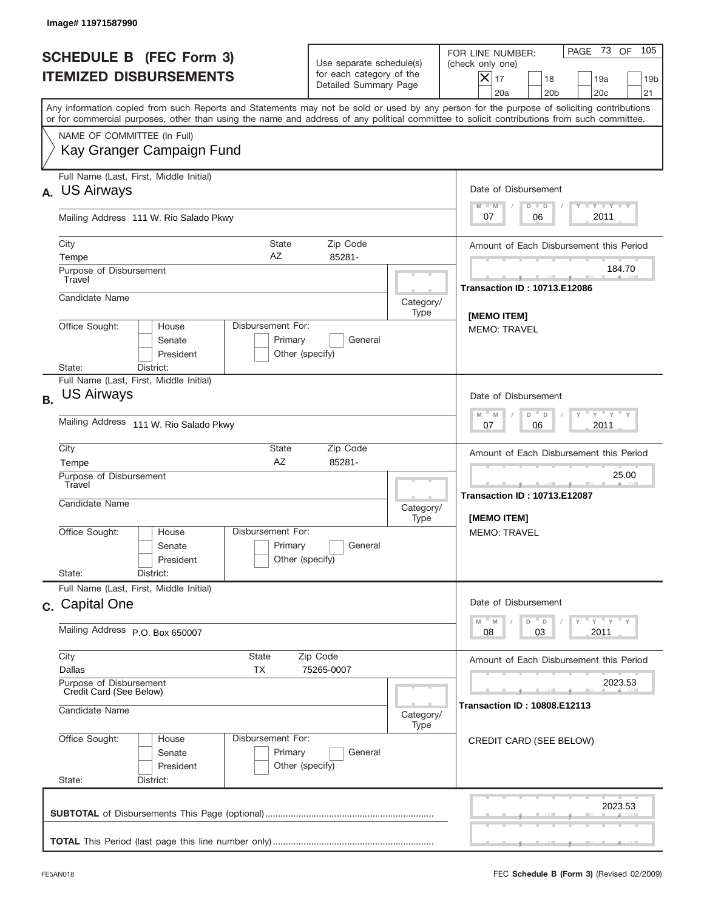Image# 11971587990

# SCHEDULE B (FEC Form 3)
## ITEMIZED DISBURSEMENTS

Use separate schedule(s) for each category of the Detailed Summary Page

FOR LINE NUMBER: (check only one)

- [X] 17
- [ ] 18
- [ ] 19a
- [ ] 19b
- [ ] 20a
- [ ] 20b
- [ ] 20c
- [ ] 21

Any information copied from such Reports and Statements may not be sold or used by any person for the purpose of soliciting contributions or for commercial purposes, other than using the name and address of any political committee to solicit contributions from such committee.

NAME OF COMMITTEE (In Full)
Kay Granger Campaign Fund

---

**A.** Full Name (Last, First, Middle Initial): US Airways

Mailing Address: 111 W. Rio Salado Pkwy

City: Tempe | State: AZ | Zip Code: 85281-

Purpose of Disbursement: Travel

Candidate Name:

Category/Type:

Office Sought: House / Senate / President

Disbursement For: Primary / General / Other (specify)

State: District:

Date of Disbursement: 07 / 06 / 2011

Amount of Each Disbursement this Period: 184.70

Transaction ID : 10713.E12086

[MEMO ITEM]
MEMO: TRAVEL

---

**B.** Full Name (Last, First, Middle Initial): US Airways

Mailing Address: 111 W. Rio Salado Pkwy

City: Tempe | State: AZ | Zip Code: 85281-

Purpose of Disbursement: Travel

Candidate Name:

Category/Type:

Office Sought: House / Senate / President

Disbursement For: Primary / General / Other (specify)

State: District:

Date of Disbursement: 07 / 06 / 2011

Amount of Each Disbursement this Period: 25.00

Transaction ID : 10713.E12087

[MEMO ITEM]
MEMO: TRAVEL

---

**C.** Full Name (Last, First, Middle Initial): Capital One

Mailing Address: P.O. Box 650007

City: Dallas | State: TX | Zip Code: 75265-0007

Purpose of Disbursement: Credit Card (See Below)

Candidate Name:

Category/Type:

Office Sought: House / Senate / President

Disbursement For: Primary / General / Other (specify)

State: District:

Date of Disbursement: 08 / 03 / 2011

Amount of Each Disbursement this Period: 2023.53

Transaction ID : 10808.E12113

CREDIT CARD (SEE BELOW)

---

**SUBTOTAL** of Disbursements This Page (optional): 2023.53

**TOTAL** This Period (last page this line number only):

FE5AN018 — FEC **Schedule B (Form 3)** (Revised 02/2009)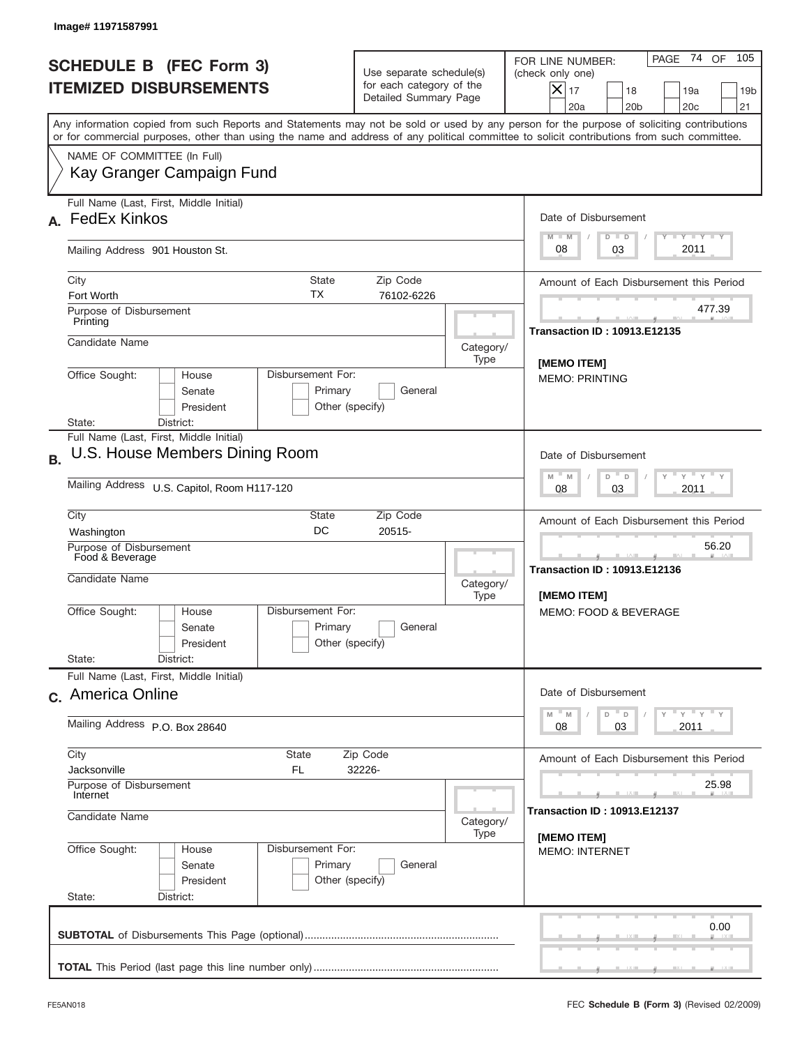Image# 11971587991

# SCHEDULE B (FEC Form 3)
## ITEMIZED DISBURSEMENTS

Use separate schedule(s) for each category of the Detailed Summary Page

FOR LINE NUMBER: (check only one)

[X] 17 [ ] 18 [ ] 19a [ ] 19b [ ] 20a [ ] 20b [ ] 20c [ ] 21

PAGE 74 OF 105

Any information copied from such Reports and Statements may not be sold or used by any person for the purpose of soliciting contributions or for commercial purposes, other than using the name and address of any political committee to solicit contributions from such committee.

NAME OF COMMITTEE (In Full)
Kay Granger Campaign Fund

---

**A.** Full Name (Last, First, Middle Initial): FedEx Kinkos

Mailing Address: 901 Houston St.

City: Fort Worth | State: TX | Zip Code: 76102-6226

Purpose of Disbursement: Printing

Candidate Name:

Category/Type:

Office Sought: [ ] House [ ] Senate [ ] President

Disbursement For: [ ] Primary [ ] General [ ] Other (specify)

State: District:

Date of Disbursement: 08/03/2011

Amount of Each Disbursement this Period: 477.39

Transaction ID : 10913.E12135

[MEMO ITEM]
MEMO: PRINTING

---

**B.** Full Name (Last, First, Middle Initial): U.S. House Members Dining Room

Mailing Address: U.S. Capitol, Room H117-120

City: Washington | State: DC | Zip Code: 20515-

Purpose of Disbursement: Food & Beverage

Candidate Name:

Category/Type:

Office Sought: [ ] House [ ] Senate [ ] President

Disbursement For: [ ] Primary [ ] General [ ] Other (specify)

State: District:

Date of Disbursement: 08/03/2011

Amount of Each Disbursement this Period: 56.20

Transaction ID : 10913.E12136

[MEMO ITEM]
MEMO: FOOD & BEVERAGE

---

**C.** Full Name (Last, First, Middle Initial): America Online

Mailing Address: P.O. Box 28640

City: Jacksonville | State: FL | Zip Code: 32226-

Purpose of Disbursement: Internet

Candidate Name:

Category/Type:

Office Sought: [ ] House [ ] Senate [ ] President

Disbursement For: [ ] Primary [ ] General [ ] Other (specify)

State: District:

Date of Disbursement: 08/03/2011

Amount of Each Disbursement this Period: 25.98

Transaction ID : 10913.E12137

[MEMO ITEM]
MEMO: INTERNET

---

**SUBTOTAL** of Disbursements This Page (optional): 0.00

**TOTAL** This Period (last page this line number only):

FE5AN018 FEC **Schedule B (Form 3)** (Revised 02/2009)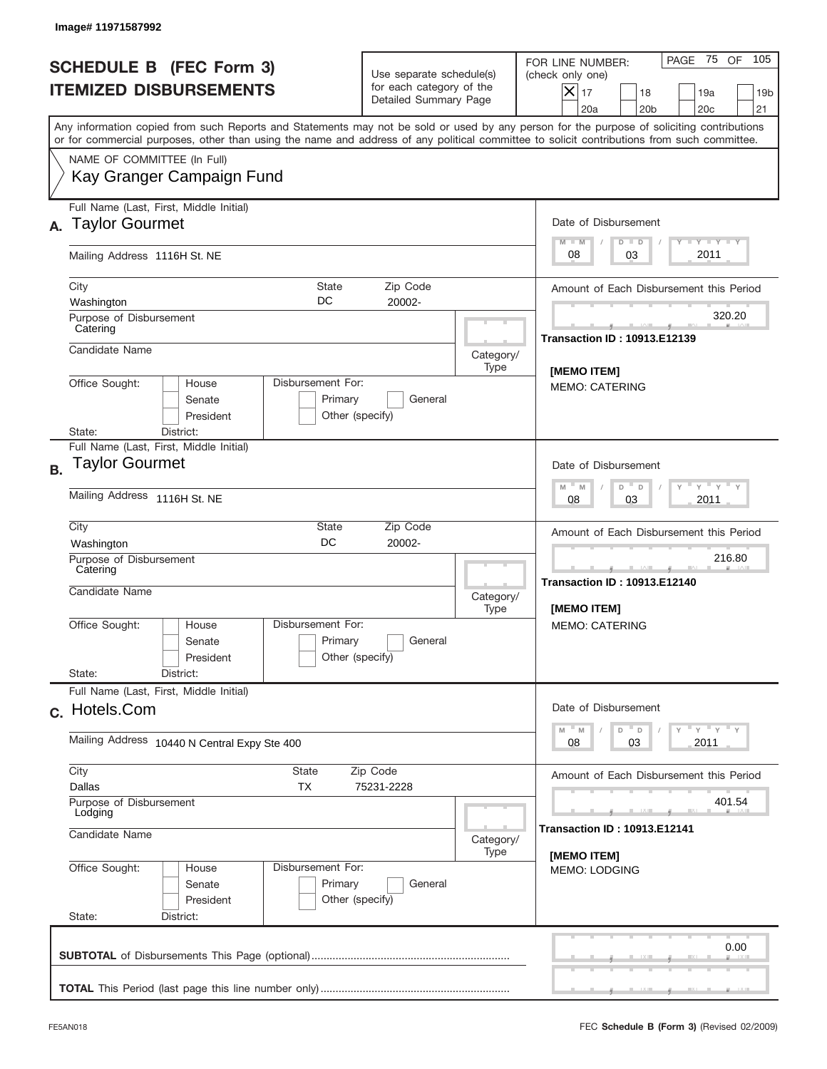Image# 11971587992

# SCHEDULE B (FEC Form 3)
## ITEMIZED DISBURSEMENTS

Use separate schedule(s) for each category of the Detailed Summary Page

FOR LINE NUMBER: (check only one)

- [X] 17
- [ ] 18
- [ ] 19a
- [ ] 19b
- [ ] 20a
- [ ] 20b
- [ ] 20c
- [ ] 21

PAGE 75 OF 105

Any information copied from such Reports and Statements may not be sold or used by any person for the purpose of soliciting contributions or for commercial purposes, other than using the name and address of any political committee to solicit contributions from such committee.

NAME OF COMMITTEE (In Full)
Kay Granger Campaign Fund

---

**A.** Full Name (Last, First, Middle Initial): Taylor Gourmet

Mailing Address: 1116H St. NE

City: Washington | State: DC | Zip Code: 20002-

Purpose of Disbursement: Catering

Candidate Name:

Category/Type:

Office Sought: House / Senate / President
State: District:

Disbursement For: Primary / General / Other (specify)

Date of Disbursement: 08/03/2011

Amount of Each Disbursement this Period: 320.20

Transaction ID : 10913.E12139

[MEMO ITEM]
MEMO: CATERING

---

**B.** Full Name (Last, First, Middle Initial): Taylor Gourmet

Mailing Address: 1116H St. NE

City: Washington | State: DC | Zip Code: 20002-

Purpose of Disbursement: Catering

Candidate Name:

Category/Type:

Office Sought: House / Senate / President
State: District:

Disbursement For: Primary / General / Other (specify)

Date of Disbursement: 08/03/2011

Amount of Each Disbursement this Period: 216.80

Transaction ID : 10913.E12140

[MEMO ITEM]
MEMO: CATERING

---

**C.** Full Name (Last, First, Middle Initial): Hotels.Com

Mailing Address: 10440 N Central Expy Ste 400

City: Dallas | State: TX | Zip Code: 75231-2228

Purpose of Disbursement: Lodging

Candidate Name:

Category/Type:

Office Sought: House / Senate / President
State: District:

Disbursement For: Primary / General / Other (specify)

Date of Disbursement: 08/03/2011

Amount of Each Disbursement this Period: 401.54

Transaction ID : 10913.E12141

[MEMO ITEM]
MEMO: LODGING

---

**SUBTOTAL** of Disbursements This Page (optional): 0.00

**TOTAL** This Period (last page this line number only):

FE5AN018 — FEC **Schedule B (Form 3)** (Revised 02/2009)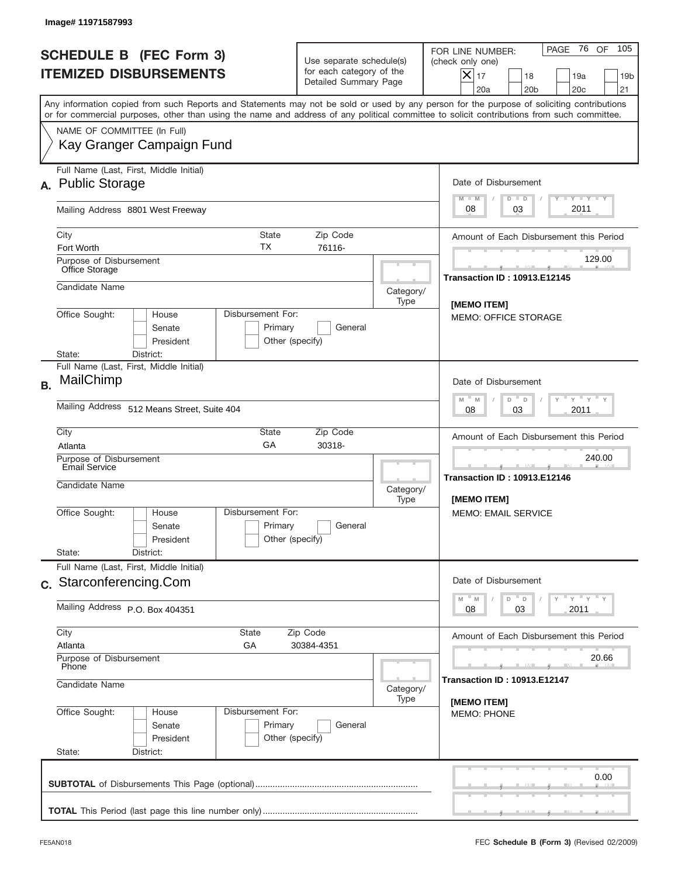Image# 11971587993

# SCHEDULE B (FEC Form 3)
## ITEMIZED DISBURSEMENTS

Use separate schedule(s) for each category of the Detailed Summary Page

FOR LINE NUMBER: (check only one)

[X] 17 [ ] 18 [ ] 19a [ ] 19b [ ] 20a [ ] 20b [ ] 20c [ ] 21

PAGE 76 OF 105

Any information copied from such Reports and Statements may not be sold or used by any person for the purpose of soliciting contributions or for commercial purposes, other than using the name and address of any political committee to solicit contributions from such committee.

NAME OF COMMITTEE (In Full)
Kay Granger Campaign Fund

---

**A.** Full Name (Last, First, Middle Initial): Public Storage

Mailing Address: 8801 West Freeway

City: Fort Worth | State: TX | Zip Code: 76116-

Purpose of Disbursement: Office Storage

Candidate Name:

Category/Type:

Office Sought: [ ] House [ ] Senate [ ] President

Disbursement For: [ ] Primary [ ] General [ ] Other (specify)

State: District:

Date of Disbursement: 08 / 03 / 2011

Amount of Each Disbursement this Period: 129.00

Transaction ID : 10913.E12145

[MEMO ITEM]
MEMO: OFFICE STORAGE

---

**B.** Full Name (Last, First, Middle Initial): MailChimp

Mailing Address: 512 Means Street, Suite 404

City: Atlanta | State: GA | Zip Code: 30318-

Purpose of Disbursement: Email Service

Candidate Name:

Category/Type:

Office Sought: [ ] House [ ] Senate [ ] President

Disbursement For: [ ] Primary [ ] General [ ] Other (specify)

State: District:

Date of Disbursement: 08 / 03 / 2011

Amount of Each Disbursement this Period: 240.00

Transaction ID : 10913.E12146

[MEMO ITEM]
MEMO: EMAIL SERVICE

---

**C.** Full Name (Last, First, Middle Initial): Starconferencing.Com

Mailing Address: P.O. Box 404351

City: Atlanta | State: GA | Zip Code: 30384-4351

Purpose of Disbursement: Phone

Candidate Name:

Category/Type:

Office Sought: [ ] House [ ] Senate [ ] President

Disbursement For: [ ] Primary [ ] General [ ] Other (specify)

State: District:

Date of Disbursement: 08 / 03 / 2011

Amount of Each Disbursement this Period: 20.66

Transaction ID : 10913.E12147

[MEMO ITEM]
MEMO: PHONE

---

**SUBTOTAL** of Disbursements This Page (optional) .................................................. 0.00

**TOTAL** This Period (last page this line number only) ..............................................

FE5AN018

FEC **Schedule B (Form 3)** (Revised 02/2009)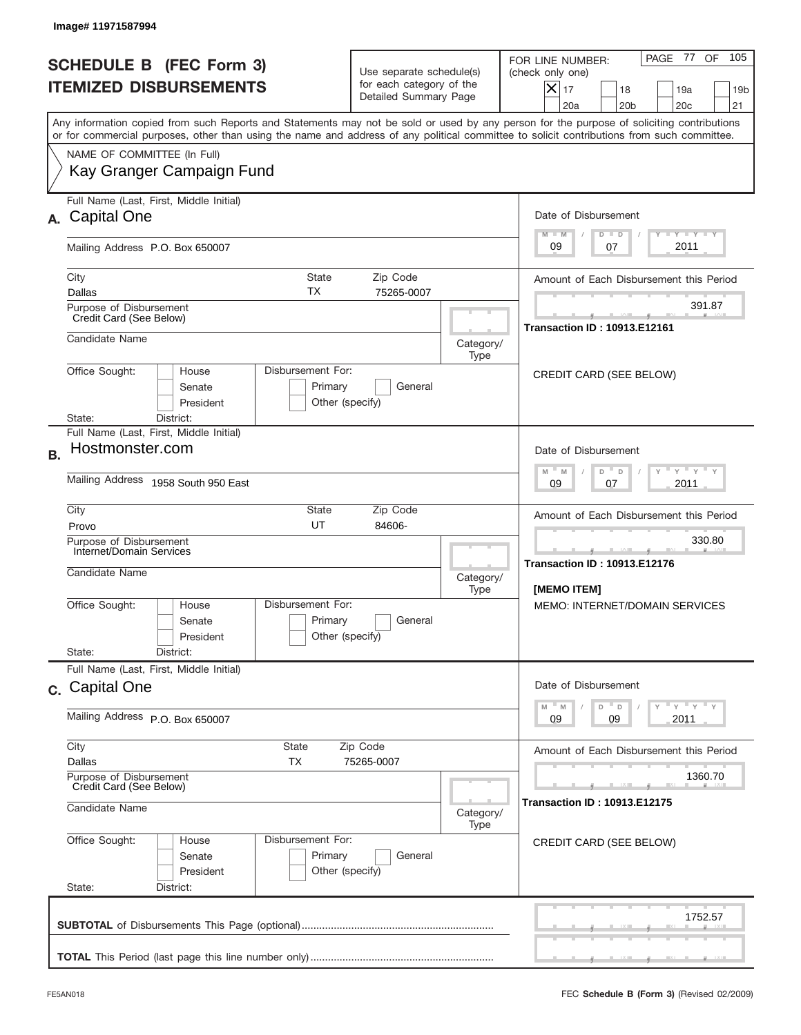Image# 11971587994

# SCHEDULE B (FEC Form 3)
## ITEMIZED DISBURSEMENTS

Use separate schedule(s) for each category of the Detailed Summary Page

FOR LINE NUMBER: (check only one)

- [X] 17
- [ ] 18
- [ ] 19a
- [ ] 19b
- [ ] 20a
- [ ] 20b
- [ ] 20c
- [ ] 21

Any information copied from such Reports and Statements may not be sold or used by any person for the purpose of soliciting contributions or for commercial purposes, other than using the name and address of any political committee to solicit contributions from such committee.

NAME OF COMMITTEE (In Full)
Kay Granger Campaign Fund

---

**A.** Full Name (Last, First, Middle Initial): Capital One

Mailing Address: P.O. Box 650007

City: Dallas | State: TX | Zip Code: 75265-0007

Purpose of Disbursement: Credit Card (See Below)

Candidate Name:

Category/Type:

Office Sought: House / Senate / President
State: District:

Disbursement For: Primary / General / Other (specify)

Date of Disbursement: 09/07/2011

Amount of Each Disbursement this Period: 391.87

Transaction ID : 10913.E12161

CREDIT CARD (SEE BELOW)

---

**B.** Full Name (Last, First, Middle Initial): Hostmonster.com

Mailing Address: 1958 South 950 East

City: Provo | State: UT | Zip Code: 84606-

Purpose of Disbursement: Internet/Domain Services

Candidate Name:

Category/Type:

Office Sought: House / Senate / President
State: District:

Disbursement For: Primary / General / Other (specify)

Date of Disbursement: 09/07/2011

Amount of Each Disbursement this Period: 330.80

Transaction ID : 10913.E12176

[MEMO ITEM]
MEMO: INTERNET/DOMAIN SERVICES

---

**C.** Full Name (Last, First, Middle Initial): Capital One

Mailing Address: P.O. Box 650007

City: Dallas | State: TX | Zip Code: 75265-0007

Purpose of Disbursement: Credit Card (See Below)

Candidate Name:

Category/Type:

Office Sought: House / Senate / President
State: District:

Disbursement For: Primary / General / Other (specify)

Date of Disbursement: 09/09/2011

Amount of Each Disbursement this Period: 1360.70

Transaction ID : 10913.E12175

CREDIT CARD (SEE BELOW)

---

**SUBTOTAL** of Disbursements This Page (optional): 1752.57

**TOTAL** This Period (last page this line number only):

FE5AN018 — FEC **Schedule B (Form 3)** (Revised 02/2009)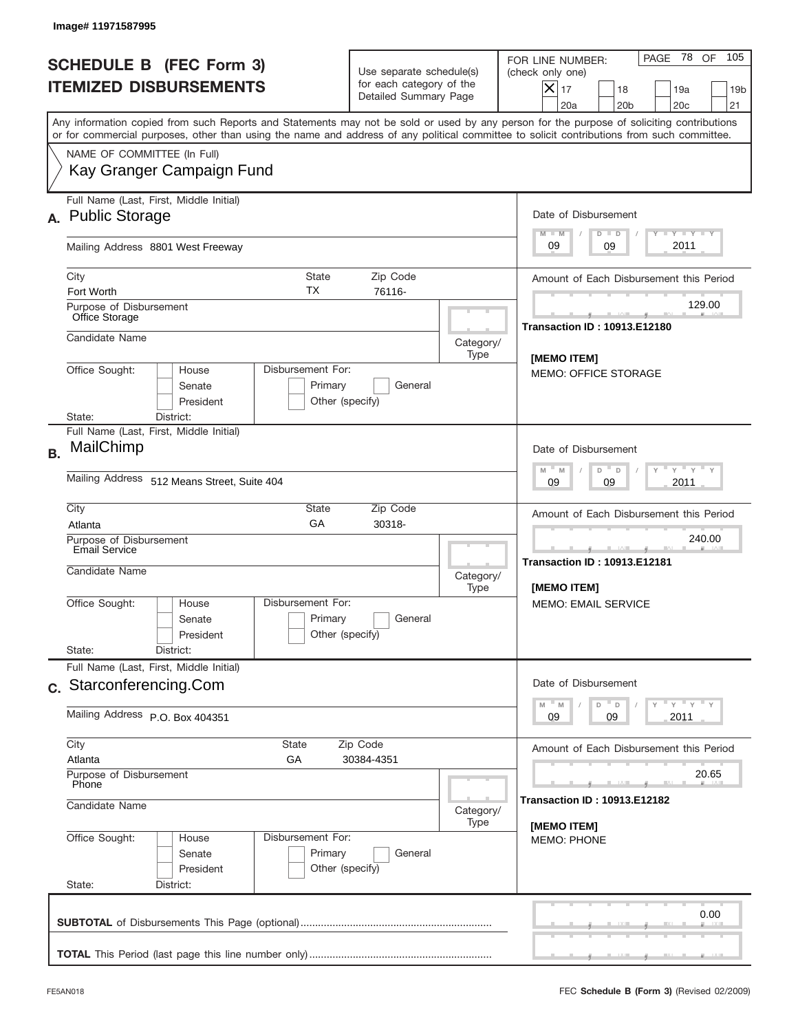Image# 11971587995

# SCHEDULE B (FEC Form 3)
# ITEMIZED DISBURSEMENTS

Use separate schedule(s) for each category of the Detailed Summary Page

FOR LINE NUMBER: (check only one)

- [X] 17
- [ ] 18
- [ ] 19a
- [ ] 19b
- [ ] 20a
- [ ] 20b
- [ ] 20c
- [ ] 21

PAGE 78 OF 105

Any information copied from such Reports and Statements may not be sold or used by any person for the purpose of soliciting contributions or for commercial purposes, other than using the name and address of any political committee to solicit contributions from such committee.

NAME OF COMMITTEE (In Full)
Kay Granger Campaign Fund

---

**A.** Full Name (Last, First, Middle Initial): Public Storage

Mailing Address: 8801 West Freeway

City: Fort Worth | State: TX | Zip Code: 76116-

Purpose of Disbursement: Office Storage

Candidate Name:

Category/Type:

Office Sought: [ ] House [ ] Senate [ ] President

State: District:

Disbursement For: [ ] Primary [ ] General [ ] Other (specify)

Date of Disbursement: 09 / 09 / 2011

Amount of Each Disbursement this Period: 129.00

Transaction ID : 10913.E12180

[MEMO ITEM]
MEMO: OFFICE STORAGE

---

**B.** Full Name (Last, First, Middle Initial): MailChimp

Mailing Address: 512 Means Street, Suite 404

City: Atlanta | State: GA | Zip Code: 30318-

Purpose of Disbursement: Email Service

Candidate Name:

Category/Type:

Office Sought: [ ] House [ ] Senate [ ] President

State: District:

Disbursement For: [ ] Primary [ ] General [ ] Other (specify)

Date of Disbursement: 09 / 09 / 2011

Amount of Each Disbursement this Period: 240.00

Transaction ID : 10913.E12181

[MEMO ITEM]
MEMO: EMAIL SERVICE

---

**C.** Full Name (Last, First, Middle Initial): Starconferencing.Com

Mailing Address: P.O. Box 404351

City: Atlanta | State: GA | Zip Code: 30384-4351

Purpose of Disbursement: Phone

Candidate Name:

Category/Type:

Office Sought: [ ] House [ ] Senate [ ] President

State: District:

Disbursement For: [ ] Primary [ ] General [ ] Other (specify)

Date of Disbursement: 09 / 09 / 2011

Amount of Each Disbursement this Period: 20.65

Transaction ID : 10913.E12182

[MEMO ITEM]
MEMO: PHONE

---

**SUBTOTAL** of Disbursements This Page (optional) .......... 0.00

**TOTAL** This Period (last page this line number only) ..........

FE5AN018

FEC **Schedule B (Form 3)** (Revised 02/2009)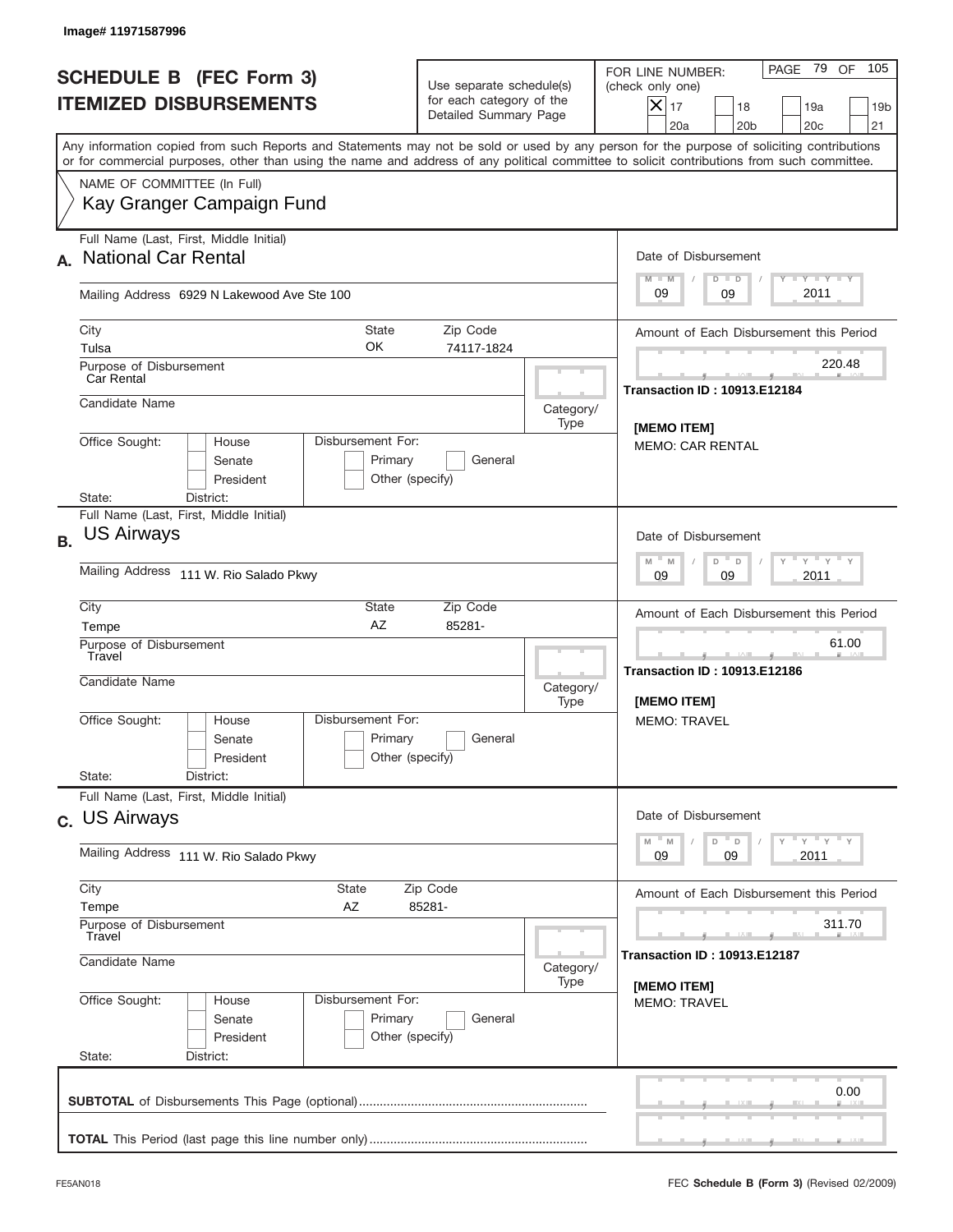Image# 11971587996

# SCHEDULE B (FEC Form 3)
# ITEMIZED DISBURSEMENTS

Use separate schedule(s) for each category of the Detailed Summary Page

FOR LINE NUMBER: (check only one)

- [X] 17
- [ ] 18
- [ ] 19a
- [ ] 19b
- [ ] 20a
- [ ] 20b
- [ ] 20c
- [ ] 21

PAGE 79 OF 105

Any information copied from such Reports and Statements may not be sold or used by any person for the purpose of soliciting contributions or for commercial purposes, other than using the name and address of any political committee to solicit contributions from such committee.

NAME OF COMMITTEE (In Full)
Kay Granger Campaign Fund

---

**A.** Full Name (Last, First, Middle Initial): National Car Rental

Mailing Address: 6929 N Lakewood Ave Ste 100

City: Tulsa | State: OK | Zip Code: 74117-1824

Purpose of Disbursement: Car Rental

Candidate Name:

Category/Type:

Office Sought: House / Senate / President

Disbursement For: Primary / General / Other (specify)

State: District:

Date of Disbursement: 09 / 09 / 2011

Amount of Each Disbursement this Period: 220.48

Transaction ID : 10913.E12184

[MEMO ITEM]
MEMO: CAR RENTAL

---

**B.** Full Name (Last, First, Middle Initial): US Airways

Mailing Address: 111 W. Rio Salado Pkwy

City: Tempe | State: AZ | Zip Code: 85281-

Purpose of Disbursement: Travel

Candidate Name:

Category/Type:

Office Sought: House / Senate / President

Disbursement For: Primary / General / Other (specify)

State: District:

Date of Disbursement: 09 / 09 / 2011

Amount of Each Disbursement this Period: 61.00

Transaction ID : 10913.E12186

[MEMO ITEM]
MEMO: TRAVEL

---

**C.** Full Name (Last, First, Middle Initial): US Airways

Mailing Address: 111 W. Rio Salado Pkwy

City: Tempe | State: AZ | Zip Code: 85281-

Purpose of Disbursement: Travel

Candidate Name:

Category/Type:

Office Sought: House / Senate / President

Disbursement For: Primary / General / Other (specify)

State: District:

Date of Disbursement: 09 / 09 / 2011

Amount of Each Disbursement this Period: 311.70

Transaction ID : 10913.E12187

[MEMO ITEM]
MEMO: TRAVEL

---

**SUBTOTAL** of Disbursements This Page (optional) .......... 0.00

**TOTAL** This Period (last page this line number only) ..........

FE5AN018 — FEC **Schedule B (Form 3)** (Revised 02/2009)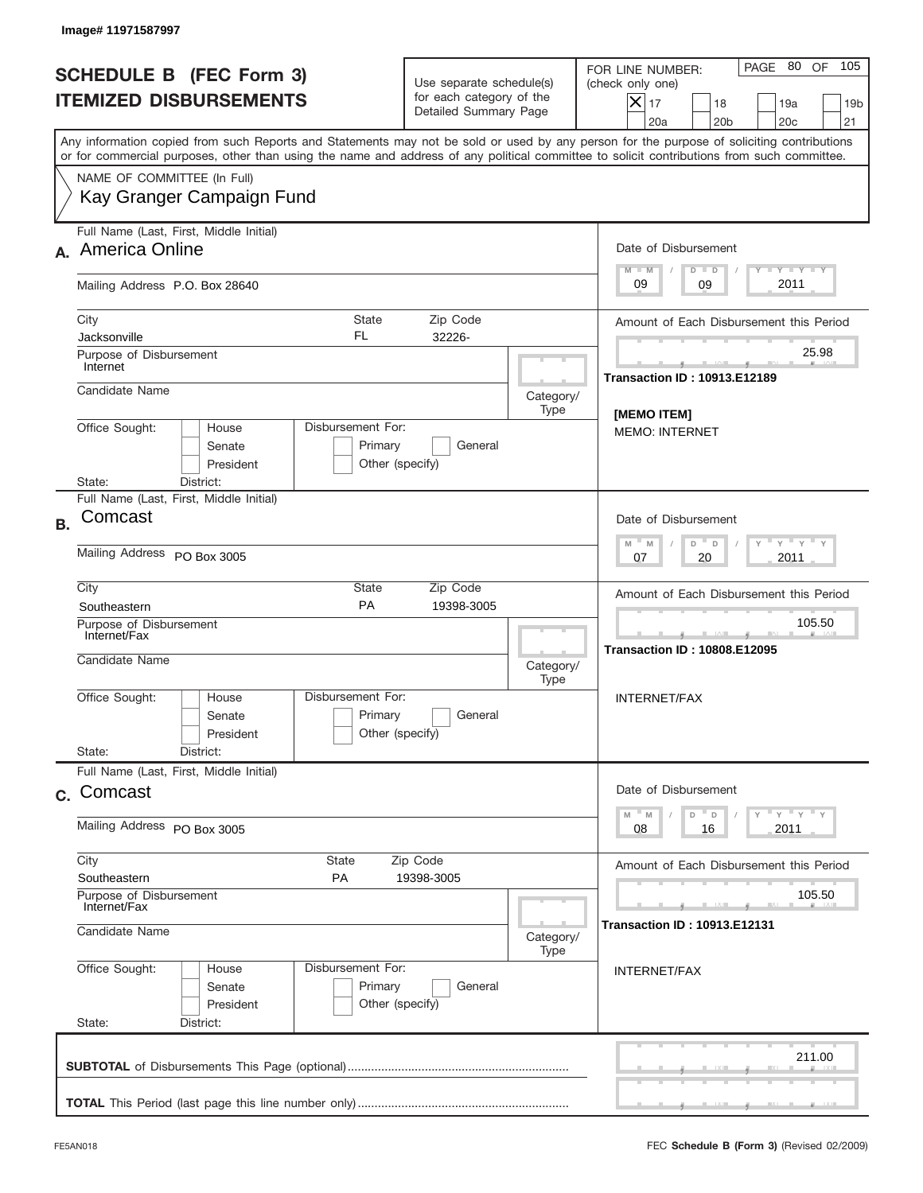Image# 11971587997

# SCHEDULE B (FEC Form 3)
## ITEMIZED DISBURSEMENTS

Use separate schedule(s) for each category of the Detailed Summary Page

FOR LINE NUMBER: (check only one)

- [x] 17
- [ ] 18
- [ ] 19a
- [ ] 19b
- [ ] 20a
- [ ] 20b
- [ ] 20c
- [ ] 21

PAGE 80 OF 105

Any information copied from such Reports and Statements may not be sold or used by any person for the purpose of soliciting contributions or for commercial purposes, other than using the name and address of any political committee to solicit contributions from such committee.

NAME OF COMMITTEE (In Full)
Kay Granger Campaign Fund

---

**A.** Full Name (Last, First, Middle Initial): America Online

Mailing Address: P.O. Box 28640

City: Jacksonville | State: FL | Zip Code: 32226-

Purpose of Disbursement: Internet

Candidate Name:

Category/Type:

Office Sought: [ ] House [ ] Senate [ ] President

State: District:

Disbursement For: [ ] Primary [ ] General [ ] Other (specify)

Date of Disbursement: 09 / 09 / 2011

Amount of Each Disbursement this Period: 25.98

Transaction ID : 10913.E12189

[MEMO ITEM]
MEMO: INTERNET

---

**B.** Full Name (Last, First, Middle Initial): Comcast

Mailing Address: PO Box 3005

City: Southeastern | State: PA | Zip Code: 19398-3005

Purpose of Disbursement: Internet/Fax

Candidate Name:

Category/Type:

Office Sought: [ ] House [ ] Senate [ ] President

State: District:

Disbursement For: [ ] Primary [ ] General [ ] Other (specify)

Date of Disbursement: 07 / 20 / 2011

Amount of Each Disbursement this Period: 105.50

Transaction ID : 10808.E12095

INTERNET/FAX

---

**C.** Full Name (Last, First, Middle Initial): Comcast

Mailing Address: PO Box 3005

City: Southeastern | State: PA | Zip Code: 19398-3005

Purpose of Disbursement: Internet/Fax

Candidate Name:

Category/Type:

Office Sought: [ ] House [ ] Senate [ ] President

State: District:

Disbursement For: [ ] Primary [ ] General [ ] Other (specify)

Date of Disbursement: 08 / 16 / 2011

Amount of Each Disbursement this Period: 105.50

Transaction ID : 10913.E12131

INTERNET/FAX

---

**SUBTOTAL** of Disbursements This Page (optional): 211.00

**TOTAL** This Period (last page this line number only):

FE5AN018

FEC **Schedule B (Form 3)** (Revised 02/2009)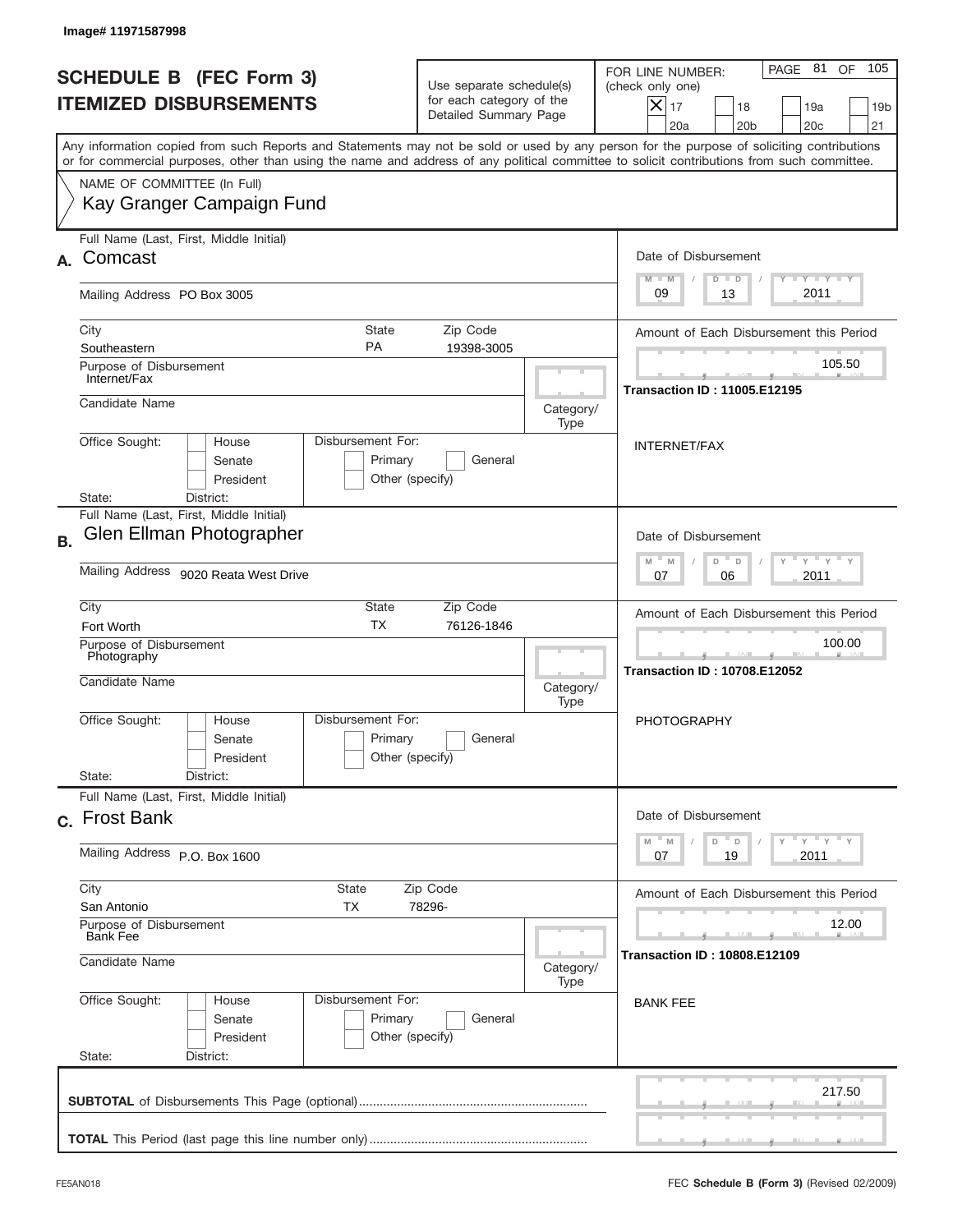Image# 11971587998

# SCHEDULE B (FEC Form 3)
## ITEMIZED DISBURSEMENTS

Use separate schedule(s) for each category of the Detailed Summary Page

FOR LINE NUMBER: (check only one)
[X] 17 [ ] 18 [ ] 19a [ ] 19b [ ] 20a [ ] 20b [ ] 20c [ ] 21

PAGE 81 OF 105

Any information copied from such Reports and Statements may not be sold or used by any person for the purpose of soliciting contributions or for commercial purposes, other than using the name and address of any political committee to solicit contributions from such committee.

NAME OF COMMITTEE (In Full)
Kay Granger Campaign Fund

---

**A.** Full Name (Last, First, Middle Initial): Comcast

Mailing Address: PO Box 3005

City: Southeastern | State: PA | Zip Code: 19398-3005

Purpose of Disbursement: Internet/Fax

Candidate Name:

Category/Type:

Office Sought: [ ] House [ ] Senate [ ] President
State: District:

Disbursement For: [ ] Primary [ ] General [ ] Other (specify)

Date of Disbursement: 09 / 13 / 2011

Amount of Each Disbursement this Period: 105.50

Transaction ID : 11005.E12195

INTERNET/FAX

---

**B.** Full Name (Last, First, Middle Initial): Glen Ellman Photographer

Mailing Address: 9020 Reata West Drive

City: Fort Worth | State: TX | Zip Code: 76126-1846

Purpose of Disbursement: Photography

Candidate Name:

Category/Type:

Office Sought: [ ] House [ ] Senate [ ] President
State: District:

Disbursement For: [ ] Primary [ ] General [ ] Other (specify)

Date of Disbursement: 07 / 06 / 2011

Amount of Each Disbursement this Period: 100.00

Transaction ID : 10708.E12052

PHOTOGRAPHY

---

**C.** Full Name (Last, First, Middle Initial): Frost Bank

Mailing Address: P.O. Box 1600

City: San Antonio | State: TX | Zip Code: 78296-

Purpose of Disbursement: Bank Fee

Candidate Name:

Category/Type:

Office Sought: [ ] House [ ] Senate [ ] President
State: District:

Disbursement For: [ ] Primary [ ] General [ ] Other (specify)

Date of Disbursement: 07 / 19 / 2011

Amount of Each Disbursement this Period: 12.00

Transaction ID : 10808.E12109

BANK FEE

---

**SUBTOTAL** of Disbursements This Page (optional): 217.50

**TOTAL** This Period (last page this line number only):

FE5AN018 FEC **Schedule B (Form 3)** (Revised 02/2009)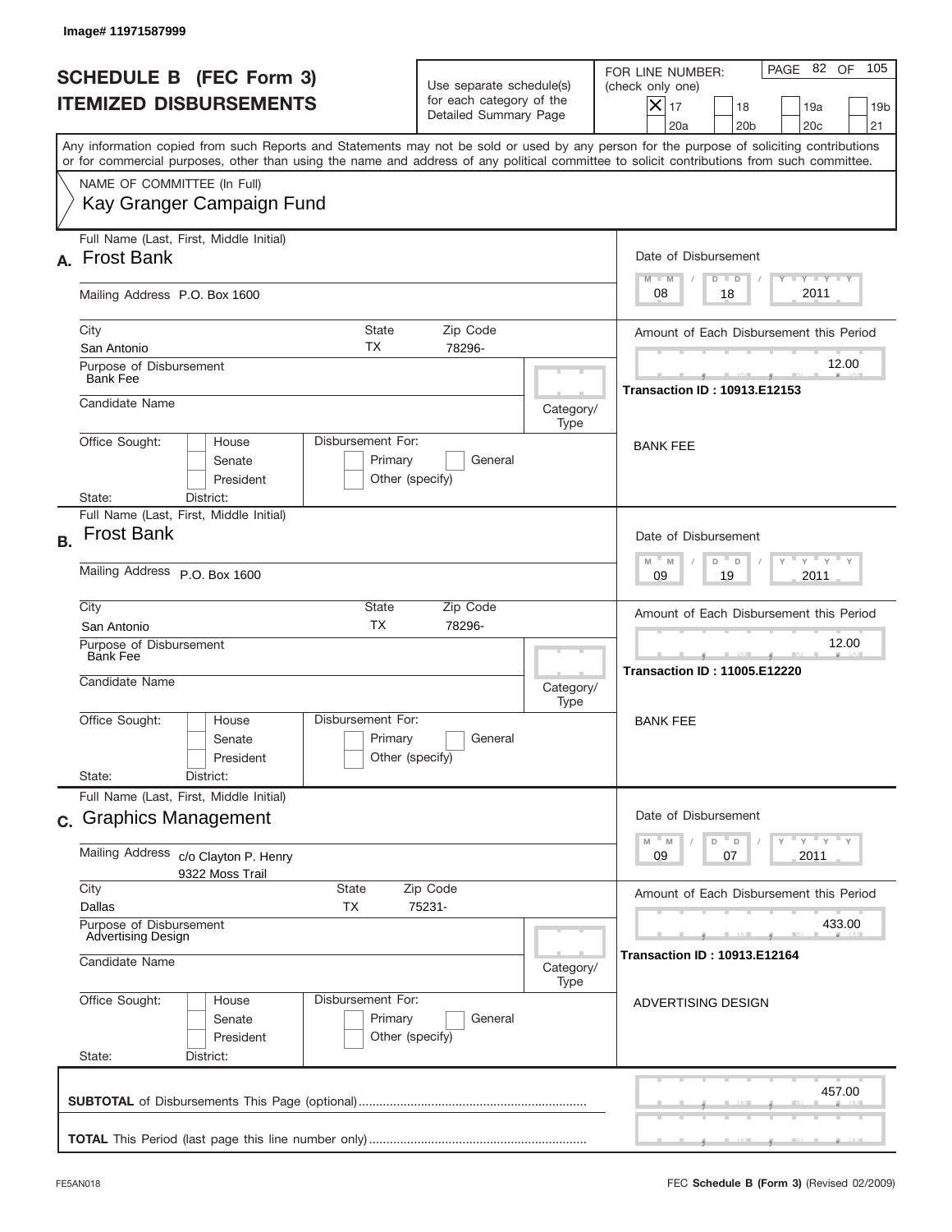Image# 11971587999

# SCHEDULE B (FEC Form 3)
# ITEMIZED DISBURSEMENTS

Use separate schedule(s) for each category of the Detailed Summary Page

FOR LINE NUMBER: (check only one)

- [X] 17
- [ ] 18
- [ ] 19a
- [ ] 19b
- [ ] 20a
- [ ] 20b
- [ ] 20c
- [ ] 21

PAGE 82 OF 105

Any information copied from such Reports and Statements may not be sold or used by any person for the purpose of soliciting contributions or for commercial purposes, other than using the name and address of any political committee to solicit contributions from such committee.

NAME OF COMMITTEE (In Full)
Kay Granger Campaign Fund

---

**A.** Full Name (Last, First, Middle Initial): Frost Bank

Mailing Address: P.O. Box 1600

City: San Antonio | State: TX | Zip Code: 78296-

Purpose of Disbursement: Bank Fee

Candidate Name:

Category/Type:

Office Sought: House / Senate / President

Disbursement For: Primary / General / Other (specify)

State: District:

Date of Disbursement: 08 / 18 / 2011

Amount of Each Disbursement this Period: 12.00

**Transaction ID : 10913.E12153**

BANK FEE

---

**B.** Full Name (Last, First, Middle Initial): Frost Bank

Mailing Address: P.O. Box 1600

City: San Antonio | State: TX | Zip Code: 78296-

Purpose of Disbursement: Bank Fee

Candidate Name:

Category/Type:

Office Sought: House / Senate / President

Disbursement For: Primary / General / Other (specify)

State: District:

Date of Disbursement: 09 / 19 / 2011

Amount of Each Disbursement this Period: 12.00

**Transaction ID : 11005.E12220**

BANK FEE

---

**C.** Full Name (Last, First, Middle Initial): Graphics Management

Mailing Address: c/o Clayton P. Henry, 9322 Moss Trail

City: Dallas | State: TX | Zip Code: 75231-

Purpose of Disbursement: Advertising Design

Candidate Name:

Category/Type:

Office Sought: House / Senate / President

Disbursement For: Primary / General / Other (specify)

State: District:

Date of Disbursement: 09 / 07 / 2011

Amount of Each Disbursement this Period: 433.00

**Transaction ID : 10913.E12164**

ADVERTISING DESIGN

---

**SUBTOTAL** of Disbursements This Page (optional): 457.00

**TOTAL** This Period (last page this line number only):

FE5AN018

FEC **Schedule B (Form 3)** (Revised 02/2009)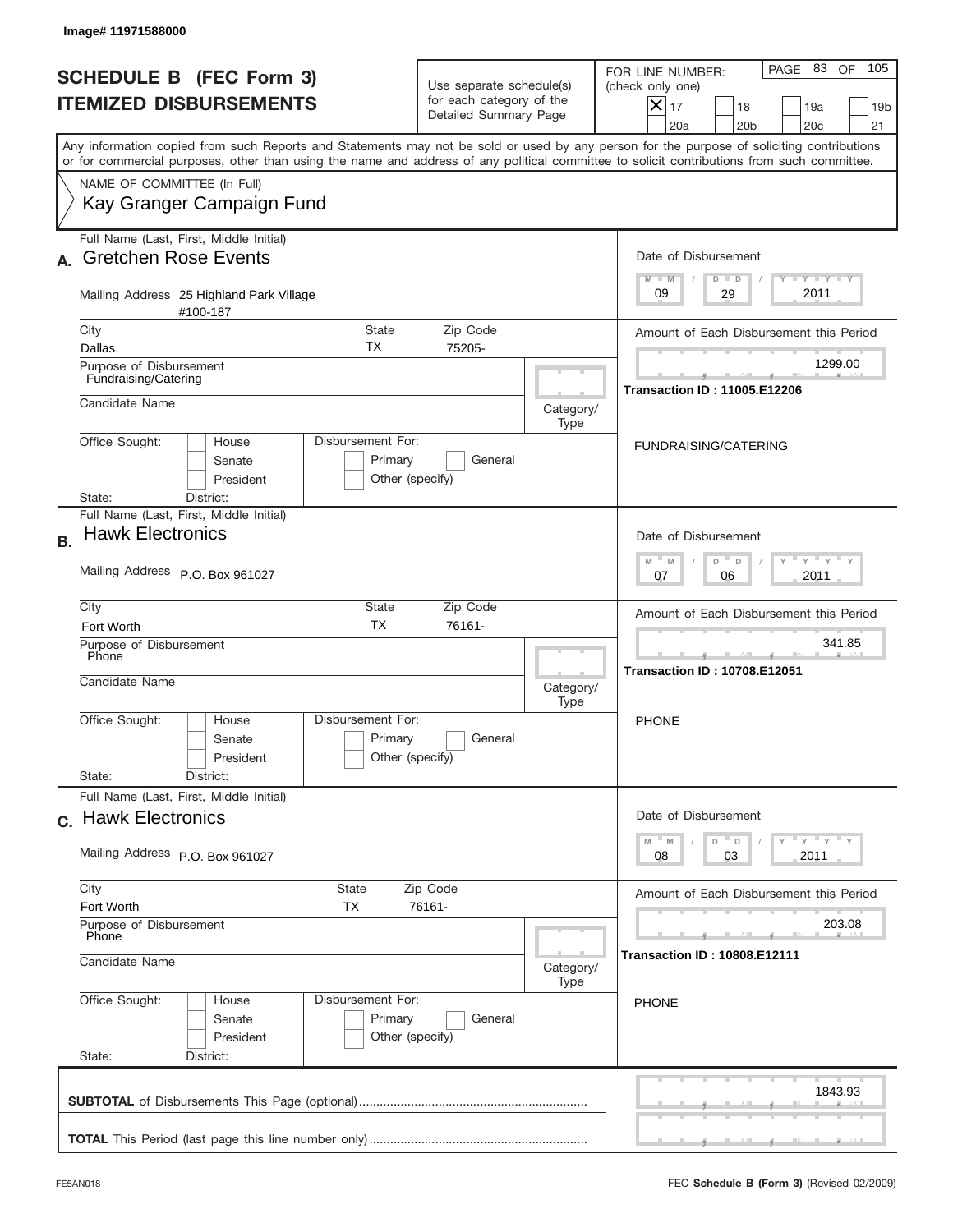Image# 11971588000

# SCHEDULE B (FEC Form 3)
# ITEMIZED DISBURSEMENTS

Use separate schedule(s) for each category of the Detailed Summary Page

FOR LINE NUMBER: (check only one)

[X] 17 [ ] 18 [ ] 19a [ ] 19b [ ] 20a [ ] 20b [ ] 20c [ ] 21

PAGE 83 OF 105

Any information copied from such Reports and Statements may not be sold or used by any person for the purpose of soliciting contributions or for commercial purposes, other than using the name and address of any political committee to solicit contributions from such committee.

NAME OF COMMITTEE (In Full)
Kay Granger Campaign Fund

---

**A.** Full Name (Last, First, Middle Initial): Gretchen Rose Events

Mailing Address: 25 Highland Park Village #100-187

City: Dallas | State: TX | Zip Code: 75205-

Purpose of Disbursement: Fundraising/Catering

Candidate Name:

Category/Type:

Office Sought: [ ] House [ ] Senate [ ] President

State: District:

Disbursement For: [ ] Primary [ ] General [ ] Other (specify)

Date of Disbursement: 09 / 29 / 2011

Amount of Each Disbursement this Period: 1299.00

**Transaction ID : 11005.E12206**

FUNDRAISING/CATERING

---

**B.** Full Name (Last, First, Middle Initial): Hawk Electronics

Mailing Address: P.O. Box 961027

City: Fort Worth | State: TX | Zip Code: 76161-

Purpose of Disbursement: Phone

Candidate Name:

Category/Type:

Office Sought: [ ] House [ ] Senate [ ] President

State: District:

Disbursement For: [ ] Primary [ ] General [ ] Other (specify)

Date of Disbursement: 07 / 06 / 2011

Amount of Each Disbursement this Period: 341.85

**Transaction ID : 10708.E12051**

PHONE

---

**C.** Full Name (Last, First, Middle Initial): Hawk Electronics

Mailing Address: P.O. Box 961027

City: Fort Worth | State: TX | Zip Code: 76161-

Purpose of Disbursement: Phone

Candidate Name:

Category/Type:

Office Sought: [ ] House [ ] Senate [ ] President

State: District:

Disbursement For: [ ] Primary [ ] General [ ] Other (specify)

Date of Disbursement: 08 / 03 / 2011

Amount of Each Disbursement this Period: 203.08

**Transaction ID : 10808.E12111**

PHONE

---

**SUBTOTAL** of Disbursements This Page (optional): 1843.93

**TOTAL** This Period (last page this line number only):

FE5AN018 | FEC **Schedule B (Form 3)** (Revised 02/2009)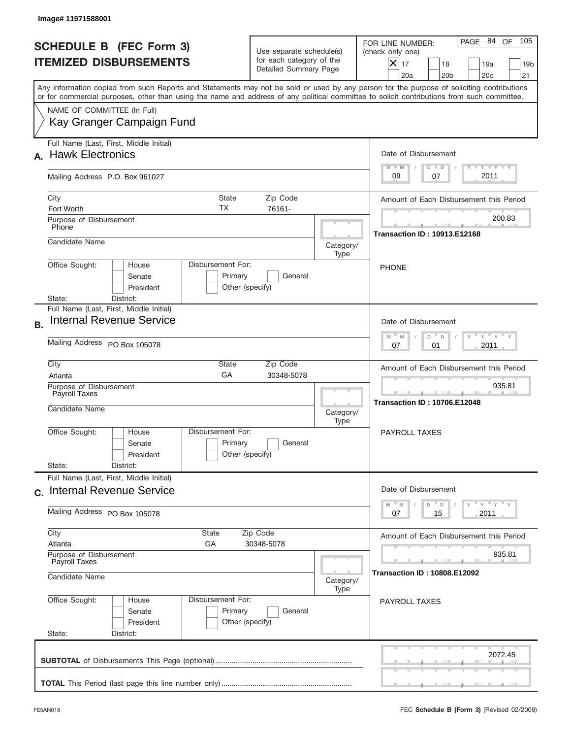Image# 11971588001

# SCHEDULE B (FEC Form 3)
## ITEMIZED DISBURSEMENTS

Use separate schedule(s) for each category of the Detailed Summary Page

FOR LINE NUMBER: (check only one)
[X] 17 [ ] 18 [ ] 19a [ ] 19b
[ ] 20a [ ] 20b [ ] 20c [ ] 21

Any information copied from such Reports and Statements may not be sold or used by any person for the purpose of soliciting contributions or for commercial purposes, other than using the name and address of any political committee to solicit contributions from such committee.

NAME OF COMMITTEE (In Full)
Kay Granger Campaign Fund

---

**A.** Full Name (Last, First, Middle Initial): **Hawk Electronics**

Mailing Address: P.O. Box 961027

City: Fort Worth | State: TX | Zip Code: 76161-

Purpose of Disbursement: Phone

Candidate Name:

Category/Type:

Office Sought: [ ] House [ ] Senate [ ] President

State: District:

Disbursement For: [ ] Primary [ ] General [ ] Other (specify)

Date of Disbursement: 09 / 07 / 2011

Amount of Each Disbursement this Period: 200.83

**Transaction ID : 10913.E12168**

PHONE

---

**B.** Full Name (Last, First, Middle Initial): **Internal Revenue Service**

Mailing Address: PO Box 105078

City: Atlanta | State: GA | Zip Code: 30348-5078

Purpose of Disbursement: Payroll Taxes

Candidate Name:

Category/Type:

Office Sought: [ ] House [ ] Senate [ ] President

State: District:

Disbursement For: [ ] Primary [ ] General [ ] Other (specify)

Date of Disbursement: 07 / 01 / 2011

Amount of Each Disbursement this Period: 935.81

**Transaction ID : 10706.E12048**

PAYROLL TAXES

---

**C.** Full Name (Last, First, Middle Initial): **Internal Revenue Service**

Mailing Address: PO Box 105078

City: Atlanta | State: GA | Zip Code: 30348-5078

Purpose of Disbursement: Payroll Taxes

Candidate Name:

Category/Type:

Office Sought: [ ] House [ ] Senate [ ] President

State: District:

Disbursement For: [ ] Primary [ ] General [ ] Other (specify)

Date of Disbursement: 07 / 15 / 2011

Amount of Each Disbursement this Period: 935.81

**Transaction ID : 10808.E12092**

PAYROLL TAXES

---

**SUBTOTAL** of Disbursements This Page (optional): 2072.45

**TOTAL** This Period (last page this line number only):

FE5AN018 — FEC **Schedule B (Form 3)** (Revised 02/2009)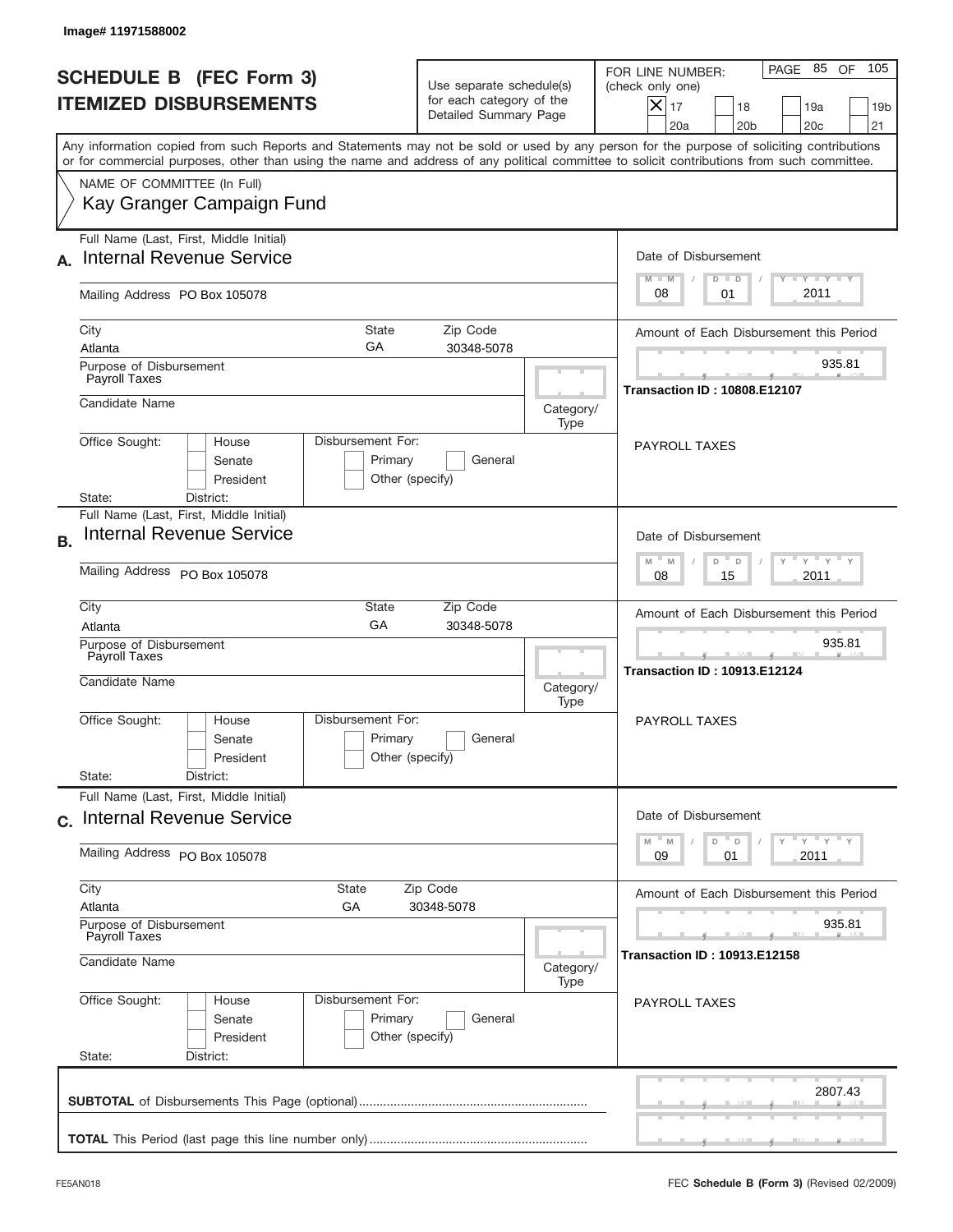Image# 11971588002

# SCHEDULE B (FEC Form 3)
# ITEMIZED DISBURSEMENTS

Use separate schedule(s) for each category of the Detailed Summary Page

FOR LINE NUMBER: (check only one)

- [X] 17
- [ ] 18
- [ ] 19a
- [ ] 19b
- [ ] 20a
- [ ] 20b
- [ ] 20c
- [ ] 21

PAGE 85 OF 105

Any information copied from such Reports and Statements may not be sold or used by any person for the purpose of soliciting contributions or for commercial purposes, other than using the name and address of any political committee to solicit contributions from such committee.

NAME OF COMMITTEE (In Full)
Kay Granger Campaign Fund

---

**A.** Full Name (Last, First, Middle Initial): Internal Revenue Service

Mailing Address: PO Box 105078

City: Atlanta | State: GA | Zip Code: 30348-5078

Purpose of Disbursement: Payroll Taxes

Candidate Name:

Category/Type:

Office Sought: House / Senate / President

State: District:

Disbursement For: Primary / General / Other (specify)

Date of Disbursement: 08 / 01 / 2011

Amount of Each Disbursement this Period: 935.81

Transaction ID : 10808.E12107

PAYROLL TAXES

---

**B.** Full Name (Last, First, Middle Initial): Internal Revenue Service

Mailing Address: PO Box 105078

City: Atlanta | State: GA | Zip Code: 30348-5078

Purpose of Disbursement: Payroll Taxes

Candidate Name:

Category/Type:

Office Sought: House / Senate / President

State: District:

Disbursement For: Primary / General / Other (specify)

Date of Disbursement: 08 / 15 / 2011

Amount of Each Disbursement this Period: 935.81

Transaction ID : 10913.E12124

PAYROLL TAXES

---

**C.** Full Name (Last, First, Middle Initial): Internal Revenue Service

Mailing Address: PO Box 105078

City: Atlanta | State: GA | Zip Code: 30348-5078

Purpose of Disbursement: Payroll Taxes

Candidate Name:

Category/Type:

Office Sought: House / Senate / President

State: District:

Disbursement For: Primary / General / Other (specify)

Date of Disbursement: 09 / 01 / 2011

Amount of Each Disbursement this Period: 935.81

Transaction ID : 10913.E12158

PAYROLL TAXES

---

**SUBTOTAL** of Disbursements This Page (optional): 2807.43

**TOTAL** This Period (last page this line number only):

FE5AN018 FEC **Schedule B (Form 3)** (Revised 02/2009)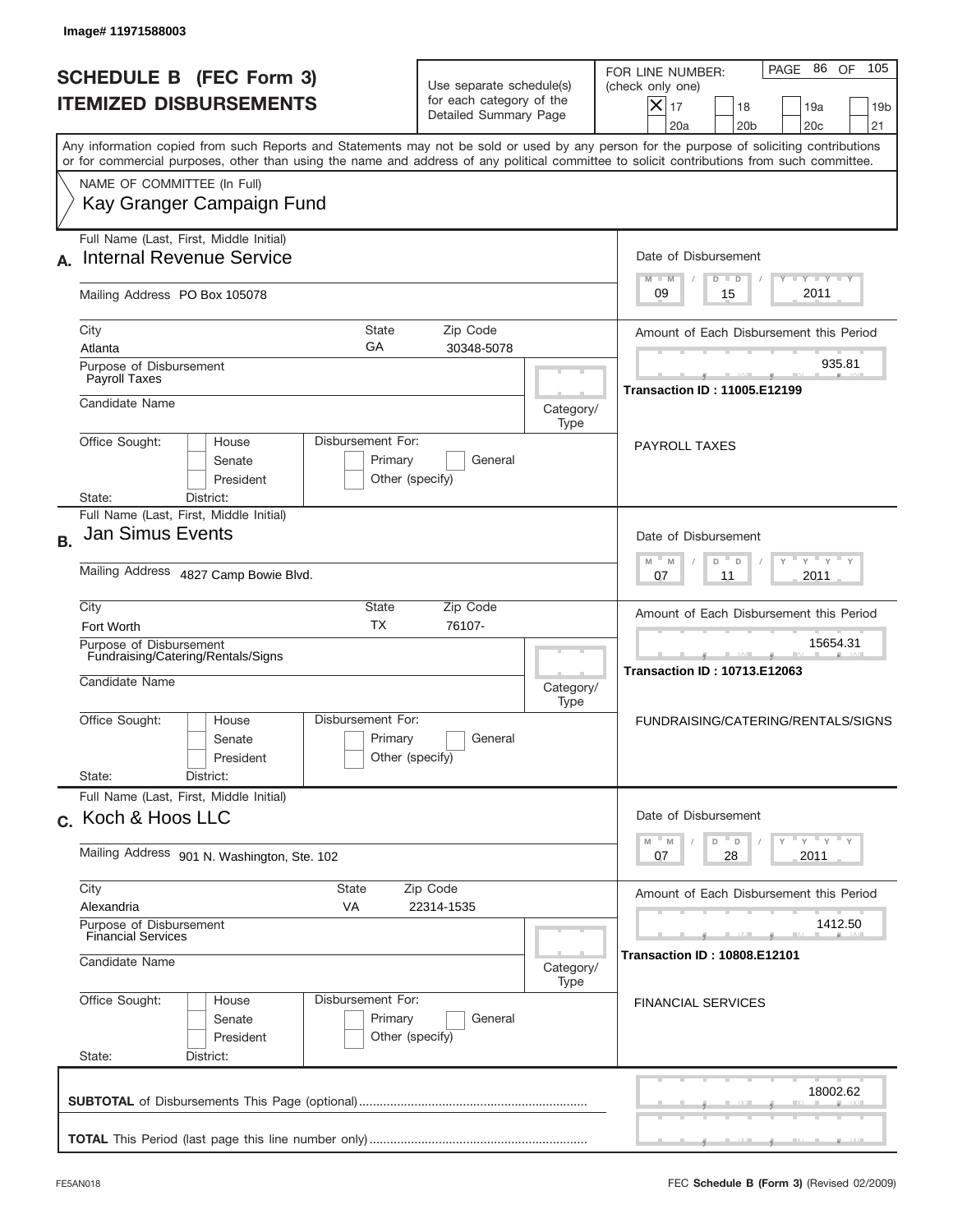Image# 11971588003

# SCHEDULE B (FEC Form 3)
## ITEMIZED DISBURSEMENTS

Use separate schedule(s) for each category of the Detailed Summary Page

FOR LINE NUMBER: (check only one)
[X] 17 [ ] 18 [ ] 19a [ ] 19b [ ] 20a [ ] 20b [ ] 20c [ ] 21

PAGE 86 OF 105

Any information copied from such Reports and Statements may not be sold or used by any person for the purpose of soliciting contributions or for commercial purposes, other than using the name and address of any political committee to solicit contributions from such committee.

NAME OF COMMITTEE (In Full)
Kay Granger Campaign Fund

---

**A.** Full Name (Last, First, Middle Initial): Internal Revenue Service

Mailing Address: PO Box 105078

City: Atlanta | State: GA | Zip Code: 30348-5078

Purpose of Disbursement: Payroll Taxes

Candidate Name:

Category/Type:

Office Sought: [ ] House [ ] Senate [ ] President
State: District:

Disbursement For: [ ] Primary [ ] General [ ] Other (specify)

Date of Disbursement: 09 / 15 / 2011

Amount of Each Disbursement this Period: 935.81

Transaction ID : 11005.E12199

PAYROLL TAXES

---

**B.** Full Name (Last, First, Middle Initial): Jan Simus Events

Mailing Address: 4827 Camp Bowie Blvd.

City: Fort Worth | State: TX | Zip Code: 76107-

Purpose of Disbursement: Fundraising/Catering/Rentals/Signs

Candidate Name:

Category/Type:

Office Sought: [ ] House [ ] Senate [ ] President
State: District:

Disbursement For: [ ] Primary [ ] General [ ] Other (specify)

Date of Disbursement: 07 / 11 / 2011

Amount of Each Disbursement this Period: 15654.31

Transaction ID : 10713.E12063

FUNDRAISING/CATERING/RENTALS/SIGNS

---

**C.** Full Name (Last, First, Middle Initial): Koch & Hoos LLC

Mailing Address: 901 N. Washington, Ste. 102

City: Alexandria | State: VA | Zip Code: 22314-1535

Purpose of Disbursement: Financial Services

Candidate Name:

Category/Type:

Office Sought: [ ] House [ ] Senate [ ] President
State: District:

Disbursement For: [ ] Primary [ ] General [ ] Other (specify)

Date of Disbursement: 07 / 28 / 2011

Amount of Each Disbursement this Period: 1412.50

Transaction ID : 10808.E12101

FINANCIAL SERVICES

---

**SUBTOTAL** of Disbursements This Page (optional): 18002.62

**TOTAL** This Period (last page this line number only):

FE5AN018 — FEC **Schedule B (Form 3)** (Revised 02/2009)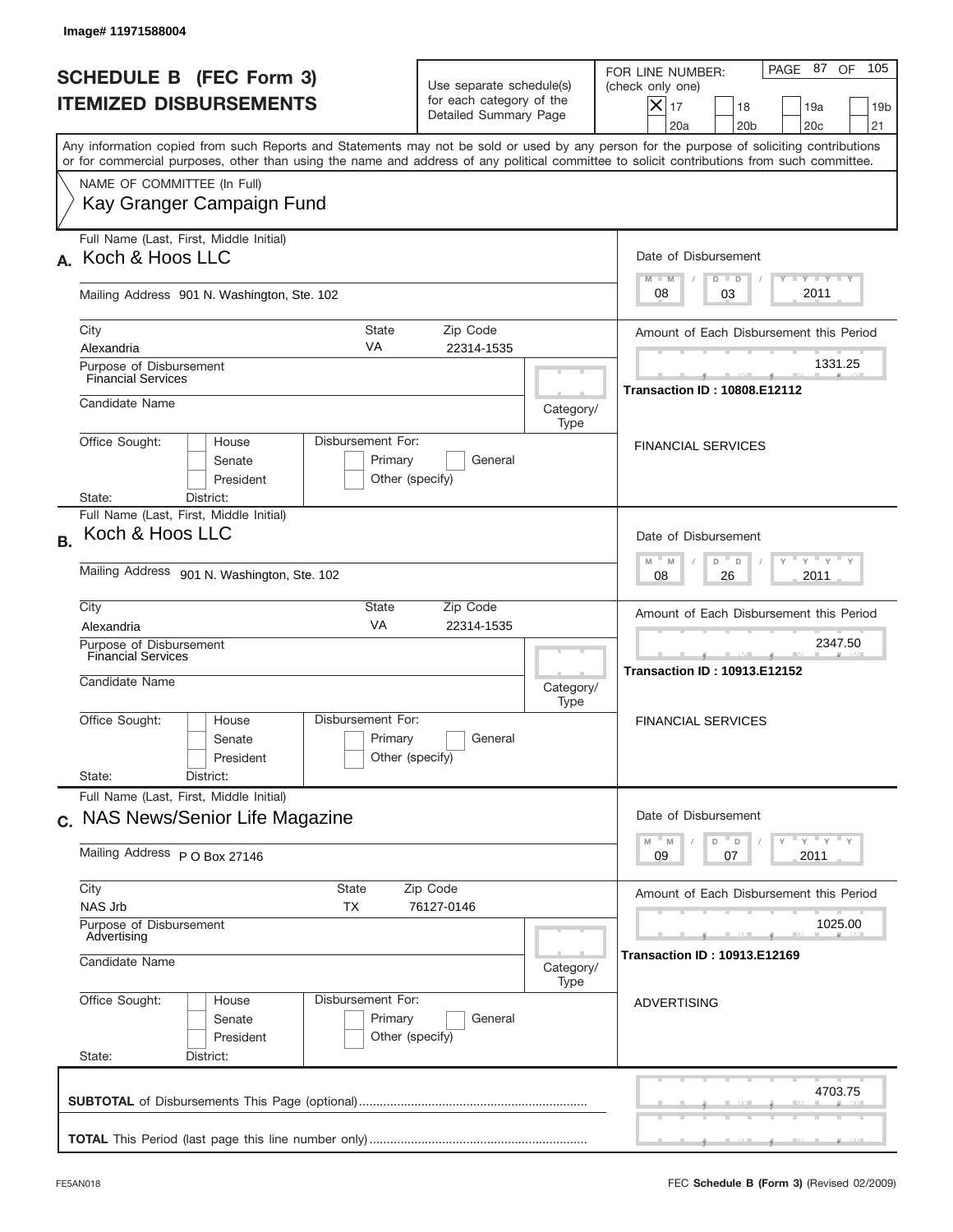Image# 11971588004

# SCHEDULE B (FEC Form 3)
## ITEMIZED DISBURSEMENTS

Use separate schedule(s) for each category of the Detailed Summary Page

FOR LINE NUMBER: (check only one)

- [X] 17
- [ ] 18
- [ ] 19a
- [ ] 19b
- [ ] 20a
- [ ] 20b
- [ ] 20c
- [ ] 21

Any information copied from such Reports and Statements may not be sold or used by any person for the purpose of soliciting contributions or for commercial purposes, other than using the name and address of any political committee to solicit contributions from such committee.

NAME OF COMMITTEE (In Full)
Kay Granger Campaign Fund

---

**A.** Full Name (Last, First, Middle Initial): Koch & Hoos LLC

Mailing Address: 901 N. Washington, Ste. 102

City: Alexandria | State: VA | Zip Code: 22314-1535

Purpose of Disbursement: Financial Services

Candidate Name:

Category/Type:

Office Sought: House / Senate / President

Disbursement For: Primary / General / Other (specify)

State: District:

Date of Disbursement: 08/03/2011

Amount of Each Disbursement this Period: 1331.25

Transaction ID : 10808.E12112

FINANCIAL SERVICES

---

**B.** Full Name (Last, First, Middle Initial): Koch & Hoos LLC

Mailing Address: 901 N. Washington, Ste. 102

City: Alexandria | State: VA | Zip Code: 22314-1535

Purpose of Disbursement: Financial Services

Candidate Name:

Category/Type:

Office Sought: House / Senate / President

Disbursement For: Primary / General / Other (specify)

State: District:

Date of Disbursement: 08/26/2011

Amount of Each Disbursement this Period: 2347.50

Transaction ID : 10913.E12152

FINANCIAL SERVICES

---

**C.** Full Name (Last, First, Middle Initial): NAS News/Senior Life Magazine

Mailing Address: P O Box 27146

City: NAS Jrb | State: TX | Zip Code: 76127-0146

Purpose of Disbursement: Advertising

Candidate Name:

Category/Type:

Office Sought: House / Senate / President

Disbursement For: Primary / General / Other (specify)

State: District:

Date of Disbursement: 09/07/2011

Amount of Each Disbursement this Period: 1025.00

Transaction ID : 10913.E12169

ADVERTISING

---

**SUBTOTAL** of Disbursements This Page (optional): 4703.75

**TOTAL** This Period (last page this line number only):

FE5AN018 — FEC **Schedule B (Form 3)** (Revised 02/2009)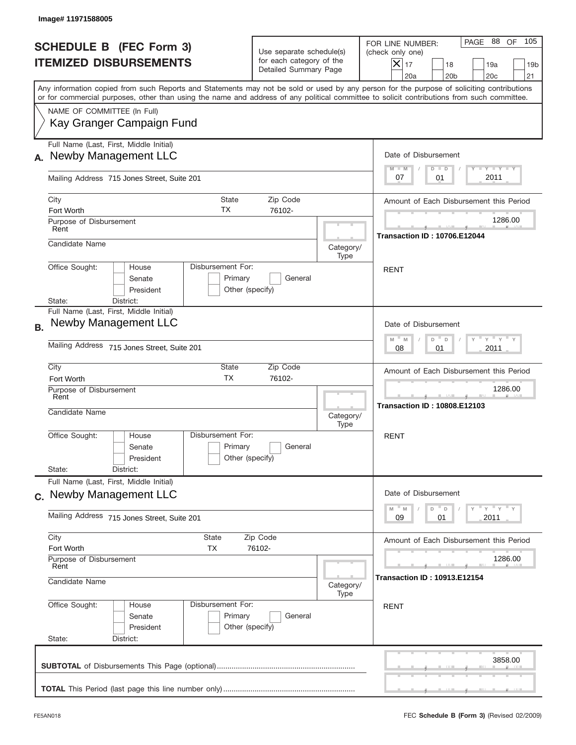Image# 11971588005

# SCHEDULE B (FEC Form 3)
## ITEMIZED DISBURSEMENTS

Use separate schedule(s) for each category of the Detailed Summary Page

FOR LINE NUMBER: (check only one)

[X] 17 [ ] 18 [ ] 19a [ ] 19b [ ] 20a [ ] 20b [ ] 20c [ ] 21

Any information copied from such Reports and Statements may not be sold or used by any person for the purpose of soliciting contributions or for commercial purposes, other than using the name and address of any political committee to solicit contributions from such committee.

NAME OF COMMITTEE (In Full)
Kay Granger Campaign Fund

---

**A.** Full Name (Last, First, Middle Initial): Newby Management LLC

Mailing Address: 715 Jones Street, Suite 201

City: Fort Worth | State: TX | Zip Code: 76102-

Purpose of Disbursement: Rent

Candidate Name:

Category/Type:

Office Sought: [ ] House [ ] Senate [ ] President

Disbursement For: [ ] Primary [ ] General [ ] Other (specify)

State: District:

Date of Disbursement: 07 / 01 / 2011

Amount of Each Disbursement this Period: 1286.00

Transaction ID : 10706.E12044

RENT

---

**B.** Full Name (Last, First, Middle Initial): Newby Management LLC

Mailing Address: 715 Jones Street, Suite 201

City: Fort Worth | State: TX | Zip Code: 76102-

Purpose of Disbursement: Rent

Candidate Name:

Category/Type:

Office Sought: [ ] House [ ] Senate [ ] President

Disbursement For: [ ] Primary [ ] General [ ] Other (specify)

State: District:

Date of Disbursement: 08 / 01 / 2011

Amount of Each Disbursement this Period: 1286.00

Transaction ID : 10808.E12103

RENT

---

**C.** Full Name (Last, First, Middle Initial): Newby Management LLC

Mailing Address: 715 Jones Street, Suite 201

City: Fort Worth | State: TX | Zip Code: 76102-

Purpose of Disbursement: Rent

Candidate Name:

Category/Type:

Office Sought: [ ] House [ ] Senate [ ] President

Disbursement For: [ ] Primary [ ] General [ ] Other (specify)

State: District:

Date of Disbursement: 09 / 01 / 2011

Amount of Each Disbursement this Period: 1286.00

Transaction ID : 10913.E12154

RENT

---

**SUBTOTAL** of Disbursements This Page (optional): 3858.00

**TOTAL** This Period (last page this line number only):

FE5AN018

FEC **Schedule B (Form 3)** (Revised 02/2009)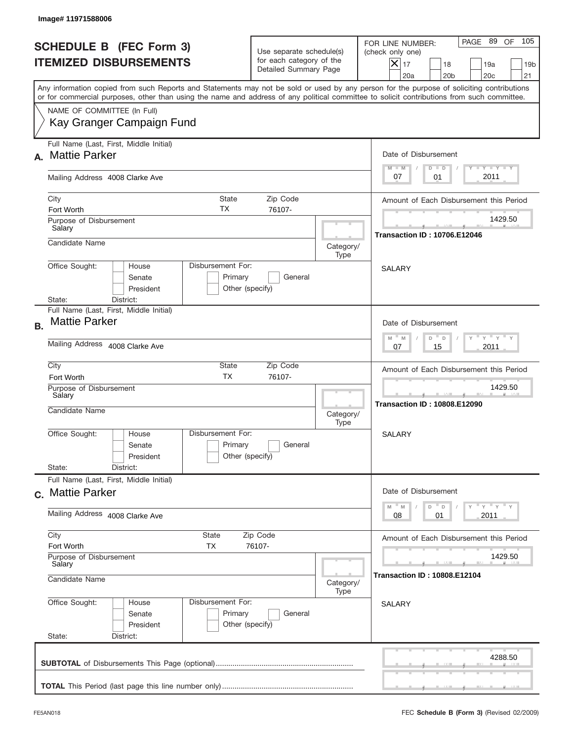Image# 11971588006

# SCHEDULE B (FEC Form 3)
## ITEMIZED DISBURSEMENTS

Use separate schedule(s) for each category of the Detailed Summary Page

FOR LINE NUMBER: (check only one)

- [X] 17
- [ ] 18
- [ ] 19a
- [ ] 19b
- [ ] 20a
- [ ] 20b
- [ ] 20c
- [ ] 21

PAGE 89 OF 105

Any information copied from such Reports and Statements may not be sold or used by any person for the purpose of soliciting contributions or for commercial purposes, other than using the name and address of any political committee to solicit contributions from such committee.

NAME OF COMMITTEE (In Full)
Kay Granger Campaign Fund

---

**A.** Full Name (Last, First, Middle Initial): Mattie Parker

Mailing Address: 4008 Clarke Ave

City: Fort Worth | State: TX | Zip Code: 76107-

Purpose of Disbursement: Salary

Candidate Name:

Category/Type:

Office Sought: House / Senate / President

Disbursement For: Primary / General / Other (specify)

State: District:

Date of Disbursement: 07 / 01 / 2011

Amount of Each Disbursement this Period: 1429.50

Transaction ID : 10706.E12046

SALARY

---

**B.** Full Name (Last, First, Middle Initial): Mattie Parker

Mailing Address: 4008 Clarke Ave

City: Fort Worth | State: TX | Zip Code: 76107-

Purpose of Disbursement: Salary

Candidate Name:

Category/Type:

Office Sought: House / Senate / President

Disbursement For: Primary / General / Other (specify)

State: District:

Date of Disbursement: 07 / 15 / 2011

Amount of Each Disbursement this Period: 1429.50

Transaction ID : 10808.E12090

SALARY

---

**C.** Full Name (Last, First, Middle Initial): Mattie Parker

Mailing Address: 4008 Clarke Ave

City: Fort Worth | State: TX | Zip Code: 76107-

Purpose of Disbursement: Salary

Candidate Name:

Category/Type:

Office Sought: House / Senate / President

Disbursement For: Primary / General / Other (specify)

State: District:

Date of Disbursement: 08 / 01 / 2011

Amount of Each Disbursement this Period: 1429.50

Transaction ID : 10808.E12104

SALARY

---

**SUBTOTAL** of Disbursements This Page (optional): 4288.50

**TOTAL** This Period (last page this line number only):

FE5AN018 | FEC **Schedule B (Form 3)** (Revised 02/2009)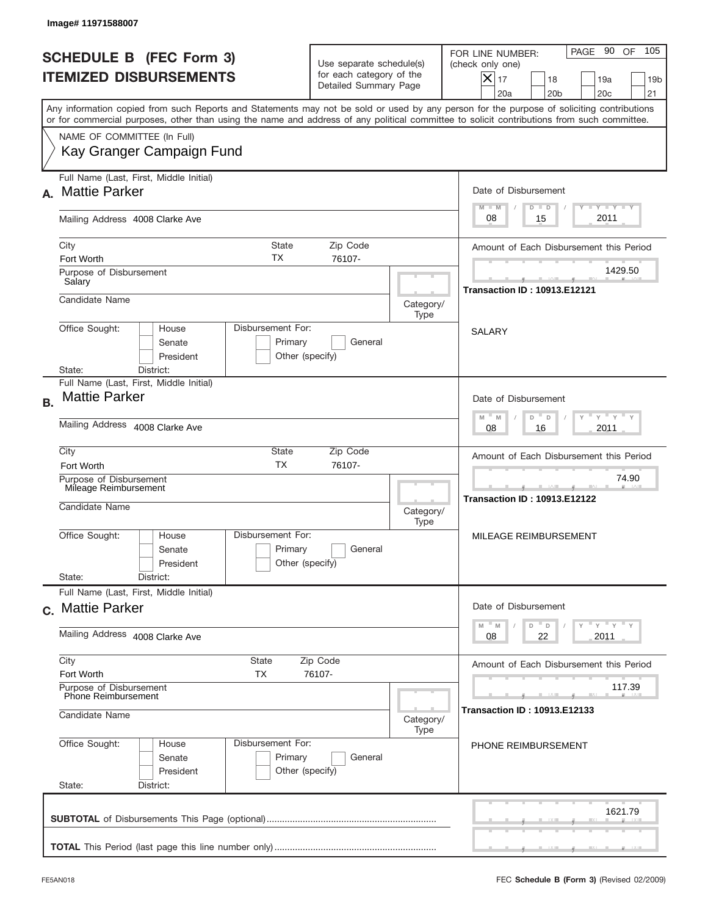Image# 11971588007

# SCHEDULE B (FEC Form 3)
## ITEMIZED DISBURSEMENTS

Use separate schedule(s) for each category of the Detailed Summary Page

FOR LINE NUMBER: (check only one)

- [X] 17
- [ ] 18
- [ ] 19a
- [ ] 19b
- [ ] 20a
- [ ] 20b
- [ ] 20c
- [ ] 21

Any information copied from such Reports and Statements may not be sold or used by any person for the purpose of soliciting contributions or for commercial purposes, other than using the name and address of any political committee to solicit contributions from such committee.

NAME OF COMMITTEE (In Full)
Kay Granger Campaign Fund

---

**A.** Full Name (Last, First, Middle Initial): Mattie Parker

Mailing Address: 4008 Clarke Ave

City: Fort Worth | State: TX | Zip Code: 76107-

Purpose of Disbursement: Salary

Candidate Name:

Category/Type:

Office Sought: House / Senate / President

State: District:

Disbursement For: Primary / General / Other (specify)

Date of Disbursement: 08 / 15 / 2011

Amount of Each Disbursement this Period: 1429.50

Transaction ID : 10913.E12121

SALARY

---

**B.** Full Name (Last, First, Middle Initial): Mattie Parker

Mailing Address: 4008 Clarke Ave

City: Fort Worth | State: TX | Zip Code: 76107-

Purpose of Disbursement: Mileage Reimbursement

Candidate Name:

Category/Type:

Office Sought: House / Senate / President

State: District:

Disbursement For: Primary / General / Other (specify)

Date of Disbursement: 08 / 16 / 2011

Amount of Each Disbursement this Period: 74.90

Transaction ID : 10913.E12122

MILEAGE REIMBURSEMENT

---

**C.** Full Name (Last, First, Middle Initial): Mattie Parker

Mailing Address: 4008 Clarke Ave

City: Fort Worth | State: TX | Zip Code: 76107-

Purpose of Disbursement: Phone Reimbursement

Candidate Name:

Category/Type:

Office Sought: House / Senate / President

State: District:

Disbursement For: Primary / General / Other (specify)

Date of Disbursement: 08 / 22 / 2011

Amount of Each Disbursement this Period: 117.39

Transaction ID : 10913.E12133

PHONE REIMBURSEMENT

---

**SUBTOTAL** of Disbursements This Page (optional): 1621.79

**TOTAL** This Period (last page this line number only):

FE5AN018 — FEC **Schedule B (Form 3)** (Revised 02/2009)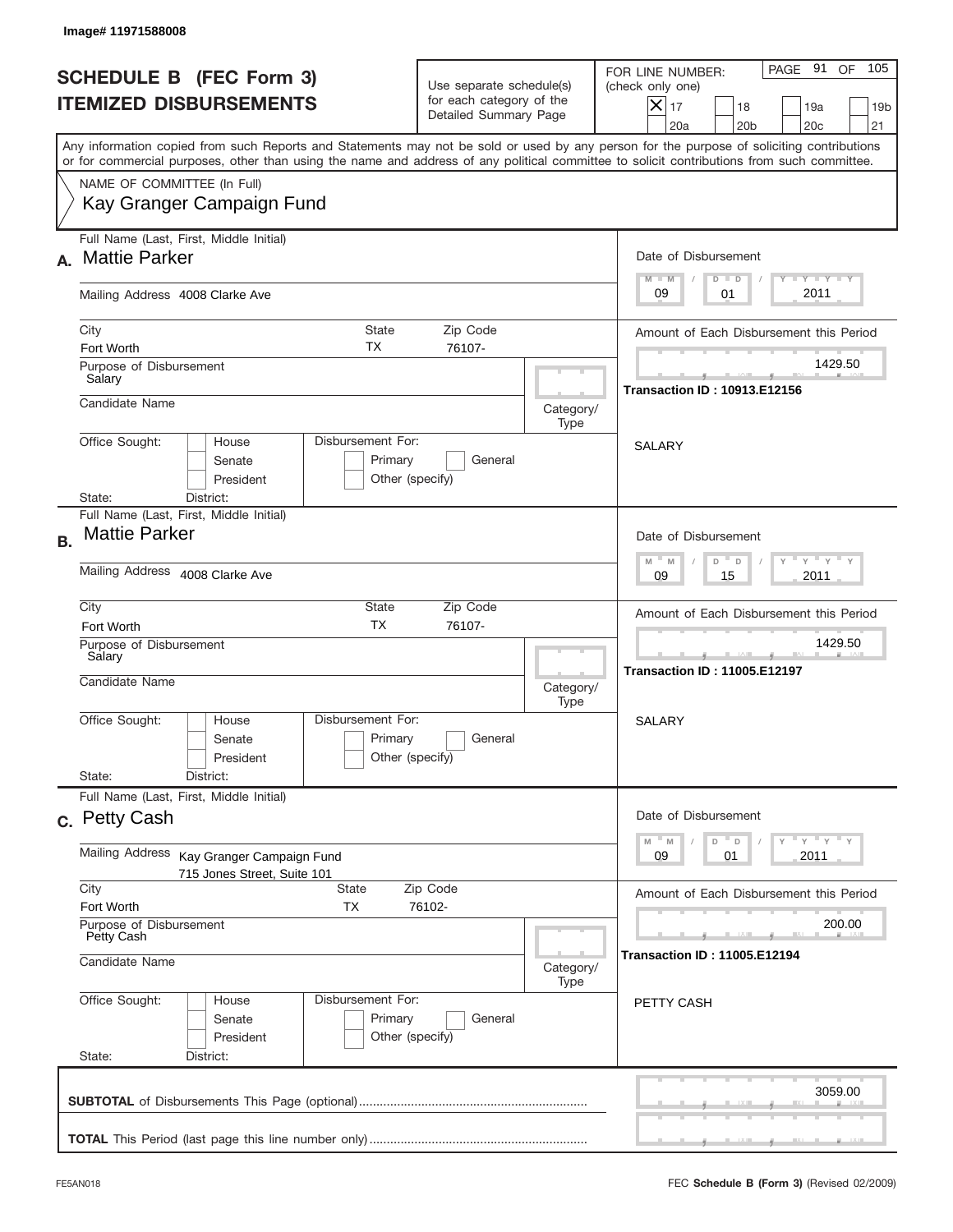Image# 11971588008

# SCHEDULE B (FEC Form 3)
## ITEMIZED DISBURSEMENTS

Use separate schedule(s) for each category of the Detailed Summary Page

FOR LINE NUMBER: (check only one)

- [x] 17
- [ ] 18
- [ ] 19a
- [ ] 19b
- [ ] 20a
- [ ] 20b
- [ ] 20c
- [ ] 21

PAGE 91 OF 105

Any information copied from such Reports and Statements may not be sold or used by any person for the purpose of soliciting contributions or for commercial purposes, other than using the name and address of any political committee to solicit contributions from such committee.

NAME OF COMMITTEE (In Full)
Kay Granger Campaign Fund

---

**A.** Full Name (Last, First, Middle Initial): Mattie Parker

Mailing Address: 4008 Clarke Ave

City: Fort Worth | State: TX | Zip Code: 76107-

Purpose of Disbursement: Salary

Candidate Name:

Category/Type:

Office Sought: House / Senate / President

Disbursement For: Primary / General / Other (specify)

State: District:

Date of Disbursement: 09 / 01 / 2011

Amount of Each Disbursement this Period: 1429.50

Transaction ID : 10913.E12156

SALARY

---

**B.** Full Name (Last, First, Middle Initial): Mattie Parker

Mailing Address: 4008 Clarke Ave

City: Fort Worth | State: TX | Zip Code: 76107-

Purpose of Disbursement: Salary

Candidate Name:

Category/Type:

Office Sought: House / Senate / President

Disbursement For: Primary / General / Other (specify)

State: District:

Date of Disbursement: 09 / 15 / 2011

Amount of Each Disbursement this Period: 1429.50

Transaction ID : 11005.E12197

SALARY

---

**C.** Full Name (Last, First, Middle Initial): Petty Cash

Mailing Address: Kay Granger Campaign Fund, 715 Jones Street, Suite 101

City: Fort Worth | State: TX | Zip Code: 76102-

Purpose of Disbursement: Petty Cash

Candidate Name:

Category/Type:

Office Sought: House / Senate / President

Disbursement For: Primary / General / Other (specify)

State: District:

Date of Disbursement: 09 / 01 / 2011

Amount of Each Disbursement this Period: 200.00

Transaction ID : 11005.E12194

PETTY CASH

---

**SUBTOTAL** of Disbursements This Page (optional): 3059.00

**TOTAL** This Period (last page this line number only):

FE5AN018

FEC **Schedule B (Form 3)** (Revised 02/2009)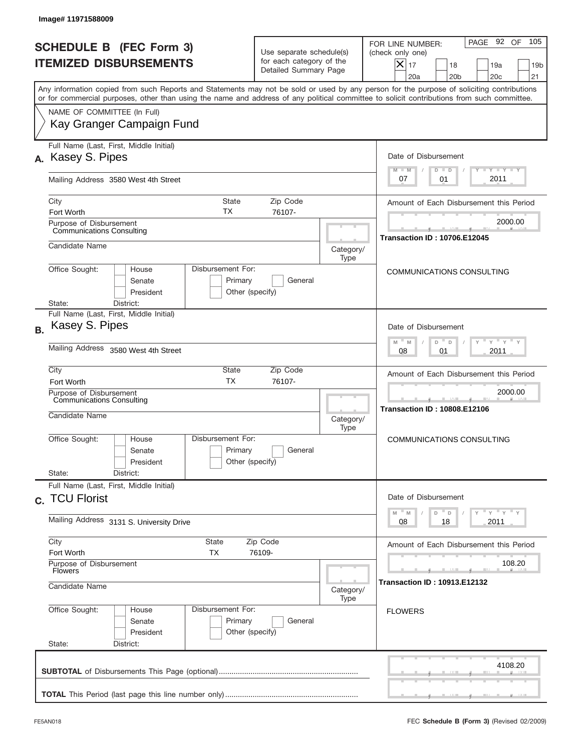Image# 11971588009

# SCHEDULE B (FEC Form 3)
## ITEMIZED DISBURSEMENTS

Use separate schedule(s) for each category of the Detailed Summary Page

FOR LINE NUMBER: (check only one)

- [X] 17
- [ ] 18
- [ ] 19a
- [ ] 19b
- [ ] 20a
- [ ] 20b
- [ ] 20c
- [ ] 21

PAGE 92 OF 105

Any information copied from such Reports and Statements may not be sold or used by any person for the purpose of soliciting contributions or for commercial purposes, other than using the name and address of any political committee to solicit contributions from such committee.

NAME OF COMMITTEE (In Full)
Kay Granger Campaign Fund

---

**A.** Full Name (Last, First, Middle Initial): Kasey S. Pipes

Mailing Address: 3580 West 4th Street

City: Fort Worth | State: TX | Zip Code: 76107-

Purpose of Disbursement: Communications Consulting

Candidate Name:

Category/Type:

Office Sought: [ ] House [ ] Senate [ ] President
State: District:

Disbursement For: [ ] Primary [ ] General [ ] Other (specify)

Date of Disbursement: 07 / 01 / 2011

Amount of Each Disbursement this Period: 2000.00

Transaction ID : 10706.E12045

COMMUNICATIONS CONSULTING

---

**B.** Full Name (Last, First, Middle Initial): Kasey S. Pipes

Mailing Address: 3580 West 4th Street

City: Fort Worth | State: TX | Zip Code: 76107-

Purpose of Disbursement: Communications Consulting

Candidate Name:

Category/Type:

Office Sought: [ ] House [ ] Senate [ ] President
State: District:

Disbursement For: [ ] Primary [ ] General [ ] Other (specify)

Date of Disbursement: 08 / 01 / 2011

Amount of Each Disbursement this Period: 2000.00

Transaction ID : 10808.E12106

COMMUNICATIONS CONSULTING

---

**C.** Full Name (Last, First, Middle Initial): TCU Florist

Mailing Address: 3131 S. University Drive

City: Fort Worth | State: TX | Zip Code: 76109-

Purpose of Disbursement: Flowers

Candidate Name:

Category/Type:

Office Sought: [ ] House [ ] Senate [ ] President
State: District:

Disbursement For: [ ] Primary [ ] General [ ] Other (specify)

Date of Disbursement: 08 / 18 / 2011

Amount of Each Disbursement this Period: 108.20

Transaction ID : 10913.E12132

FLOWERS

---

**SUBTOTAL** of Disbursements This Page (optional): 4108.20

**TOTAL** This Period (last page this line number only):

FE5AN018 — FEC **Schedule B (Form 3)** (Revised 02/2009)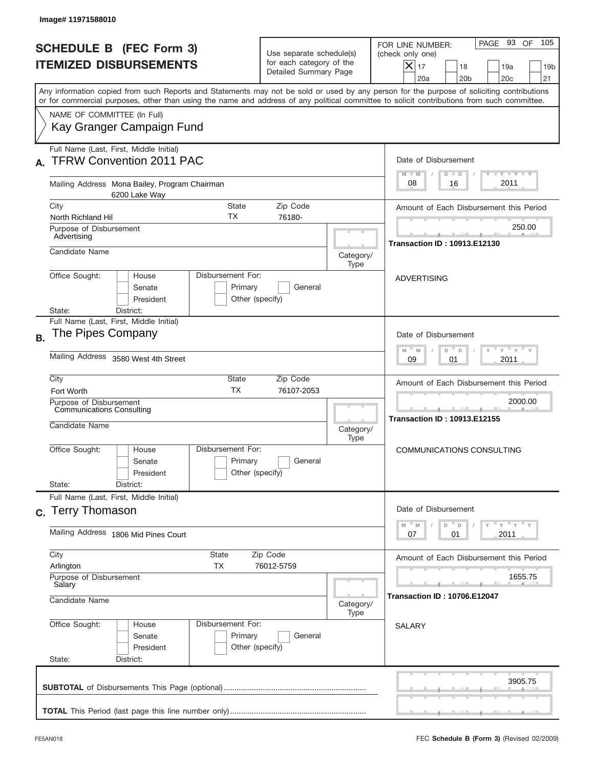Image# 11971588010

# SCHEDULE B (FEC Form 3)
## ITEMIZED DISBURSEMENTS

Use separate schedule(s) for each category of the Detailed Summary Page

FOR LINE NUMBER: (check only one)

- [X] 17
- [ ] 18
- [ ] 19a
- [ ] 19b
- [ ] 20a
- [ ] 20b
- [ ] 20c
- [ ] 21

Any information copied from such Reports and Statements may not be sold or used by any person for the purpose of soliciting contributions or for commercial purposes, other than using the name and address of any political committee to solicit contributions from such committee.

NAME OF COMMITTEE (In Full)
Kay Granger Campaign Fund

---

**A.** Full Name (Last, First, Middle Initial): **TFRW Convention 2011 PAC**

Mailing Address: Mona Bailey, Program Chairman, 6200 Lake Way

City: North Richland Hil | State: TX | Zip Code: 76180-

Purpose of Disbursement: Advertising

Candidate Name:

Category/Type:

Office Sought: [ ] House [ ] Senate [ ] President

State: District:

Disbursement For: [ ] Primary [ ] General [ ] Other (specify)

Date of Disbursement: 08 / 16 / 2011

Amount of Each Disbursement this Period: 250.00

**Transaction ID : 10913.E12130**

ADVERTISING

---

**B.** Full Name (Last, First, Middle Initial): **The Pipes Company**

Mailing Address: 3580 West 4th Street

City: Fort Worth | State: TX | Zip Code: 76107-2053

Purpose of Disbursement: Communications Consulting

Candidate Name:

Category/Type:

Office Sought: [ ] House [ ] Senate [ ] President

State: District:

Disbursement For: [ ] Primary [ ] General [ ] Other (specify)

Date of Disbursement: 09 / 01 / 2011

Amount of Each Disbursement this Period: 2000.00

**Transaction ID : 10913.E12155**

COMMUNICATIONS CONSULTING

---

**C.** Full Name (Last, First, Middle Initial): **Terry Thomason**

Mailing Address: 1806 Mid Pines Court

City: Arlington | State: TX | Zip Code: 76012-5759

Purpose of Disbursement: Salary

Candidate Name:

Category/Type:

Office Sought: [ ] House [ ] Senate [ ] President

State: District:

Disbursement For: [ ] Primary [ ] General [ ] Other (specify)

Date of Disbursement: 07 / 01 / 2011

Amount of Each Disbursement this Period: 1655.75

**Transaction ID : 10706.E12047**

SALARY

---

**SUBTOTAL** of Disbursements This Page (optional): 3905.75

**TOTAL** This Period (last page this line number only):

FE5AN018 — FEC **Schedule B (Form 3)** (Revised 02/2009)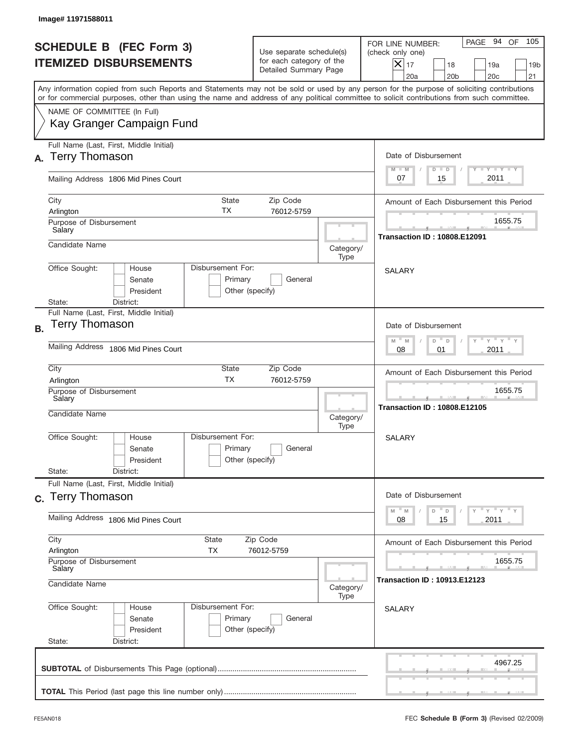Image# 11971588011

# SCHEDULE B (FEC Form 3)
# ITEMIZED DISBURSEMENTS

Use separate schedule(s) for each category of the Detailed Summary Page

FOR LINE NUMBER: (check only one)

- [X] 17
- [ ] 18
- [ ] 19a
- [ ] 19b
- [ ] 20a
- [ ] 20b
- [ ] 20c
- [ ] 21

PAGE 94 OF 105

Any information copied from such Reports and Statements may not be sold or used by any person for the purpose of soliciting contributions or for commercial purposes, other than using the name and address of any political committee to solicit contributions from such committee.

NAME OF COMMITTEE (In Full)
Kay Granger Campaign Fund

---

**A.** Full Name (Last, First, Middle Initial): Terry Thomason

Mailing Address: 1806 Mid Pines Court

City: Arlington | State: TX | Zip Code: 76012-5759

Purpose of Disbursement: Salary

Candidate Name:

Category/Type:

Office Sought: House / Senate / President

Disbursement For: Primary / General / Other (specify)

State: District:

Date of Disbursement: 07 / 15 / 2011

Amount of Each Disbursement this Period: 1655.75

Transaction ID : 10808.E12091

SALARY

---

**B.** Full Name (Last, First, Middle Initial): Terry Thomason

Mailing Address: 1806 Mid Pines Court

City: Arlington | State: TX | Zip Code: 76012-5759

Purpose of Disbursement: Salary

Candidate Name:

Category/Type:

Office Sought: House / Senate / President

Disbursement For: Primary / General / Other (specify)

State: District:

Date of Disbursement: 08 / 01 / 2011

Amount of Each Disbursement this Period: 1655.75

Transaction ID : 10808.E12105

SALARY

---

**C.** Full Name (Last, First, Middle Initial): Terry Thomason

Mailing Address: 1806 Mid Pines Court

City: Arlington | State: TX | Zip Code: 76012-5759

Purpose of Disbursement: Salary

Candidate Name:

Category/Type:

Office Sought: House / Senate / President

Disbursement For: Primary / General / Other (specify)

State: District:

Date of Disbursement: 08 / 15 / 2011

Amount of Each Disbursement this Period: 1655.75

Transaction ID : 10913.E12123

SALARY

---

**SUBTOTAL** of Disbursements This Page (optional): 4967.25

**TOTAL** This Period (last page this line number only):

FE5AN018

FEC **Schedule B (Form 3)** (Revised 02/2009)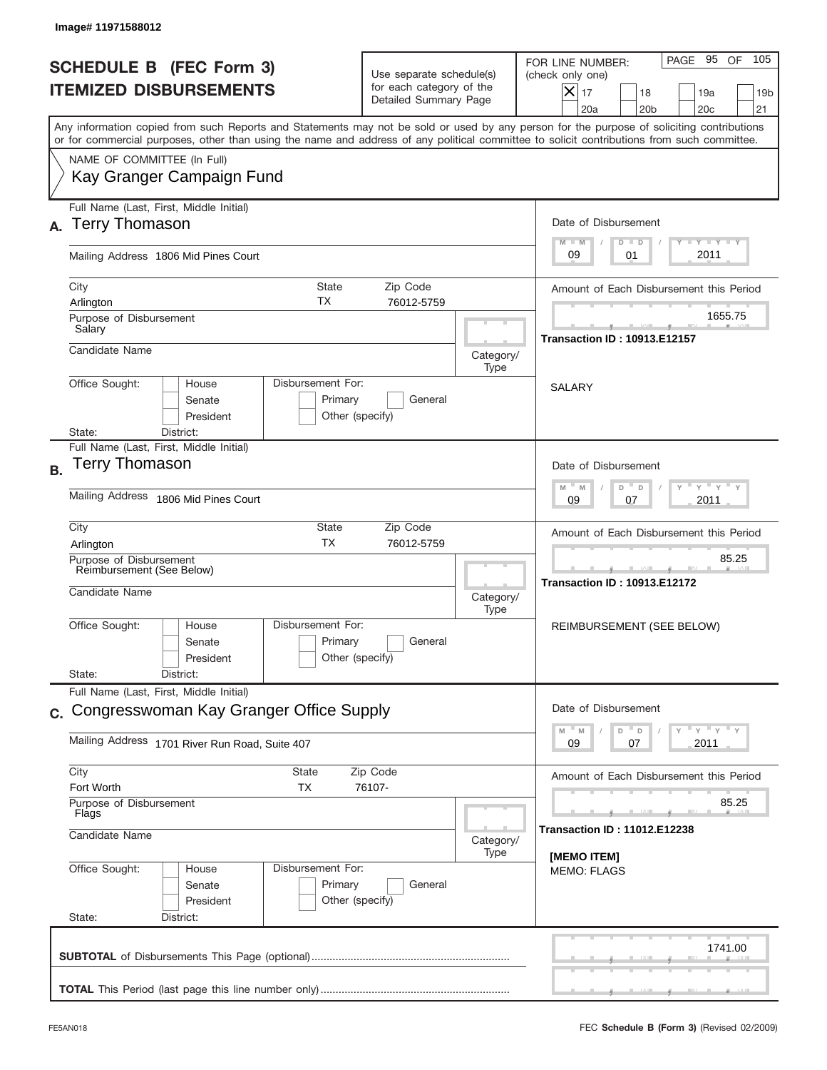Image# 11971588012

# SCHEDULE B (FEC Form 3)
## ITEMIZED DISBURSEMENTS

Use separate schedule(s) for each category of the Detailed Summary Page

FOR LINE NUMBER: (check only one)
[X] 17 [ ] 18 [ ] 19a [ ] 19b [ ] 20a [ ] 20b [ ] 20c [ ] 21

PAGE 95 OF 105

Any information copied from such Reports and Statements may not be sold or used by any person for the purpose of soliciting contributions or for commercial purposes, other than using the name and address of any political committee to solicit contributions from such committee.

NAME OF COMMITTEE (In Full)
Kay Granger Campaign Fund

---

**A.** Full Name (Last, First, Middle Initial): Terry Thomason

Mailing Address: 1806 Mid Pines Court

City: Arlington | State: TX | Zip Code: 76012-5759

Purpose of Disbursement: Salary

Candidate Name:

Category/Type:

Office Sought: [ ] House [ ] Senate [ ] President
State: District:

Disbursement For: [ ] Primary [ ] General [ ] Other (specify)

Date of Disbursement: 09 / 01 / 2011

Amount of Each Disbursement this Period: 1655.75

**Transaction ID : 10913.E12157**

SALARY

---

**B.** Full Name (Last, First, Middle Initial): Terry Thomason

Mailing Address: 1806 Mid Pines Court

City: Arlington | State: TX | Zip Code: 76012-5759

Purpose of Disbursement: Reimbursement (See Below)

Candidate Name:

Category/Type:

Office Sought: [ ] House [ ] Senate [ ] President
State: District:

Disbursement For: [ ] Primary [ ] General [ ] Other (specify)

Date of Disbursement: 09 / 07 / 2011

Amount of Each Disbursement this Period: 85.25

**Transaction ID : 10913.E12172**

REIMBURSEMENT (SEE BELOW)

---

**C.** Full Name (Last, First, Middle Initial): Congresswoman Kay Granger Office Supply

Mailing Address: 1701 River Run Road, Suite 407

City: Fort Worth | State: TX | Zip Code: 76107-

Purpose of Disbursement: Flags

Candidate Name:

Category/Type:

Office Sought: [ ] House [ ] Senate [ ] President
State: District:

Disbursement For: [ ] Primary [ ] General [ ] Other (specify)

Date of Disbursement: 09 / 07 / 2011

Amount of Each Disbursement this Period: 85.25

**Transaction ID : 11012.E12238**

**[MEMO ITEM]**
MEMO: FLAGS

---

**SUBTOTAL** of Disbursements This Page (optional): 1741.00

**TOTAL** This Period (last page this line number only):

FE5AN018 — FEC **Schedule B (Form 3)** (Revised 02/2009)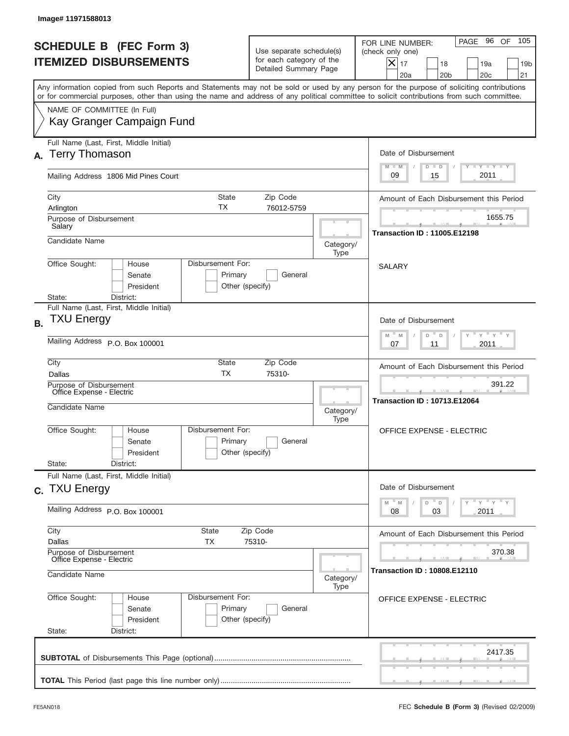Image# 11971588013

# SCHEDULE B (FEC Form 3)
# ITEMIZED DISBURSEMENTS

Use separate schedule(s) for each category of the Detailed Summary Page

FOR LINE NUMBER: (check only one)

- [X] 17
- [ ] 18
- [ ] 19a
- [ ] 19b
- [ ] 20a
- [ ] 20b
- [ ] 20c
- [ ] 21

PAGE 96 OF 105

Any information copied from such Reports and Statements may not be sold or used by any person for the purpose of soliciting contributions or for commercial purposes, other than using the name and address of any political committee to solicit contributions from such committee.

NAME OF COMMITTEE (In Full)
Kay Granger Campaign Fund

---

**A.** Full Name (Last, First, Middle Initial): Terry Thomason

Mailing Address: 1806 Mid Pines Court

City: Arlington | State: TX | Zip Code: 76012-5759

Purpose of Disbursement: Salary

Candidate Name:

Category/Type:

Office Sought: House / Senate / President

State: | District:

Disbursement For: Primary / General / Other (specify)

Date of Disbursement: 09 / 15 / 2011

Amount of Each Disbursement this Period: 1655.75

Transaction ID : 11005.E12198

SALARY

---

**B.** Full Name (Last, First, Middle Initial): TXU Energy

Mailing Address: P.O. Box 100001

City: Dallas | State: TX | Zip Code: 75310-

Purpose of Disbursement: Office Expense - Electric

Candidate Name:

Category/Type:

Office Sought: House / Senate / President

State: | District:

Disbursement For: Primary / General / Other (specify)

Date of Disbursement: 07 / 11 / 2011

Amount of Each Disbursement this Period: 391.22

Transaction ID : 10713.E12064

OFFICE EXPENSE - ELECTRIC

---

**C.** Full Name (Last, First, Middle Initial): TXU Energy

Mailing Address: P.O. Box 100001

City: Dallas | State: TX | Zip Code: 75310-

Purpose of Disbursement: Office Expense - Electric

Candidate Name:

Category/Type:

Office Sought: House / Senate / President

State: | District:

Disbursement For: Primary / General / Other (specify)

Date of Disbursement: 08 / 03 / 2011

Amount of Each Disbursement this Period: 370.38

Transaction ID : 10808.E12110

OFFICE EXPENSE - ELECTRIC

---

**SUBTOTAL** of Disbursements This Page (optional): 2417.35

**TOTAL** This Period (last page this line number only):

FE5AN018 | FEC **Schedule B (Form 3)** (Revised 02/2009)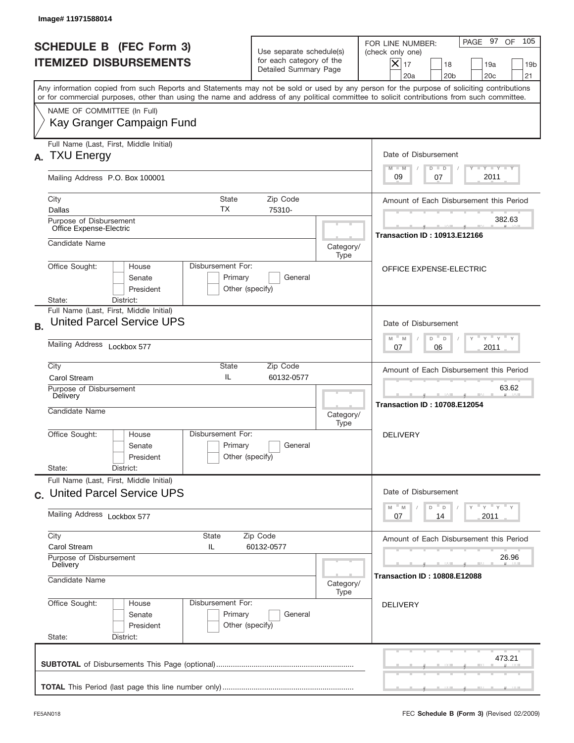Image# 11971588014

# SCHEDULE B (FEC Form 3)
## ITEMIZED DISBURSEMENTS

Use separate schedule(s) for each category of the Detailed Summary Page

FOR LINE NUMBER: (check only one)

- [X] 17
- [ ] 18
- [ ] 19a
- [ ] 19b
- [ ] 20a
- [ ] 20b
- [ ] 20c
- [ ] 21

PAGE 97 OF 105

Any information copied from such Reports and Statements may not be sold or used by any person for the purpose of soliciting contributions or for commercial purposes, other than using the name and address of any political committee to solicit contributions from such committee.

NAME OF COMMITTEE (In Full)
Kay Granger Campaign Fund

---

**A.** Full Name (Last, First, Middle Initial): TXU Energy

Mailing Address: P.O. Box 100001

City: Dallas | State: TX | Zip Code: 75310-

Purpose of Disbursement: Office Expense-Electric

Candidate Name:

Category/Type:

Office Sought: House / Senate / President
Disbursement For: Primary / General / Other (specify)

State: District:

Date of Disbursement: 09/07/2011

Amount of Each Disbursement this Period: 382.63

Transaction ID : 10913.E12166

OFFICE EXPENSE-ELECTRIC

---

**B.** Full Name (Last, First, Middle Initial): United Parcel Service UPS

Mailing Address: Lockbox 577

City: Carol Stream | State: IL | Zip Code: 60132-0577

Purpose of Disbursement: Delivery

Candidate Name:

Category/Type:

Office Sought: House / Senate / President
Disbursement For: Primary / General / Other (specify)

State: District:

Date of Disbursement: 07/06/2011

Amount of Each Disbursement this Period: 63.62

Transaction ID : 10708.E12054

DELIVERY

---

**C.** Full Name (Last, First, Middle Initial): United Parcel Service UPS

Mailing Address: Lockbox 577

City: Carol Stream | State: IL | Zip Code: 60132-0577

Purpose of Disbursement: Delivery

Candidate Name:

Category/Type:

Office Sought: House / Senate / President
Disbursement For: Primary / General / Other (specify)

State: District:

Date of Disbursement: 07/14/2011

Amount of Each Disbursement this Period: 26.96

Transaction ID : 10808.E12088

DELIVERY

---

**SUBTOTAL** of Disbursements This Page (optional): 473.21

**TOTAL** This Period (last page this line number only):

FE5AN018 — FEC **Schedule B (Form 3)** (Revised 02/2009)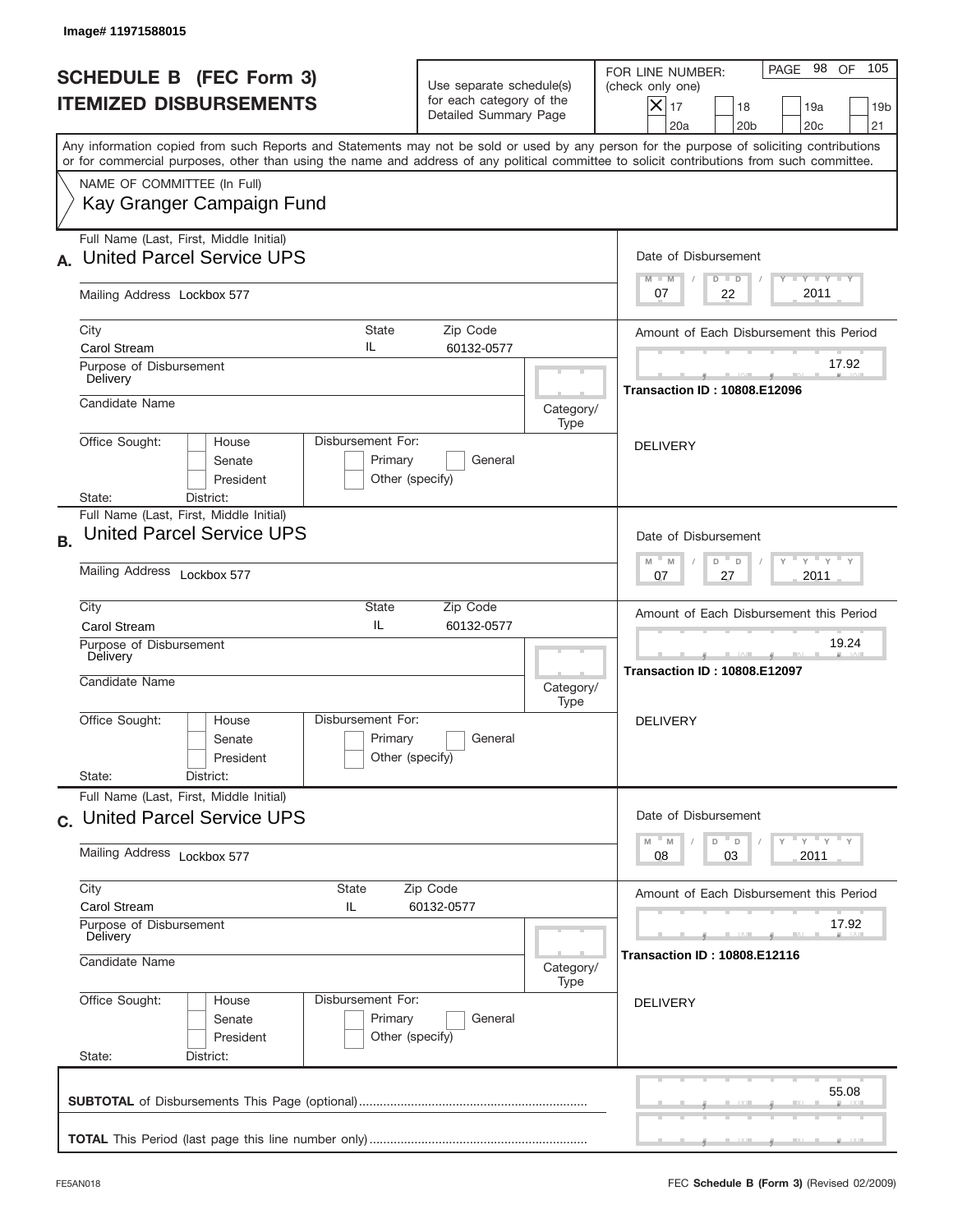Image# 11971588015

# SCHEDULE B (FEC Form 3)
# ITEMIZED DISBURSEMENTS

Use separate schedule(s) for each category of the Detailed Summary Page

FOR LINE NUMBER: (check only one)
[X] 17 [ ] 18 [ ] 19a [ ] 19b [ ] 20a [ ] 20b [ ] 20c [ ] 21

PAGE 98 OF 105

Any information copied from such Reports and Statements may not be sold or used by any person for the purpose of soliciting contributions or for commercial purposes, other than using the name and address of any political committee to solicit contributions from such committee.

NAME OF COMMITTEE (In Full)
Kay Granger Campaign Fund

---

**A.** Full Name (Last, First, Middle Initial): United Parcel Service UPS

Mailing Address: Lockbox 577

City: Carol Stream | State: IL | Zip Code: 60132-0577

Purpose of Disbursement: Delivery

Candidate Name:

Category/Type:

Office Sought: [ ] House [ ] Senate [ ] President

State: District:

Disbursement For: [ ] Primary [ ] General [ ] Other (specify)

Date of Disbursement: 07 / 22 / 2011

Amount of Each Disbursement this Period: 17.92

Transaction ID : 10808.E12096

DELIVERY

---

**B.** Full Name (Last, First, Middle Initial): United Parcel Service UPS

Mailing Address: Lockbox 577

City: Carol Stream | State: IL | Zip Code: 60132-0577

Purpose of Disbursement: Delivery

Candidate Name:

Category/Type:

Office Sought: [ ] House [ ] Senate [ ] President

State: District:

Disbursement For: [ ] Primary [ ] General [ ] Other (specify)

Date of Disbursement: 07 / 27 / 2011

Amount of Each Disbursement this Period: 19.24

Transaction ID : 10808.E12097

DELIVERY

---

**C.** Full Name (Last, First, Middle Initial): United Parcel Service UPS

Mailing Address: Lockbox 577

City: Carol Stream | State: IL | Zip Code: 60132-0577

Purpose of Disbursement: Delivery

Candidate Name:

Category/Type:

Office Sought: [ ] House [ ] Senate [ ] President

State: District:

Disbursement For: [ ] Primary [ ] General [ ] Other (specify)

Date of Disbursement: 08 / 03 / 2011

Amount of Each Disbursement this Period: 17.92

Transaction ID : 10808.E12116

DELIVERY

---

**SUBTOTAL** of Disbursements This Page (optional): 55.08

**TOTAL** This Period (last page this line number only):

FE5AN018 — FEC **Schedule B (Form 3)** (Revised 02/2009)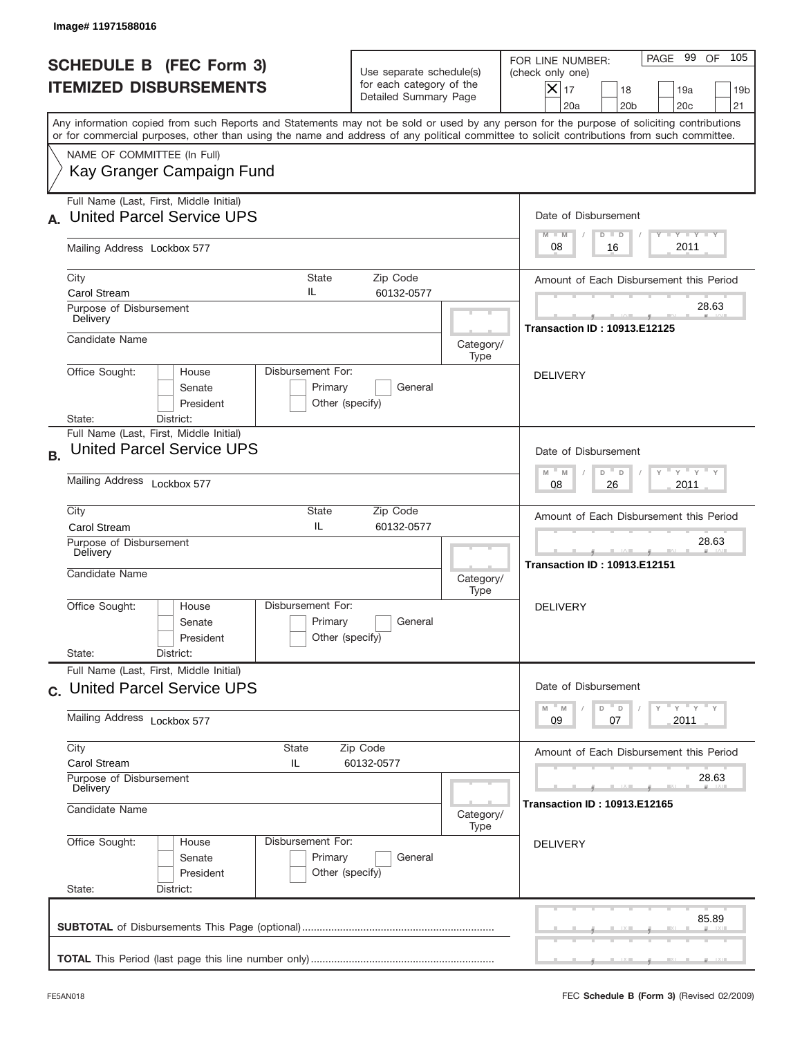Image# 11971588016

# SCHEDULE B (FEC Form 3)
## ITEMIZED DISBURSEMENTS

Use separate schedule(s) for each category of the Detailed Summary Page

FOR LINE NUMBER: (check only one)

- [x] 17
- [ ] 18
- [ ] 19a
- [ ] 19b
- [ ] 20a
- [ ] 20b
- [ ] 20c
- [ ] 21

PAGE 99 OF 105

Any information copied from such Reports and Statements may not be sold or used by any person for the purpose of soliciting contributions or for commercial purposes, other than using the name and address of any political committee to solicit contributions from such committee.

NAME OF COMMITTEE (In Full)
Kay Granger Campaign Fund

---

**A.** Full Name (Last, First, Middle Initial): United Parcel Service UPS

Mailing Address: Lockbox 577

City: Carol Stream | State: IL | Zip Code: 60132-0577

Purpose of Disbursement: Delivery

Candidate Name:

Category/Type:

Office Sought: House / Senate / President

Disbursement For: Primary / General / Other (specify)

State: District:

Date of Disbursement: 08 / 16 / 2011

Amount of Each Disbursement this Period: 28.63

Transaction ID : 10913.E12125

DELIVERY

---

**B.** Full Name (Last, First, Middle Initial): United Parcel Service UPS

Mailing Address: Lockbox 577

City: Carol Stream | State: IL | Zip Code: 60132-0577

Purpose of Disbursement: Delivery

Candidate Name:

Category/Type:

Office Sought: House / Senate / President

Disbursement For: Primary / General / Other (specify)

State: District:

Date of Disbursement: 08 / 26 / 2011

Amount of Each Disbursement this Period: 28.63

Transaction ID : 10913.E12151

DELIVERY

---

**C.** Full Name (Last, First, Middle Initial): United Parcel Service UPS

Mailing Address: Lockbox 577

City: Carol Stream | State: IL | Zip Code: 60132-0577

Purpose of Disbursement: Delivery

Candidate Name:

Category/Type:

Office Sought: House / Senate / President

Disbursement For: Primary / General / Other (specify)

State: District:

Date of Disbursement: 09 / 07 / 2011

Amount of Each Disbursement this Period: 28.63

Transaction ID : 10913.E12165

DELIVERY

---

**SUBTOTAL** of Disbursements This Page (optional) .......... 85.89

**TOTAL** This Period (last page this line number only) ..........

FE5AN018

FEC **Schedule B (Form 3)** (Revised 02/2009)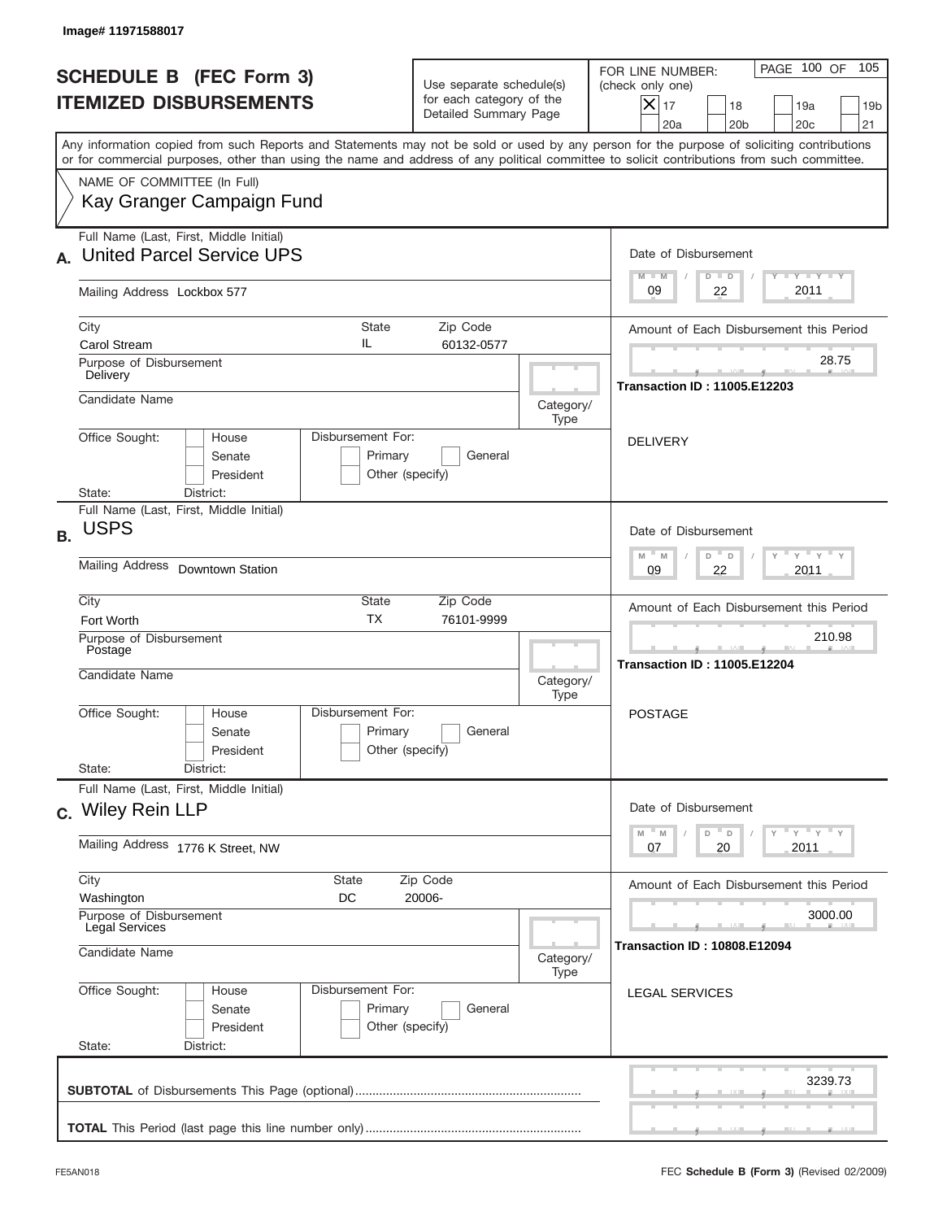Image# 11971588017

# SCHEDULE B (FEC Form 3)
# ITEMIZED DISBURSEMENTS

Use separate schedule(s) for each category of the Detailed Summary Page

FOR LINE NUMBER: (check only one)

- [x] 17
- [ ] 18
- [ ] 19a
- [ ] 19b
- [ ] 20a
- [ ] 20b
- [ ] 20c
- [ ] 21

PAGE 100 OF 105

Any information copied from such Reports and Statements may not be sold or used by any person for the purpose of soliciting contributions or for commercial purposes, other than using the name and address of any political committee to solicit contributions from such committee.

NAME OF COMMITTEE (In Full)
Kay Granger Campaign Fund

## A.

Full Name (Last, First, Middle Initial): United Parcel Service UPS

Mailing Address: Lockbox 577

City: Carol Stream | State: IL | Zip Code: 60132-0577

Purpose of Disbursement: Delivery

Candidate Name:

Category/Type:

Office Sought: House / Senate / President

Disbursement For: Primary / General / Other (specify)

State: District:

Date of Disbursement: 09 / 22 / 2011

Amount of Each Disbursement this Period: 28.75

**Transaction ID : 11005.E12203**

DELIVERY

## B.

Full Name (Last, First, Middle Initial): USPS

Mailing Address: Downtown Station

City: Fort Worth | State: TX | Zip Code: 76101-9999

Purpose of Disbursement: Postage

Candidate Name:

Category/Type:

Office Sought: House / Senate / President

Disbursement For: Primary / General / Other (specify)

State: District:

Date of Disbursement: 09 / 22 / 2011

Amount of Each Disbursement this Period: 210.98

**Transaction ID : 11005.E12204**

POSTAGE

## C.

Full Name (Last, First, Middle Initial): Wiley Rein LLP

Mailing Address: 1776 K Street, NW

City: Washington | State: DC | Zip Code: 20006-

Purpose of Disbursement: Legal Services

Candidate Name:

Category/Type:

Office Sought: House / Senate / President

Disbursement For: Primary / General / Other (specify)

State: District:

Date of Disbursement: 07 / 20 / 2011

Amount of Each Disbursement this Period: 3000.00

**Transaction ID : 10808.E12094**

LEGAL SERVICES

**SUBTOTAL** of Disbursements This Page (optional): 3239.73

**TOTAL** This Period (last page this line number only):

FE5AN018

FEC **Schedule B (Form 3)** (Revised 02/2009)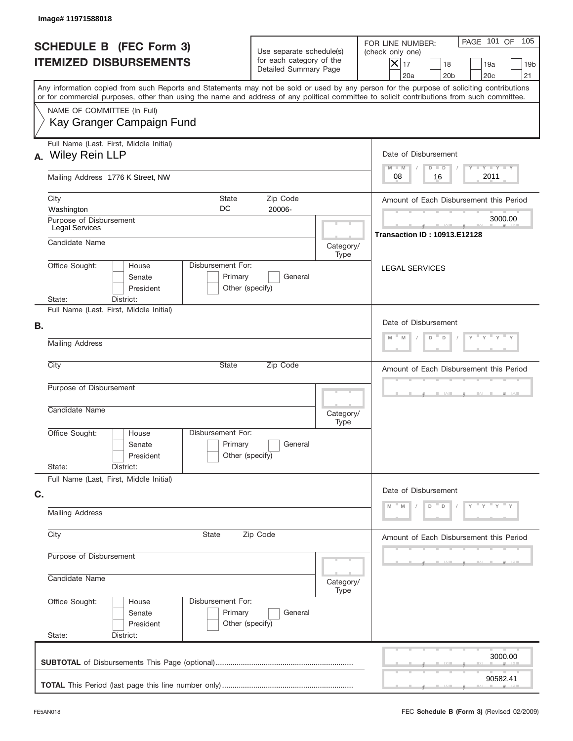Image# 11971588018

# SCHEDULE B (FEC Form 3)
# ITEMIZED DISBURSEMENTS

Use separate schedule(s) for each category of the Detailed Summary Page

FOR LINE NUMBER: (check only one)

- [X] 17
- [ ] 18
- [ ] 19a
- [ ] 19b
- [ ] 20a
- [ ] 20b
- [ ] 20c
- [ ] 21

Any information copied from such Reports and Statements may not be sold or used by any person for the purpose of soliciting contributions or for commercial purposes, other than using the name and address of any political committee to solicit contributions from such committee.

NAME OF COMMITTEE (In Full)
Kay Granger Campaign Fund

## A.

Full Name (Last, First, Middle Initial): Wiley Rein LLP

Mailing Address: 1776 K Street, NW

City: Washington | State: DC | Zip Code: 20006-

Purpose of Disbursement: Legal Services

Candidate Name:

Category/Type:

Office Sought: House / Senate / President

Disbursement For: Primary / General / Other (specify)

State: District:

Date of Disbursement: 08 / 16 / 2011

Amount of Each Disbursement this Period: 3000.00

Transaction ID : 10913.E12128

LEGAL SERVICES

## B.

Full Name (Last, First, Middle Initial):

Mailing Address:

City: State: Zip Code:

Purpose of Disbursement:

Candidate Name:

Category/Type:

Office Sought: House / Senate / President

Disbursement For: Primary / General / Other (specify)

State: District:

Date of Disbursement:

Amount of Each Disbursement this Period:

## C.

Full Name (Last, First, Middle Initial):

Mailing Address:

City: State: Zip Code:

Purpose of Disbursement:

Candidate Name:

Category/Type:

Office Sought: House / Senate / President

Disbursement For: Primary / General / Other (specify)

State: District:

Date of Disbursement:

Amount of Each Disbursement this Period:

**SUBTOTAL** of Disbursements This Page (optional): 3000.00

**TOTAL** This Period (last page this line number only): 90582.41

FE5AN018

FEC **Schedule B** (Form 3) (Revised 02/2009)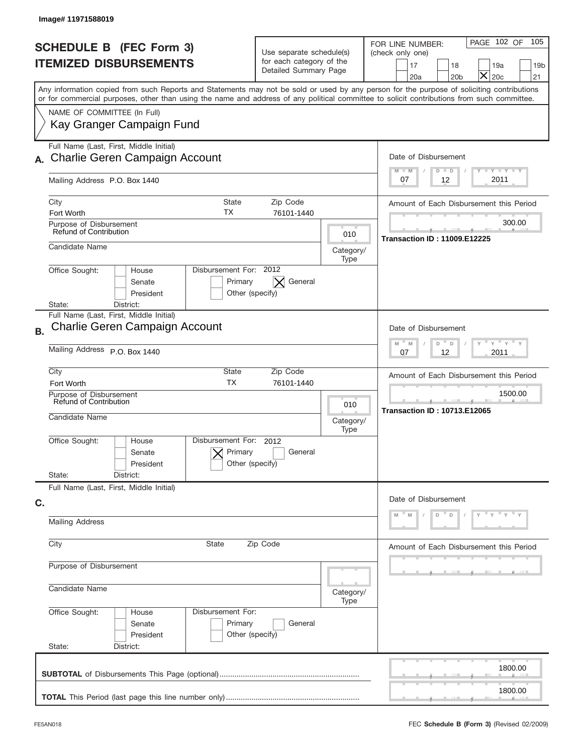Image# 11971588019

# SCHEDULE B (FEC Form 3) ITEMIZED DISBURSEMENTS

Use separate schedule(s) for each category of the Detailed Summary Page

FOR LINE NUMBER: (check only one)

- [ ] 17
- [ ] 18
- [ ] 19a
- [ ] 19b
- [ ] 20a
- [ ] 20b
- [X] 20c
- [ ] 21

Any information copied from such Reports and Statements may not be sold or used by any person for the purpose of soliciting contributions or for commercial purposes, other than using the name and address of any political committee to solicit contributions from such committee.

NAME OF COMMITTEE (In Full)
Kay Granger Campaign Fund

## A.

Full Name (Last, First, Middle Initial): Charlie Geren Campaign Account

Mailing Address: P.O. Box 1440

City: Fort Worth | State: TX | Zip Code: 76101-1440

Purpose of Disbursement: Refund of Contribution

Category/Type: 010

Candidate Name:

Office Sought: [ ] House [ ] Senate [ ] President

State: District:

Disbursement For: 2012 [ ] Primary [X] General [ ] Other (specify)

Date of Disbursement: 07 / 12 / 2011

Amount of Each Disbursement this Period: 300.00

Transaction ID : 11009.E12225

## B.

Full Name (Last, First, Middle Initial): Charlie Geren Campaign Account

Mailing Address: P.O. Box 1440

City: Fort Worth | State: TX | Zip Code: 76101-1440

Purpose of Disbursement: Refund of Contribution

Category/Type: 010

Candidate Name:

Office Sought: [ ] House [ ] Senate [ ] President

State: District:

Disbursement For: 2012 [X] Primary [ ] General [ ] Other (specify)

Date of Disbursement: 07 / 12 / 2011

Amount of Each Disbursement this Period: 1500.00

Transaction ID : 10713.E12065

## C.

Full Name (Last, First, Middle Initial):

Mailing Address:

City: | State: | Zip Code:

Purpose of Disbursement:

Category/Type:

Candidate Name:

Office Sought: [ ] House [ ] Senate [ ] President

State: District:

Disbursement For: [ ] Primary [ ] General [ ] Other (specify)

Date of Disbursement: M M / D D / Y Y Y Y

Amount of Each Disbursement this Period:

**SUBTOTAL** of Disbursements This Page (optional): 1800.00

**TOTAL** This Period (last page this line number only): 1800.00

FE5AN018

FEC **Schedule B (Form 3)** (Revised 02/2009)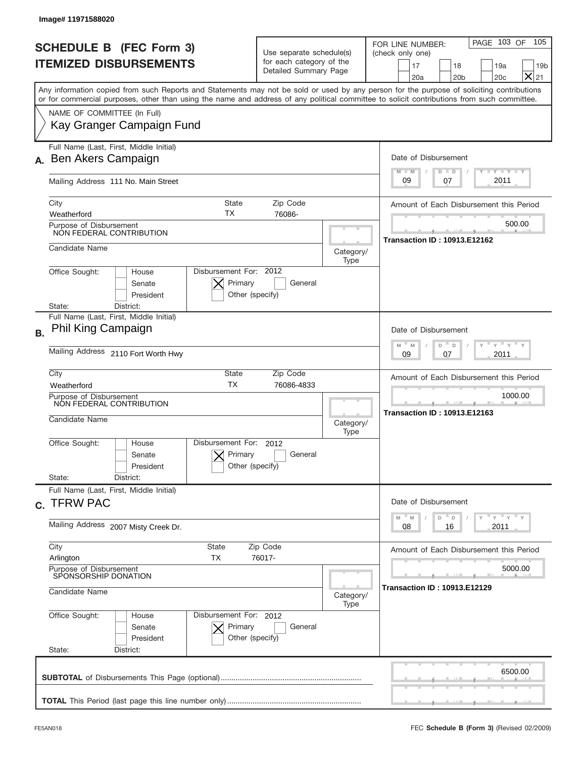Image# 11971588020

# SCHEDULE B (FEC Form 3)
## ITEMIZED DISBURSEMENTS

Use separate schedule(s) for each category of the Detailed Summary Page

FOR LINE NUMBER: (check only one)

17 | 18 | 19a | 19b | 20a | 20b | 20c | [X] 21

Any information copied from such Reports and Statements may not be sold or used by any person for the purpose of soliciting contributions or for commercial purposes, other than using the name and address of any political committee to solicit contributions from such committee.

NAME OF COMMITTEE (In Full)
Kay Granger Campaign Fund

---

**A.** Full Name (Last, First, Middle Initial): Ben Akers Campaign

Mailing Address: 111 No. Main Street

City: Weatherford | State: TX | Zip Code: 76086-

Purpose of Disbursement: NON FEDERAL CONTRIBUTION

Candidate Name:

Category/Type:

Office Sought: House / Senate / President

Disbursement For: 2012 — [X] Primary / General / Other (specify)

State: District:

Date of Disbursement: 09 / 07 / 2011

Amount of Each Disbursement this Period: 500.00

Transaction ID : 10913.E12162

---

**B.** Full Name (Last, First, Middle Initial): Phil King Campaign

Mailing Address: 2110 Fort Worth Hwy

City: Weatherford | State: TX | Zip Code: 76086-4833

Purpose of Disbursement: NON FEDERAL CONTRIBUTION

Candidate Name:

Category/Type:

Office Sought: House / Senate / President

Disbursement For: 2012 — [X] Primary / General / Other (specify)

State: District:

Date of Disbursement: 09 / 07 / 2011

Amount of Each Disbursement this Period: 1000.00

Transaction ID : 10913.E12163

---

**C.** Full Name (Last, First, Middle Initial): TFRW PAC

Mailing Address: 2007 Misty Creek Dr.

City: Arlington | State: TX | Zip Code: 76017-

Purpose of Disbursement: SPONSORSHIP DONATION

Candidate Name:

Category/Type:

Office Sought: House / Senate / President

Disbursement For: 2012 — [X] Primary / General / Other (specify)

State: District:

Date of Disbursement: 08 / 16 / 2011

Amount of Each Disbursement this Period: 5000.00

Transaction ID : 10913.E12129

---

**SUBTOTAL** of Disbursements This Page (optional): 6500.00

**TOTAL** This Period (last page this line number only):

FE5AN018 — FEC **Schedule B (Form 3)** (Revised 02/2009)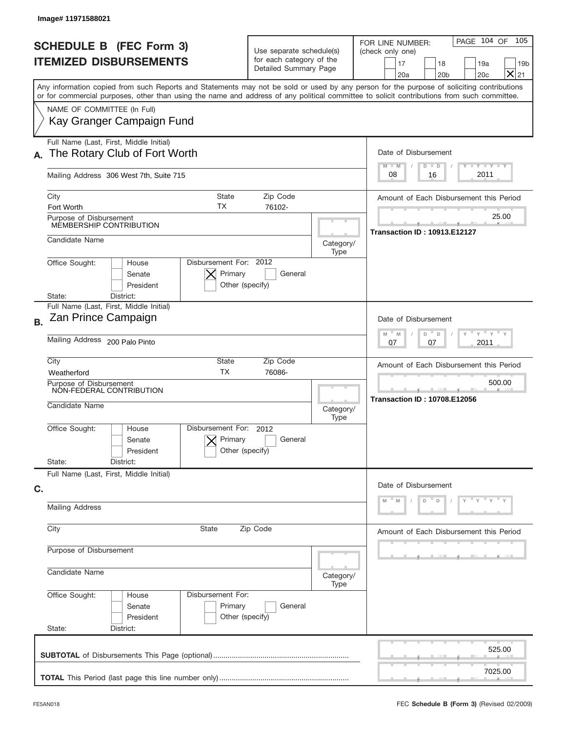Image# 11971588021

# SCHEDULE B (FEC Form 3)
## ITEMIZED DISBURSEMENTS

Use separate schedule(s) for each category of the Detailed Summary Page

FOR LINE NUMBER: (check only one)

17 | 18 | 19a | 19b | 20a | 20b | 20c | [X] 21

PAGE 104 OF 105

Any information copied from such Reports and Statements may not be sold or used by any person for the purpose of soliciting contributions or for commercial purposes, other than using the name and address of any political committee to solicit contributions from such committee.

NAME OF COMMITTEE (In Full)
Kay Granger Campaign Fund

---

**A.** Full Name (Last, First, Middle Initial): The Rotary Club of Fort Worth

Mailing Address: 306 West 7th, Suite 715

City: Fort Worth | State: TX | Zip Code: 76102-

Purpose of Disbursement: MEMBERSHIP CONTRIBUTION

Candidate Name:

Category/Type:

Office Sought: House / Senate / President

State: District:

Disbursement For: 2012 [X] Primary / General / Other (specify)

Date of Disbursement: 08 / 16 / 2011

Amount of Each Disbursement this Period: 25.00

Transaction ID : 10913.E12127

---

**B.** Full Name (Last, First, Middle Initial): Zan Prince Campaign

Mailing Address: 200 Palo Pinto

City: Weatherford | State: TX | Zip Code: 76086-

Purpose of Disbursement: NON-FEDERAL CONTRIBUTION

Candidate Name:

Category/Type:

Office Sought: House / Senate / President

State: District:

Disbursement For: 2012 [X] Primary / General / Other (specify)

Date of Disbursement: 07 / 07 / 2011

Amount of Each Disbursement this Period: 500.00

Transaction ID : 10708.E12056

---

**C.** Full Name (Last, First, Middle Initial):

Mailing Address:

City: | State: | Zip Code:

Purpose of Disbursement:

Candidate Name:

Category/Type:

Office Sought: House / Senate / President

State: District:

Disbursement For: Primary / General / Other (specify)

Date of Disbursement: M M / D D / Y Y Y Y

Amount of Each Disbursement this Period:

---

**SUBTOTAL** of Disbursements This Page (optional): 525.00

**TOTAL** This Period (last page this line number only): 7025.00

FE5AN018

FEC **Schedule B (Form 3)** (Revised 02/2009)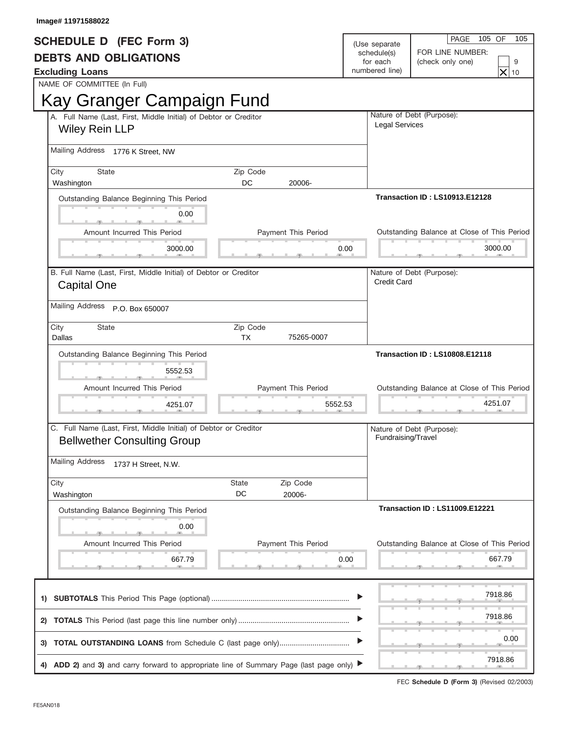Image# 11971588022

# SCHEDULE D (FEC Form 3)
## DEBTS AND OBLIGATIONS
### Excluding Loans

(Use separate schedule(s) for each numbered line)

PAGE 105 OF 105

FOR LINE NUMBER: (check only one) 9 [X] 10

NAME OF COMMITTEE (In Full)

**Kay Granger Campaign Fund**

---

**A.** Full Name (Last, First, Middle Initial) of Debtor or Creditor
Wiley Rein LLP

Mailing Address: 1776 K Street, NW

City: Washington | State: DC | Zip Code: 20006-

Nature of Debt (Purpose): Legal Services

Transaction ID : LS10913.E12128

| Outstanding Balance Beginning This Period | Amount Incurred This Period | Payment This Period | Outstanding Balance at Close of This Period |
|---|---|---|---|
| 0.00 | 3000.00 | 0.00 | 3000.00 |

---

**B.** Full Name (Last, First, Middle Initial) of Debtor or Creditor
Capital One

Mailing Address: P.O. Box 650007

City: Dallas | State: TX | Zip Code: 75265-0007

Nature of Debt (Purpose): Credit Card

Transaction ID : LS10808.E12118

| Outstanding Balance Beginning This Period | Amount Incurred This Period | Payment This Period | Outstanding Balance at Close of This Period |
|---|---|---|---|
| 5552.53 | 4251.07 | 5552.53 | 4251.07 |

---

**C.** Full Name (Last, First, Middle Initial) of Debtor or Creditor
Bellwether Consulting Group

Mailing Address: 1737 H Street, N.W.

City: Washington | State: DC | Zip Code: 20006-

Nature of Debt (Purpose): Fundraising/Travel

Transaction ID : LS11009.E12221

| Outstanding Balance Beginning This Period | Amount Incurred This Period | Payment This Period | Outstanding Balance at Close of This Period |
|---|---|---|---|
| 0.00 | 667.79 | 0.00 | 667.79 |

---

| | |
|---|---|
| 1) **SUBTOTALS** This Period This Page (optional) | 7918.86 |
| 2) **TOTALS** This Period (last page this line number only) | 7918.86 |
| 3) **TOTAL OUTSTANDING LOANS** from Schedule C (last page only) | 0.00 |
| 4) **ADD 2)** and **3)** and carry forward to appropriate line of Summary Page (last page only) | 7918.86 |

FEC **Schedule D (Form 3)** (Revised 02/2003)

FE5AN018